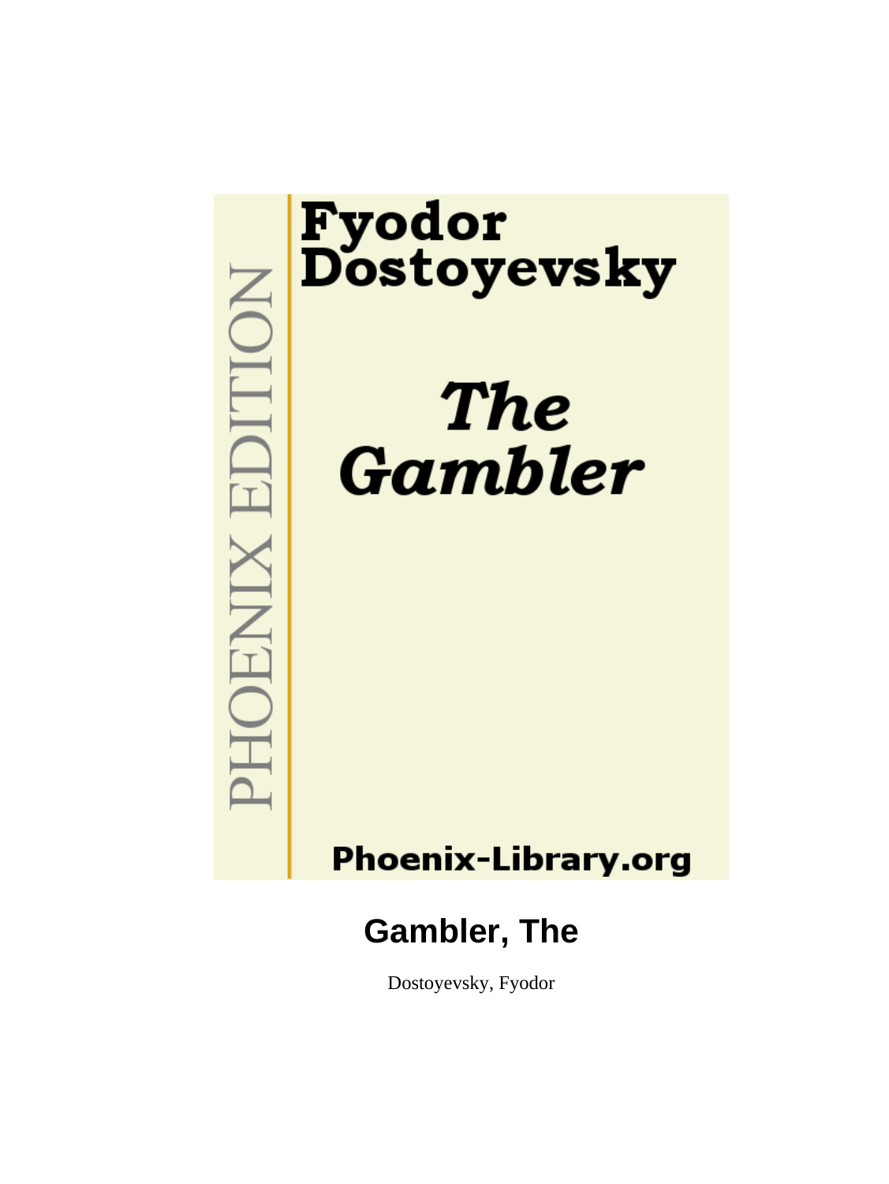PHOENIX EDITION

Fyodor Dostoyevsky

*The Gambler*

Phoenix-Library.org

# Gambler, The

Dostoyevsky, Fyodor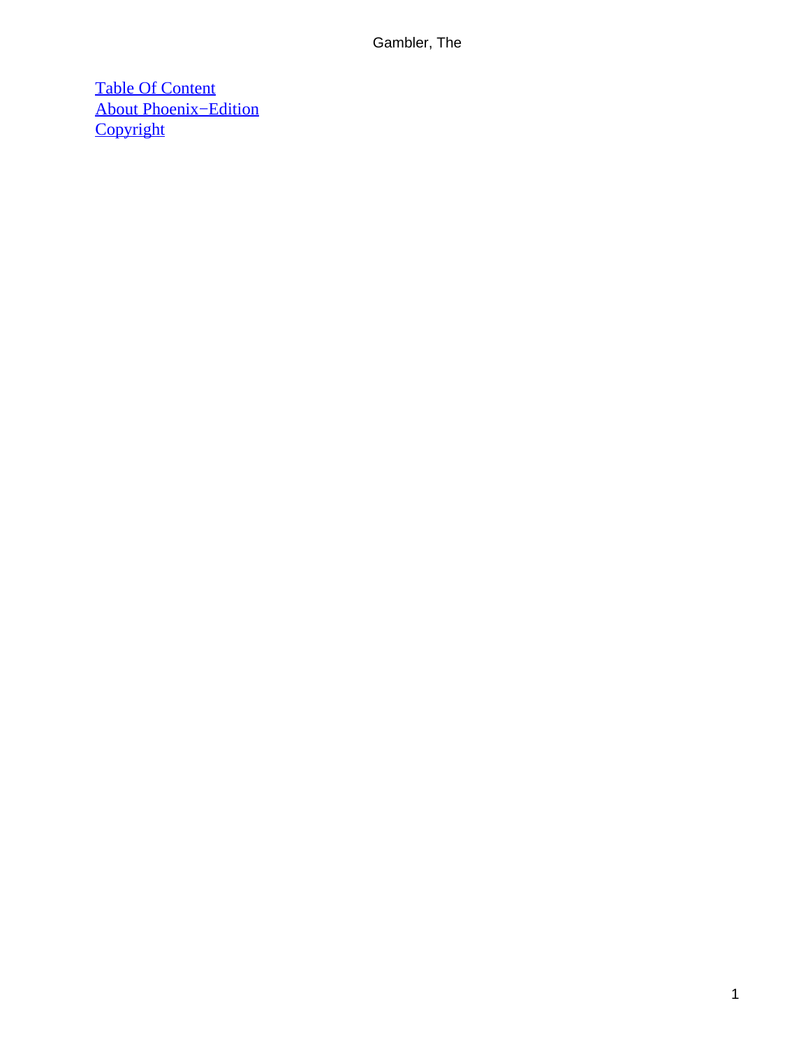[Table Of Content](#)
[About Phoenix−Edition](#)
[Copyright](#)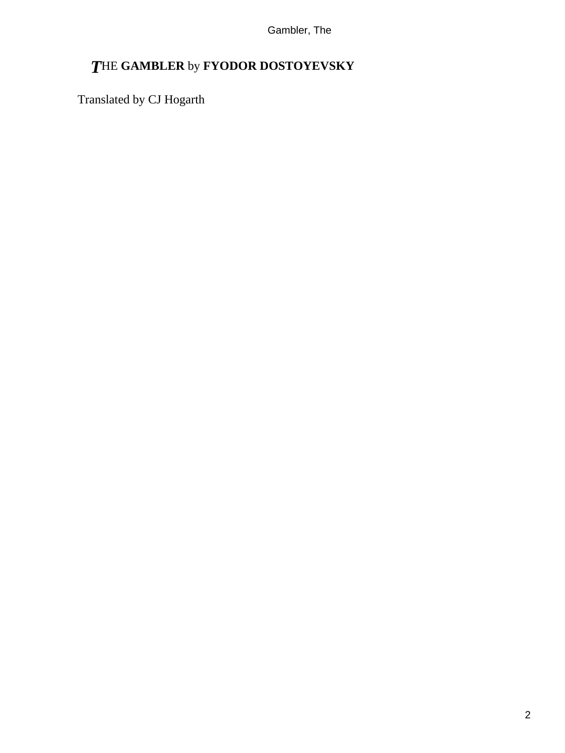# THE GAMBLER by FYODOR DOSTOYEVSKY

Translated by CJ Hogarth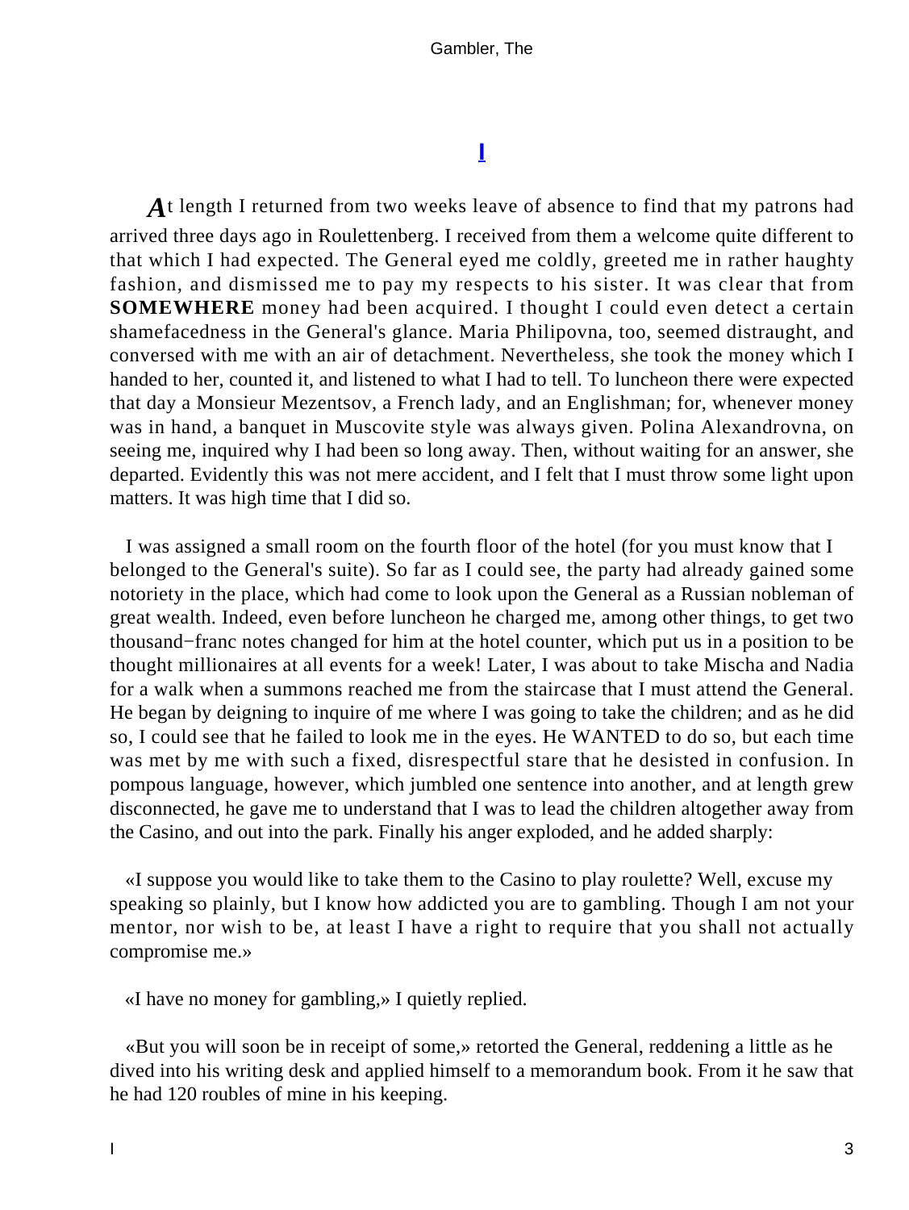# I

At length I returned from two weeks leave of absence to find that my patrons had arrived three days ago in Roulettenberg. I received from them a welcome quite different to that which I had expected. The General eyed me coldly, greeted me in rather haughty fashion, and dismissed me to pay my respects to his sister. It was clear that from **SOMEWHERE** money had been acquired. I thought I could even detect a certain shamefacedness in the General's glance. Maria Philipovna, too, seemed distraught, and conversed with me with an air of detachment. Nevertheless, she took the money which I handed to her, counted it, and listened to what I had to tell. To luncheon there were expected that day a Monsieur Mezentsov, a French lady, and an Englishman; for, whenever money was in hand, a banquet in Muscovite style was always given. Polina Alexandrovna, on seeing me, inquired why I had been so long away. Then, without waiting for an answer, she departed. Evidently this was not mere accident, and I felt that I must throw some light upon matters. It was high time that I did so.

I was assigned a small room on the fourth floor of the hotel (for you must know that I belonged to the General's suite). So far as I could see, the party had already gained some notoriety in the place, which had come to look upon the General as a Russian nobleman of great wealth. Indeed, even before luncheon he charged me, among other things, to get two thousand−franc notes changed for him at the hotel counter, which put us in a position to be thought millionaires at all events for a week! Later, I was about to take Mischa and Nadia for a walk when a summons reached me from the staircase that I must attend the General. He began by deigning to inquire of me where I was going to take the children; and as he did so, I could see that he failed to look me in the eyes. He WANTED to do so, but each time was met by me with such a fixed, disrespectful stare that he desisted in confusion. In pompous language, however, which jumbled one sentence into another, and at length grew disconnected, he gave me to understand that I was to lead the children altogether away from the Casino, and out into the park. Finally his anger exploded, and he added sharply:

«I suppose you would like to take them to the Casino to play roulette? Well, excuse my speaking so plainly, but I know how addicted you are to gambling. Though I am not your mentor, nor wish to be, at least I have a right to require that you shall not actually compromise me.»

«I have no money for gambling,» I quietly replied.

«But you will soon be in receipt of some,» retorted the General, reddening a little as he dived into his writing desk and applied himself to a memorandum book. From it he saw that he had 120 roubles of mine in his keeping.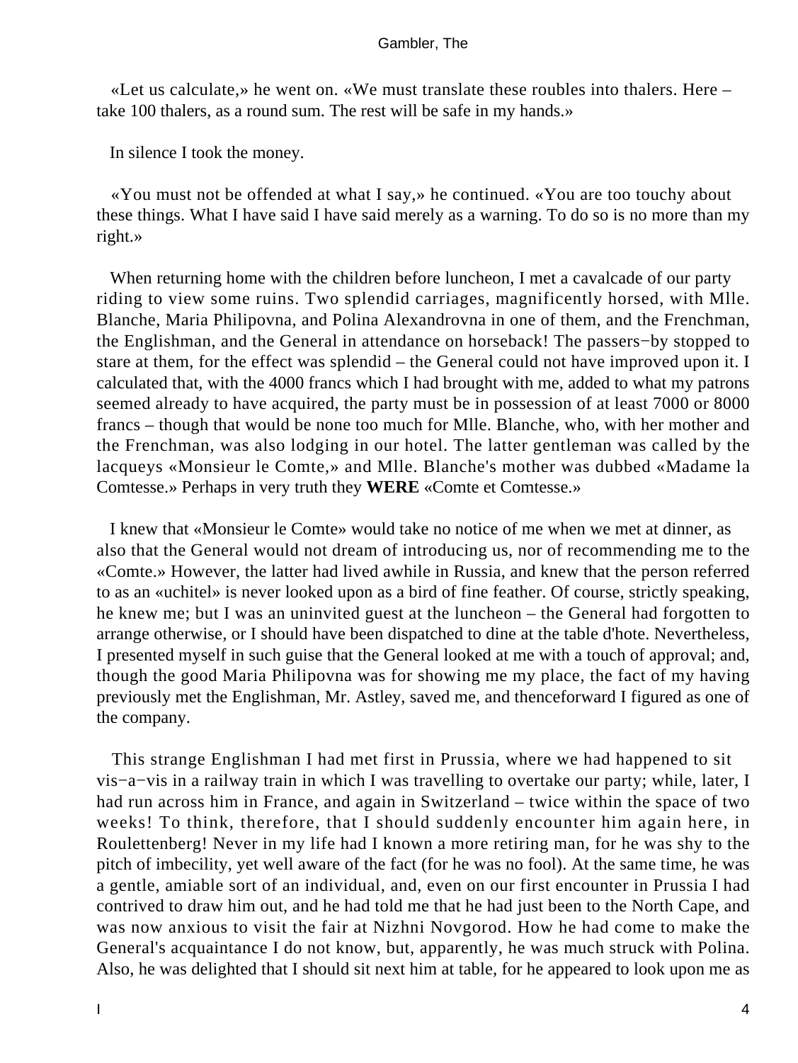«Let us calculate,» he went on. «We must translate these roubles into thalers. Here – take 100 thalers, as a round sum. The rest will be safe in my hands.»

In silence I took the money.

«You must not be offended at what I say,» he continued. «You are too touchy about these things. What I have said I have said merely as a warning. To do so is no more than my right.»

When returning home with the children before luncheon, I met a cavalcade of our party riding to view some ruins. Two splendid carriages, magnificently horsed, with Mlle. Blanche, Maria Philipovna, and Polina Alexandrovna in one of them, and the Frenchman, the Englishman, and the General in attendance on horseback! The passers−by stopped to stare at them, for the effect was splendid – the General could not have improved upon it. I calculated that, with the 4000 francs which I had brought with me, added to what my patrons seemed already to have acquired, the party must be in possession of at least 7000 or 8000 francs – though that would be none too much for Mlle. Blanche, who, with her mother and the Frenchman, was also lodging in our hotel. The latter gentleman was called by the lacqueys «Monsieur le Comte,» and Mlle. Blanche's mother was dubbed «Madame la Comtesse.» Perhaps in very truth they **WERE** «Comte et Comtesse.»

I knew that «Monsieur le Comte» would take no notice of me when we met at dinner, as also that the General would not dream of introducing us, nor of recommending me to the «Comte.» However, the latter had lived awhile in Russia, and knew that the person referred to as an «uchitel» is never looked upon as a bird of fine feather. Of course, strictly speaking, he knew me; but I was an uninvited guest at the luncheon – the General had forgotten to arrange otherwise, or I should have been dispatched to dine at the table d'hote. Nevertheless, I presented myself in such guise that the General looked at me with a touch of approval; and, though the good Maria Philipovna was for showing me my place, the fact of my having previously met the Englishman, Mr. Astley, saved me, and thenceforward I figured as one of the company.

This strange Englishman I had met first in Prussia, where we had happened to sit vis−a−vis in a railway train in which I was travelling to overtake our party; while, later, I had run across him in France, and again in Switzerland – twice within the space of two weeks! To think, therefore, that I should suddenly encounter him again here, in Roulettenberg! Never in my life had I known a more retiring man, for he was shy to the pitch of imbecility, yet well aware of the fact (for he was no fool). At the same time, he was a gentle, amiable sort of an individual, and, even on our first encounter in Prussia I had contrived to draw him out, and he had told me that he had just been to the North Cape, and was now anxious to visit the fair at Nizhni Novgorod. How he had come to make the General's acquaintance I do not know, but, apparently, he was much struck with Polina. Also, he was delighted that I should sit next him at table, for he appeared to look upon me as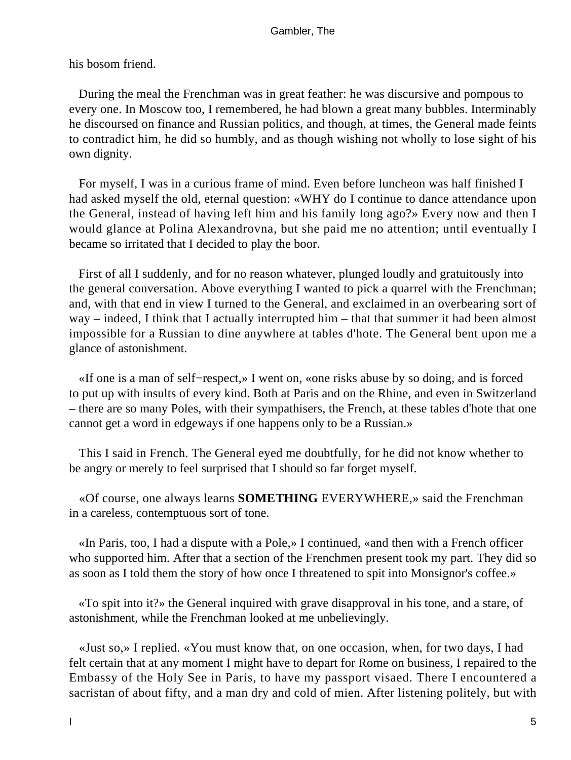his bosom friend.

During the meal the Frenchman was in great feather: he was discursive and pompous to every one. In Moscow too, I remembered, he had blown a great many bubbles. Interminably he discoursed on finance and Russian politics, and though, at times, the General made feints to contradict him, he did so humbly, and as though wishing not wholly to lose sight of his own dignity.

For myself, I was in a curious frame of mind. Even before luncheon was half finished I had asked myself the old, eternal question: «WHY do I continue to dance attendance upon the General, instead of having left him and his family long ago?» Every now and then I would glance at Polina Alexandrovna, but she paid me no attention; until eventually I became so irritated that I decided to play the boor.

First of all I suddenly, and for no reason whatever, plunged loudly and gratuitously into the general conversation. Above everything I wanted to pick a quarrel with the Frenchman; and, with that end in view I turned to the General, and exclaimed in an overbearing sort of way – indeed, I think that I actually interrupted him – that that summer it had been almost impossible for a Russian to dine anywhere at tables d'hote. The General bent upon me a glance of astonishment.

«If one is a man of self−respect,» I went on, «one risks abuse by so doing, and is forced to put up with insults of every kind. Both at Paris and on the Rhine, and even in Switzerland – there are so many Poles, with their sympathisers, the French, at these tables d'hote that one cannot get a word in edgeways if one happens only to be a Russian.»

This I said in French. The General eyed me doubtfully, for he did not know whether to be angry or merely to feel surprised that I should so far forget myself.

«Of course, one always learns **SOMETHING** EVERYWHERE,» said the Frenchman in a careless, contemptuous sort of tone.

«In Paris, too, I had a dispute with a Pole,» I continued, «and then with a French officer who supported him. After that a section of the Frenchmen present took my part. They did so as soon as I told them the story of how once I threatened to spit into Monsignor's coffee.»

«To spit into it?» the General inquired with grave disapproval in his tone, and a stare, of astonishment, while the Frenchman looked at me unbelievingly.

«Just so,» I replied. «You must know that, on one occasion, when, for two days, I had felt certain that at any moment I might have to depart for Rome on business, I repaired to the Embassy of the Holy See in Paris, to have my passport visaed. There I encountered a sacristan of about fifty, and a man dry and cold of mien. After listening politely, but with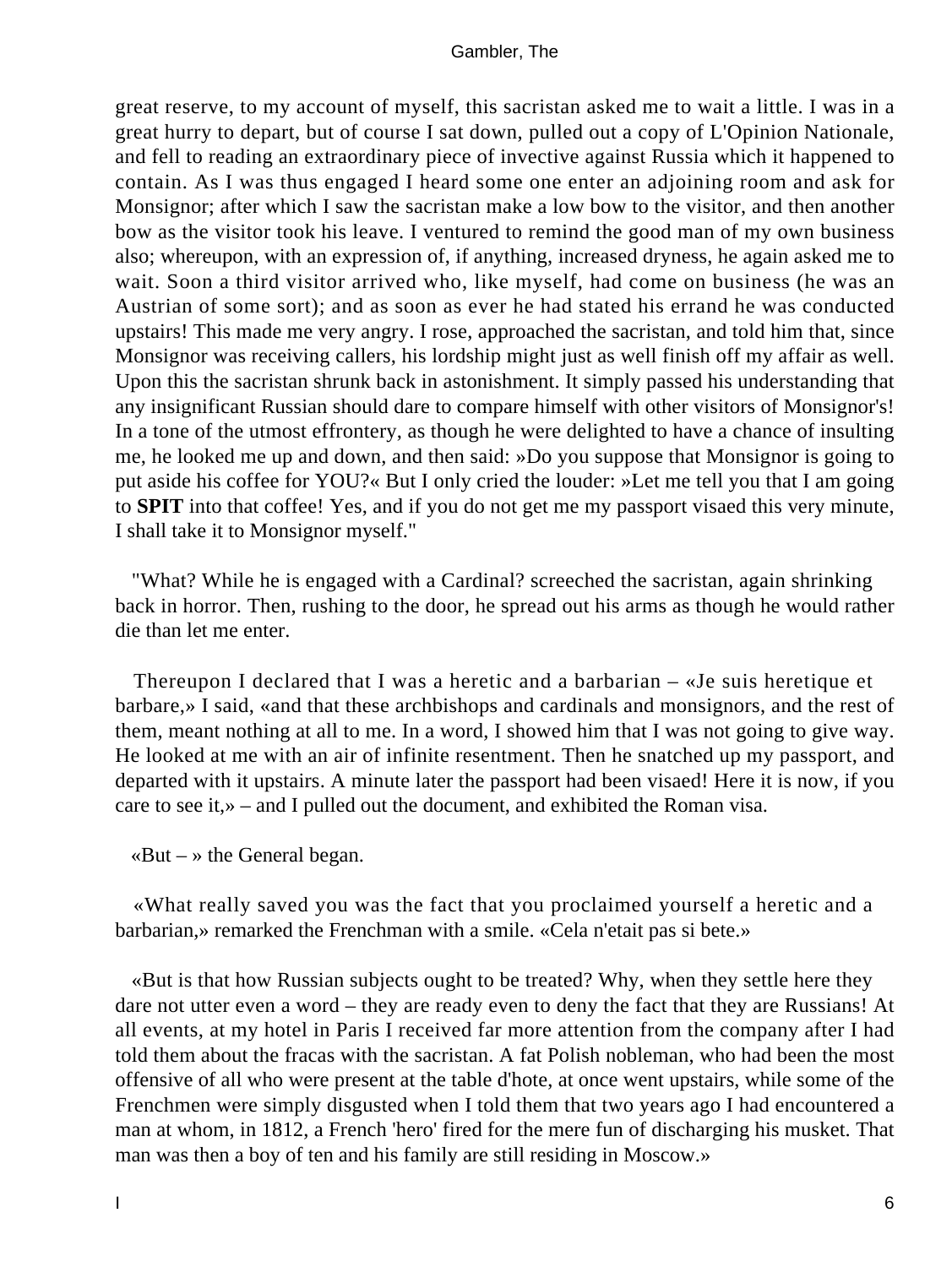great reserve, to my account of myself, this sacristan asked me to wait a little. I was in a great hurry to depart, but of course I sat down, pulled out a copy of L'Opinion Nationale, and fell to reading an extraordinary piece of invective against Russia which it happened to contain. As I was thus engaged I heard some one enter an adjoining room and ask for Monsignor; after which I saw the sacristan make a low bow to the visitor, and then another bow as the visitor took his leave. I ventured to remind the good man of my own business also; whereupon, with an expression of, if anything, increased dryness, he again asked me to wait. Soon a third visitor arrived who, like myself, had come on business (he was an Austrian of some sort); and as soon as ever he had stated his errand he was conducted upstairs! This made me very angry. I rose, approached the sacristan, and told him that, since Monsignor was receiving callers, his lordship might just as well finish off my affair as well. Upon this the sacristan shrunk back in astonishment. It simply passed his understanding that any insignificant Russian should dare to compare himself with other visitors of Monsignor's! In a tone of the utmost effrontery, as though he were delighted to have a chance of insulting me, he looked me up and down, and then said: »Do you suppose that Monsignor is going to put aside his coffee for YOU?« But I only cried the louder: »Let me tell you that I am going to **SPIT** into that coffee! Yes, and if you do not get me my passport visaed this very minute, I shall take it to Monsignor myself."

"What? While he is engaged with a Cardinal? screeched the sacristan, again shrinking back in horror. Then, rushing to the door, he spread out his arms as though he would rather die than let me enter.

Thereupon I declared that I was a heretic and a barbarian – «Je suis heretique et barbare,» I said, «and that these archbishops and cardinals and monsignors, and the rest of them, meant nothing at all to me. In a word, I showed him that I was not going to give way. He looked at me with an air of infinite resentment. Then he snatched up my passport, and departed with it upstairs. A minute later the passport had been visaed! Here it is now, if you care to see it,» – and I pulled out the document, and exhibited the Roman visa.

«But – » the General began.

«What really saved you was the fact that you proclaimed yourself a heretic and a barbarian,» remarked the Frenchman with a smile. «Cela n'etait pas si bete.»

«But is that how Russian subjects ought to be treated? Why, when they settle here they dare not utter even a word – they are ready even to deny the fact that they are Russians! At all events, at my hotel in Paris I received far more attention from the company after I had told them about the fracas with the sacristan. A fat Polish nobleman, who had been the most offensive of all who were present at the table d'hote, at once went upstairs, while some of the Frenchmen were simply disgusted when I told them that two years ago I had encountered a man at whom, in 1812, a French 'hero' fired for the mere fun of discharging his musket. That man was then a boy of ten and his family are still residing in Moscow.»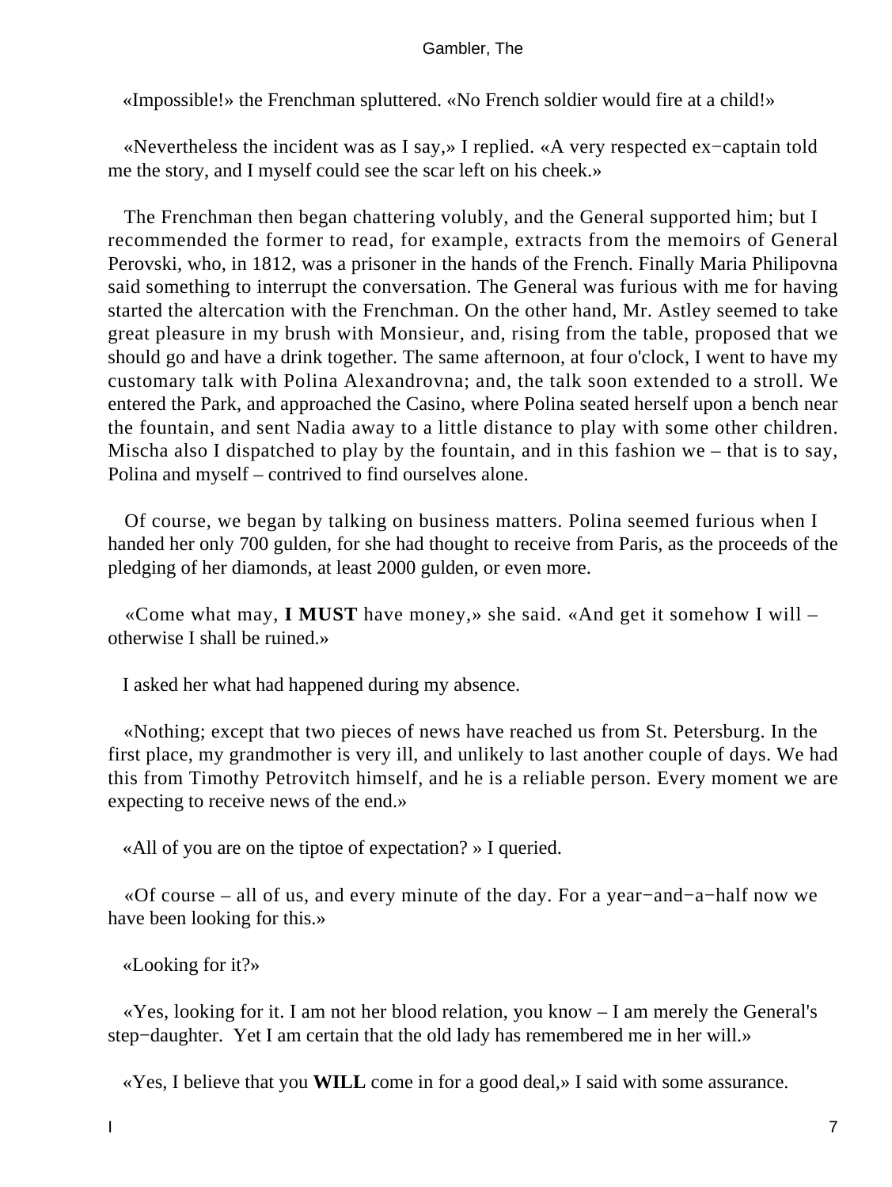«Impossible!» the Frenchman spluttered. «No French soldier would fire at a child!»

«Nevertheless the incident was as I say,» I replied. «A very respected ex−captain told me the story, and I myself could see the scar left on his cheek.»

The Frenchman then began chattering volubly, and the General supported him; but I recommended the former to read, for example, extracts from the memoirs of General Perovski, who, in 1812, was a prisoner in the hands of the French. Finally Maria Philipovna said something to interrupt the conversation. The General was furious with me for having started the altercation with the Frenchman. On the other hand, Mr. Astley seemed to take great pleasure in my brush with Monsieur, and, rising from the table, proposed that we should go and have a drink together. The same afternoon, at four o'clock, I went to have my customary talk with Polina Alexandrovna; and, the talk soon extended to a stroll. We entered the Park, and approached the Casino, where Polina seated herself upon a bench near the fountain, and sent Nadia away to a little distance to play with some other children. Mischa also I dispatched to play by the fountain, and in this fashion we – that is to say, Polina and myself – contrived to find ourselves alone.

Of course, we began by talking on business matters. Polina seemed furious when I handed her only 700 gulden, for she had thought to receive from Paris, as the proceeds of the pledging of her diamonds, at least 2000 gulden, or even more.

«Come what may, **I MUST** have money,» she said. «And get it somehow I will – otherwise I shall be ruined.»

I asked her what had happened during my absence.

«Nothing; except that two pieces of news have reached us from St. Petersburg. In the first place, my grandmother is very ill, and unlikely to last another couple of days. We had this from Timothy Petrovitch himself, and he is a reliable person. Every moment we are expecting to receive news of the end.»

«All of you are on the tiptoe of expectation? » I queried.

«Of course – all of us, and every minute of the day. For a year−and−a−half now we have been looking for this.»

«Looking for it?»

«Yes, looking for it. I am not her blood relation, you know – I am merely the General's step−daughter. Yet I am certain that the old lady has remembered me in her will.»

«Yes, I believe that you **WILL** come in for a good deal,» I said with some assurance.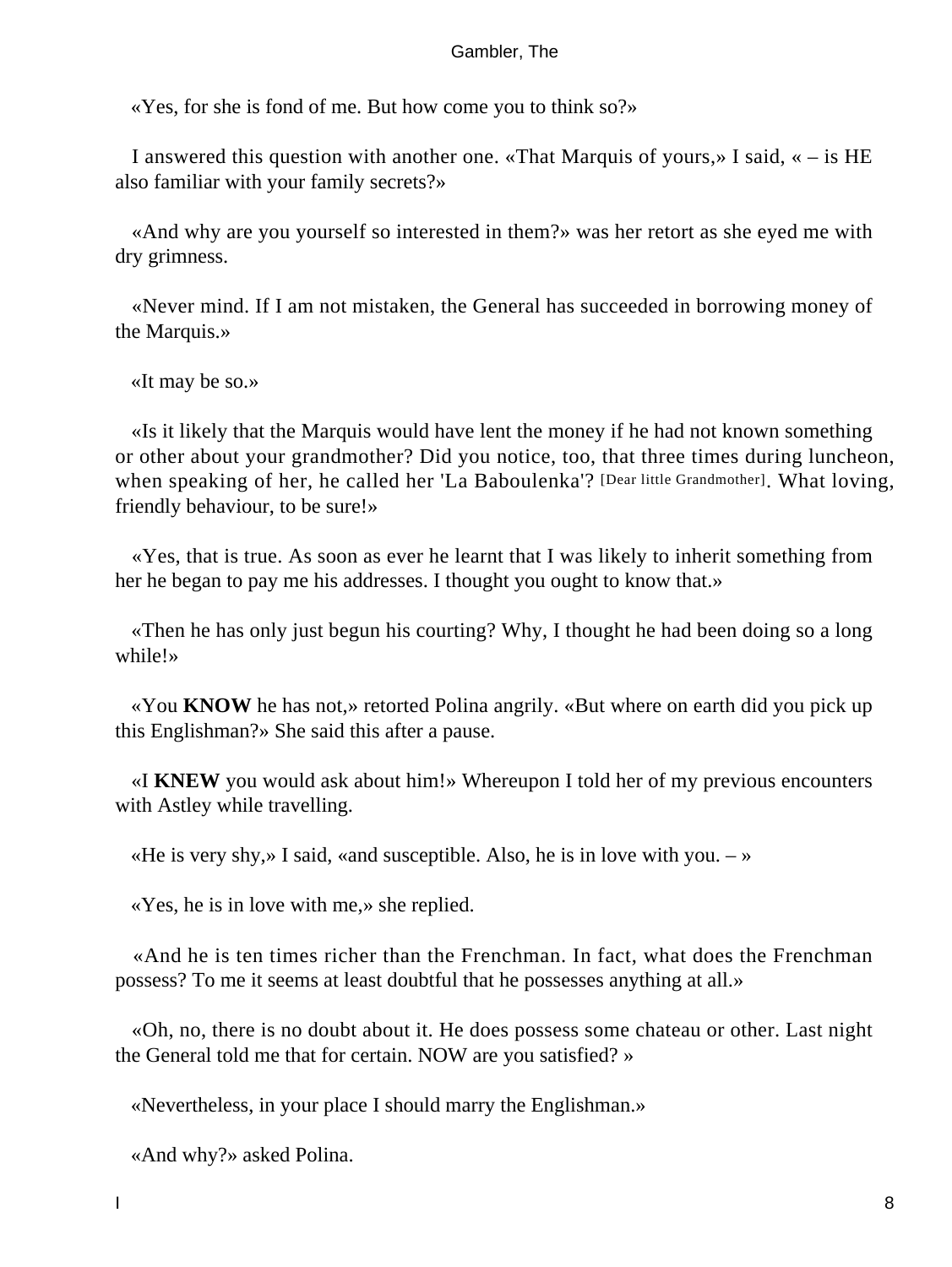«Yes, for she is fond of me. But how come you to think so?»

I answered this question with another one. «That Marquis of yours,» I said, « – is HE also familiar with your family secrets?»

«And why are you yourself so interested in them?» was her retort as she eyed me with dry grimness.

«Never mind. If I am not mistaken, the General has succeeded in borrowing money of the Marquis.»

«It may be so.»

«Is it likely that the Marquis would have lent the money if he had not known something or other about your grandmother? Did you notice, too, that three times during luncheon, when speaking of her, he called her 'La Baboulenka'? [Dear little Grandmother]. What loving, friendly behaviour, to be sure!»

«Yes, that is true. As soon as ever he learnt that I was likely to inherit something from her he began to pay me his addresses. I thought you ought to know that.»

«Then he has only just begun his courting? Why, I thought he had been doing so a long while!»

«You **KNOW** he has not,» retorted Polina angrily. «But where on earth did you pick up this Englishman?» She said this after a pause.

«I **KNEW** you would ask about him!» Whereupon I told her of my previous encounters with Astley while travelling.

«He is very shy,» I said, «and susceptible. Also, he is in love with you. – »

«Yes, he is in love with me,» she replied.

«And he is ten times richer than the Frenchman. In fact, what does the Frenchman possess? To me it seems at least doubtful that he possesses anything at all.»

«Oh, no, there is no doubt about it. He does possess some chateau or other. Last night the General told me that for certain. NOW are you satisfied? »

«Nevertheless, in your place I should marry the Englishman.»

«And why?» asked Polina.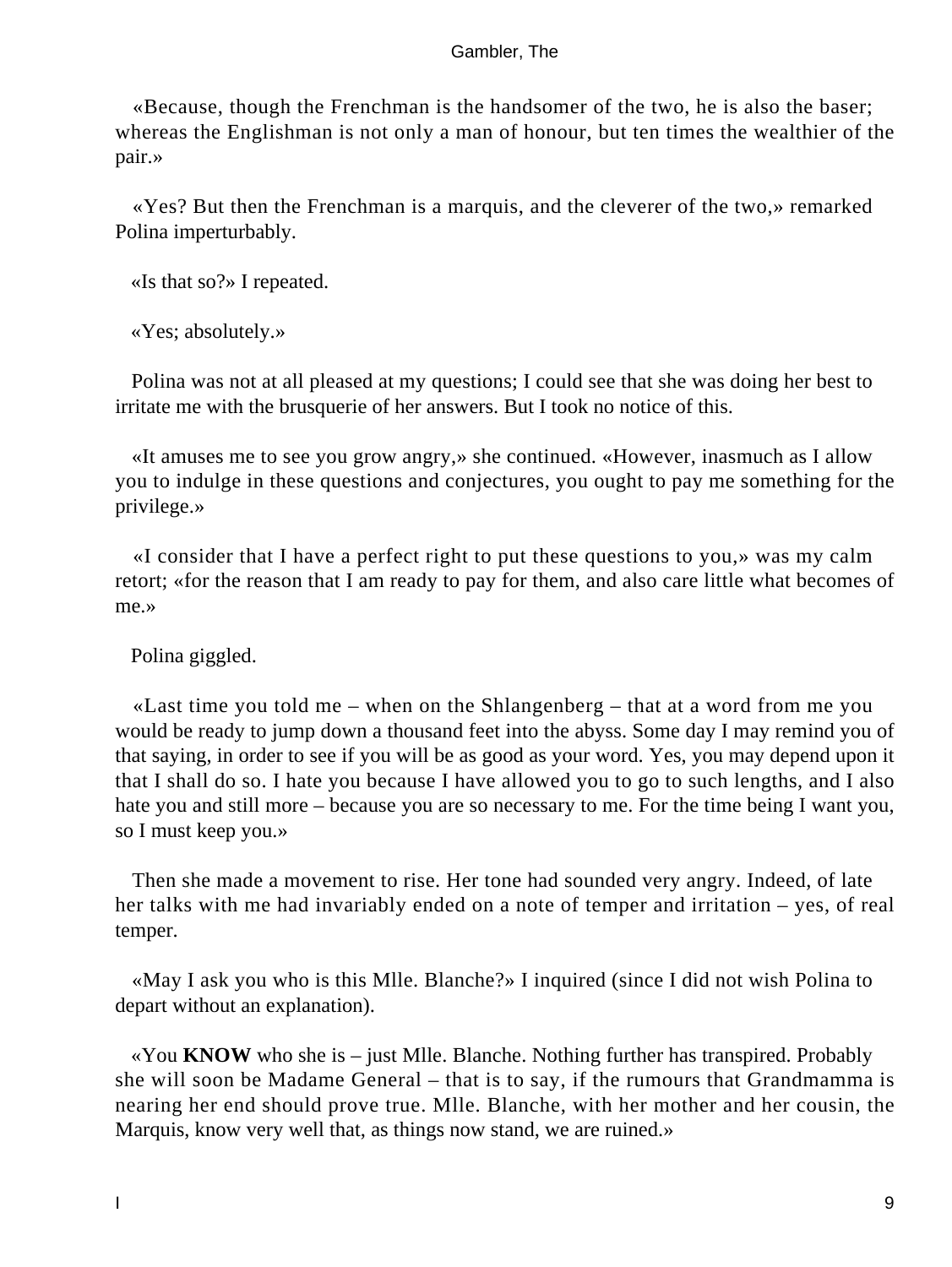«Because, though the Frenchman is the handsomer of the two, he is also the baser; whereas the Englishman is not only a man of honour, but ten times the wealthier of the pair.»

«Yes? But then the Frenchman is a marquis, and the cleverer of the two,» remarked Polina imperturbably.

«Is that so?» I repeated.

«Yes; absolutely.»

Polina was not at all pleased at my questions; I could see that she was doing her best to irritate me with the brusquerie of her answers. But I took no notice of this.

«It amuses me to see you grow angry,» she continued. «However, inasmuch as I allow you to indulge in these questions and conjectures, you ought to pay me something for the privilege.»

«I consider that I have a perfect right to put these questions to you,» was my calm retort; «for the reason that I am ready to pay for them, and also care little what becomes of me.»

Polina giggled.

«Last time you told me – when on the Shlangenberg – that at a word from me you would be ready to jump down a thousand feet into the abyss. Some day I may remind you of that saying, in order to see if you will be as good as your word. Yes, you may depend upon it that I shall do so. I hate you because I have allowed you to go to such lengths, and I also hate you and still more – because you are so necessary to me. For the time being I want you, so I must keep you.»

Then she made a movement to rise. Her tone had sounded very angry. Indeed, of late her talks with me had invariably ended on a note of temper and irritation – yes, of real temper.

«May I ask you who is this Mlle. Blanche?» I inquired (since I did not wish Polina to depart without an explanation).

«You **KNOW** who she is – just Mlle. Blanche. Nothing further has transpired. Probably she will soon be Madame General – that is to say, if the rumours that Grandmamma is nearing her end should prove true. Mlle. Blanche, with her mother and her cousin, the Marquis, know very well that, as things now stand, we are ruined.»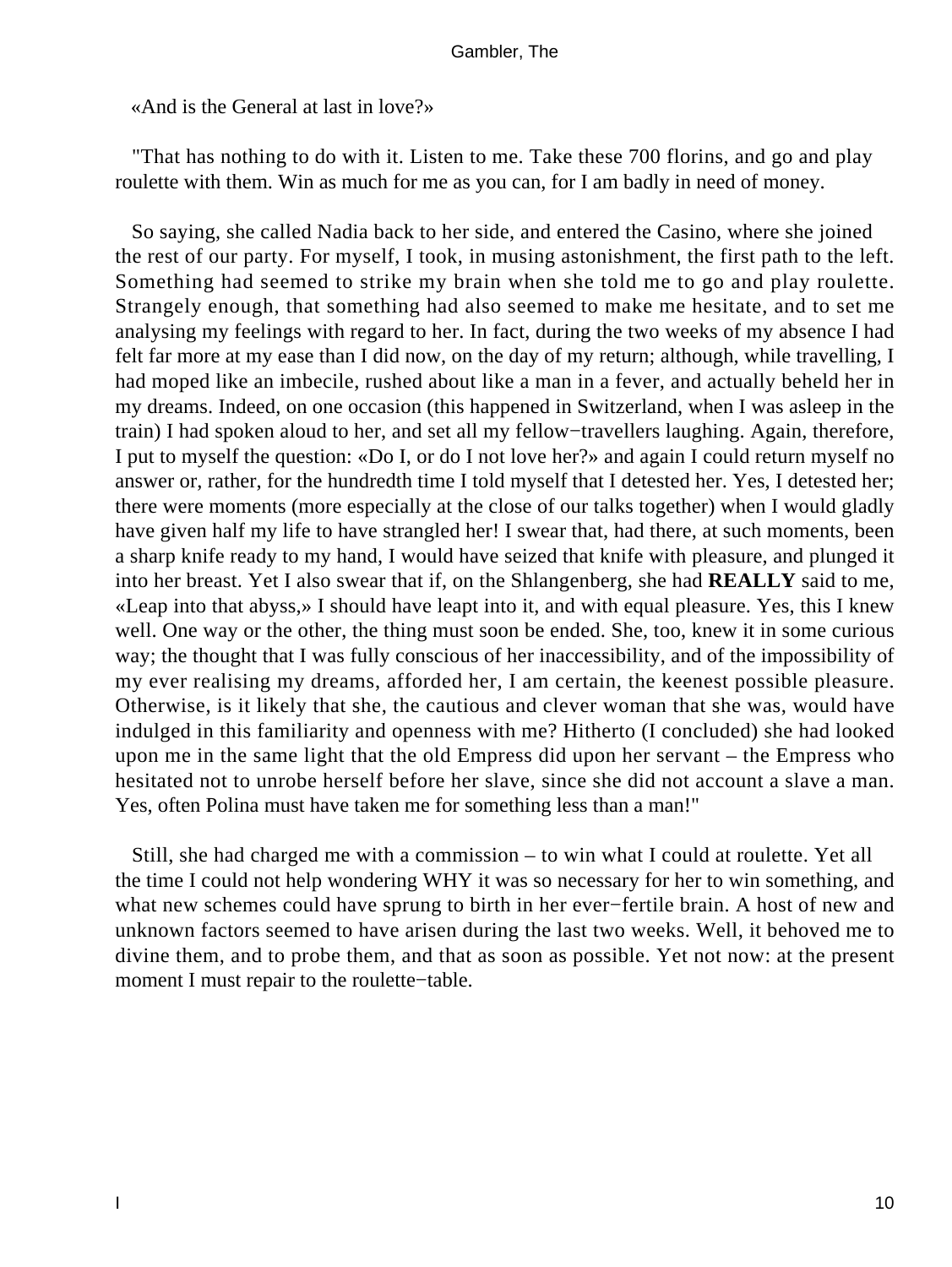«And is the General at last in love?»

"That has nothing to do with it. Listen to me. Take these 700 florins, and go and play roulette with them. Win as much for me as you can, for I am badly in need of money.

So saying, she called Nadia back to her side, and entered the Casino, where she joined the rest of our party. For myself, I took, in musing astonishment, the first path to the left. Something had seemed to strike my brain when she told me to go and play roulette. Strangely enough, that something had also seemed to make me hesitate, and to set me analysing my feelings with regard to her. In fact, during the two weeks of my absence I had felt far more at my ease than I did now, on the day of my return; although, while travelling, I had moped like an imbecile, rushed about like a man in a fever, and actually beheld her in my dreams. Indeed, on one occasion (this happened in Switzerland, when I was asleep in the train) I had spoken aloud to her, and set all my fellow−travellers laughing. Again, therefore, I put to myself the question: «Do I, or do I not love her?» and again I could return myself no answer or, rather, for the hundredth time I told myself that I detested her. Yes, I detested her; there were moments (more especially at the close of our talks together) when I would gladly have given half my life to have strangled her! I swear that, had there, at such moments, been a sharp knife ready to my hand, I would have seized that knife with pleasure, and plunged it into her breast. Yet I also swear that if, on the Shlangenberg, she had **REALLY** said to me, «Leap into that abyss,» I should have leapt into it, and with equal pleasure. Yes, this I knew well. One way or the other, the thing must soon be ended. She, too, knew it in some curious way; the thought that I was fully conscious of her inaccessibility, and of the impossibility of my ever realising my dreams, afforded her, I am certain, the keenest possible pleasure. Otherwise, is it likely that she, the cautious and clever woman that she was, would have indulged in this familiarity and openness with me? Hitherto (I concluded) she had looked upon me in the same light that the old Empress did upon her servant – the Empress who hesitated not to unrobe herself before her slave, since she did not account a slave a man. Yes, often Polina must have taken me for something less than a man!"

Still, she had charged me with a commission – to win what I could at roulette. Yet all the time I could not help wondering WHY it was so necessary for her to win something, and what new schemes could have sprung to birth in her ever−fertile brain. A host of new and unknown factors seemed to have arisen during the last two weeks. Well, it behoved me to divine them, and to probe them, and that as soon as possible. Yet not now: at the present moment I must repair to the roulette−table.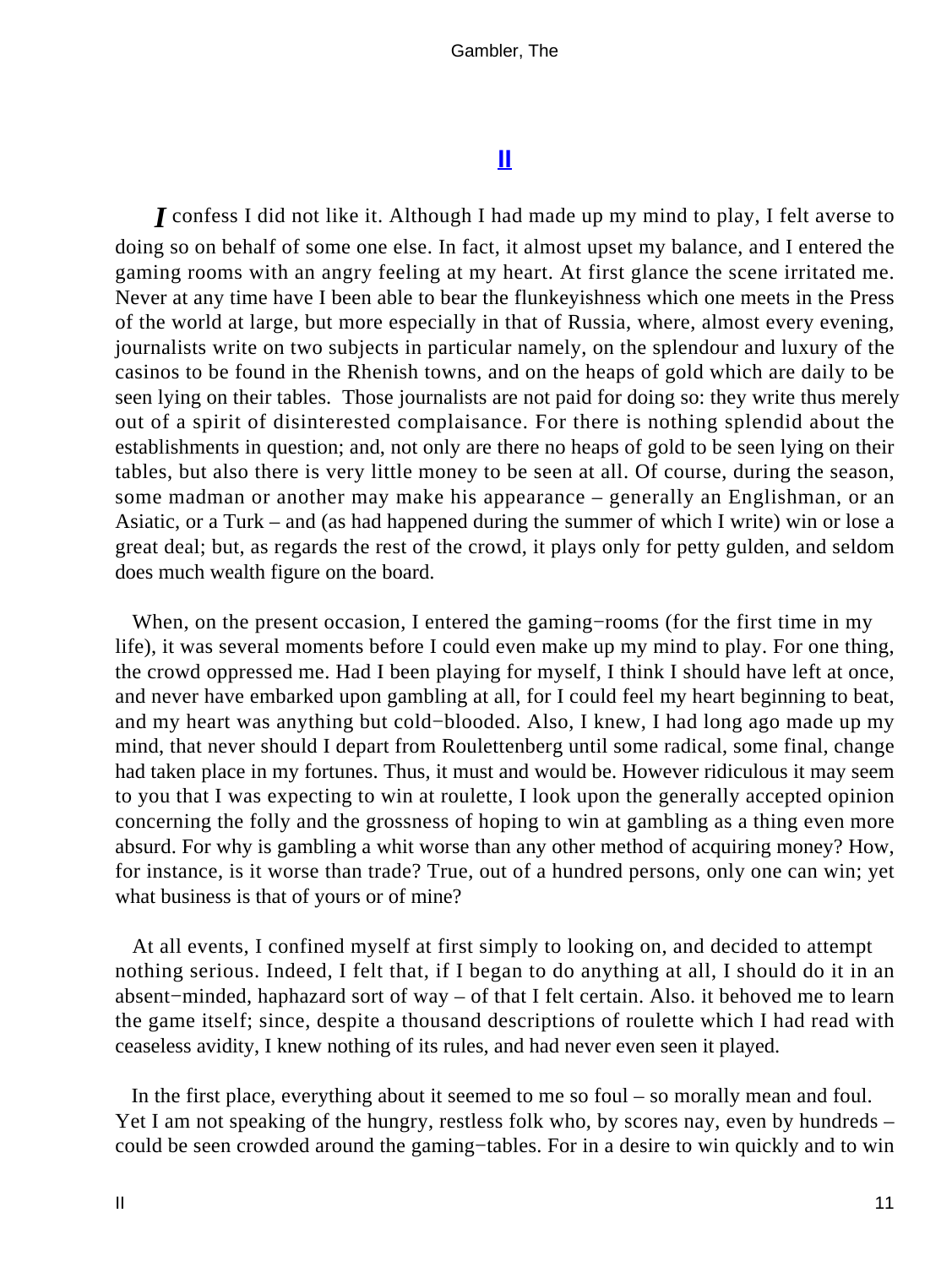## II

*I* confess I did not like it. Although I had made up my mind to play, I felt averse to doing so on behalf of some one else. In fact, it almost upset my balance, and I entered the gaming rooms with an angry feeling at my heart. At first glance the scene irritated me. Never at any time have I been able to bear the flunkeyishness which one meets in the Press of the world at large, but more especially in that of Russia, where, almost every evening, journalists write on two subjects in particular namely, on the splendour and luxury of the casinos to be found in the Rhenish towns, and on the heaps of gold which are daily to be seen lying on their tables. Those journalists are not paid for doing so: they write thus merely out of a spirit of disinterested complaisance. For there is nothing splendid about the establishments in question; and, not only are there no heaps of gold to be seen lying on their tables, but also there is very little money to be seen at all. Of course, during the season, some madman or another may make his appearance – generally an Englishman, or an Asiatic, or a Turk – and (as had happened during the summer of which I write) win or lose a great deal; but, as regards the rest of the crowd, it plays only for petty gulden, and seldom does much wealth figure on the board.

When, on the present occasion, I entered the gaming−rooms (for the first time in my life), it was several moments before I could even make up my mind to play. For one thing, the crowd oppressed me. Had I been playing for myself, I think I should have left at once, and never have embarked upon gambling at all, for I could feel my heart beginning to beat, and my heart was anything but cold−blooded. Also, I knew, I had long ago made up my mind, that never should I depart from Roulettenberg until some radical, some final, change had taken place in my fortunes. Thus, it must and would be. However ridiculous it may seem to you that I was expecting to win at roulette, I look upon the generally accepted opinion concerning the folly and the grossness of hoping to win at gambling as a thing even more absurd. For why is gambling a whit worse than any other method of acquiring money? How, for instance, is it worse than trade? True, out of a hundred persons, only one can win; yet what business is that of yours or of mine?

At all events, I confined myself at first simply to looking on, and decided to attempt nothing serious. Indeed, I felt that, if I began to do anything at all, I should do it in an absent−minded, haphazard sort of way – of that I felt certain. Also. it behoved me to learn the game itself; since, despite a thousand descriptions of roulette which I had read with ceaseless avidity, I knew nothing of its rules, and had never even seen it played.

In the first place, everything about it seemed to me so foul – so morally mean and foul. Yet I am not speaking of the hungry, restless folk who, by scores nay, even by hundreds – could be seen crowded around the gaming−tables. For in a desire to win quickly and to win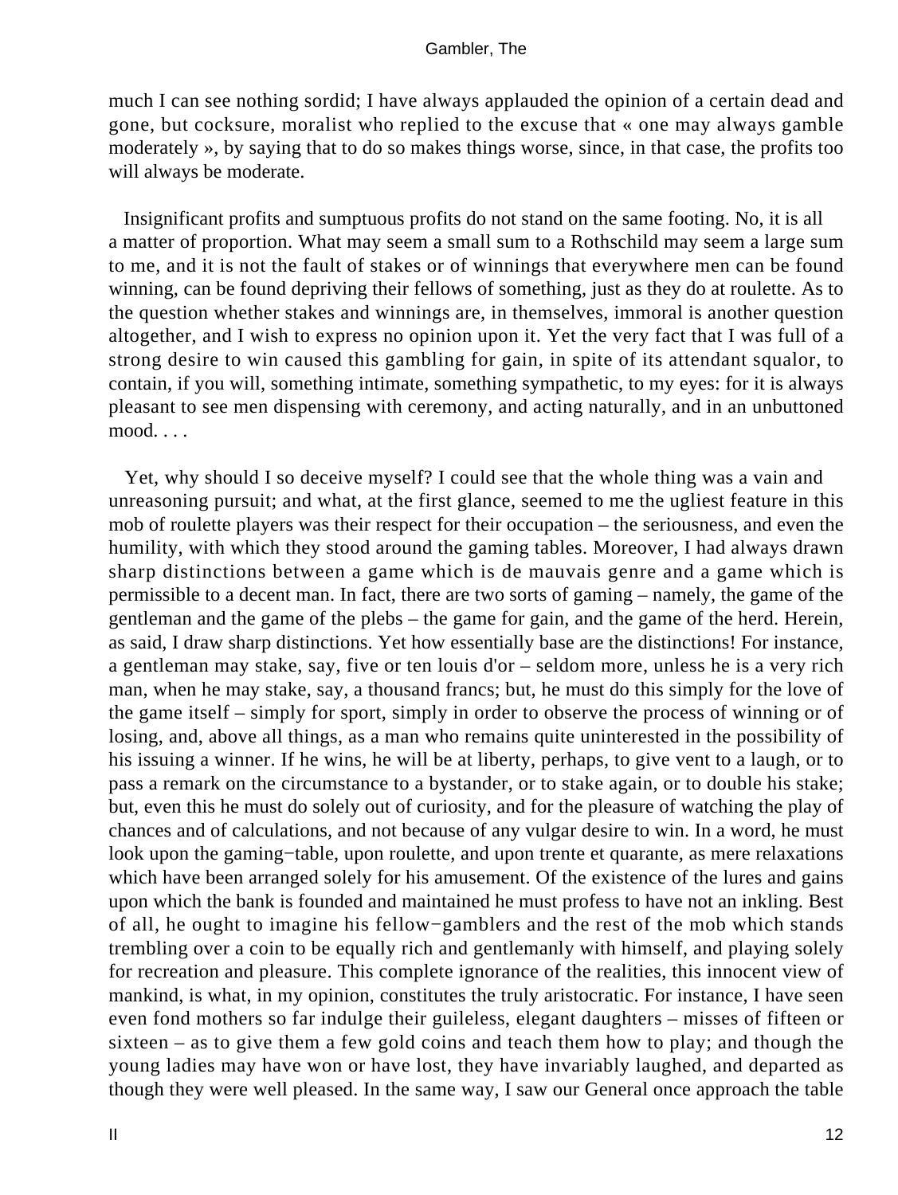much I can see nothing sordid; I have always applauded the opinion of a certain dead and gone, but cocksure, moralist who replied to the excuse that « one may always gamble moderately », by saying that to do so makes things worse, since, in that case, the profits too will always be moderate.

Insignificant profits and sumptuous profits do not stand on the same footing. No, it is all a matter of proportion. What may seem a small sum to a Rothschild may seem a large sum to me, and it is not the fault of stakes or of winnings that everywhere men can be found winning, can be found depriving their fellows of something, just as they do at roulette. As to the question whether stakes and winnings are, in themselves, immoral is another question altogether, and I wish to express no opinion upon it. Yet the very fact that I was full of a strong desire to win caused this gambling for gain, in spite of its attendant squalor, to contain, if you will, something intimate, something sympathetic, to my eyes: for it is always pleasant to see men dispensing with ceremony, and acting naturally, and in an unbuttoned mood. . . .

Yet, why should I so deceive myself? I could see that the whole thing was a vain and unreasoning pursuit; and what, at the first glance, seemed to me the ugliest feature in this mob of roulette players was their respect for their occupation – the seriousness, and even the humility, with which they stood around the gaming tables. Moreover, I had always drawn sharp distinctions between a game which is de mauvais genre and a game which is permissible to a decent man. In fact, there are two sorts of gaming – namely, the game of the gentleman and the game of the plebs – the game for gain, and the game of the herd. Herein, as said, I draw sharp distinctions. Yet how essentially base are the distinctions! For instance, a gentleman may stake, say, five or ten louis d'or – seldom more, unless he is a very rich man, when he may stake, say, a thousand francs; but, he must do this simply for the love of the game itself – simply for sport, simply in order to observe the process of winning or of losing, and, above all things, as a man who remains quite uninterested in the possibility of his issuing a winner. If he wins, he will be at liberty, perhaps, to give vent to a laugh, or to pass a remark on the circumstance to a bystander, or to stake again, or to double his stake; but, even this he must do solely out of curiosity, and for the pleasure of watching the play of chances and of calculations, and not because of any vulgar desire to win. In a word, he must look upon the gaming−table, upon roulette, and upon trente et quarante, as mere relaxations which have been arranged solely for his amusement. Of the existence of the lures and gains upon which the bank is founded and maintained he must profess to have not an inkling. Best of all, he ought to imagine his fellow−gamblers and the rest of the mob which stands trembling over a coin to be equally rich and gentlemanly with himself, and playing solely for recreation and pleasure. This complete ignorance of the realities, this innocent view of mankind, is what, in my opinion, constitutes the truly aristocratic. For instance, I have seen even fond mothers so far indulge their guileless, elegant daughters – misses of fifteen or sixteen – as to give them a few gold coins and teach them how to play; and though the young ladies may have won or have lost, they have invariably laughed, and departed as though they were well pleased. In the same way, I saw our General once approach the table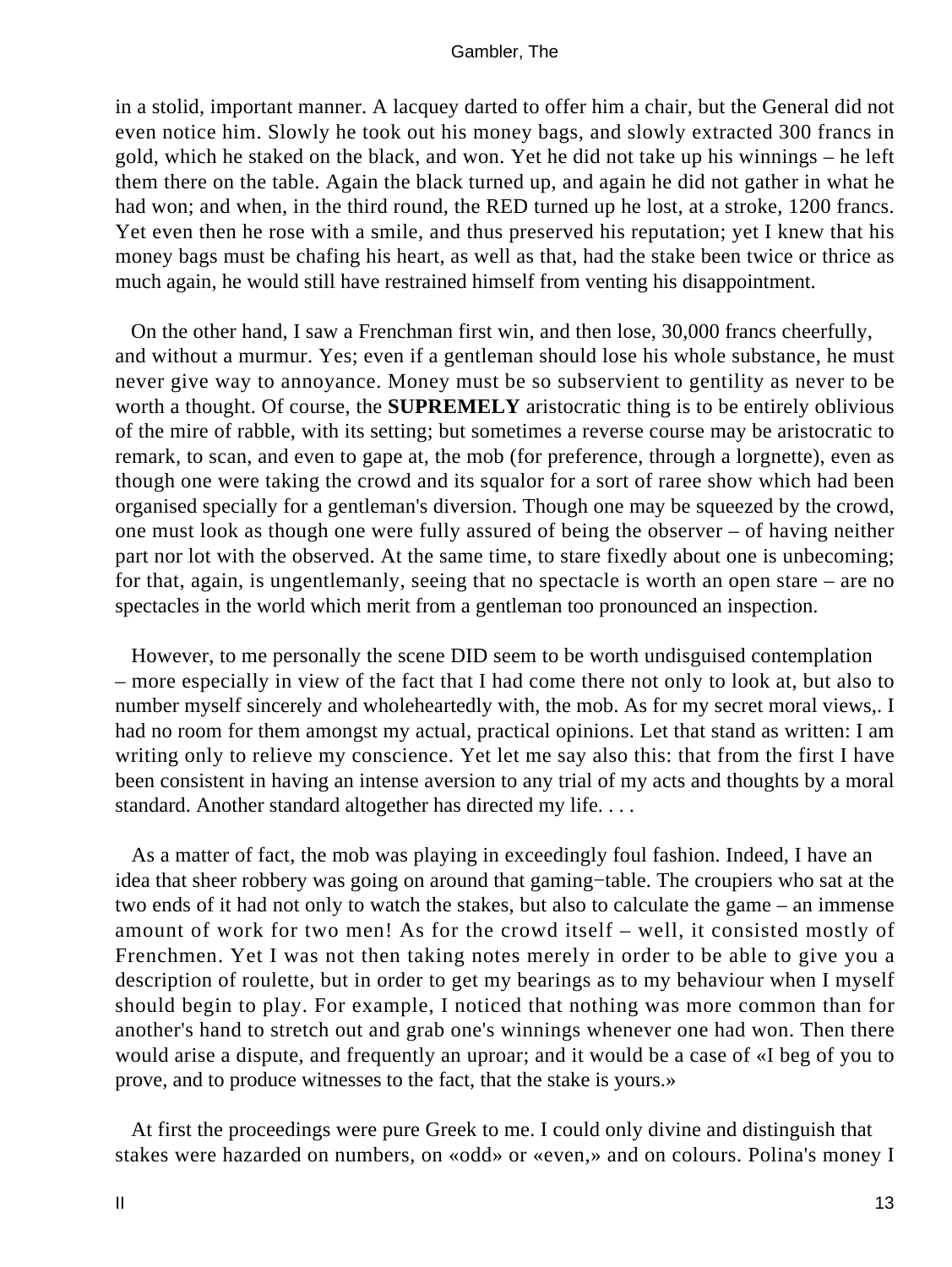in a stolid, important manner. A lacquey darted to offer him a chair, but the General did not even notice him. Slowly he took out his money bags, and slowly extracted 300 francs in gold, which he staked on the black, and won. Yet he did not take up his winnings – he left them there on the table. Again the black turned up, and again he did not gather in what he had won; and when, in the third round, the RED turned up he lost, at a stroke, 1200 francs. Yet even then he rose with a smile, and thus preserved his reputation; yet I knew that his money bags must be chafing his heart, as well as that, had the stake been twice or thrice as much again, he would still have restrained himself from venting his disappointment.

On the other hand, I saw a Frenchman first win, and then lose, 30,000 francs cheerfully, and without a murmur. Yes; even if a gentleman should lose his whole substance, he must never give way to annoyance. Money must be so subservient to gentility as never to be worth a thought. Of course, the **SUPREMELY** aristocratic thing is to be entirely oblivious of the mire of rabble, with its setting; but sometimes a reverse course may be aristocratic to remark, to scan, and even to gape at, the mob (for preference, through a lorgnette), even as though one were taking the crowd and its squalor for a sort of raree show which had been organised specially for a gentleman's diversion. Though one may be squeezed by the crowd, one must look as though one were fully assured of being the observer – of having neither part nor lot with the observed. At the same time, to stare fixedly about one is unbecoming; for that, again, is ungentlemanly, seeing that no spectacle is worth an open stare – are no spectacles in the world which merit from a gentleman too pronounced an inspection.

However, to me personally the scene DID seem to be worth undisguised contemplation – more especially in view of the fact that I had come there not only to look at, but also to number myself sincerely and wholeheartedly with, the mob. As for my secret moral views,. I had no room for them amongst my actual, practical opinions. Let that stand as written: I am writing only to relieve my conscience. Yet let me say also this: that from the first I have been consistent in having an intense aversion to any trial of my acts and thoughts by a moral standard. Another standard altogether has directed my life. . . .

As a matter of fact, the mob was playing in exceedingly foul fashion. Indeed, I have an idea that sheer robbery was going on around that gaming−table. The croupiers who sat at the two ends of it had not only to watch the stakes, but also to calculate the game – an immense amount of work for two men! As for the crowd itself – well, it consisted mostly of Frenchmen. Yet I was not then taking notes merely in order to be able to give you a description of roulette, but in order to get my bearings as to my behaviour when I myself should begin to play. For example, I noticed that nothing was more common than for another's hand to stretch out and grab one's winnings whenever one had won. Then there would arise a dispute, and frequently an uproar; and it would be a case of «I beg of you to prove, and to produce witnesses to the fact, that the stake is yours.»

At first the proceedings were pure Greek to me. I could only divine and distinguish that stakes were hazarded on numbers, on «odd» or «even,» and on colours. Polina's money I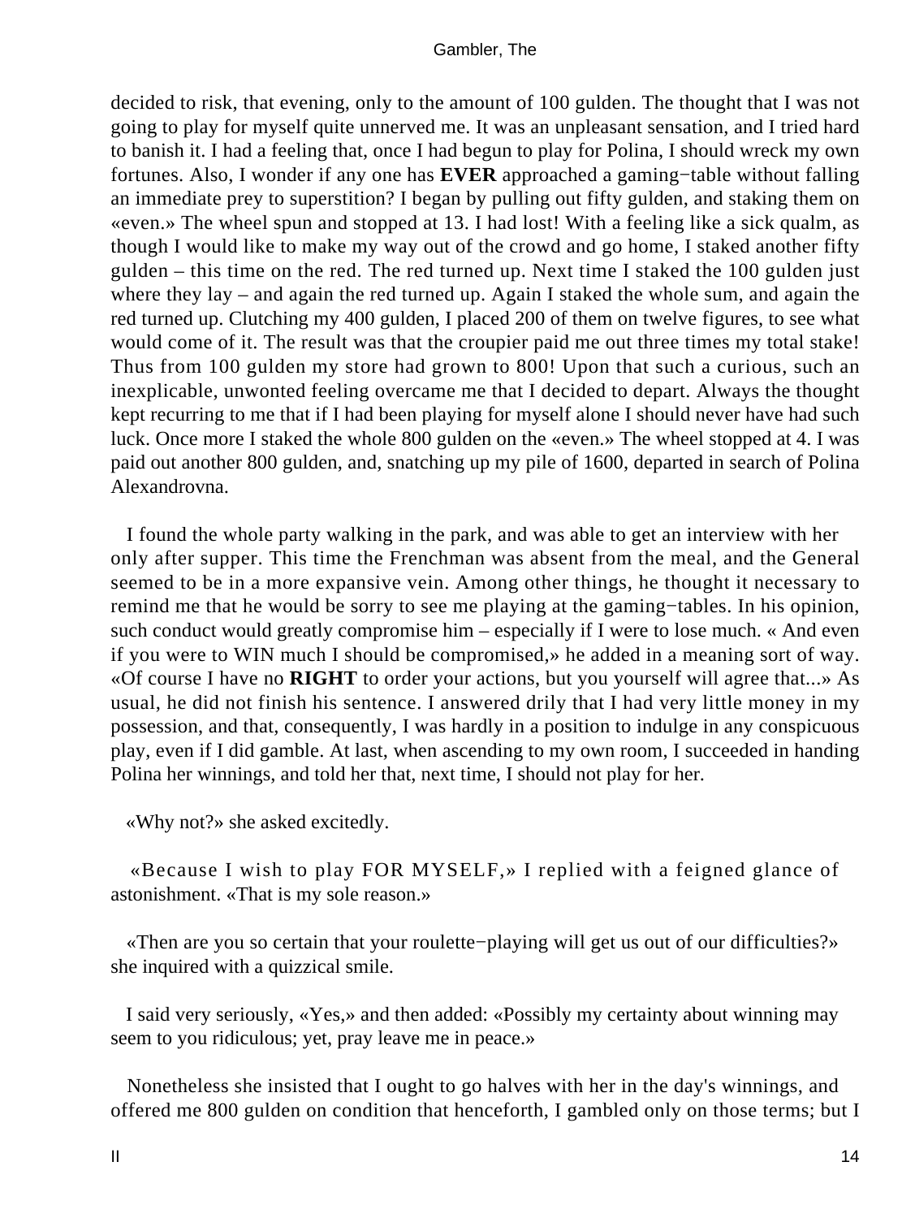decided to risk, that evening, only to the amount of 100 gulden. The thought that I was not going to play for myself quite unnerved me. It was an unpleasant sensation, and I tried hard to banish it. I had a feeling that, once I had begun to play for Polina, I should wreck my own fortunes. Also, I wonder if any one has **EVER** approached a gaming−table without falling an immediate prey to superstition? I began by pulling out fifty gulden, and staking them on «even.» The wheel spun and stopped at 13. I had lost! With a feeling like a sick qualm, as though I would like to make my way out of the crowd and go home, I staked another fifty gulden – this time on the red. The red turned up. Next time I staked the 100 gulden just where they lay – and again the red turned up. Again I staked the whole sum, and again the red turned up. Clutching my 400 gulden, I placed 200 of them on twelve figures, to see what would come of it. The result was that the croupier paid me out three times my total stake! Thus from 100 gulden my store had grown to 800! Upon that such a curious, such an inexplicable, unwonted feeling overcame me that I decided to depart. Always the thought kept recurring to me that if I had been playing for myself alone I should never have had such luck. Once more I staked the whole 800 gulden on the «even.» The wheel stopped at 4. I was paid out another 800 gulden, and, snatching up my pile of 1600, departed in search of Polina Alexandrovna.

I found the whole party walking in the park, and was able to get an interview with her only after supper. This time the Frenchman was absent from the meal, and the General seemed to be in a more expansive vein. Among other things, he thought it necessary to remind me that he would be sorry to see me playing at the gaming−tables. In his opinion, such conduct would greatly compromise him – especially if I were to lose much. « And even if you were to WIN much I should be compromised,» he added in a meaning sort of way. «Of course I have no **RIGHT** to order your actions, but you yourself will agree that...» As usual, he did not finish his sentence. I answered drily that I had very little money in my possession, and that, consequently, I was hardly in a position to indulge in any conspicuous play, even if I did gamble. At last, when ascending to my own room, I succeeded in handing Polina her winnings, and told her that, next time, I should not play for her.

«Why not?» she asked excitedly.

«Because I wish to play FOR MYSELF,» I replied with a feigned glance of astonishment. «That is my sole reason.»

«Then are you so certain that your roulette−playing will get us out of our difficulties?» she inquired with a quizzical smile.

I said very seriously, «Yes,» and then added: «Possibly my certainty about winning may seem to you ridiculous; yet, pray leave me in peace.»

Nonetheless she insisted that I ought to go halves with her in the day's winnings, and offered me 800 gulden on condition that henceforth, I gambled only on those terms; but I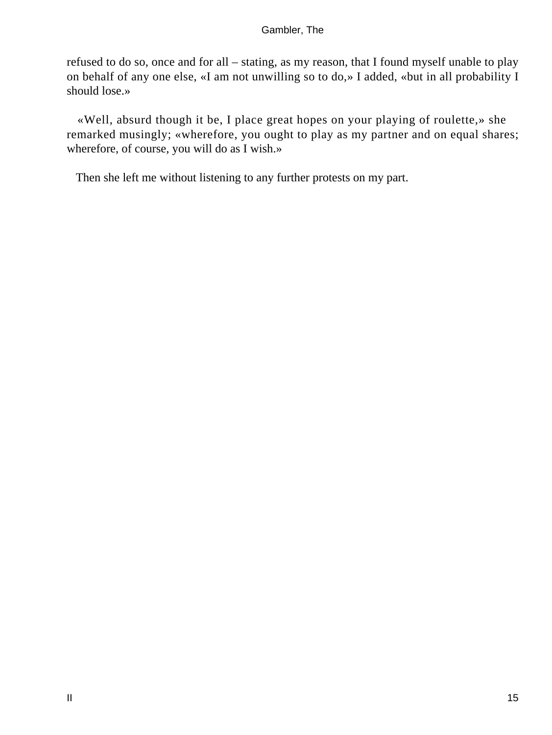refused to do so, once and for all – stating, as my reason, that I found myself unable to play on behalf of any one else, «I am not unwilling so to do,» I added, «but in all probability I should lose.»

«Well, absurd though it be, I place great hopes on your playing of roulette,» she remarked musingly; «wherefore, you ought to play as my partner and on equal shares; wherefore, of course, you will do as I wish.»

Then she left me without listening to any further protests on my part.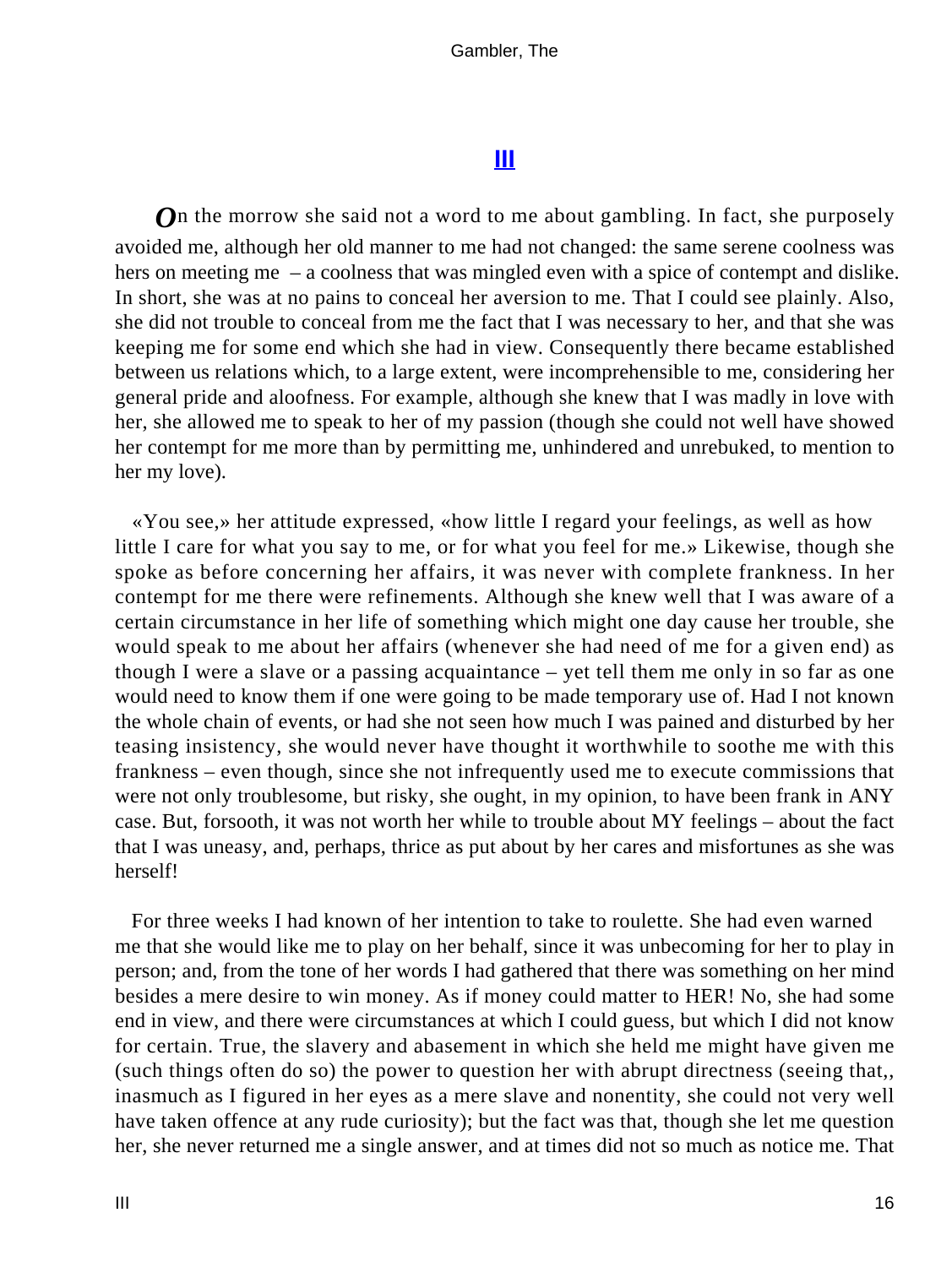## III

On the morrow she said not a word to me about gambling. In fact, she purposely avoided me, although her old manner to me had not changed: the same serene coolness was hers on meeting me – a coolness that was mingled even with a spice of contempt and dislike. In short, she was at no pains to conceal her aversion to me. That I could see plainly. Also, she did not trouble to conceal from me the fact that I was necessary to her, and that she was keeping me for some end which she had in view. Consequently there became established between us relations which, to a large extent, were incomprehensible to me, considering her general pride and aloofness. For example, although she knew that I was madly in love with her, she allowed me to speak to her of my passion (though she could not well have showed her contempt for me more than by permitting me, unhindered and unrebuked, to mention to her my love).

«You see,» her attitude expressed, «how little I regard your feelings, as well as how little I care for what you say to me, or for what you feel for me.» Likewise, though she spoke as before concerning her affairs, it was never with complete frankness. In her contempt for me there were refinements. Although she knew well that I was aware of a certain circumstance in her life of something which might one day cause her trouble, she would speak to me about her affairs (whenever she had need of me for a given end) as though I were a slave or a passing acquaintance – yet tell them me only in so far as one would need to know them if one were going to be made temporary use of. Had I not known the whole chain of events, or had she not seen how much I was pained and disturbed by her teasing insistency, she would never have thought it worthwhile to soothe me with this frankness – even though, since she not infrequently used me to execute commissions that were not only troublesome, but risky, she ought, in my opinion, to have been frank in ANY case. But, forsooth, it was not worth her while to trouble about MY feelings – about the fact that I was uneasy, and, perhaps, thrice as put about by her cares and misfortunes as she was herself!

For three weeks I had known of her intention to take to roulette. She had even warned me that she would like me to play on her behalf, since it was unbecoming for her to play in person; and, from the tone of her words I had gathered that there was something on her mind besides a mere desire to win money. As if money could matter to HER! No, she had some end in view, and there were circumstances at which I could guess, but which I did not know for certain. True, the slavery and abasement in which she held me might have given me (such things often do so) the power to question her with abrupt directness (seeing that,, inasmuch as I figured in her eyes as a mere slave and nonentity, she could not very well have taken offence at any rude curiosity); but the fact was that, though she let me question her, she never returned me a single answer, and at times did not so much as notice me. That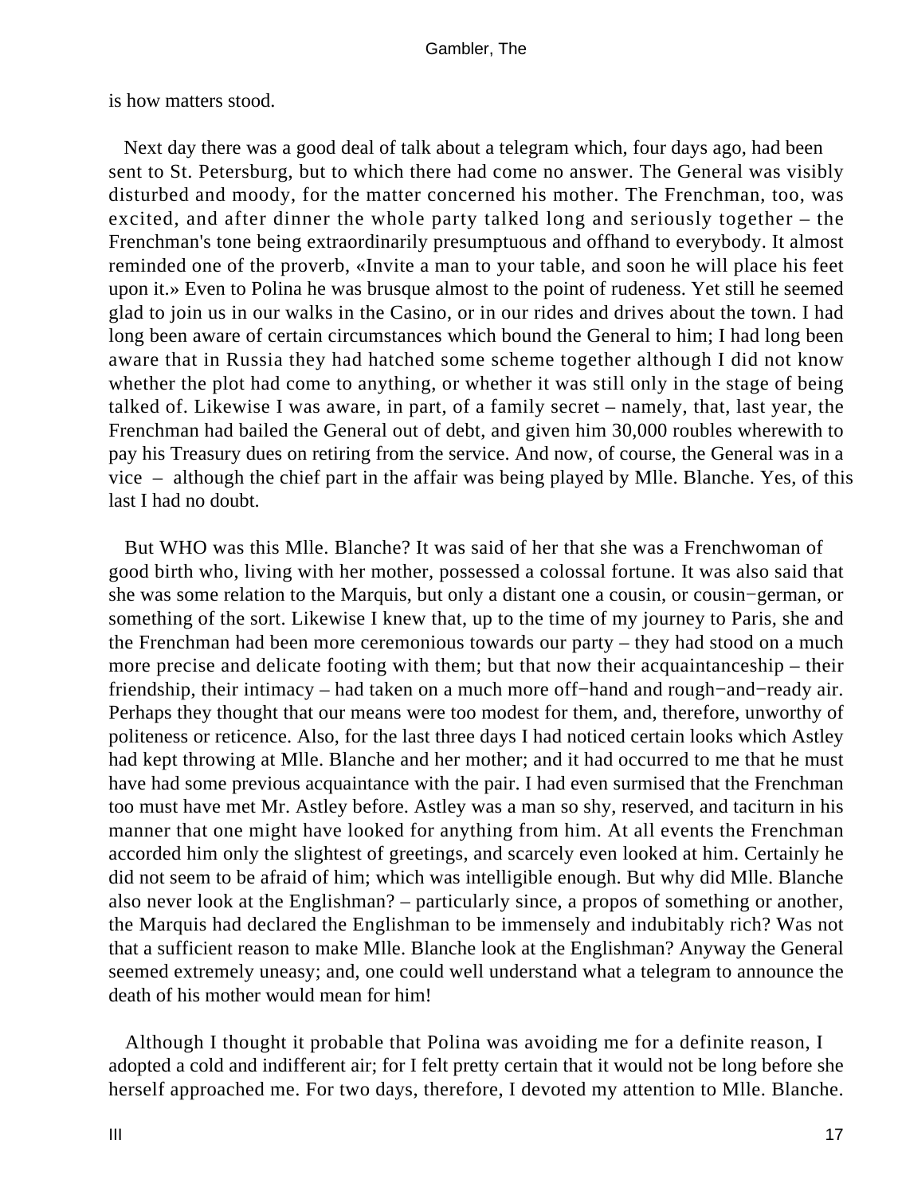is how matters stood.

Next day there was a good deal of talk about a telegram which, four days ago, had been sent to St. Petersburg, but to which there had come no answer. The General was visibly disturbed and moody, for the matter concerned his mother. The Frenchman, too, was excited, and after dinner the whole party talked long and seriously together – the Frenchman's tone being extraordinarily presumptuous and offhand to everybody. It almost reminded one of the proverb, «Invite a man to your table, and soon he will place his feet upon it.» Even to Polina he was brusque almost to the point of rudeness. Yet still he seemed glad to join us in our walks in the Casino, or in our rides and drives about the town. I had long been aware of certain circumstances which bound the General to him; I had long been aware that in Russia they had hatched some scheme together although I did not know whether the plot had come to anything, or whether it was still only in the stage of being talked of. Likewise I was aware, in part, of a family secret – namely, that, last year, the Frenchman had bailed the General out of debt, and given him 30,000 roubles wherewith to pay his Treasury dues on retiring from the service. And now, of course, the General was in a vice – although the chief part in the affair was being played by Mlle. Blanche. Yes, of this last I had no doubt.

But WHO was this Mlle. Blanche? It was said of her that she was a Frenchwoman of good birth who, living with her mother, possessed a colossal fortune. It was also said that she was some relation to the Marquis, but only a distant one a cousin, or cousin−german, or something of the sort. Likewise I knew that, up to the time of my journey to Paris, she and the Frenchman had been more ceremonious towards our party – they had stood on a much more precise and delicate footing with them; but that now their acquaintanceship – their friendship, their intimacy – had taken on a much more off−hand and rough−and−ready air. Perhaps they thought that our means were too modest for them, and, therefore, unworthy of politeness or reticence. Also, for the last three days I had noticed certain looks which Astley had kept throwing at Mlle. Blanche and her mother; and it had occurred to me that he must have had some previous acquaintance with the pair. I had even surmised that the Frenchman too must have met Mr. Astley before. Astley was a man so shy, reserved, and taciturn in his manner that one might have looked for anything from him. At all events the Frenchman accorded him only the slightest of greetings, and scarcely even looked at him. Certainly he did not seem to be afraid of him; which was intelligible enough. But why did Mlle. Blanche also never look at the Englishman? – particularly since, a propos of something or another, the Marquis had declared the Englishman to be immensely and indubitably rich? Was not that a sufficient reason to make Mlle. Blanche look at the Englishman? Anyway the General seemed extremely uneasy; and, one could well understand what a telegram to announce the death of his mother would mean for him!

Although I thought it probable that Polina was avoiding me for a definite reason, I adopted a cold and indifferent air; for I felt pretty certain that it would not be long before she herself approached me. For two days, therefore, I devoted my attention to Mlle. Blanche.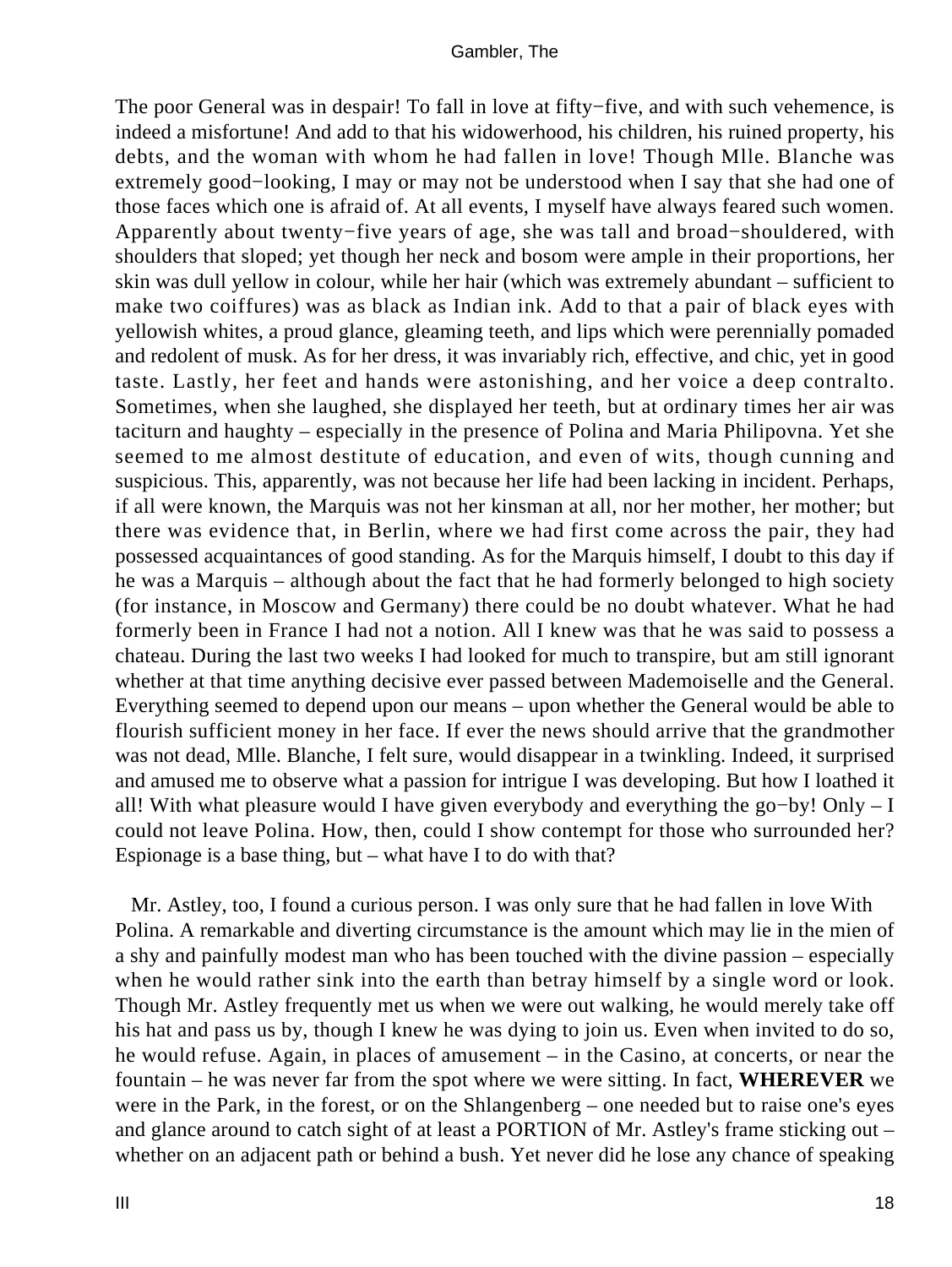The poor General was in despair! To fall in love at fifty−five, and with such vehemence, is indeed a misfortune! And add to that his widowerhood, his children, his ruined property, his debts, and the woman with whom he had fallen in love! Though Mlle. Blanche was extremely good−looking, I may or may not be understood when I say that she had one of those faces which one is afraid of. At all events, I myself have always feared such women. Apparently about twenty−five years of age, she was tall and broad−shouldered, with shoulders that sloped; yet though her neck and bosom were ample in their proportions, her skin was dull yellow in colour, while her hair (which was extremely abundant – sufficient to make two coiffures) was as black as Indian ink. Add to that a pair of black eyes with yellowish whites, a proud glance, gleaming teeth, and lips which were perennially pomaded and redolent of musk. As for her dress, it was invariably rich, effective, and chic, yet in good taste. Lastly, her feet and hands were astonishing, and her voice a deep contralto. Sometimes, when she laughed, she displayed her teeth, but at ordinary times her air was taciturn and haughty – especially in the presence of Polina and Maria Philipovna. Yet she seemed to me almost destitute of education, and even of wits, though cunning and suspicious. This, apparently, was not because her life had been lacking in incident. Perhaps, if all were known, the Marquis was not her kinsman at all, nor her mother, her mother; but there was evidence that, in Berlin, where we had first come across the pair, they had possessed acquaintances of good standing. As for the Marquis himself, I doubt to this day if he was a Marquis – although about the fact that he had formerly belonged to high society (for instance, in Moscow and Germany) there could be no doubt whatever. What he had formerly been in France I had not a notion. All I knew was that he was said to possess a chateau. During the last two weeks I had looked for much to transpire, but am still ignorant whether at that time anything decisive ever passed between Mademoiselle and the General. Everything seemed to depend upon our means – upon whether the General would be able to flourish sufficient money in her face. If ever the news should arrive that the grandmother was not dead, Mlle. Blanche, I felt sure, would disappear in a twinkling. Indeed, it surprised and amused me to observe what a passion for intrigue I was developing. But how I loathed it all! With what pleasure would I have given everybody and everything the go−by! Only – I could not leave Polina. How, then, could I show contempt for those who surrounded her? Espionage is a base thing, but – what have I to do with that?

Mr. Astley, too, I found a curious person. I was only sure that he had fallen in love With Polina. A remarkable and diverting circumstance is the amount which may lie in the mien of a shy and painfully modest man who has been touched with the divine passion – especially when he would rather sink into the earth than betray himself by a single word or look. Though Mr. Astley frequently met us when we were out walking, he would merely take off his hat and pass us by, though I knew he was dying to join us. Even when invited to do so, he would refuse. Again, in places of amusement – in the Casino, at concerts, or near the fountain – he was never far from the spot where we were sitting. In fact, **WHEREVER** we were in the Park, in the forest, or on the Shlangenberg – one needed but to raise one's eyes and glance around to catch sight of at least a PORTION of Mr. Astley's frame sticking out – whether on an adjacent path or behind a bush. Yet never did he lose any chance of speaking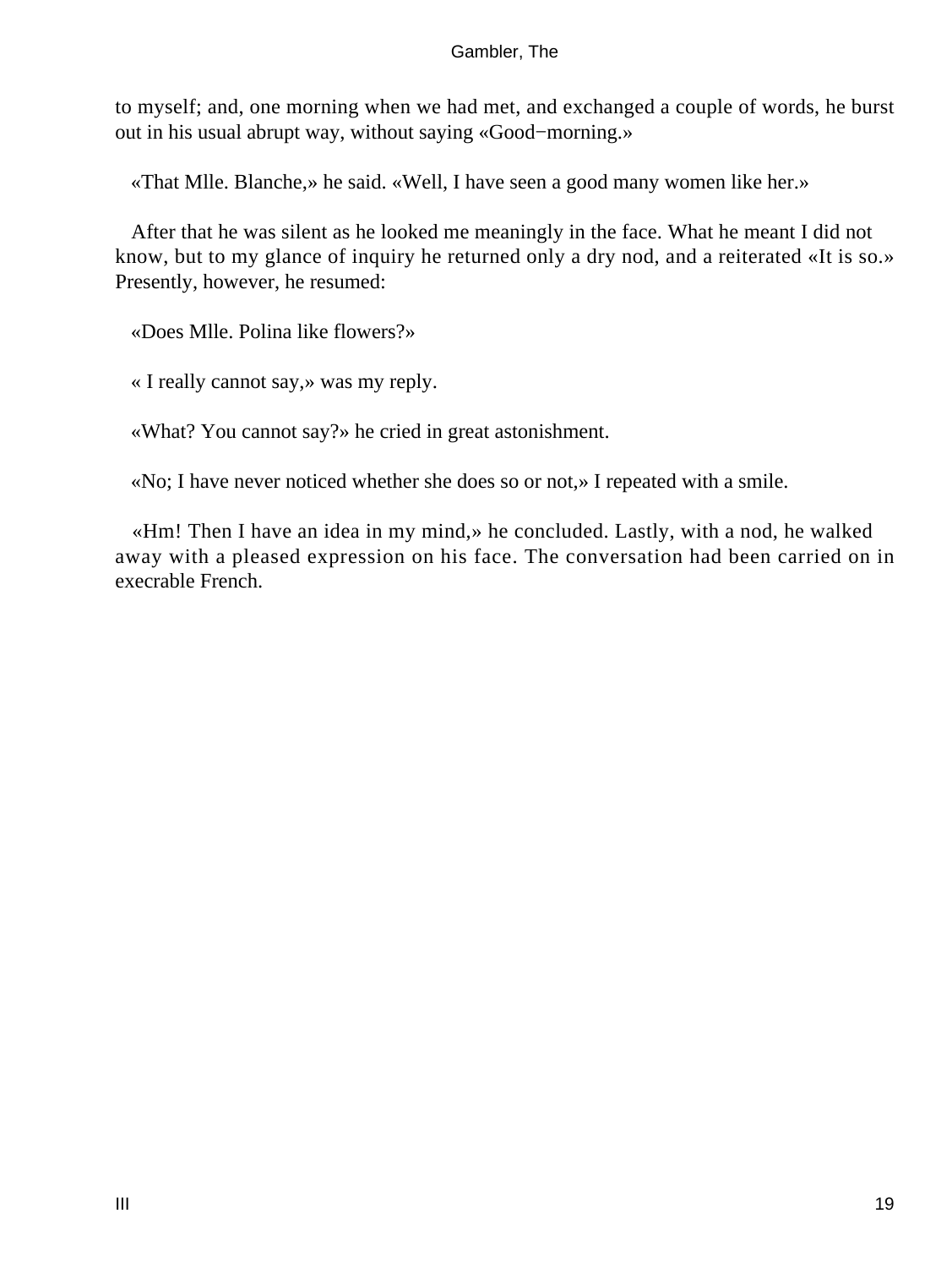to myself; and, one morning when we had met, and exchanged a couple of words, he burst out in his usual abrupt way, without saying «Good−morning.»

«That Mlle. Blanche,» he said. «Well, I have seen a good many women like her.»

After that he was silent as he looked me meaningly in the face. What he meant I did not know, but to my glance of inquiry he returned only a dry nod, and a reiterated «It is so.» Presently, however, he resumed:

«Does Mlle. Polina like flowers?»

« I really cannot say,» was my reply.

«What? You cannot say?» he cried in great astonishment.

«No; I have never noticed whether she does so or not,» I repeated with a smile.

«Hm! Then I have an idea in my mind,» he concluded. Lastly, with a nod, he walked away with a pleased expression on his face. The conversation had been carried on in execrable French.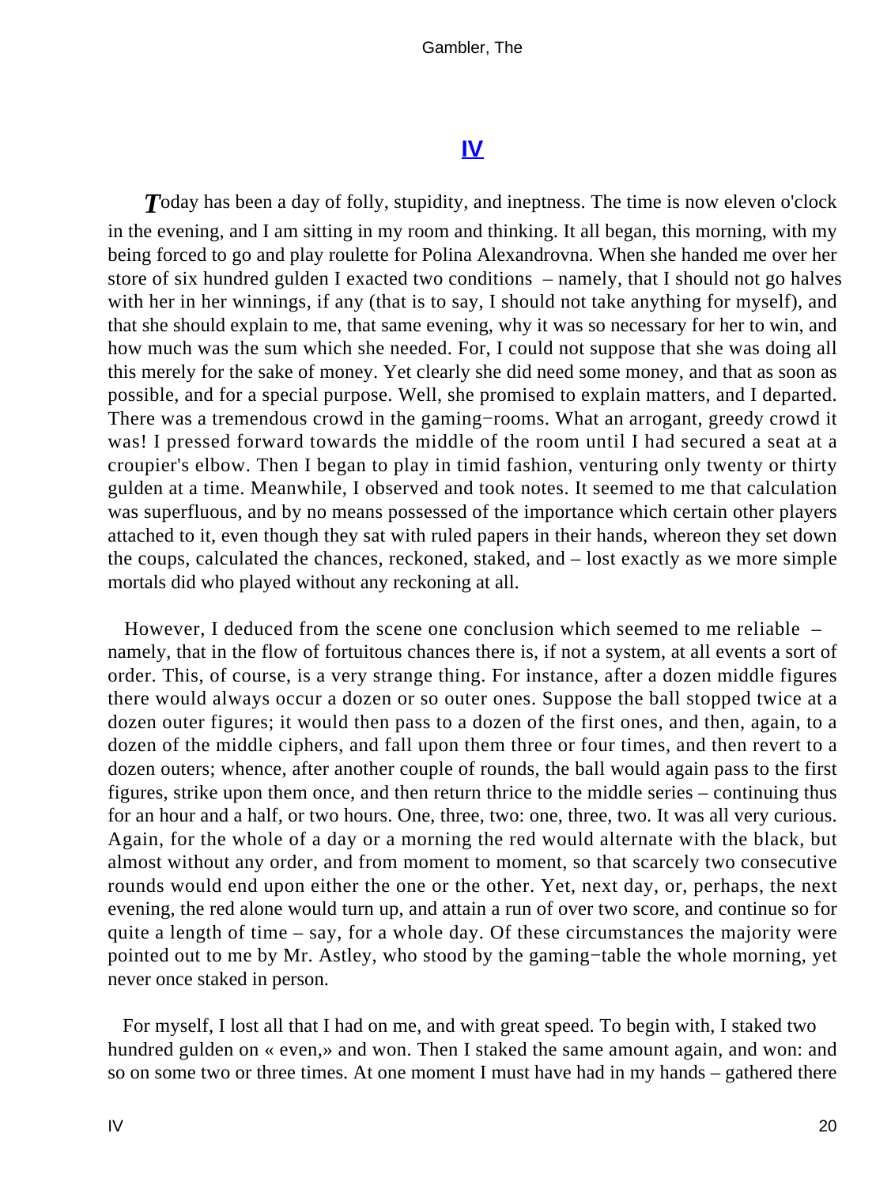## IV

Today has been a day of folly, stupidity, and ineptness. The time is now eleven o'clock in the evening, and I am sitting in my room and thinking. It all began, this morning, with my being forced to go and play roulette for Polina Alexandrovna. When she handed me over her store of six hundred gulden I exacted two conditions – namely, that I should not go halves with her in her winnings, if any (that is to say, I should not take anything for myself), and that she should explain to me, that same evening, why it was so necessary for her to win, and how much was the sum which she needed. For, I could not suppose that she was doing all this merely for the sake of money. Yet clearly she did need some money, and that as soon as possible, and for a special purpose. Well, she promised to explain matters, and I departed. There was a tremendous crowd in the gaming-rooms. What an arrogant, greedy crowd it was! I pressed forward towards the middle of the room until I had secured a seat at a croupier's elbow. Then I began to play in timid fashion, venturing only twenty or thirty gulden at a time. Meanwhile, I observed and took notes. It seemed to me that calculation was superfluous, and by no means possessed of the importance which certain other players attached to it, even though they sat with ruled papers in their hands, whereon they set down the coups, calculated the chances, reckoned, staked, and – lost exactly as we more simple mortals did who played without any reckoning at all.

However, I deduced from the scene one conclusion which seemed to me reliable – namely, that in the flow of fortuitous chances there is, if not a system, at all events a sort of order. This, of course, is a very strange thing. For instance, after a dozen middle figures there would always occur a dozen or so outer ones. Suppose the ball stopped twice at a dozen outer figures; it would then pass to a dozen of the first ones, and then, again, to a dozen of the middle ciphers, and fall upon them three or four times, and then revert to a dozen outers; whence, after another couple of rounds, the ball would again pass to the first figures, strike upon them once, and then return thrice to the middle series – continuing thus for an hour and a half, or two hours. One, three, two: one, three, two. It was all very curious. Again, for the whole of a day or a morning the red would alternate with the black, but almost without any order, and from moment to moment, so that scarcely two consecutive rounds would end upon either the one or the other. Yet, next day, or, perhaps, the next evening, the red alone would turn up, and attain a run of over two score, and continue so for quite a length of time – say, for a whole day. Of these circumstances the majority were pointed out to me by Mr. Astley, who stood by the gaming-table the whole morning, yet never once staked in person.

For myself, I lost all that I had on me, and with great speed. To begin with, I staked two hundred gulden on « even,» and won. Then I staked the same amount again, and won: and so on some two or three times. At one moment I must have had in my hands – gathered there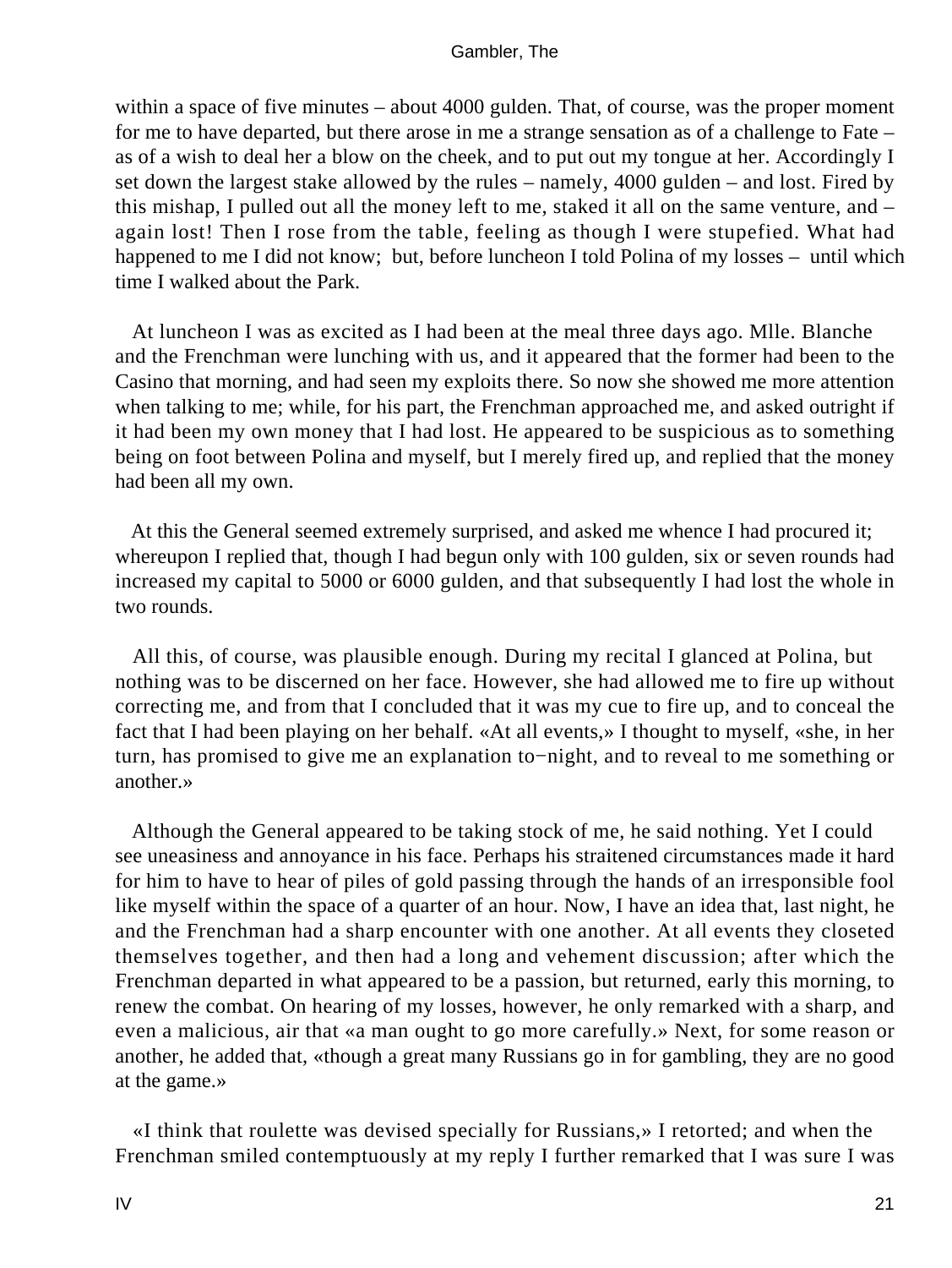within a space of five minutes – about 4000 gulden. That, of course, was the proper moment for me to have departed, but there arose in me a strange sensation as of a challenge to Fate – as of a wish to deal her a blow on the cheek, and to put out my tongue at her. Accordingly I set down the largest stake allowed by the rules – namely, 4000 gulden – and lost. Fired by this mishap, I pulled out all the money left to me, staked it all on the same venture, and – again lost! Then I rose from the table, feeling as though I were stupefied. What had happened to me I did not know; but, before luncheon I told Polina of my losses – until which time I walked about the Park.

At luncheon I was as excited as I had been at the meal three days ago. Mlle. Blanche and the Frenchman were lunching with us, and it appeared that the former had been to the Casino that morning, and had seen my exploits there. So now she showed me more attention when talking to me; while, for his part, the Frenchman approached me, and asked outright if it had been my own money that I had lost. He appeared to be suspicious as to something being on foot between Polina and myself, but I merely fired up, and replied that the money had been all my own.

At this the General seemed extremely surprised, and asked me whence I had procured it; whereupon I replied that, though I had begun only with 100 gulden, six or seven rounds had increased my capital to 5000 or 6000 gulden, and that subsequently I had lost the whole in two rounds.

All this, of course, was plausible enough. During my recital I glanced at Polina, but nothing was to be discerned on her face. However, she had allowed me to fire up without correcting me, and from that I concluded that it was my cue to fire up, and to conceal the fact that I had been playing on her behalf. «At all events,» I thought to myself, «she, in her turn, has promised to give me an explanation to−night, and to reveal to me something or another.»

Although the General appeared to be taking stock of me, he said nothing. Yet I could see uneasiness and annoyance in his face. Perhaps his straitened circumstances made it hard for him to have to hear of piles of gold passing through the hands of an irresponsible fool like myself within the space of a quarter of an hour. Now, I have an idea that, last night, he and the Frenchman had a sharp encounter with one another. At all events they closeted themselves together, and then had a long and vehement discussion; after which the Frenchman departed in what appeared to be a passion, but returned, early this morning, to renew the combat. On hearing of my losses, however, he only remarked with a sharp, and even a malicious, air that «a man ought to go more carefully.» Next, for some reason or another, he added that, «though a great many Russians go in for gambling, they are no good at the game.»

«I think that roulette was devised specially for Russians,» I retorted; and when the Frenchman smiled contemptuously at my reply I further remarked that I was sure I was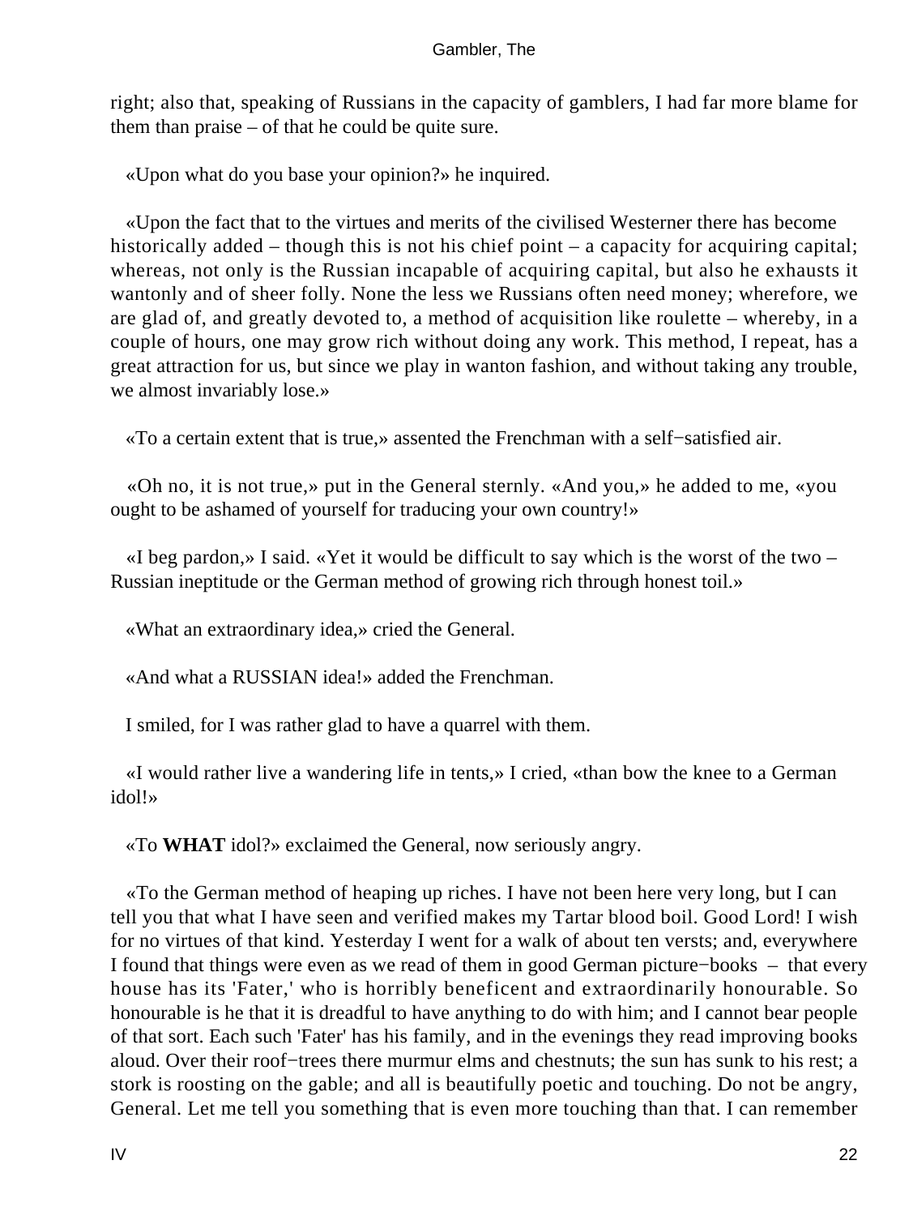right; also that, speaking of Russians in the capacity of gamblers, I had far more blame for them than praise – of that he could be quite sure.

«Upon what do you base your opinion?» he inquired.

«Upon the fact that to the virtues and merits of the civilised Westerner there has become historically added – though this is not his chief point – a capacity for acquiring capital; whereas, not only is the Russian incapable of acquiring capital, but also he exhausts it wantonly and of sheer folly. None the less we Russians often need money; wherefore, we are glad of, and greatly devoted to, a method of acquisition like roulette – whereby, in a couple of hours, one may grow rich without doing any work. This method, I repeat, has a great attraction for us, but since we play in wanton fashion, and without taking any trouble, we almost invariably lose.»

«To a certain extent that is true,» assented the Frenchman with a self−satisfied air.

«Oh no, it is not true,» put in the General sternly. «And you,» he added to me, «you ought to be ashamed of yourself for traducing your own country!»

«I beg pardon,» I said. «Yet it would be difficult to say which is the worst of the two – Russian ineptitude or the German method of growing rich through honest toil.»

«What an extraordinary idea,» cried the General.

«And what a RUSSIAN idea!» added the Frenchman.

I smiled, for I was rather glad to have a quarrel with them.

«I would rather live a wandering life in tents,» I cried, «than bow the knee to a German idol!»

«To **WHAT** idol?» exclaimed the General, now seriously angry.

«To the German method of heaping up riches. I have not been here very long, but I can tell you that what I have seen and verified makes my Tartar blood boil. Good Lord! I wish for no virtues of that kind. Yesterday I went for a walk of about ten versts; and, everywhere I found that things were even as we read of them in good German picture−books – that every house has its 'Fater,' who is horribly beneficent and extraordinarily honourable. So honourable is he that it is dreadful to have anything to do with him; and I cannot bear people of that sort. Each such 'Fater' has his family, and in the evenings they read improving books aloud. Over their roof−trees there murmur elms and chestnuts; the sun has sunk to his rest; a stork is roosting on the gable; and all is beautifully poetic and touching. Do not be angry, General. Let me tell you something that is even more touching than that. I can remember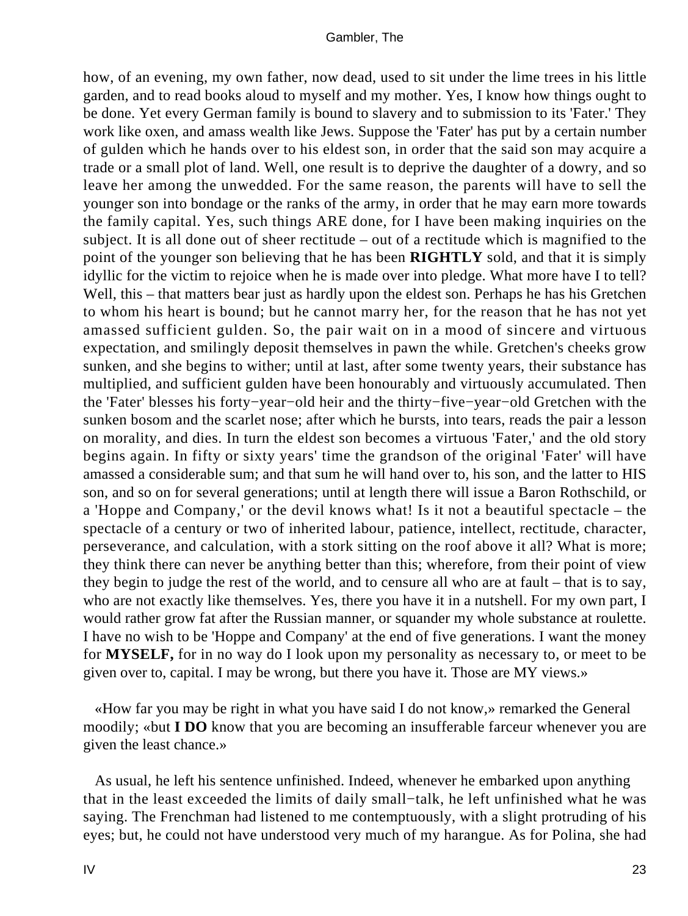how, of an evening, my own father, now dead, used to sit under the lime trees in his little garden, and to read books aloud to myself and my mother. Yes, I know how things ought to be done. Yet every German family is bound to slavery and to submission to its 'Fater.' They work like oxen, and amass wealth like Jews. Suppose the 'Fater' has put by a certain number of gulden which he hands over to his eldest son, in order that the said son may acquire a trade or a small plot of land. Well, one result is to deprive the daughter of a dowry, and so leave her among the unwedded. For the same reason, the parents will have to sell the younger son into bondage or the ranks of the army, in order that he may earn more towards the family capital. Yes, such things ARE done, for I have been making inquiries on the subject. It is all done out of sheer rectitude – out of a rectitude which is magnified to the point of the younger son believing that he has been **RIGHTLY** sold, and that it is simply idyllic for the victim to rejoice when he is made over into pledge. What more have I to tell? Well, this – that matters bear just as hardly upon the eldest son. Perhaps he has his Gretchen to whom his heart is bound; but he cannot marry her, for the reason that he has not yet amassed sufficient gulden. So, the pair wait on in a mood of sincere and virtuous expectation, and smilingly deposit themselves in pawn the while. Gretchen's cheeks grow sunken, and she begins to wither; until at last, after some twenty years, their substance has multiplied, and sufficient gulden have been honourably and virtuously accumulated. Then the 'Fater' blesses his forty−year−old heir and the thirty−five−year−old Gretchen with the sunken bosom and the scarlet nose; after which he bursts, into tears, reads the pair a lesson on morality, and dies. In turn the eldest son becomes a virtuous 'Fater,' and the old story begins again. In fifty or sixty years' time the grandson of the original 'Fater' will have amassed a considerable sum; and that sum he will hand over to, his son, and the latter to HIS son, and so on for several generations; until at length there will issue a Baron Rothschild, or a 'Hoppe and Company,' or the devil knows what! Is it not a beautiful spectacle – the spectacle of a century or two of inherited labour, patience, intellect, rectitude, character, perseverance, and calculation, with a stork sitting on the roof above it all? What is more; they think there can never be anything better than this; wherefore, from their point of view they begin to judge the rest of the world, and to censure all who are at fault – that is to say, who are not exactly like themselves. Yes, there you have it in a nutshell. For my own part, I would rather grow fat after the Russian manner, or squander my whole substance at roulette. I have no wish to be 'Hoppe and Company' at the end of five generations. I want the money for **MYSELF,** for in no way do I look upon my personality as necessary to, or meet to be given over to, capital. I may be wrong, but there you have it. Those are MY views.»

«How far you may be right in what you have said I do not know,» remarked the General moodily; «but **I DO** know that you are becoming an insufferable farceur whenever you are given the least chance.»

As usual, he left his sentence unfinished. Indeed, whenever he embarked upon anything that in the least exceeded the limits of daily small−talk, he left unfinished what he was saying. The Frenchman had listened to me contemptuously, with a slight protruding of his eyes; but, he could not have understood very much of my harangue. As for Polina, she had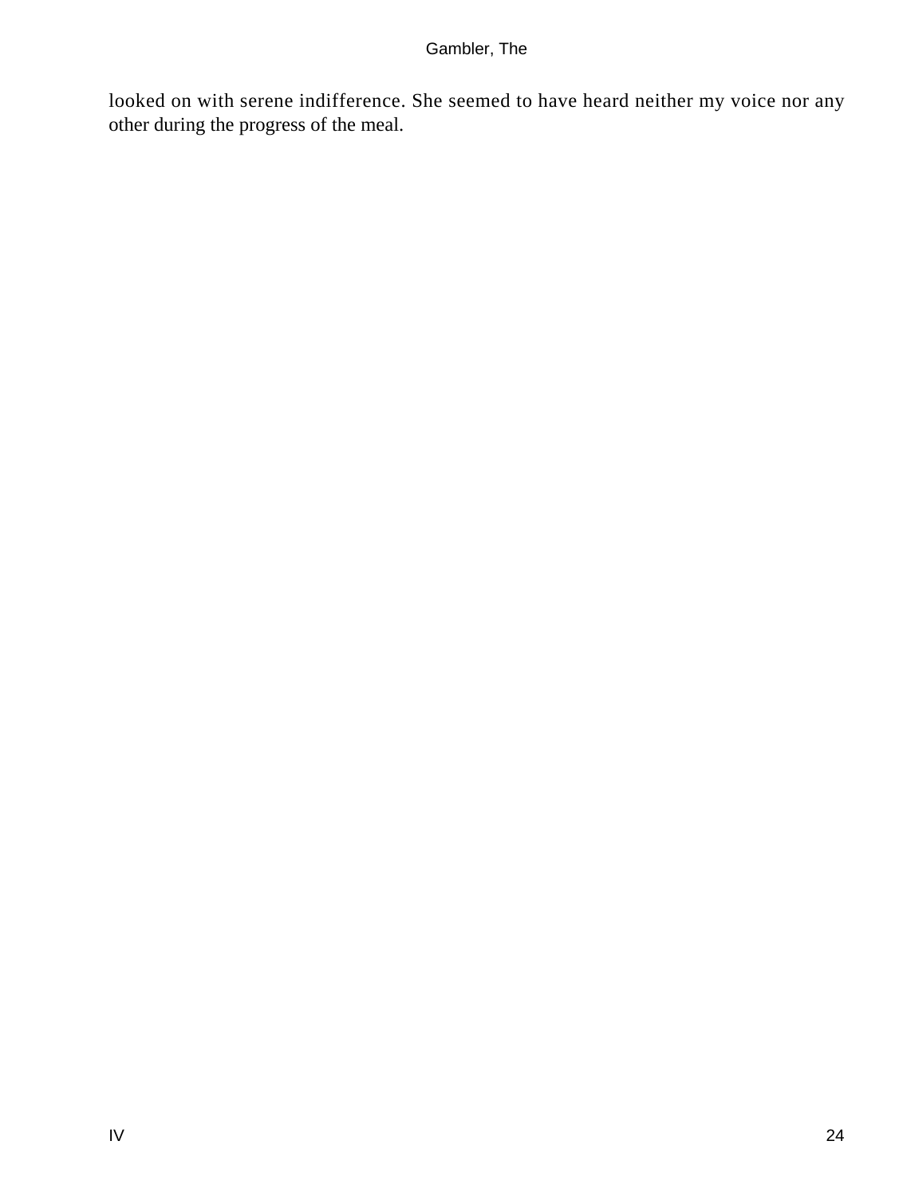looked on with serene indifference. She seemed to have heard neither my voice nor any other during the progress of the meal.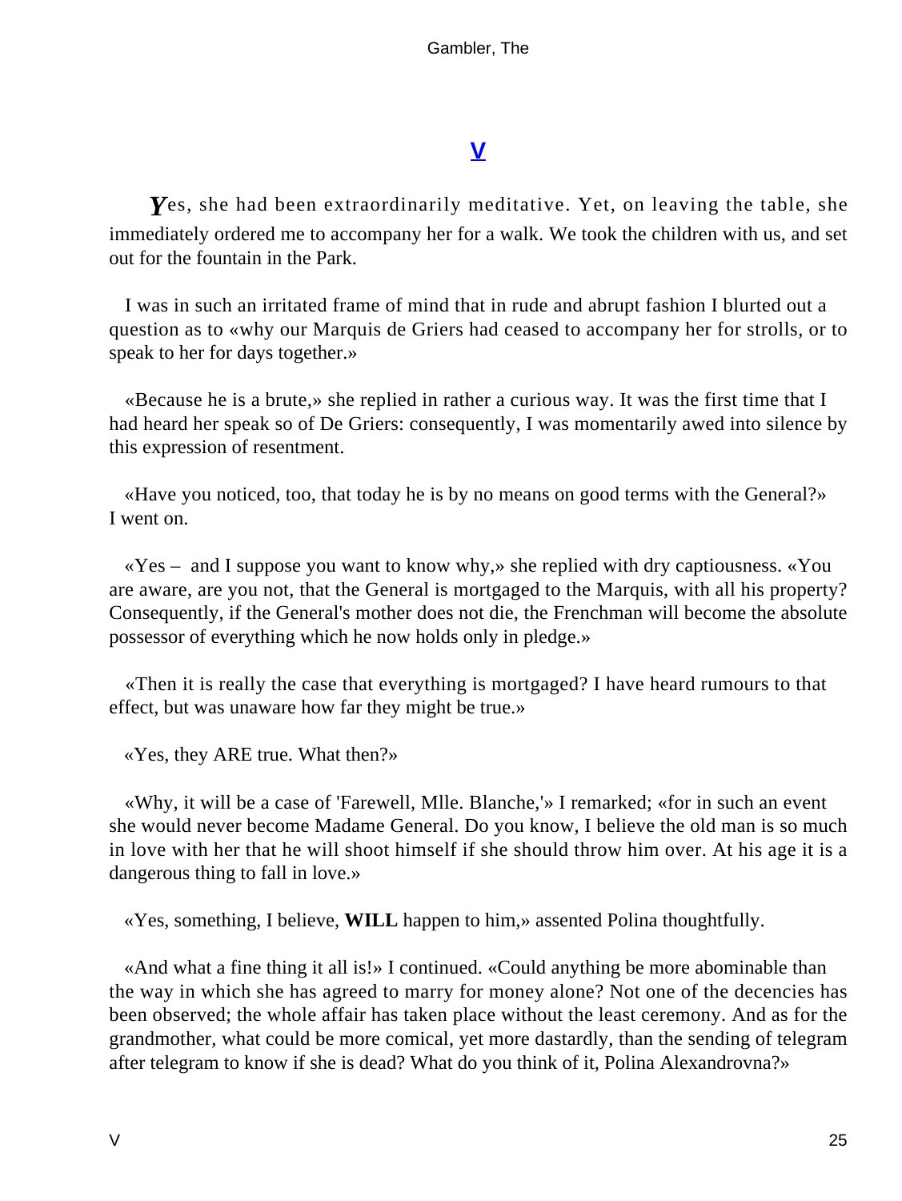## V

*Y*es, she had been extraordinarily meditative. Yet, on leaving the table, she immediately ordered me to accompany her for a walk. We took the children with us, and set out for the fountain in the Park.

I was in such an irritated frame of mind that in rude and abrupt fashion I blurted out a question as to «why our Marquis de Griers had ceased to accompany her for strolls, or to speak to her for days together.»

«Because he is a brute,» she replied in rather a curious way. It was the first time that I had heard her speak so of De Griers: consequently, I was momentarily awed into silence by this expression of resentment.

«Have you noticed, too, that today he is by no means on good terms with the General?» I went on.

«Yes – and I suppose you want to know why,» she replied with dry captiousness. «You are aware, are you not, that the General is mortgaged to the Marquis, with all his property? Consequently, if the General's mother does not die, the Frenchman will become the absolute possessor of everything which he now holds only in pledge.»

«Then it is really the case that everything is mortgaged? I have heard rumours to that effect, but was unaware how far they might be true.»

«Yes, they ARE true. What then?»

«Why, it will be a case of 'Farewell, Mlle. Blanche,'» I remarked; «for in such an event she would never become Madame General. Do you know, I believe the old man is so much in love with her that he will shoot himself if she should throw him over. At his age it is a dangerous thing to fall in love.»

«Yes, something, I believe, **WILL** happen to him,» assented Polina thoughtfully.

«And what a fine thing it all is!» I continued. «Could anything be more abominable than the way in which she has agreed to marry for money alone? Not one of the decencies has been observed; the whole affair has taken place without the least ceremony. And as for the grandmother, what could be more comical, yet more dastardly, than the sending of telegram after telegram to know if she is dead? What do you think of it, Polina Alexandrovna?»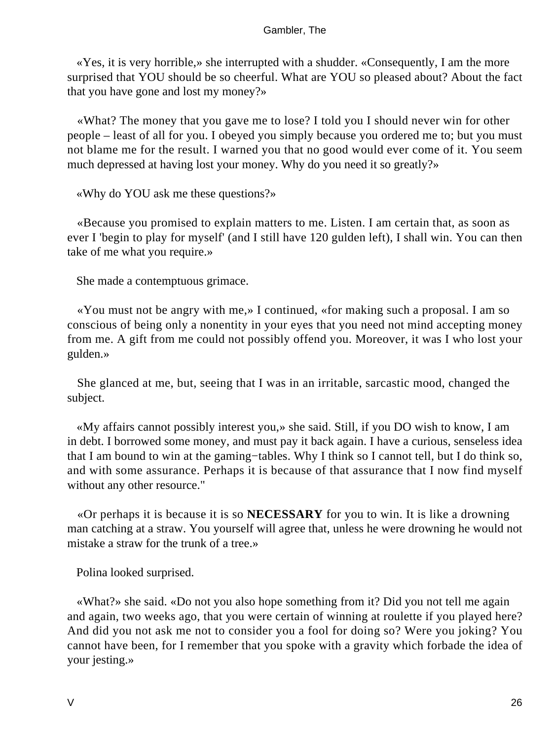«Yes, it is very horrible,» she interrupted with a shudder. «Consequently, I am the more surprised that YOU should be so cheerful. What are YOU so pleased about? About the fact that you have gone and lost my money?»

«What? The money that you gave me to lose? I told you I should never win for other people – least of all for you. I obeyed you simply because you ordered me to; but you must not blame me for the result. I warned you that no good would ever come of it. You seem much depressed at having lost your money. Why do you need it so greatly?»

«Why do YOU ask me these questions?»

«Because you promised to explain matters to me. Listen. I am certain that, as soon as ever I 'begin to play for myself' (and I still have 120 gulden left), I shall win. You can then take of me what you require.»

She made a contemptuous grimace.

«You must not be angry with me,» I continued, «for making such a proposal. I am so conscious of being only a nonentity in your eyes that you need not mind accepting money from me. A gift from me could not possibly offend you. Moreover, it was I who lost your gulden.»

She glanced at me, but, seeing that I was in an irritable, sarcastic mood, changed the subject.

«My affairs cannot possibly interest you,» she said. Still, if you DO wish to know, I am in debt. I borrowed some money, and must pay it back again. I have a curious, senseless idea that I am bound to win at the gaming−tables. Why I think so I cannot tell, but I do think so, and with some assurance. Perhaps it is because of that assurance that I now find myself without any other resource."

«Or perhaps it is because it is so **NECESSARY** for you to win. It is like a drowning man catching at a straw. You yourself will agree that, unless he were drowning he would not mistake a straw for the trunk of a tree.»

Polina looked surprised.

«What?» she said. «Do not you also hope something from it? Did you not tell me again and again, two weeks ago, that you were certain of winning at roulette if you played here? And did you not ask me not to consider you a fool for doing so? Were you joking? You cannot have been, for I remember that you spoke with a gravity which forbade the idea of your jesting.»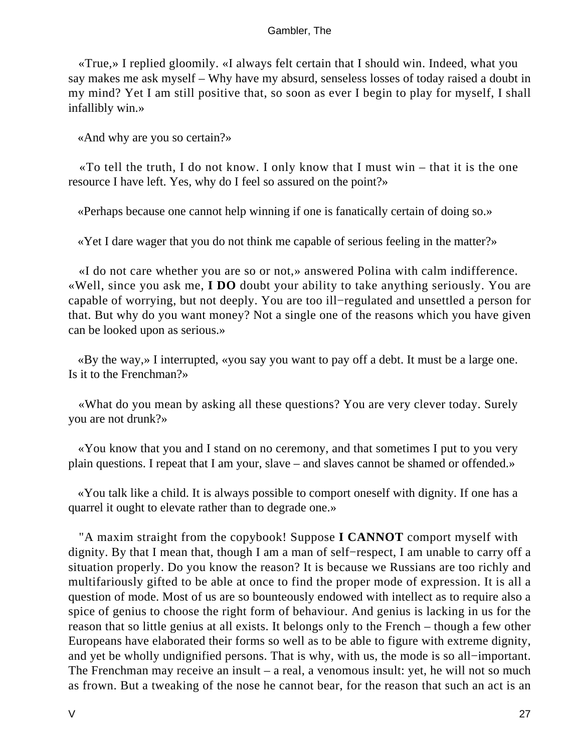«True,» I replied gloomily. «I always felt certain that I should win. Indeed, what you say makes me ask myself – Why have my absurd, senseless losses of today raised a doubt in my mind? Yet I am still positive that, so soon as ever I begin to play for myself, I shall infallibly win.»

«And why are you so certain?»

«To tell the truth, I do not know. I only know that I must win – that it is the one resource I have left. Yes, why do I feel so assured on the point?»

«Perhaps because one cannot help winning if one is fanatically certain of doing so.»

«Yet I dare wager that you do not think me capable of serious feeling in the matter?»

«I do not care whether you are so or not,» answered Polina with calm indifference. «Well, since you ask me, **I DO** doubt your ability to take anything seriously. You are capable of worrying, but not deeply. You are too ill−regulated and unsettled a person for that. But why do you want money? Not a single one of the reasons which you have given can be looked upon as serious.»

«By the way,» I interrupted, «you say you want to pay off a debt. It must be a large one. Is it to the Frenchman?»

«What do you mean by asking all these questions? You are very clever today. Surely you are not drunk?»

«You know that you and I stand on no ceremony, and that sometimes I put to you very plain questions. I repeat that I am your, slave – and slaves cannot be shamed or offended.»

«You talk like a child. It is always possible to comport oneself with dignity. If one has a quarrel it ought to elevate rather than to degrade one.»

"A maxim straight from the copybook! Suppose **I CANNOT** comport myself with dignity. By that I mean that, though I am a man of self−respect, I am unable to carry off a situation properly. Do you know the reason? It is because we Russians are too richly and multifariously gifted to be able at once to find the proper mode of expression. It is all a question of mode. Most of us are so bounteously endowed with intellect as to require also a spice of genius to choose the right form of behaviour. And genius is lacking in us for the reason that so little genius at all exists. It belongs only to the French – though a few other Europeans have elaborated their forms so well as to be able to figure with extreme dignity, and yet be wholly undignified persons. That is why, with us, the mode is so all−important. The Frenchman may receive an insult – a real, a venomous insult: yet, he will not so much as frown. But a tweaking of the nose he cannot bear, for the reason that such an act is an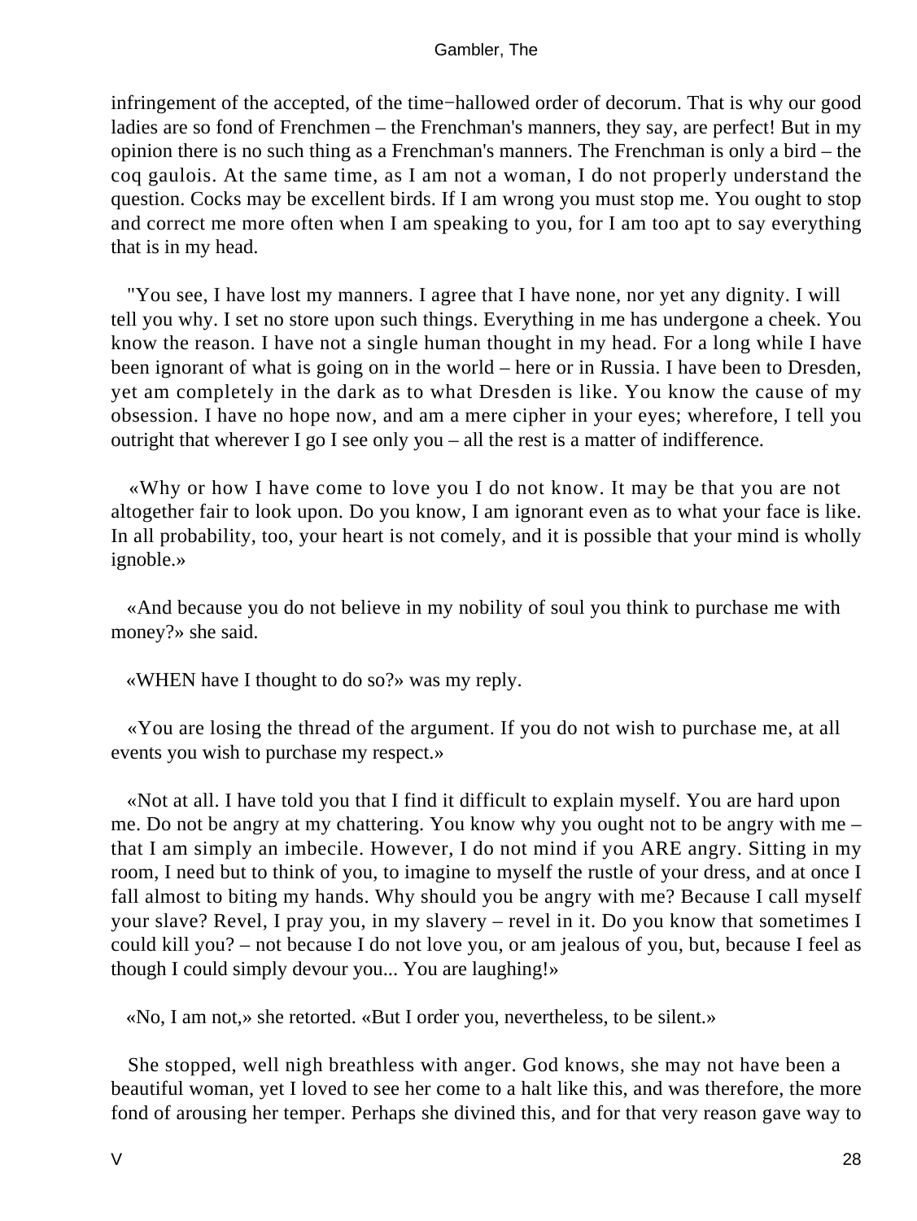infringement of the accepted, of the time−hallowed order of decorum. That is why our good ladies are so fond of Frenchmen – the Frenchman's manners, they say, are perfect! But in my opinion there is no such thing as a Frenchman's manners. The Frenchman is only a bird – the coq gaulois. At the same time, as I am not a woman, I do not properly understand the question. Cocks may be excellent birds. If I am wrong you must stop me. You ought to stop and correct me more often when I am speaking to you, for I am too apt to say everything that is in my head.

"You see, I have lost my manners. I agree that I have none, nor yet any dignity. I will tell you why. I set no store upon such things. Everything in me has undergone a cheek. You know the reason. I have not a single human thought in my head. For a long while I have been ignorant of what is going on in the world – here or in Russia. I have been to Dresden, yet am completely in the dark as to what Dresden is like. You know the cause of my obsession. I have no hope now, and am a mere cipher in your eyes; wherefore, I tell you outright that wherever I go I see only you – all the rest is a matter of indifference.

«Why or how I have come to love you I do not know. It may be that you are not altogether fair to look upon. Do you know, I am ignorant even as to what your face is like. In all probability, too, your heart is not comely, and it is possible that your mind is wholly ignoble.»

«And because you do not believe in my nobility of soul you think to purchase me with money?» she said.

«WHEN have I thought to do so?» was my reply.

«You are losing the thread of the argument. If you do not wish to purchase me, at all events you wish to purchase my respect.»

«Not at all. I have told you that I find it difficult to explain myself. You are hard upon me. Do not be angry at my chattering. You know why you ought not to be angry with me – that I am simply an imbecile. However, I do not mind if you ARE angry. Sitting in my room, I need but to think of you, to imagine to myself the rustle of your dress, and at once I fall almost to biting my hands. Why should you be angry with me? Because I call myself your slave? Revel, I pray you, in my slavery – revel in it. Do you know that sometimes I could kill you? – not because I do not love you, or am jealous of you, but, because I feel as though I could simply devour you... You are laughing!»

«No, I am not,» she retorted. «But I order you, nevertheless, to be silent.»

She stopped, well nigh breathless with anger. God knows, she may not have been a beautiful woman, yet I loved to see her come to a halt like this, and was therefore, the more fond of arousing her temper. Perhaps she divined this, and for that very reason gave way to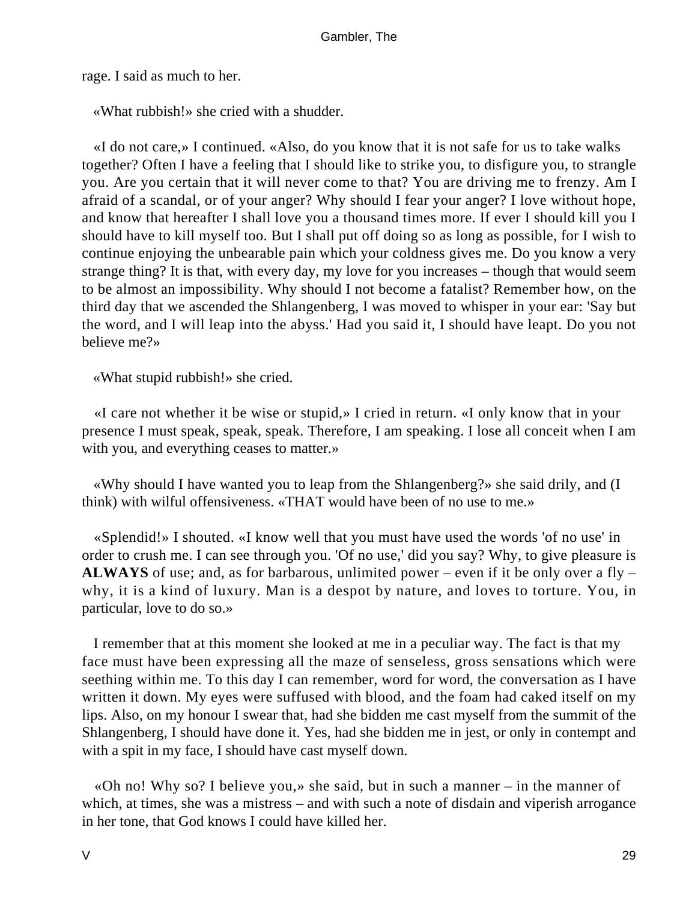rage. I said as much to her.

«What rubbish!» she cried with a shudder.

«I do not care,» I continued. «Also, do you know that it is not safe for us to take walks together? Often I have a feeling that I should like to strike you, to disfigure you, to strangle you. Are you certain that it will never come to that? You are driving me to frenzy. Am I afraid of a scandal, or of your anger? Why should I fear your anger? I love without hope, and know that hereafter I shall love you a thousand times more. If ever I should kill you I should have to kill myself too. But I shall put off doing so as long as possible, for I wish to continue enjoying the unbearable pain which your coldness gives me. Do you know a very strange thing? It is that, with every day, my love for you increases – though that would seem to be almost an impossibility. Why should I not become a fatalist? Remember how, on the third day that we ascended the Shlangenberg, I was moved to whisper in your ear: 'Say but the word, and I will leap into the abyss.' Had you said it, I should have leapt. Do you not believe me?»

«What stupid rubbish!» she cried.

«I care not whether it be wise or stupid,» I cried in return. «I only know that in your presence I must speak, speak, speak. Therefore, I am speaking. I lose all conceit when I am with you, and everything ceases to matter.»

«Why should I have wanted you to leap from the Shlangenberg?» she said drily, and (I think) with wilful offensiveness. «THAT would have been of no use to me.»

«Splendid!» I shouted. «I know well that you must have used the words 'of no use' in order to crush me. I can see through you. 'Of no use,' did you say? Why, to give pleasure is **ALWAYS** of use; and, as for barbarous, unlimited power – even if it be only over a fly – why, it is a kind of luxury. Man is a despot by nature, and loves to torture. You, in particular, love to do so.»

I remember that at this moment she looked at me in a peculiar way. The fact is that my face must have been expressing all the maze of senseless, gross sensations which were seething within me. To this day I can remember, word for word, the conversation as I have written it down. My eyes were suffused with blood, and the foam had caked itself on my lips. Also, on my honour I swear that, had she bidden me cast myself from the summit of the Shlangenberg, I should have done it. Yes, had she bidden me in jest, or only in contempt and with a spit in my face, I should have cast myself down.

«Oh no! Why so? I believe you,» she said, but in such a manner – in the manner of which, at times, she was a mistress – and with such a note of disdain and viperish arrogance in her tone, that God knows I could have killed her.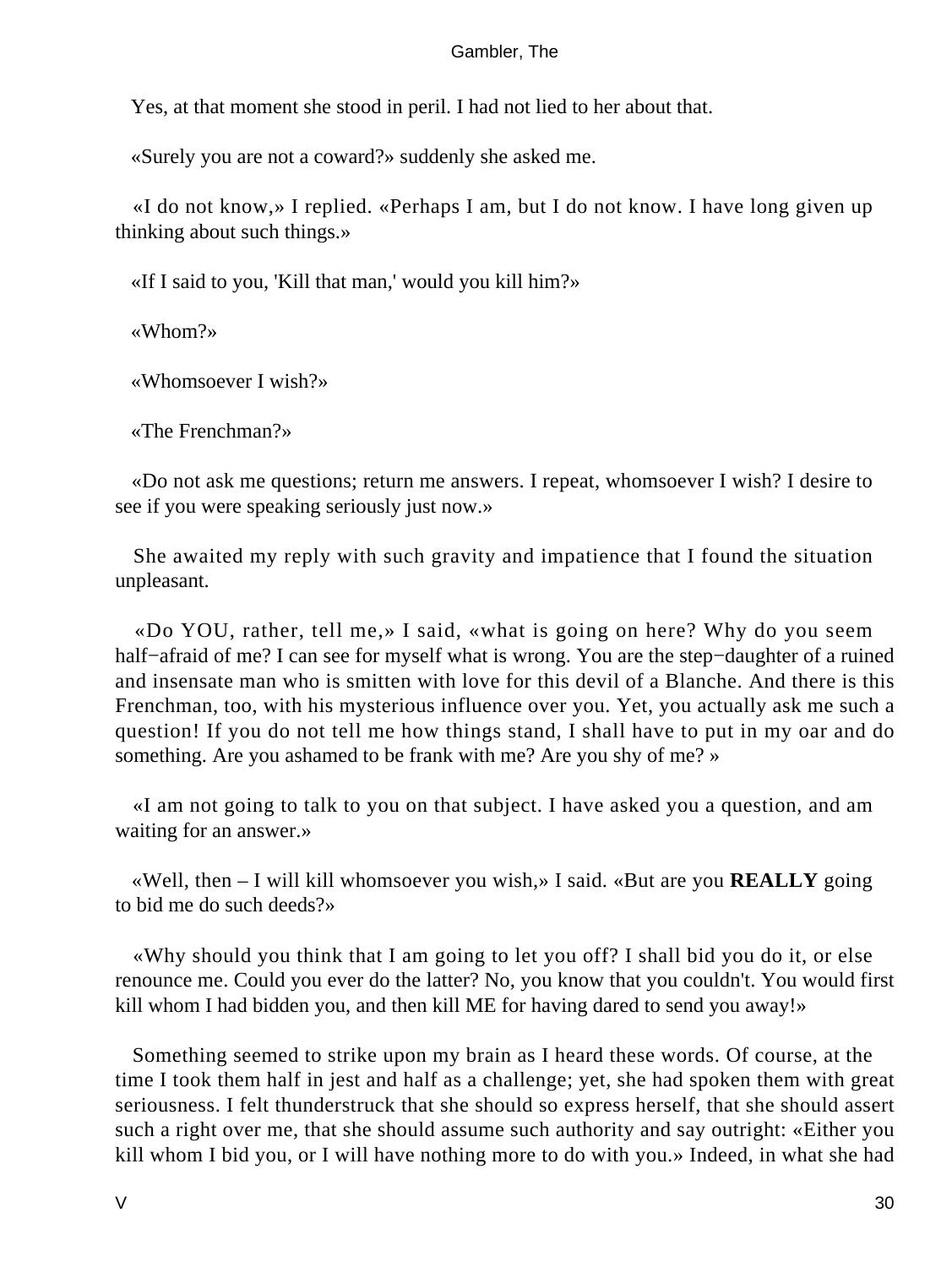Yes, at that moment she stood in peril. I had not lied to her about that.

«Surely you are not a coward?» suddenly she asked me.

«I do not know,» I replied. «Perhaps I am, but I do not know. I have long given up thinking about such things.»

«If I said to you, 'Kill that man,' would you kill him?»

«Whom?»

«Whomsoever I wish?»

«The Frenchman?»

«Do not ask me questions; return me answers. I repeat, whomsoever I wish? I desire to see if you were speaking seriously just now.»

She awaited my reply with such gravity and impatience that I found the situation unpleasant.

«Do YOU, rather, tell me,» I said, «what is going on here? Why do you seem half−afraid of me? I can see for myself what is wrong. You are the step−daughter of a ruined and insensate man who is smitten with love for this devil of a Blanche. And there is this Frenchman, too, with his mysterious influence over you. Yet, you actually ask me such a question! If you do not tell me how things stand, I shall have to put in my oar and do something. Are you ashamed to be frank with me? Are you shy of me? »

«I am not going to talk to you on that subject. I have asked you a question, and am waiting for an answer.»

«Well, then – I will kill whomsoever you wish,» I said. «But are you **REALLY** going to bid me do such deeds?»

«Why should you think that I am going to let you off? I shall bid you do it, or else renounce me. Could you ever do the latter? No, you know that you couldn't. You would first kill whom I had bidden you, and then kill ME for having dared to send you away!»

Something seemed to strike upon my brain as I heard these words. Of course, at the time I took them half in jest and half as a challenge; yet, she had spoken them with great seriousness. I felt thunderstruck that she should so express herself, that she should assert such a right over me, that she should assume such authority and say outright: «Either you kill whom I bid you, or I will have nothing more to do with you.» Indeed, in what she had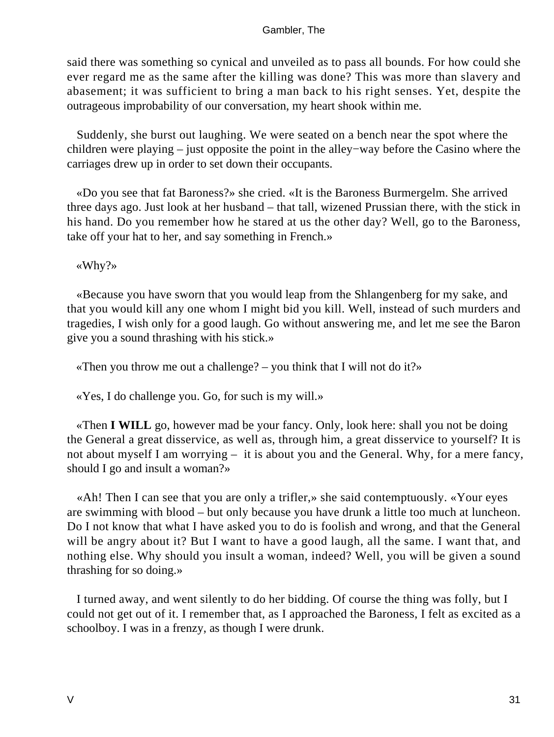said there was something so cynical and unveiled as to pass all bounds. For how could she ever regard me as the same after the killing was done? This was more than slavery and abasement; it was sufficient to bring a man back to his right senses. Yet, despite the outrageous improbability of our conversation, my heart shook within me.

Suddenly, she burst out laughing. We were seated on a bench near the spot where the children were playing – just opposite the point in the alley−way before the Casino where the carriages drew up in order to set down their occupants.

«Do you see that fat Baroness?» she cried. «It is the Baroness Burmergelm. She arrived three days ago. Just look at her husband – that tall, wizened Prussian there, with the stick in his hand. Do you remember how he stared at us the other day? Well, go to the Baroness, take off your hat to her, and say something in French.»

«Why?»

«Because you have sworn that you would leap from the Shlangenberg for my sake, and that you would kill any one whom I might bid you kill. Well, instead of such murders and tragedies, I wish only for a good laugh. Go without answering me, and let me see the Baron give you a sound thrashing with his stick.»

«Then you throw me out a challenge? – you think that I will not do it?»

«Yes, I do challenge you. Go, for such is my will.»

«Then **I WILL** go, however mad be your fancy. Only, look here: shall you not be doing the General a great disservice, as well as, through him, a great disservice to yourself? It is not about myself I am worrying – it is about you and the General. Why, for a mere fancy, should I go and insult a woman?»

«Ah! Then I can see that you are only a trifler,» she said contemptuously. «Your eyes are swimming with blood – but only because you have drunk a little too much at luncheon. Do I not know that what I have asked you to do is foolish and wrong, and that the General will be angry about it? But I want to have a good laugh, all the same. I want that, and nothing else. Why should you insult a woman, indeed? Well, you will be given a sound thrashing for so doing.»

I turned away, and went silently to do her bidding. Of course the thing was folly, but I could not get out of it. I remember that, as I approached the Baroness, I felt as excited as a schoolboy. I was in a frenzy, as though I were drunk.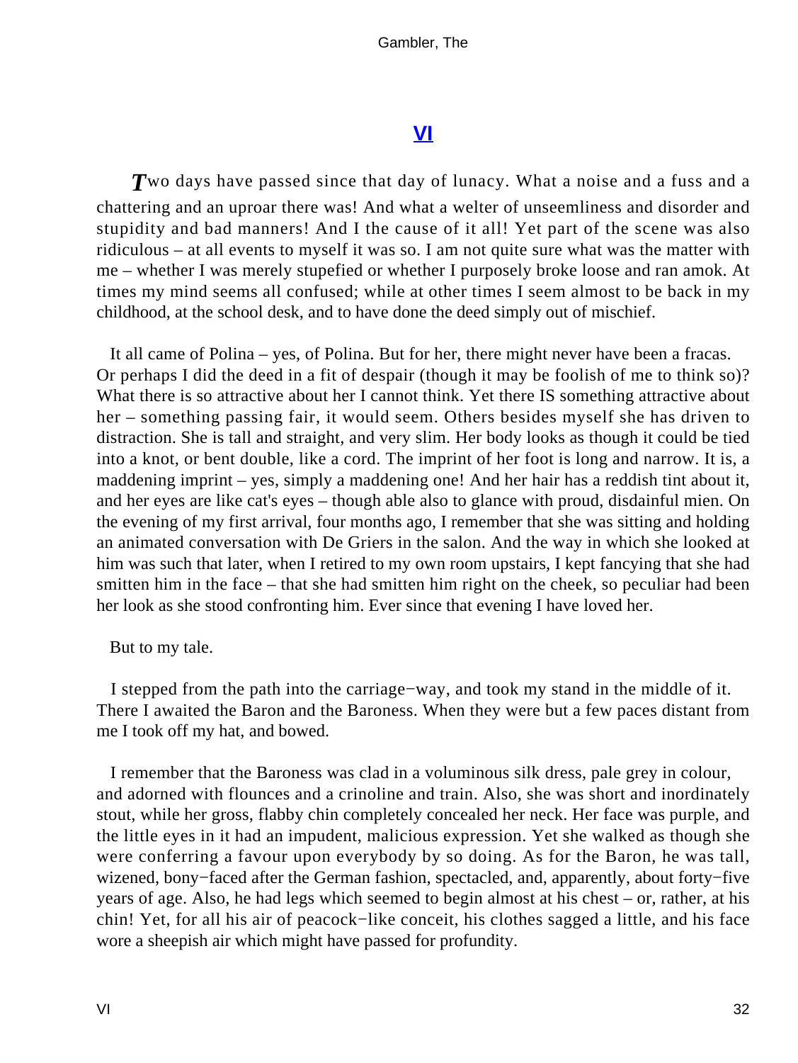## VI

*T*wo days have passed since that day of lunacy. What a noise and a fuss and a chattering and an uproar there was! And what a welter of unseemliness and disorder and stupidity and bad manners! And I the cause of it all! Yet part of the scene was also ridiculous – at all events to myself it was so. I am not quite sure what was the matter with me – whether I was merely stupefied or whether I purposely broke loose and ran amok. At times my mind seems all confused; while at other times I seem almost to be back in my childhood, at the school desk, and to have done the deed simply out of mischief.

It all came of Polina – yes, of Polina. But for her, there might never have been a fracas. Or perhaps I did the deed in a fit of despair (though it may be foolish of me to think so)? What there is so attractive about her I cannot think. Yet there IS something attractive about her – something passing fair, it would seem. Others besides myself she has driven to distraction. She is tall and straight, and very slim. Her body looks as though it could be tied into a knot, or bent double, like a cord. The imprint of her foot is long and narrow. It is, a maddening imprint – yes, simply a maddening one! And her hair has a reddish tint about it, and her eyes are like cat's eyes – though able also to glance with proud, disdainful mien. On the evening of my first arrival, four months ago, I remember that she was sitting and holding an animated conversation with De Griers in the salon. And the way in which she looked at him was such that later, when I retired to my own room upstairs, I kept fancying that she had smitten him in the face – that she had smitten him right on the cheek, so peculiar had been her look as she stood confronting him. Ever since that evening I have loved her.

But to my tale.

I stepped from the path into the carriage−way, and took my stand in the middle of it. There I awaited the Baron and the Baroness. When they were but a few paces distant from me I took off my hat, and bowed.

I remember that the Baroness was clad in a voluminous silk dress, pale grey in colour, and adorned with flounces and a crinoline and train. Also, she was short and inordinately stout, while her gross, flabby chin completely concealed her neck. Her face was purple, and the little eyes in it had an impudent, malicious expression. Yet she walked as though she were conferring a favour upon everybody by so doing. As for the Baron, he was tall, wizened, bony−faced after the German fashion, spectacled, and, apparently, about forty−five years of age. Also, he had legs which seemed to begin almost at his chest – or, rather, at his chin! Yet, for all his air of peacock−like conceit, his clothes sagged a little, and his face wore a sheepish air which might have passed for profundity.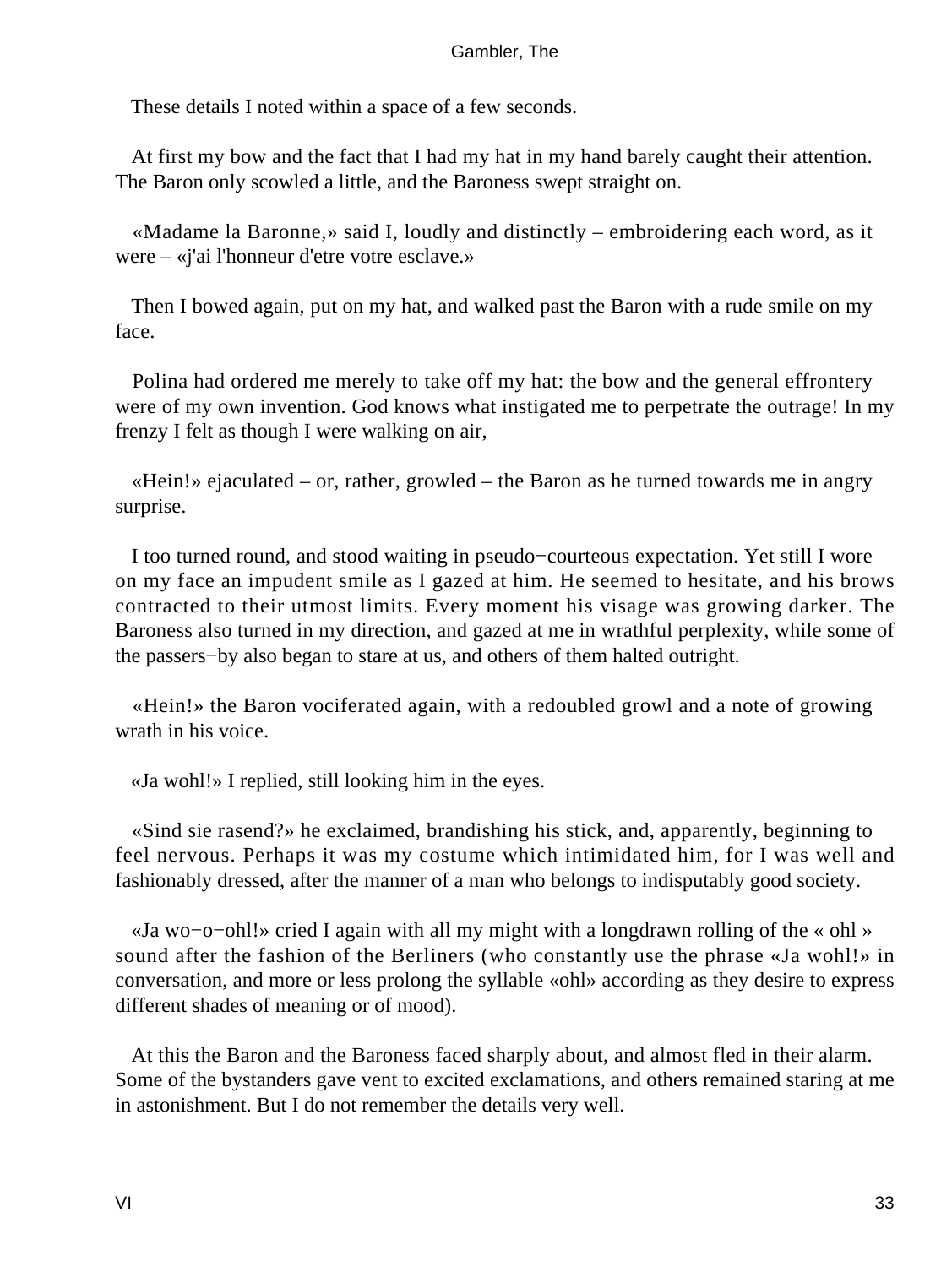These details I noted within a space of a few seconds.

At first my bow and the fact that I had my hat in my hand barely caught their attention. The Baron only scowled a little, and the Baroness swept straight on.

«Madame la Baronne,» said I, loudly and distinctly – embroidering each word, as it were – «j'ai l'honneur d'etre votre esclave.»

Then I bowed again, put on my hat, and walked past the Baron with a rude smile on my face.

Polina had ordered me merely to take off my hat: the bow and the general effrontery were of my own invention. God knows what instigated me to perpetrate the outrage! In my frenzy I felt as though I were walking on air,

«Hein!» ejaculated – or, rather, growled – the Baron as he turned towards me in angry surprise.

I too turned round, and stood waiting in pseudo−courteous expectation. Yet still I wore on my face an impudent smile as I gazed at him. He seemed to hesitate, and his brows contracted to their utmost limits. Every moment his visage was growing darker. The Baroness also turned in my direction, and gazed at me in wrathful perplexity, while some of the passers−by also began to stare at us, and others of them halted outright.

«Hein!» the Baron vociferated again, with a redoubled growl and a note of growing wrath in his voice.

«Ja wohl!» I replied, still looking him in the eyes.

«Sind sie rasend?» he exclaimed, brandishing his stick, and, apparently, beginning to feel nervous. Perhaps it was my costume which intimidated him, for I was well and fashionably dressed, after the manner of a man who belongs to indisputably good society.

«Ja wo−o−ohl!» cried I again with all my might with a longdrawn rolling of the « ohl » sound after the fashion of the Berliners (who constantly use the phrase «Ja wohl!» in conversation, and more or less prolong the syllable «ohl» according as they desire to express different shades of meaning or of mood).

At this the Baron and the Baroness faced sharply about, and almost fled in their alarm. Some of the bystanders gave vent to excited exclamations, and others remained staring at me in astonishment. But I do not remember the details very well.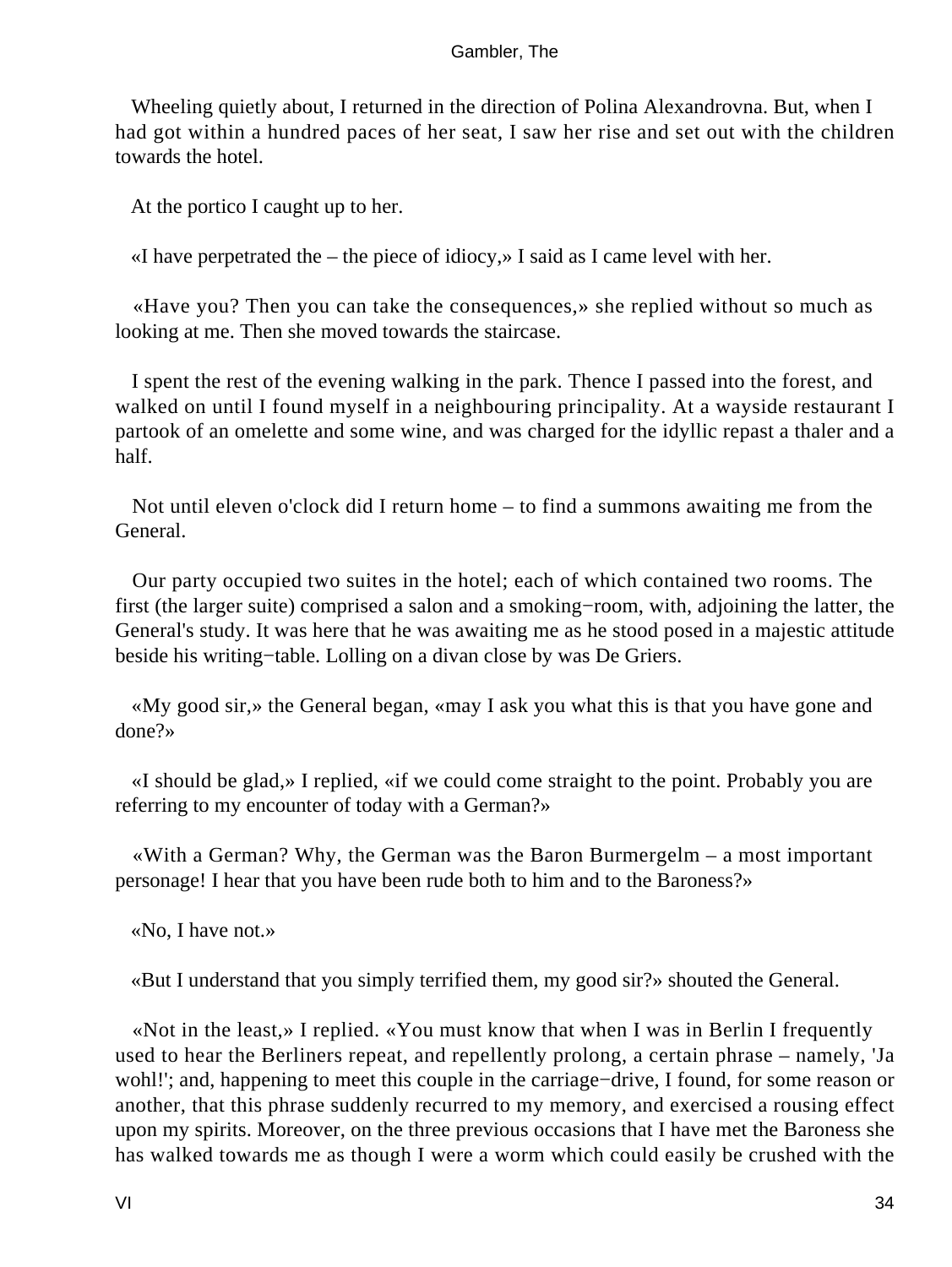Wheeling quietly about, I returned in the direction of Polina Alexandrovna. But, when I had got within a hundred paces of her seat, I saw her rise and set out with the children towards the hotel.

At the portico I caught up to her.

«I have perpetrated the – the piece of idiocy,» I said as I came level with her.

«Have you? Then you can take the consequences,» she replied without so much as looking at me. Then she moved towards the staircase.

I spent the rest of the evening walking in the park. Thence I passed into the forest, and walked on until I found myself in a neighbouring principality. At a wayside restaurant I partook of an omelette and some wine, and was charged for the idyllic repast a thaler and a half.

Not until eleven o'clock did I return home – to find a summons awaiting me from the General.

Our party occupied two suites in the hotel; each of which contained two rooms. The first (the larger suite) comprised a salon and a smoking−room, with, adjoining the latter, the General's study. It was here that he was awaiting me as he stood posed in a majestic attitude beside his writing−table. Lolling on a divan close by was De Griers.

«My good sir,» the General began, «may I ask you what this is that you have gone and done?»

«I should be glad,» I replied, «if we could come straight to the point. Probably you are referring to my encounter of today with a German?»

«With a German? Why, the German was the Baron Burmergelm – a most important personage! I hear that you have been rude both to him and to the Baroness?»

«No, I have not.»

«But I understand that you simply terrified them, my good sir?» shouted the General.

«Not in the least,» I replied. «You must know that when I was in Berlin I frequently used to hear the Berliners repeat, and repellently prolong, a certain phrase – namely, 'Ja wohl!'; and, happening to meet this couple in the carriage−drive, I found, for some reason or another, that this phrase suddenly recurred to my memory, and exercised a rousing effect upon my spirits. Moreover, on the three previous occasions that I have met the Baroness she has walked towards me as though I were a worm which could easily be crushed with the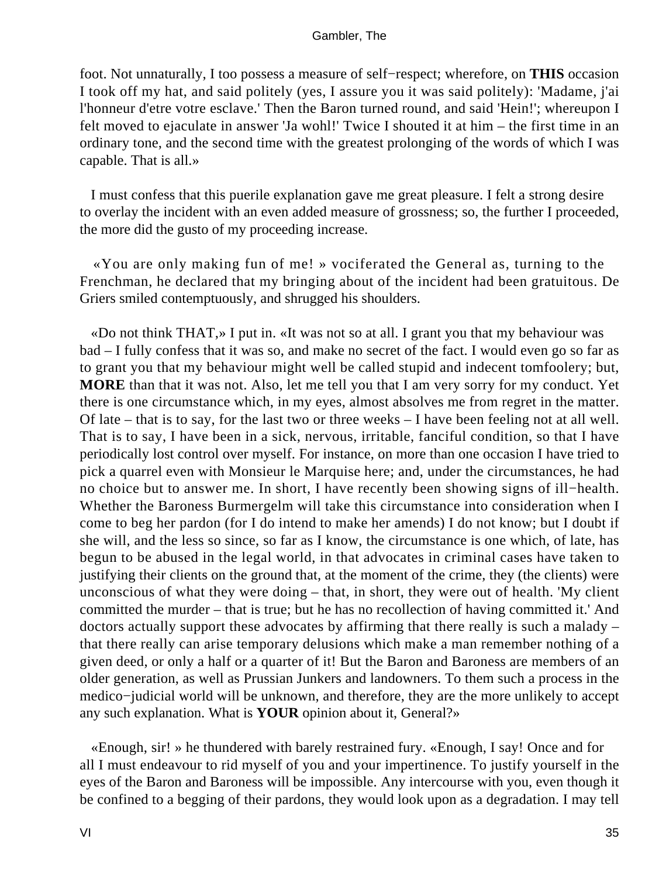foot. Not unnaturally, I too possess a measure of self−respect; wherefore, on **THIS** occasion I took off my hat, and said politely (yes, I assure you it was said politely): 'Madame, j'ai l'honneur d'etre votre esclave.' Then the Baron turned round, and said 'Hein!'; whereupon I felt moved to ejaculate in answer 'Ja wohl!' Twice I shouted it at him – the first time in an ordinary tone, and the second time with the greatest prolonging of the words of which I was capable. That is all.»

I must confess that this puerile explanation gave me great pleasure. I felt a strong desire to overlay the incident with an even added measure of grossness; so, the further I proceeded, the more did the gusto of my proceeding increase.

«You are only making fun of me! » vociferated the General as, turning to the Frenchman, he declared that my bringing about of the incident had been gratuitous. De Griers smiled contemptuously, and shrugged his shoulders.

«Do not think THAT,» I put in. «It was not so at all. I grant you that my behaviour was bad – I fully confess that it was so, and make no secret of the fact. I would even go so far as to grant you that my behaviour might well be called stupid and indecent tomfoolery; but, **MORE** than that it was not. Also, let me tell you that I am very sorry for my conduct. Yet there is one circumstance which, in my eyes, almost absolves me from regret in the matter. Of late – that is to say, for the last two or three weeks – I have been feeling not at all well. That is to say, I have been in a sick, nervous, irritable, fanciful condition, so that I have periodically lost control over myself. For instance, on more than one occasion I have tried to pick a quarrel even with Monsieur le Marquise here; and, under the circumstances, he had no choice but to answer me. In short, I have recently been showing signs of ill−health. Whether the Baroness Burmergelm will take this circumstance into consideration when I come to beg her pardon (for I do intend to make her amends) I do not know; but I doubt if she will, and the less so since, so far as I know, the circumstance is one which, of late, has begun to be abused in the legal world, in that advocates in criminal cases have taken to justifying their clients on the ground that, at the moment of the crime, they (the clients) were unconscious of what they were doing – that, in short, they were out of health. 'My client committed the murder – that is true; but he has no recollection of having committed it.' And doctors actually support these advocates by affirming that there really is such a malady – that there really can arise temporary delusions which make a man remember nothing of a given deed, or only a half or a quarter of it! But the Baron and Baroness are members of an older generation, as well as Prussian Junkers and landowners. To them such a process in the medico−judicial world will be unknown, and therefore, they are the more unlikely to accept any such explanation. What is **YOUR** opinion about it, General?»

«Enough, sir! » he thundered with barely restrained fury. «Enough, I say! Once and for all I must endeavour to rid myself of you and your impertinence. To justify yourself in the eyes of the Baron and Baroness will be impossible. Any intercourse with you, even though it be confined to a begging of their pardons, they would look upon as a degradation. I may tell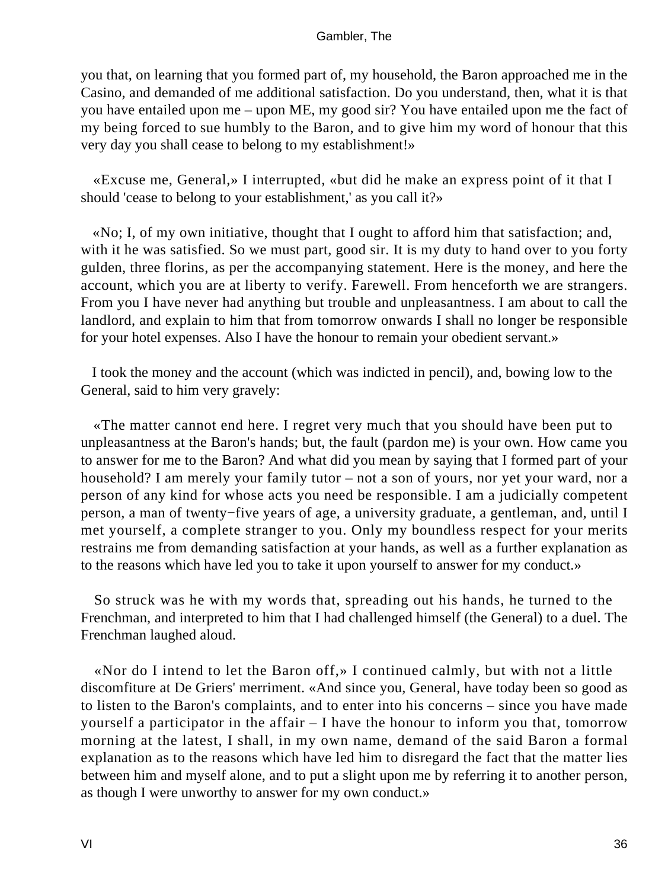you that, on learning that you formed part of, my household, the Baron approached me in the Casino, and demanded of me additional satisfaction. Do you understand, then, what it is that you have entailed upon me – upon ME, my good sir? You have entailed upon me the fact of my being forced to sue humbly to the Baron, and to give him my word of honour that this very day you shall cease to belong to my establishment!»

«Excuse me, General,» I interrupted, «but did he make an express point of it that I should 'cease to belong to your establishment,' as you call it?»

«No; I, of my own initiative, thought that I ought to afford him that satisfaction; and, with it he was satisfied. So we must part, good sir. It is my duty to hand over to you forty gulden, three florins, as per the accompanying statement. Here is the money, and here the account, which you are at liberty to verify. Farewell. From henceforth we are strangers. From you I have never had anything but trouble and unpleasantness. I am about to call the landlord, and explain to him that from tomorrow onwards I shall no longer be responsible for your hotel expenses. Also I have the honour to remain your obedient servant.»

I took the money and the account (which was indicted in pencil), and, bowing low to the General, said to him very gravely:

«The matter cannot end here. I regret very much that you should have been put to unpleasantness at the Baron's hands; but, the fault (pardon me) is your own. How came you to answer for me to the Baron? And what did you mean by saying that I formed part of your household? I am merely your family tutor – not a son of yours, nor yet your ward, nor a person of any kind for whose acts you need be responsible. I am a judicially competent person, a man of twenty−five years of age, a university graduate, a gentleman, and, until I met yourself, a complete stranger to you. Only my boundless respect for your merits restrains me from demanding satisfaction at your hands, as well as a further explanation as to the reasons which have led you to take it upon yourself to answer for my conduct.»

So struck was he with my words that, spreading out his hands, he turned to the Frenchman, and interpreted to him that I had challenged himself (the General) to a duel. The Frenchman laughed aloud.

«Nor do I intend to let the Baron off,» I continued calmly, but with not a little discomfiture at De Griers' merriment. «And since you, General, have today been so good as to listen to the Baron's complaints, and to enter into his concerns – since you have made yourself a participator in the affair – I have the honour to inform you that, tomorrow morning at the latest, I shall, in my own name, demand of the said Baron a formal explanation as to the reasons which have led him to disregard the fact that the matter lies between him and myself alone, and to put a slight upon me by referring it to another person, as though I were unworthy to answer for my own conduct.»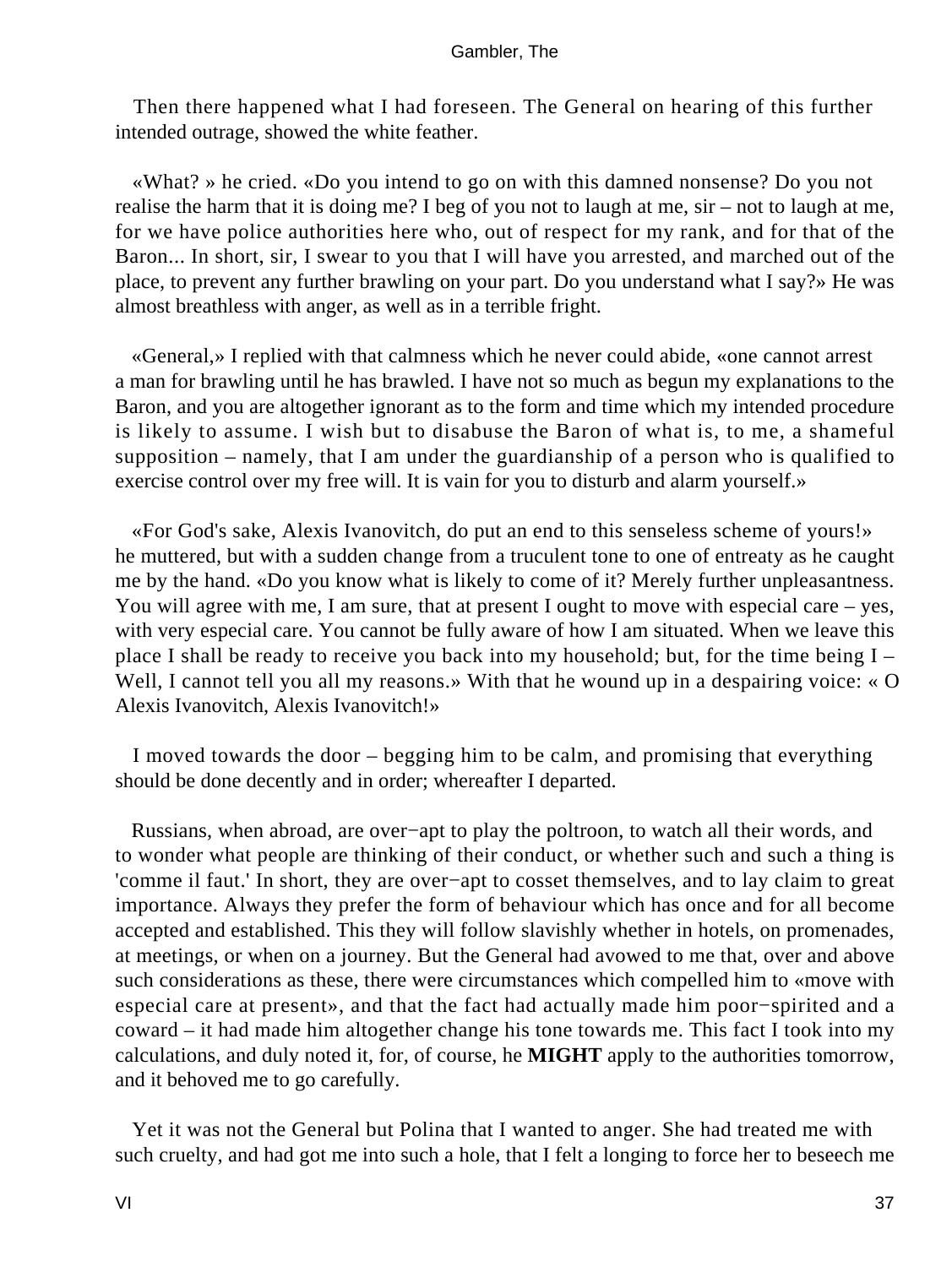Then there happened what I had foreseen. The General on hearing of this further intended outrage, showed the white feather.

«What? » he cried. «Do you intend to go on with this damned nonsense? Do you not realise the harm that it is doing me? I beg of you not to laugh at me, sir – not to laugh at me, for we have police authorities here who, out of respect for my rank, and for that of the Baron... In short, sir, I swear to you that I will have you arrested, and marched out of the place, to prevent any further brawling on your part. Do you understand what I say?» He was almost breathless with anger, as well as in a terrible fright.

«General,» I replied with that calmness which he never could abide, «one cannot arrest a man for brawling until he has brawled. I have not so much as begun my explanations to the Baron, and you are altogether ignorant as to the form and time which my intended procedure is likely to assume. I wish but to disabuse the Baron of what is, to me, a shameful supposition – namely, that I am under the guardianship of a person who is qualified to exercise control over my free will. It is vain for you to disturb and alarm yourself.»

«For God's sake, Alexis Ivanovitch, do put an end to this senseless scheme of yours!» he muttered, but with a sudden change from a truculent tone to one of entreaty as he caught me by the hand. «Do you know what is likely to come of it? Merely further unpleasantness. You will agree with me, I am sure, that at present I ought to move with especial care – yes, with very especial care. You cannot be fully aware of how I am situated. When we leave this place I shall be ready to receive you back into my household; but, for the time being I – Well, I cannot tell you all my reasons.» With that he wound up in a despairing voice: « O Alexis Ivanovitch, Alexis Ivanovitch!»

I moved towards the door – begging him to be calm, and promising that everything should be done decently and in order; whereafter I departed.

Russians, when abroad, are over−apt to play the poltroon, to watch all their words, and to wonder what people are thinking of their conduct, or whether such and such a thing is 'comme il faut.' In short, they are over−apt to cosset themselves, and to lay claim to great importance. Always they prefer the form of behaviour which has once and for all become accepted and established. This they will follow slavishly whether in hotels, on promenades, at meetings, or when on a journey. But the General had avowed to me that, over and above such considerations as these, there were circumstances which compelled him to «move with especial care at present», and that the fact had actually made him poor−spirited and a coward – it had made him altogether change his tone towards me. This fact I took into my calculations, and duly noted it, for, of course, he **MIGHT** apply to the authorities tomorrow, and it behoved me to go carefully.

Yet it was not the General but Polina that I wanted to anger. She had treated me with such cruelty, and had got me into such a hole, that I felt a longing to force her to beseech me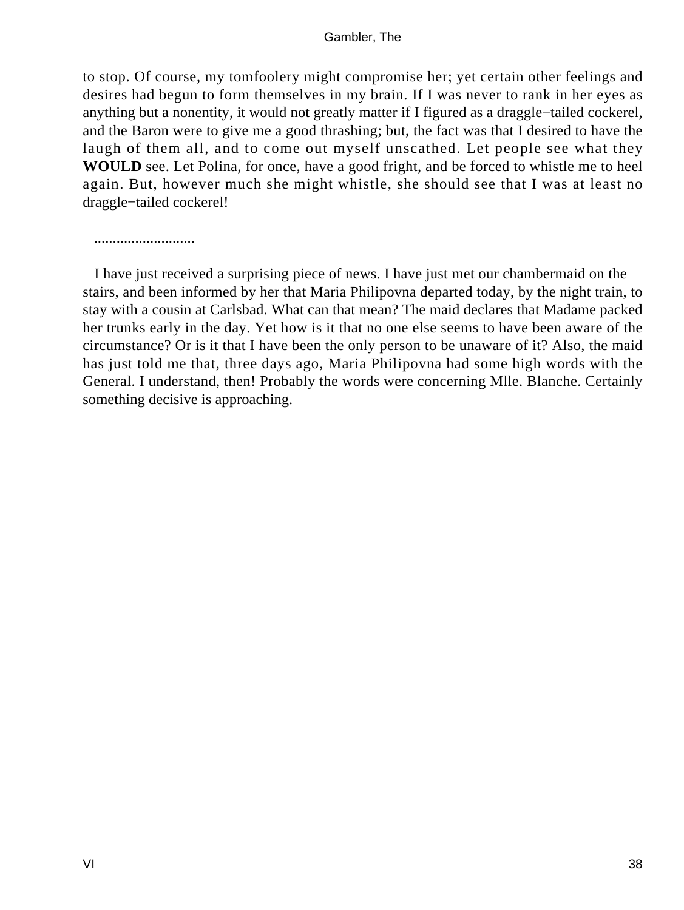to stop. Of course, my tomfoolery might compromise her; yet certain other feelings and desires had begun to form themselves in my brain. If I was never to rank in her eyes as anything but a nonentity, it would not greatly matter if I figured as a draggle−tailed cockerel, and the Baron were to give me a good thrashing; but, the fact was that I desired to have the laugh of them all, and to come out myself unscathed. Let people see what they **WOULD** see. Let Polina, for once, have a good fright, and be forced to whistle me to heel again. But, however much she might whistle, she should see that I was at least no draggle−tailed cockerel!

...........................

I have just received a surprising piece of news. I have just met our chambermaid on the stairs, and been informed by her that Maria Philipovna departed today, by the night train, to stay with a cousin at Carlsbad. What can that mean? The maid declares that Madame packed her trunks early in the day. Yet how is it that no one else seems to have been aware of the circumstance? Or is it that I have been the only person to be unaware of it? Also, the maid has just told me that, three days ago, Maria Philipovna had some high words with the General. I understand, then! Probably the words were concerning Mlle. Blanche. Certainly something decisive is approaching.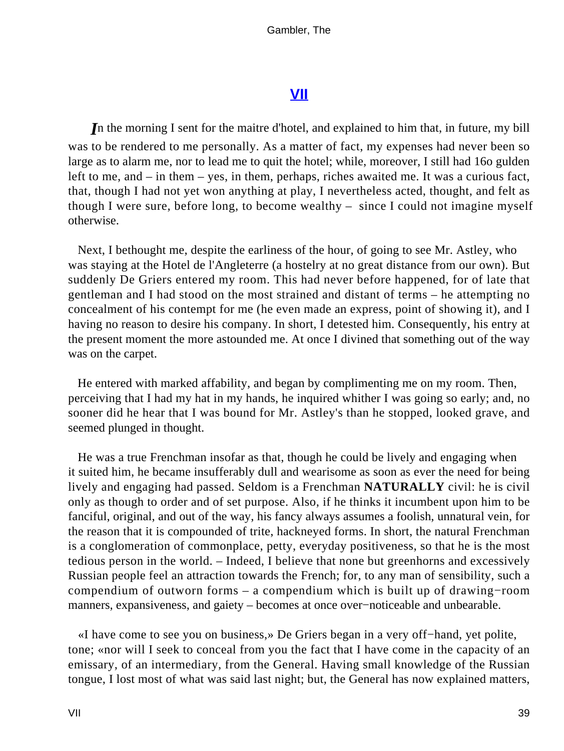## VII

*I*n the morning I sent for the maitre d'hotel, and explained to him that, in future, my bill was to be rendered to me personally. As a matter of fact, my expenses had never been so large as to alarm me, nor to lead me to quit the hotel; while, moreover, I still had 16o gulden left to me, and – in them – yes, in them, perhaps, riches awaited me. It was a curious fact, that, though I had not yet won anything at play, I nevertheless acted, thought, and felt as though I were sure, before long, to become wealthy – since I could not imagine myself otherwise.

Next, I bethought me, despite the earliness of the hour, of going to see Mr. Astley, who was staying at the Hotel de l'Angleterre (a hostelry at no great distance from our own). But suddenly De Griers entered my room. This had never before happened, for of late that gentleman and I had stood on the most strained and distant of terms – he attempting no concealment of his contempt for me (he even made an express, point of showing it), and I having no reason to desire his company. In short, I detested him. Consequently, his entry at the present moment the more astounded me. At once I divined that something out of the way was on the carpet.

He entered with marked affability, and began by complimenting me on my room. Then, perceiving that I had my hat in my hands, he inquired whither I was going so early; and, no sooner did he hear that I was bound for Mr. Astley's than he stopped, looked grave, and seemed plunged in thought.

He was a true Frenchman insofar as that, though he could be lively and engaging when it suited him, he became insufferably dull and wearisome as soon as ever the need for being lively and engaging had passed. Seldom is a Frenchman **NATURALLY** civil: he is civil only as though to order and of set purpose. Also, if he thinks it incumbent upon him to be fanciful, original, and out of the way, his fancy always assumes a foolish, unnatural vein, for the reason that it is compounded of trite, hackneyed forms. In short, the natural Frenchman is a conglomeration of commonplace, petty, everyday positiveness, so that he is the most tedious person in the world. – Indeed, I believe that none but greenhorns and excessively Russian people feel an attraction towards the French; for, to any man of sensibility, such a compendium of outworn forms – a compendium which is built up of drawing−room manners, expansiveness, and gaiety – becomes at once over−noticeable and unbearable.

«I have come to see you on business,» De Griers began in a very off−hand, yet polite, tone; «nor will I seek to conceal from you the fact that I have come in the capacity of an emissary, of an intermediary, from the General. Having small knowledge of the Russian tongue, I lost most of what was said last night; but, the General has now explained matters,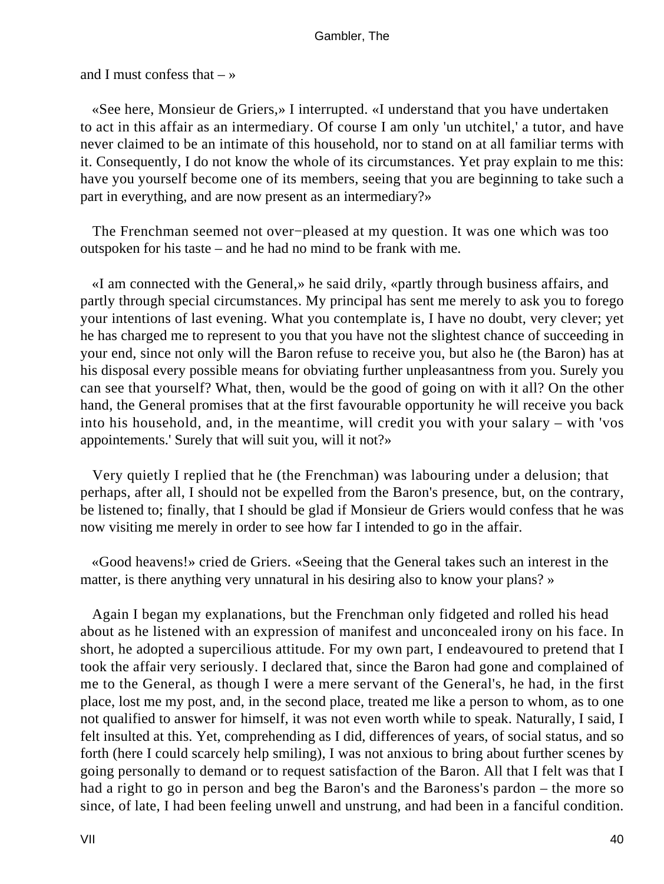and I must confess that – »

«See here, Monsieur de Griers,» I interrupted. «I understand that you have undertaken to act in this affair as an intermediary. Of course I am only 'un utchitel,' a tutor, and have never claimed to be an intimate of this household, nor to stand on at all familiar terms with it. Consequently, I do not know the whole of its circumstances. Yet pray explain to me this: have you yourself become one of its members, seeing that you are beginning to take such a part in everything, and are now present as an intermediary?»

The Frenchman seemed not over−pleased at my question. It was one which was too outspoken for his taste – and he had no mind to be frank with me.

«I am connected with the General,» he said drily, «partly through business affairs, and partly through special circumstances. My principal has sent me merely to ask you to forego your intentions of last evening. What you contemplate is, I have no doubt, very clever; yet he has charged me to represent to you that you have not the slightest chance of succeeding in your end, since not only will the Baron refuse to receive you, but also he (the Baron) has at his disposal every possible means for obviating further unpleasantness from you. Surely you can see that yourself? What, then, would be the good of going on with it all? On the other hand, the General promises that at the first favourable opportunity he will receive you back into his household, and, in the meantime, will credit you with your salary – with 'vos appointements.' Surely that will suit you, will it not?»

Very quietly I replied that he (the Frenchman) was labouring under a delusion; that perhaps, after all, I should not be expelled from the Baron's presence, but, on the contrary, be listened to; finally, that I should be glad if Monsieur de Griers would confess that he was now visiting me merely in order to see how far I intended to go in the affair.

«Good heavens!» cried de Griers. «Seeing that the General takes such an interest in the matter, is there anything very unnatural in his desiring also to know your plans? »

Again I began my explanations, but the Frenchman only fidgeted and rolled his head about as he listened with an expression of manifest and unconcealed irony on his face. In short, he adopted a supercilious attitude. For my own part, I endeavoured to pretend that I took the affair very seriously. I declared that, since the Baron had gone and complained of me to the General, as though I were a mere servant of the General's, he had, in the first place, lost me my post, and, in the second place, treated me like a person to whom, as to one not qualified to answer for himself, it was not even worth while to speak. Naturally, I said, I felt insulted at this. Yet, comprehending as I did, differences of years, of social status, and so forth (here I could scarcely help smiling), I was not anxious to bring about further scenes by going personally to demand or to request satisfaction of the Baron. All that I felt was that I had a right to go in person and beg the Baron's and the Baroness's pardon – the more so since, of late, I had been feeling unwell and unstrung, and had been in a fanciful condition.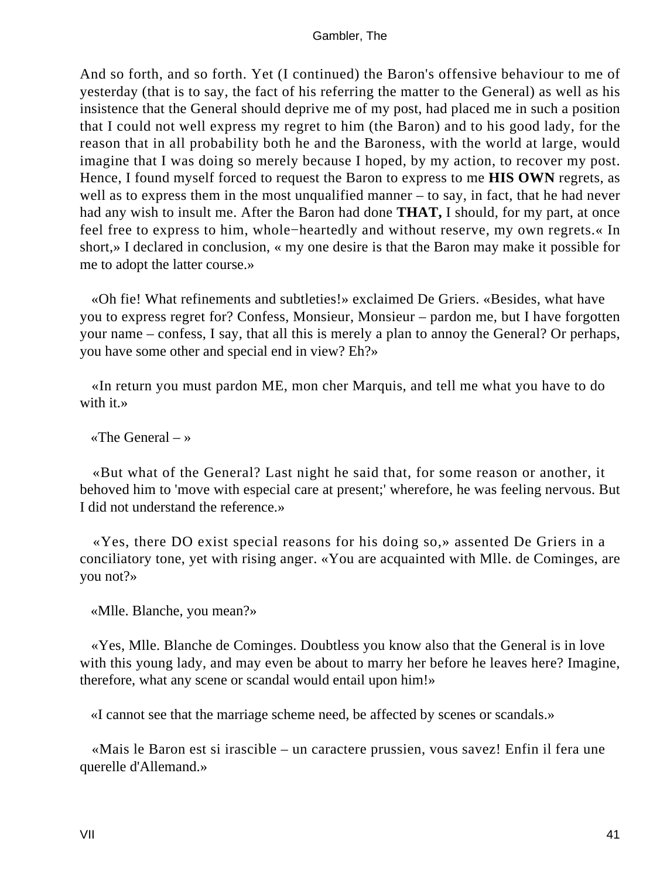And so forth, and so forth. Yet (I continued) the Baron's offensive behaviour to me of yesterday (that is to say, the fact of his referring the matter to the General) as well as his insistence that the General should deprive me of my post, had placed me in such a position that I could not well express my regret to him (the Baron) and to his good lady, for the reason that in all probability both he and the Baroness, with the world at large, would imagine that I was doing so merely because I hoped, by my action, to recover my post. Hence, I found myself forced to request the Baron to express to me **HIS OWN** regrets, as well as to express them in the most unqualified manner – to say, in fact, that he had never had any wish to insult me. After the Baron had done **THAT,** I should, for my part, at once feel free to express to him, whole−heartedly and without reserve, my own regrets.« In short,» I declared in conclusion, « my one desire is that the Baron may make it possible for me to adopt the latter course.»

«Oh fie! What refinements and subtleties!» exclaimed De Griers. «Besides, what have you to express regret for? Confess, Monsieur, Monsieur – pardon me, but I have forgotten your name – confess, I say, that all this is merely a plan to annoy the General? Or perhaps, you have some other and special end in view? Eh?»

«In return you must pardon ME, mon cher Marquis, and tell me what you have to do with it.»

«The General – »

«But what of the General? Last night he said that, for some reason or another, it behoved him to 'move with especial care at present;' wherefore, he was feeling nervous. But I did not understand the reference.»

«Yes, there DO exist special reasons for his doing so,» assented De Griers in a conciliatory tone, yet with rising anger. «You are acquainted with Mlle. de Cominges, are you not?»

«Mlle. Blanche, you mean?»

«Yes, Mlle. Blanche de Cominges. Doubtless you know also that the General is in love with this young lady, and may even be about to marry her before he leaves here? Imagine, therefore, what any scene or scandal would entail upon him!»

«I cannot see that the marriage scheme need, be affected by scenes or scandals.»

«Mais le Baron est si irascible – un caractere prussien, vous savez! Enfin il fera une querelle d'Allemand.»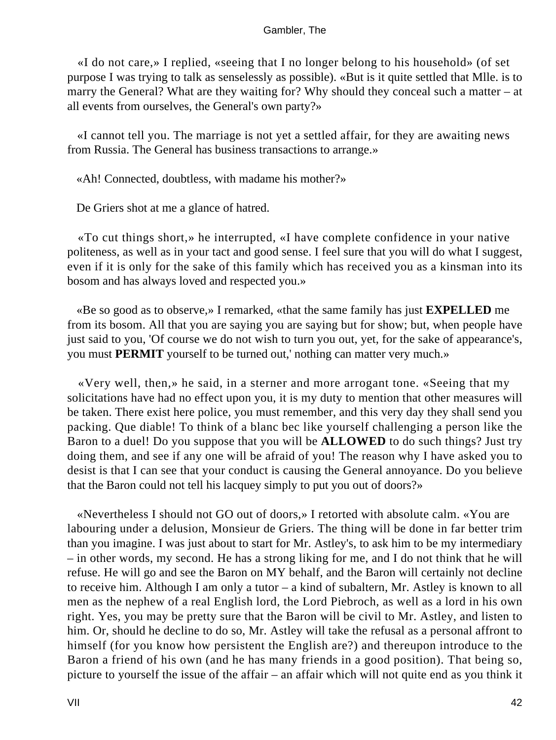«I do not care,» I replied, «seeing that I no longer belong to his household» (of set purpose I was trying to talk as senselessly as possible). «But is it quite settled that Mlle. is to marry the General? What are they waiting for? Why should they conceal such a matter – at all events from ourselves, the General's own party?»

«I cannot tell you. The marriage is not yet a settled affair, for they are awaiting news from Russia. The General has business transactions to arrange.»

«Ah! Connected, doubtless, with madame his mother?»

De Griers shot at me a glance of hatred.

«To cut things short,» he interrupted, «I have complete confidence in your native politeness, as well as in your tact and good sense. I feel sure that you will do what I suggest, even if it is only for the sake of this family which has received you as a kinsman into its bosom and has always loved and respected you.»

«Be so good as to observe,» I remarked, «that the same family has just **EXPELLED** me from its bosom. All that you are saying you are saying but for show; but, when people have just said to you, 'Of course we do not wish to turn you out, yet, for the sake of appearance's, you must **PERMIT** yourself to be turned out,' nothing can matter very much.»

«Very well, then,» he said, in a sterner and more arrogant tone. «Seeing that my solicitations have had no effect upon you, it is my duty to mention that other measures will be taken. There exist here police, you must remember, and this very day they shall send you packing. Que diable! To think of a blanc bec like yourself challenging a person like the Baron to a duel! Do you suppose that you will be **ALLOWED** to do such things? Just try doing them, and see if any one will be afraid of you! The reason why I have asked you to desist is that I can see that your conduct is causing the General annoyance. Do you believe that the Baron could not tell his lacquey simply to put you out of doors?»

«Nevertheless I should not GO out of doors,» I retorted with absolute calm. «You are labouring under a delusion, Monsieur de Griers. The thing will be done in far better trim than you imagine. I was just about to start for Mr. Astley's, to ask him to be my intermediary – in other words, my second. He has a strong liking for me, and I do not think that he will refuse. He will go and see the Baron on MY behalf, and the Baron will certainly not decline to receive him. Although I am only a tutor – a kind of subaltern, Mr. Astley is known to all men as the nephew of a real English lord, the Lord Piebroch, as well as a lord in his own right. Yes, you may be pretty sure that the Baron will be civil to Mr. Astley, and listen to him. Or, should he decline to do so, Mr. Astley will take the refusal as a personal affront to himself (for you know how persistent the English are?) and thereupon introduce to the Baron a friend of his own (and he has many friends in a good position). That being so, picture to yourself the issue of the affair – an affair which will not quite end as you think it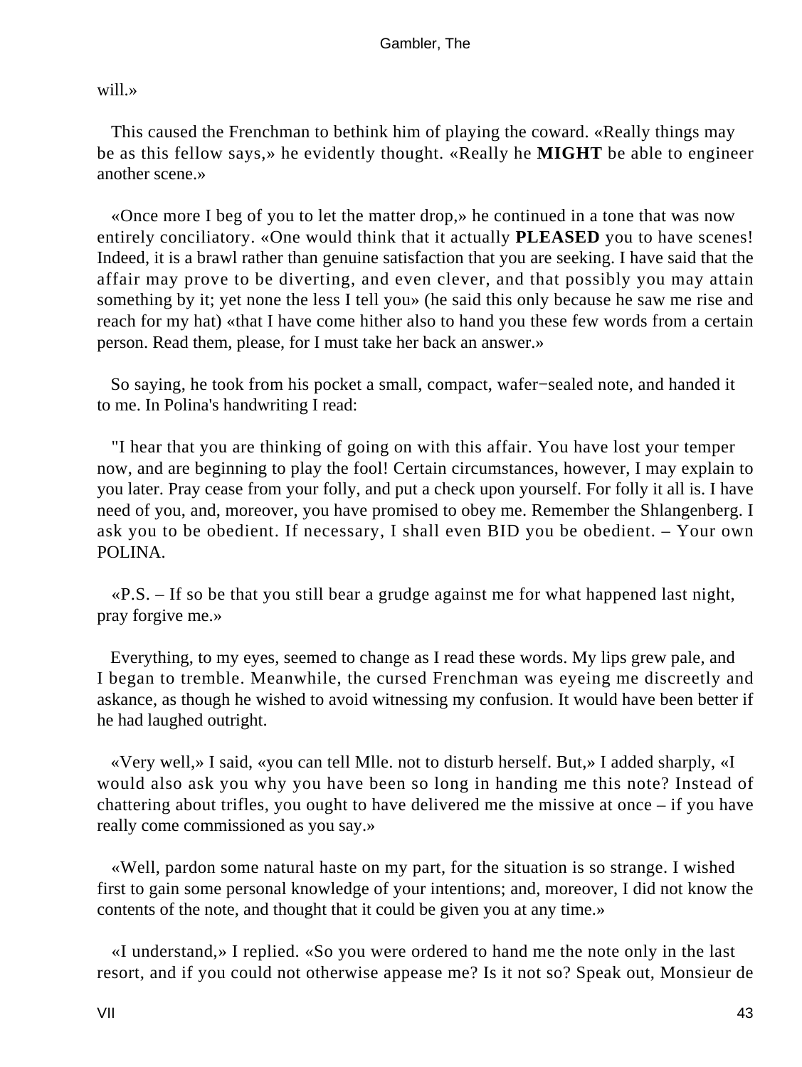will.»

This caused the Frenchman to bethink him of playing the coward. «Really things may be as this fellow says,» he evidently thought. «Really he **MIGHT** be able to engineer another scene.»

«Once more I beg of you to let the matter drop,» he continued in a tone that was now entirely conciliatory. «One would think that it actually **PLEASED** you to have scenes! Indeed, it is a brawl rather than genuine satisfaction that you are seeking. I have said that the affair may prove to be diverting, and even clever, and that possibly you may attain something by it; yet none the less I tell you» (he said this only because he saw me rise and reach for my hat) «that I have come hither also to hand you these few words from a certain person. Read them, please, for I must take her back an answer.»

So saying, he took from his pocket a small, compact, wafer−sealed note, and handed it to me. In Polina's handwriting I read:

"I hear that you are thinking of going on with this affair. You have lost your temper now, and are beginning to play the fool! Certain circumstances, however, I may explain to you later. Pray cease from your folly, and put a check upon yourself. For folly it all is. I have need of you, and, moreover, you have promised to obey me. Remember the Shlangenberg. I ask you to be obedient. If necessary, I shall even BID you be obedient. – Your own POLINA.

«P.S. – If so be that you still bear a grudge against me for what happened last night, pray forgive me.»

Everything, to my eyes, seemed to change as I read these words. My lips grew pale, and I began to tremble. Meanwhile, the cursed Frenchman was eyeing me discreetly and askance, as though he wished to avoid witnessing my confusion. It would have been better if he had laughed outright.

«Very well,» I said, «you can tell Mlle. not to disturb herself. But,» I added sharply, «I would also ask you why you have been so long in handing me this note? Instead of chattering about trifles, you ought to have delivered me the missive at once – if you have really come commissioned as you say.»

«Well, pardon some natural haste on my part, for the situation is so strange. I wished first to gain some personal knowledge of your intentions; and, moreover, I did not know the contents of the note, and thought that it could be given you at any time.»

«I understand,» I replied. «So you were ordered to hand me the note only in the last resort, and if you could not otherwise appease me? Is it not so? Speak out, Monsieur de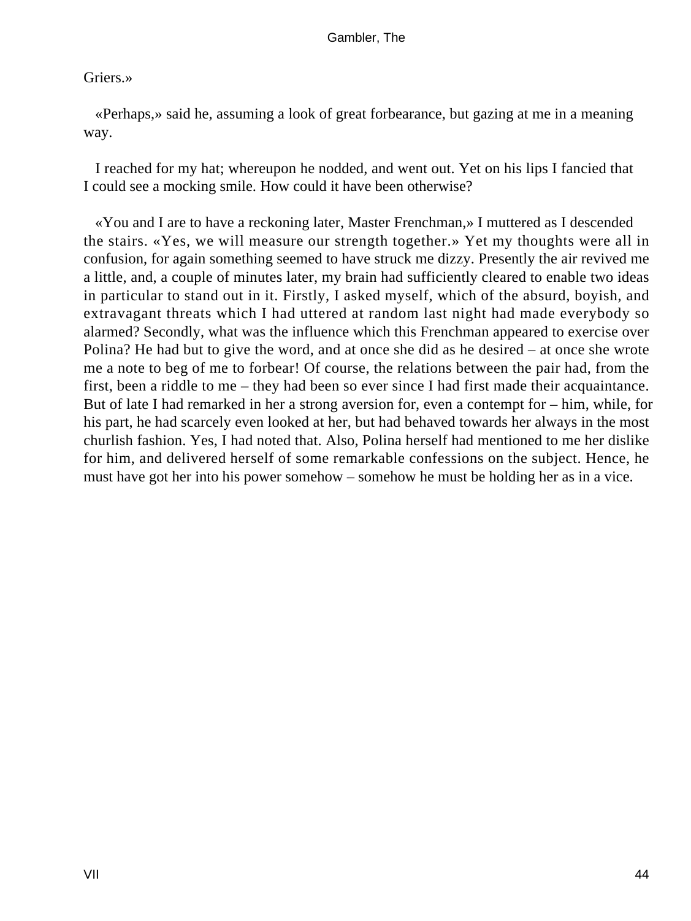Griers.»

«Perhaps,» said he, assuming a look of great forbearance, but gazing at me in a meaning way.

I reached for my hat; whereupon he nodded, and went out. Yet on his lips I fancied that I could see a mocking smile. How could it have been otherwise?

«You and I are to have a reckoning later, Master Frenchman,» I muttered as I descended the stairs. «Yes, we will measure our strength together.» Yet my thoughts were all in confusion, for again something seemed to have struck me dizzy. Presently the air revived me a little, and, a couple of minutes later, my brain had sufficiently cleared to enable two ideas in particular to stand out in it. Firstly, I asked myself, which of the absurd, boyish, and extravagant threats which I had uttered at random last night had made everybody so alarmed? Secondly, what was the influence which this Frenchman appeared to exercise over Polina? He had but to give the word, and at once she did as he desired – at once she wrote me a note to beg of me to forbear! Of course, the relations between the pair had, from the first, been a riddle to me – they had been so ever since I had first made their acquaintance. But of late I had remarked in her a strong aversion for, even a contempt for – him, while, for his part, he had scarcely even looked at her, but had behaved towards her always in the most churlish fashion. Yes, I had noted that. Also, Polina herself had mentioned to me her dislike for him, and delivered herself of some remarkable confessions on the subject. Hence, he must have got her into his power somehow – somehow he must be holding her as in a vice.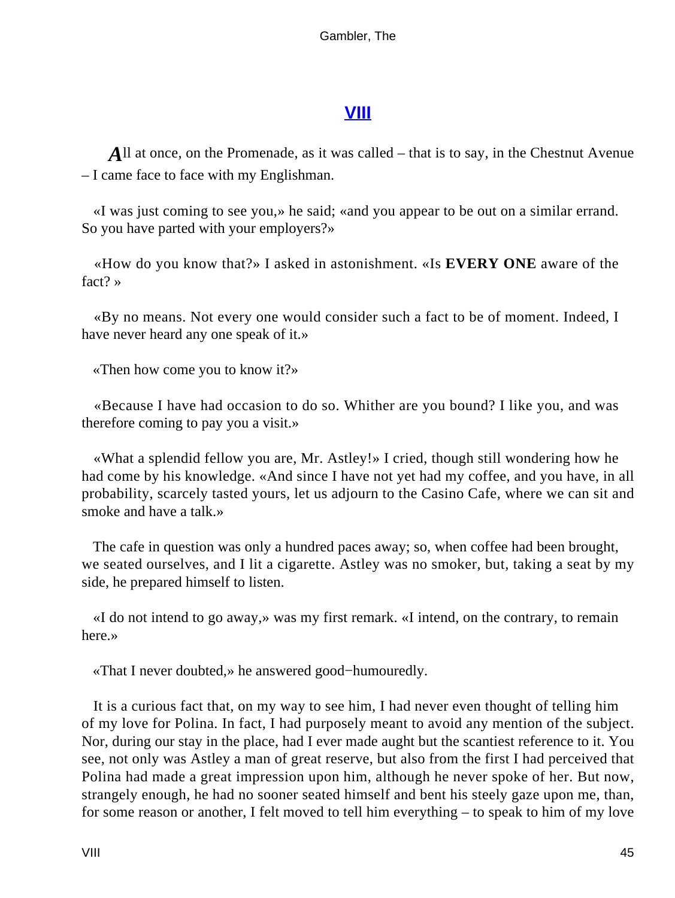## VIII

**A**ll at once, on the Promenade, as it was called – that is to say, in the Chestnut Avenue – I came face to face with my Englishman.

«I was just coming to see you,» he said; «and you appear to be out on a similar errand. So you have parted with your employers?»

«How do you know that?» I asked in astonishment. «Is **EVERY ONE** aware of the fact? »

«By no means. Not every one would consider such a fact to be of moment. Indeed, I have never heard any one speak of it.»

«Then how come you to know it?»

«Because I have had occasion to do so. Whither are you bound? I like you, and was therefore coming to pay you a visit.»

«What a splendid fellow you are, Mr. Astley!» I cried, though still wondering how he had come by his knowledge. «And since I have not yet had my coffee, and you have, in all probability, scarcely tasted yours, let us adjourn to the Casino Cafe, where we can sit and smoke and have a talk.»

The cafe in question was only a hundred paces away; so, when coffee had been brought, we seated ourselves, and I lit a cigarette. Astley was no smoker, but, taking a seat by my side, he prepared himself to listen.

«I do not intend to go away,» was my first remark. «I intend, on the contrary, to remain here.»

«That I never doubted,» he answered good−humouredly.

It is a curious fact that, on my way to see him, I had never even thought of telling him of my love for Polina. In fact, I had purposely meant to avoid any mention of the subject. Nor, during our stay in the place, had I ever made aught but the scantiest reference to it. You see, not only was Astley a man of great reserve, but also from the first I had perceived that Polina had made a great impression upon him, although he never spoke of her. But now, strangely enough, he had no sooner seated himself and bent his steely gaze upon me, than, for some reason or another, I felt moved to tell him everything – to speak to him of my love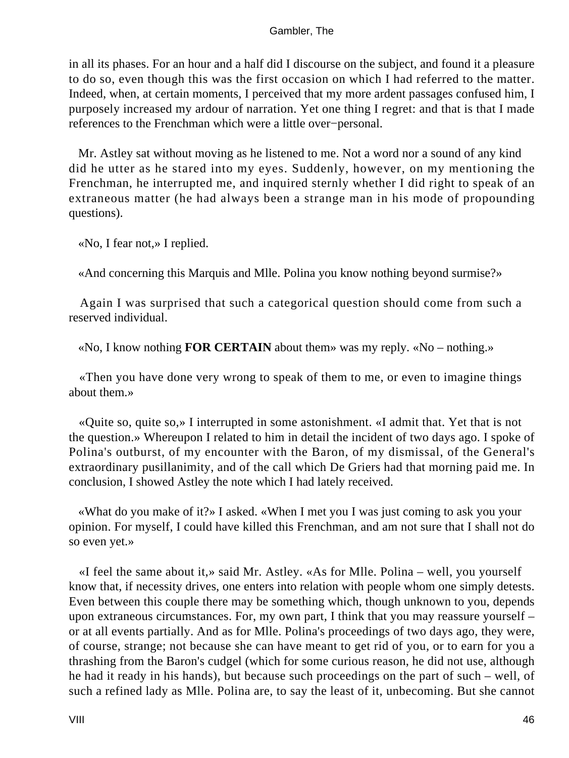in all its phases. For an hour and a half did I discourse on the subject, and found it a pleasure to do so, even though this was the first occasion on which I had referred to the matter. Indeed, when, at certain moments, I perceived that my more ardent passages confused him, I purposely increased my ardour of narration. Yet one thing I regret: and that is that I made references to the Frenchman which were a little over−personal.

Mr. Astley sat without moving as he listened to me. Not a word nor a sound of any kind did he utter as he stared into my eyes. Suddenly, however, on my mentioning the Frenchman, he interrupted me, and inquired sternly whether I did right to speak of an extraneous matter (he had always been a strange man in his mode of propounding questions).

«No, I fear not,» I replied.

«And concerning this Marquis and Mlle. Polina you know nothing beyond surmise?»

Again I was surprised that such a categorical question should come from such a reserved individual.

«No, I know nothing **FOR CERTAIN** about them» was my reply. «No – nothing.»

«Then you have done very wrong to speak of them to me, or even to imagine things about them.»

«Quite so, quite so,» I interrupted in some astonishment. «I admit that. Yet that is not the question.» Whereupon I related to him in detail the incident of two days ago. I spoke of Polina's outburst, of my encounter with the Baron, of my dismissal, of the General's extraordinary pusillanimity, and of the call which De Griers had that morning paid me. In conclusion, I showed Astley the note which I had lately received.

«What do you make of it?» I asked. «When I met you I was just coming to ask you your opinion. For myself, I could have killed this Frenchman, and am not sure that I shall not do so even yet.»

«I feel the same about it,» said Mr. Astley. «As for Mlle. Polina – well, you yourself know that, if necessity drives, one enters into relation with people whom one simply detests. Even between this couple there may be something which, though unknown to you, depends upon extraneous circumstances. For, my own part, I think that you may reassure yourself – or at all events partially. And as for Mlle. Polina's proceedings of two days ago, they were, of course, strange; not because she can have meant to get rid of you, or to earn for you a thrashing from the Baron's cudgel (which for some curious reason, he did not use, although he had it ready in his hands), but because such proceedings on the part of such – well, of such a refined lady as Mlle. Polina are, to say the least of it, unbecoming. But she cannot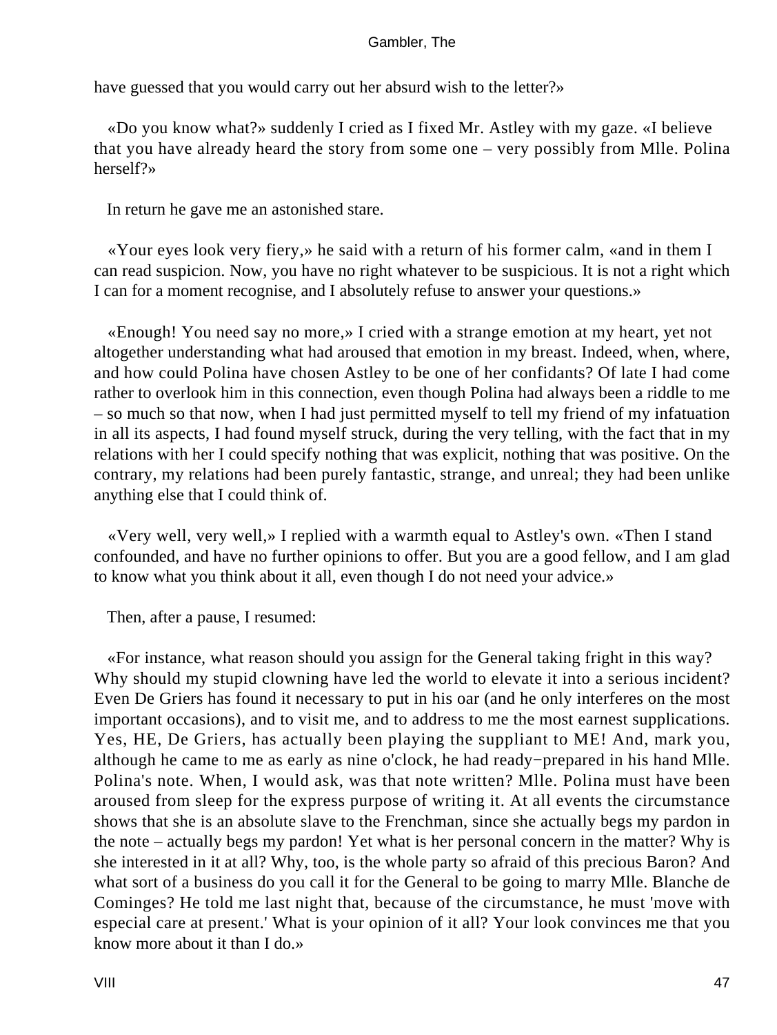have guessed that you would carry out her absurd wish to the letter?»

«Do you know what?» suddenly I cried as I fixed Mr. Astley with my gaze. «I believe that you have already heard the story from some one – very possibly from Mlle. Polina herself?»

In return he gave me an astonished stare.

«Your eyes look very fiery,» he said with a return of his former calm, «and in them I can read suspicion. Now, you have no right whatever to be suspicious. It is not a right which I can for a moment recognise, and I absolutely refuse to answer your questions.»

«Enough! You need say no more,» I cried with a strange emotion at my heart, yet not altogether understanding what had aroused that emotion in my breast. Indeed, when, where, and how could Polina have chosen Astley to be one of her confidants? Of late I had come rather to overlook him in this connection, even though Polina had always been a riddle to me – so much so that now, when I had just permitted myself to tell my friend of my infatuation in all its aspects, I had found myself struck, during the very telling, with the fact that in my relations with her I could specify nothing that was explicit, nothing that was positive. On the contrary, my relations had been purely fantastic, strange, and unreal; they had been unlike anything else that I could think of.

«Very well, very well,» I replied with a warmth equal to Astley's own. «Then I stand confounded, and have no further opinions to offer. But you are a good fellow, and I am glad to know what you think about it all, even though I do not need your advice.»

Then, after a pause, I resumed:

«For instance, what reason should you assign for the General taking fright in this way? Why should my stupid clowning have led the world to elevate it into a serious incident? Even De Griers has found it necessary to put in his oar (and he only interferes on the most important occasions), and to visit me, and to address to me the most earnest supplications. Yes, HE, De Griers, has actually been playing the suppliant to ME! And, mark you, although he came to me as early as nine o'clock, he had ready−prepared in his hand Mlle. Polina's note. When, I would ask, was that note written? Mlle. Polina must have been aroused from sleep for the express purpose of writing it. At all events the circumstance shows that she is an absolute slave to the Frenchman, since she actually begs my pardon in the note – actually begs my pardon! Yet what is her personal concern in the matter? Why is she interested in it at all? Why, too, is the whole party so afraid of this precious Baron? And what sort of a business do you call it for the General to be going to marry Mlle. Blanche de Cominges? He told me last night that, because of the circumstance, he must 'move with especial care at present.' What is your opinion of it all? Your look convinces me that you know more about it than I do.»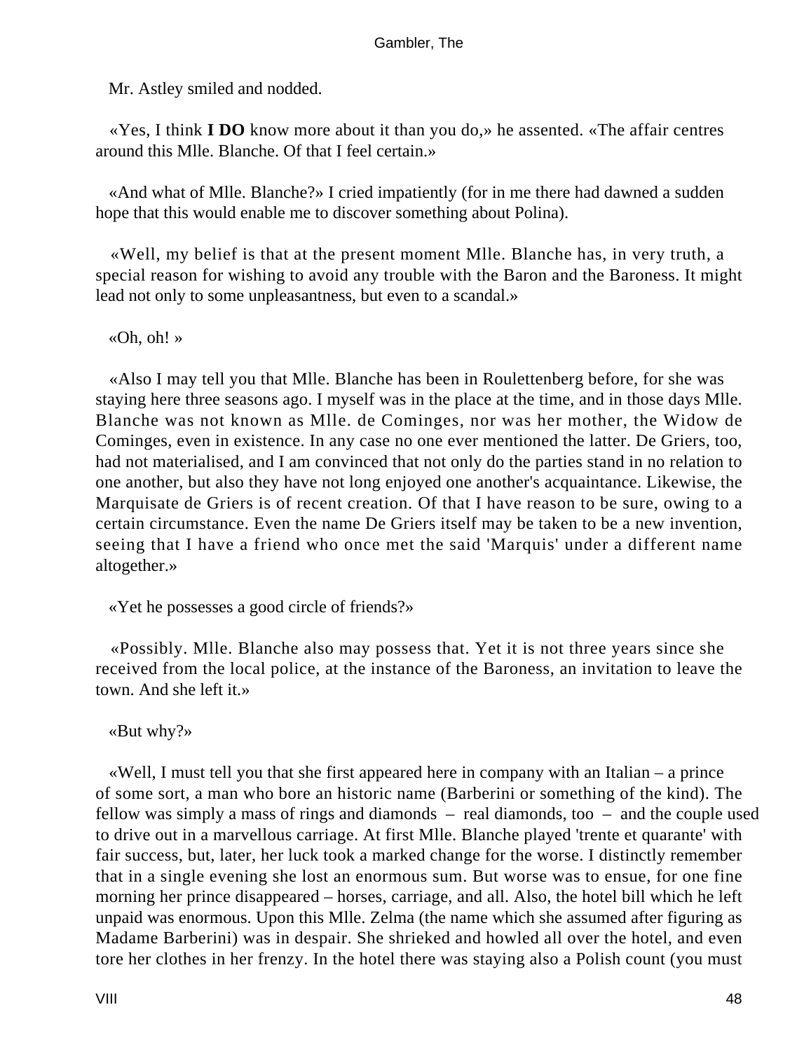Mr. Astley smiled and nodded.

«Yes, I think **I DO** know more about it than you do,» he assented. «The affair centres around this Mlle. Blanche. Of that I feel certain.»

«And what of Mlle. Blanche?» I cried impatiently (for in me there had dawned a sudden hope that this would enable me to discover something about Polina).

«Well, my belief is that at the present moment Mlle. Blanche has, in very truth, a special reason for wishing to avoid any trouble with the Baron and the Baroness. It might lead not only to some unpleasantness, but even to a scandal.»

«Oh, oh! »

«Also I may tell you that Mlle. Blanche has been in Roulettenberg before, for she was staying here three seasons ago. I myself was in the place at the time, and in those days Mlle. Blanche was not known as Mlle. de Cominges, nor was her mother, the Widow de Cominges, even in existence. In any case no one ever mentioned the latter. De Griers, too, had not materialised, and I am convinced that not only do the parties stand in no relation to one another, but also they have not long enjoyed one another's acquaintance. Likewise, the Marquisate de Griers is of recent creation. Of that I have reason to be sure, owing to a certain circumstance. Even the name De Griers itself may be taken to be a new invention, seeing that I have a friend who once met the said 'Marquis' under a different name altogether.»

«Yet he possesses a good circle of friends?»

«Possibly. Mlle. Blanche also may possess that. Yet it is not three years since she received from the local police, at the instance of the Baroness, an invitation to leave the town. And she left it.»

«But why?»

«Well, I must tell you that she first appeared here in company with an Italian – a prince of some sort, a man who bore an historic name (Barberini or something of the kind). The fellow was simply a mass of rings and diamonds – real diamonds, too – and the couple used to drive out in a marvellous carriage. At first Mlle. Blanche played 'trente et quarante' with fair success, but, later, her luck took a marked change for the worse. I distinctly remember that in a single evening she lost an enormous sum. But worse was to ensue, for one fine morning her prince disappeared – horses, carriage, and all. Also, the hotel bill which he left unpaid was enormous. Upon this Mlle. Zelma (the name which she assumed after figuring as Madame Barberini) was in despair. She shrieked and howled all over the hotel, and even tore her clothes in her frenzy. In the hotel there was staying also a Polish count (you must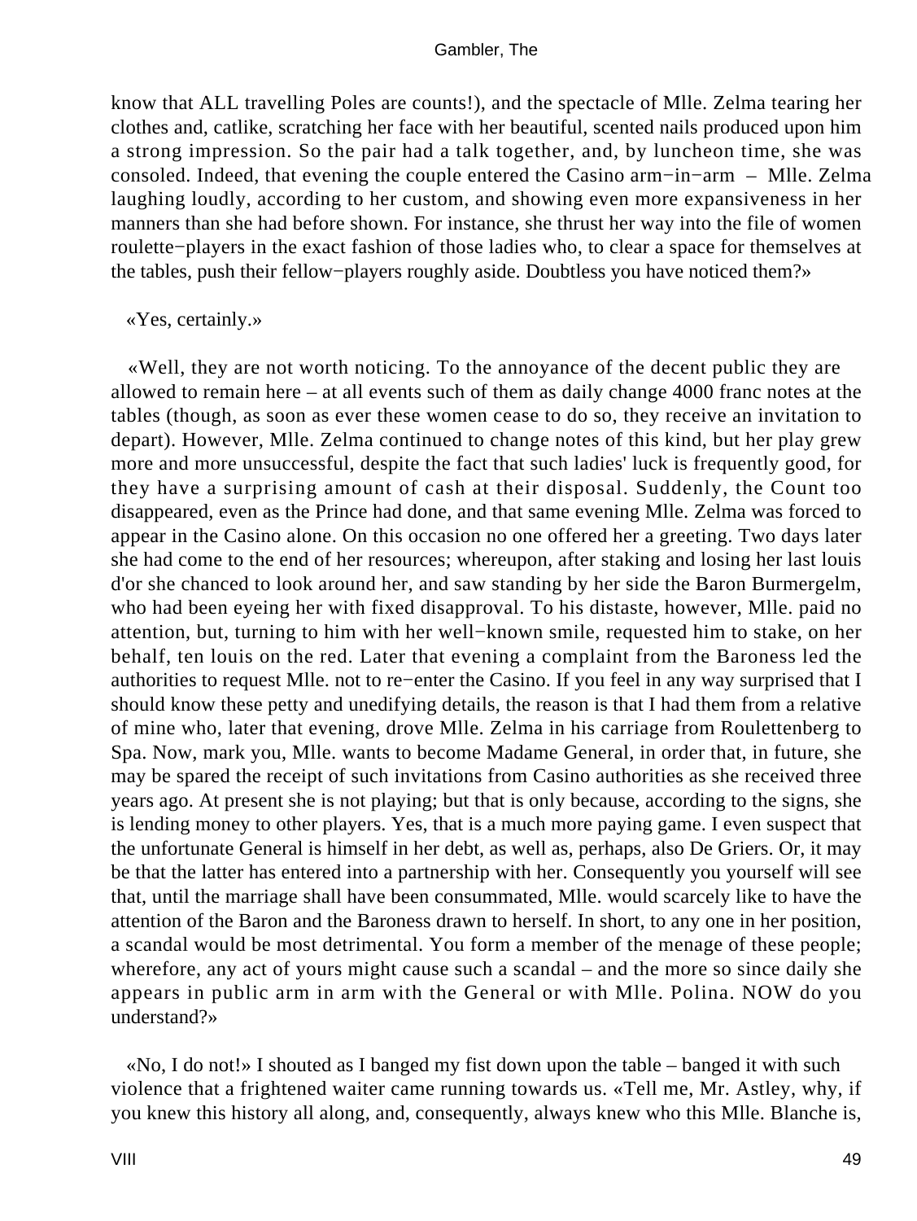know that ALL travelling Poles are counts!), and the spectacle of Mlle. Zelma tearing her clothes and, catlike, scratching her face with her beautiful, scented nails produced upon him a strong impression. So the pair had a talk together, and, by luncheon time, she was consoled. Indeed, that evening the couple entered the Casino arm−in−arm – Mlle. Zelma laughing loudly, according to her custom, and showing even more expansiveness in her manners than she had before shown. For instance, she thrust her way into the file of women roulette−players in the exact fashion of those ladies who, to clear a space for themselves at the tables, push their fellow−players roughly aside. Doubtless you have noticed them?»

«Yes, certainly.»

«Well, they are not worth noticing. To the annoyance of the decent public they are allowed to remain here – at all events such of them as daily change 4000 franc notes at the tables (though, as soon as ever these women cease to do so, they receive an invitation to depart). However, Mlle. Zelma continued to change notes of this kind, but her play grew more and more unsuccessful, despite the fact that such ladies' luck is frequently good, for they have a surprising amount of cash at their disposal. Suddenly, the Count too disappeared, even as the Prince had done, and that same evening Mlle. Zelma was forced to appear in the Casino alone. On this occasion no one offered her a greeting. Two days later she had come to the end of her resources; whereupon, after staking and losing her last louis d'or she chanced to look around her, and saw standing by her side the Baron Burmergelm, who had been eyeing her with fixed disapproval. To his distaste, however, Mlle. paid no attention, but, turning to him with her well−known smile, requested him to stake, on her behalf, ten louis on the red. Later that evening a complaint from the Baroness led the authorities to request Mlle. not to re−enter the Casino. If you feel in any way surprised that I should know these petty and unedifying details, the reason is that I had them from a relative of mine who, later that evening, drove Mlle. Zelma in his carriage from Roulettenberg to Spa. Now, mark you, Mlle. wants to become Madame General, in order that, in future, she may be spared the receipt of such invitations from Casino authorities as she received three years ago. At present she is not playing; but that is only because, according to the signs, she is lending money to other players. Yes, that is a much more paying game. I even suspect that the unfortunate General is himself in her debt, as well as, perhaps, also De Griers. Or, it may be that the latter has entered into a partnership with her. Consequently you yourself will see that, until the marriage shall have been consummated, Mlle. would scarcely like to have the attention of the Baron and the Baroness drawn to herself. In short, to any one in her position, a scandal would be most detrimental. You form a member of the menage of these people; wherefore, any act of yours might cause such a scandal – and the more so since daily she appears in public arm in arm with the General or with Mlle. Polina. NOW do you understand?»

«No, I do not!» I shouted as I banged my fist down upon the table – banged it with such violence that a frightened waiter came running towards us. «Tell me, Mr. Astley, why, if you knew this history all along, and, consequently, always knew who this Mlle. Blanche is,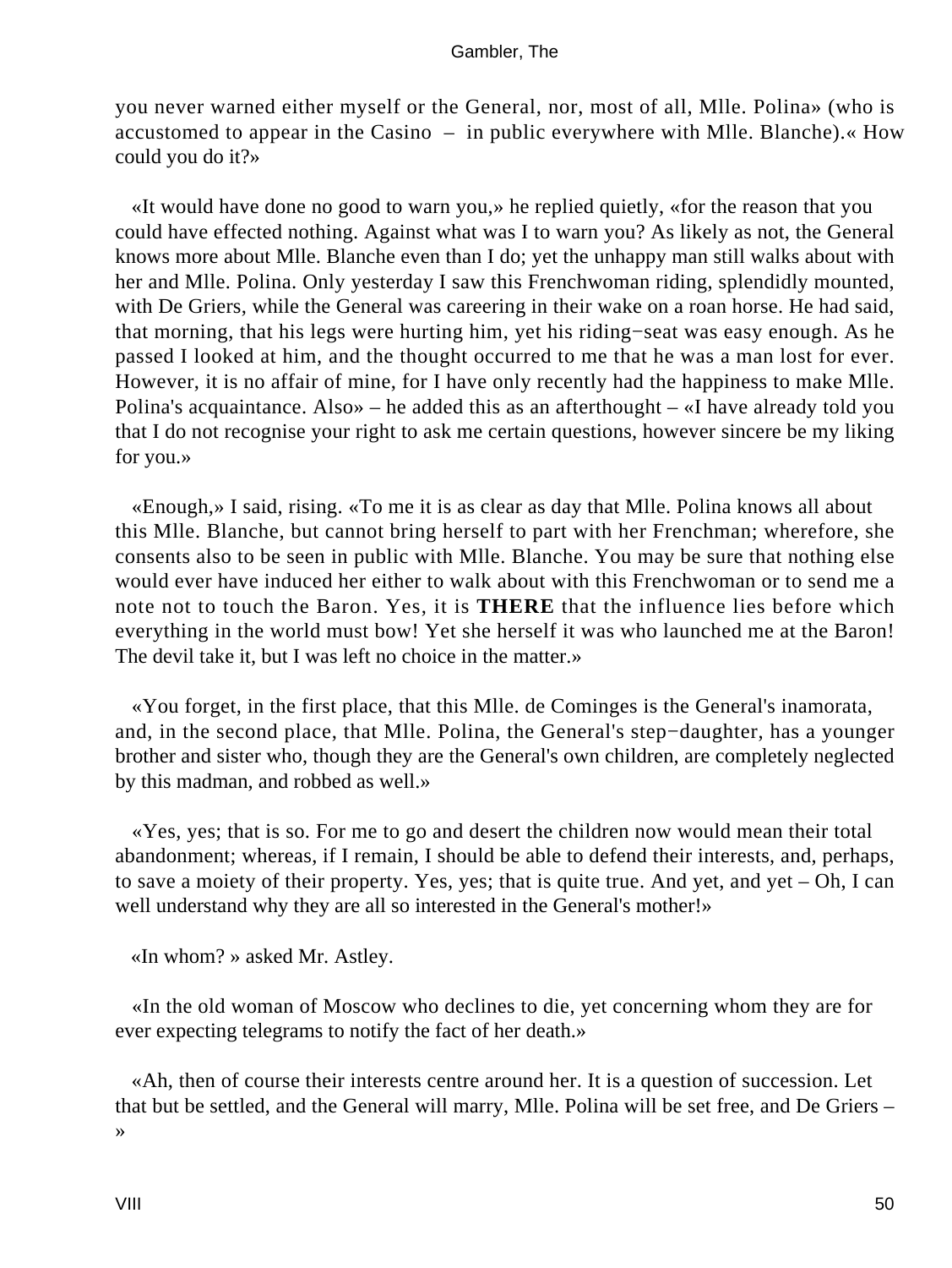you never warned either myself or the General, nor, most of all, Mlle. Polina» (who is accustomed to appear in the Casino – in public everywhere with Mlle. Blanche).« How could you do it?»

«It would have done no good to warn you,» he replied quietly, «for the reason that you could have effected nothing. Against what was I to warn you? As likely as not, the General knows more about Mlle. Blanche even than I do; yet the unhappy man still walks about with her and Mlle. Polina. Only yesterday I saw this Frenchwoman riding, splendidly mounted, with De Griers, while the General was careering in their wake on a roan horse. He had said, that morning, that his legs were hurting him, yet his riding−seat was easy enough. As he passed I looked at him, and the thought occurred to me that he was a man lost for ever. However, it is no affair of mine, for I have only recently had the happiness to make Mlle. Polina's acquaintance. Also» – he added this as an afterthought – «I have already told you that I do not recognise your right to ask me certain questions, however sincere be my liking for you.»

«Enough,» I said, rising. «To me it is as clear as day that Mlle. Polina knows all about this Mlle. Blanche, but cannot bring herself to part with her Frenchman; wherefore, she consents also to be seen in public with Mlle. Blanche. You may be sure that nothing else would ever have induced her either to walk about with this Frenchwoman or to send me a note not to touch the Baron. Yes, it is **THERE** that the influence lies before which everything in the world must bow! Yet she herself it was who launched me at the Baron! The devil take it, but I was left no choice in the matter.»

«You forget, in the first place, that this Mlle. de Cominges is the General's inamorata, and, in the second place, that Mlle. Polina, the General's step−daughter, has a younger brother and sister who, though they are the General's own children, are completely neglected by this madman, and robbed as well.»

«Yes, yes; that is so. For me to go and desert the children now would mean their total abandonment; whereas, if I remain, I should be able to defend their interests, and, perhaps, to save a moiety of their property. Yes, yes; that is quite true. And yet, and yet – Oh, I can well understand why they are all so interested in the General's mother!»

«In whom? » asked Mr. Astley.

«In the old woman of Moscow who declines to die, yet concerning whom they are for ever expecting telegrams to notify the fact of her death.»

«Ah, then of course their interests centre around her. It is a question of succession. Let that but be settled, and the General will marry, Mlle. Polina will be set free, and De Griers – »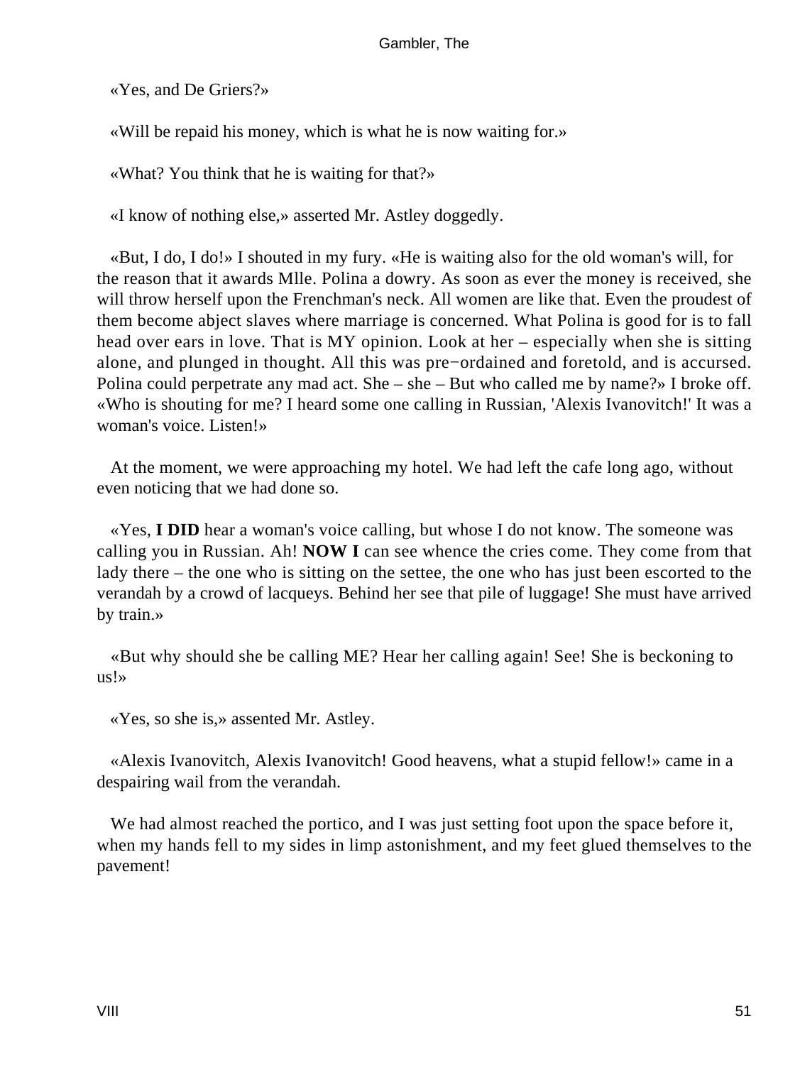«Yes, and De Griers?»

«Will be repaid his money, which is what he is now waiting for.»

«What? You think that he is waiting for that?»

«I know of nothing else,» asserted Mr. Astley doggedly.

«But, I do, I do!» I shouted in my fury. «He is waiting also for the old woman's will, for the reason that it awards Mlle. Polina a dowry. As soon as ever the money is received, she will throw herself upon the Frenchman's neck. All women are like that. Even the proudest of them become abject slaves where marriage is concerned. What Polina is good for is to fall head over ears in love. That is MY opinion. Look at her – especially when she is sitting alone, and plunged in thought. All this was pre−ordained and foretold, and is accursed. Polina could perpetrate any mad act. She – she – But who called me by name?» I broke off. «Who is shouting for me? I heard some one calling in Russian, 'Alexis Ivanovitch!' It was a woman's voice. Listen!»

At the moment, we were approaching my hotel. We had left the cafe long ago, without even noticing that we had done so.

«Yes, **I DID** hear a woman's voice calling, but whose I do not know. The someone was calling you in Russian. Ah! **NOW I** can see whence the cries come. They come from that lady there – the one who is sitting on the settee, the one who has just been escorted to the verandah by a crowd of lacqueys. Behind her see that pile of luggage! She must have arrived by train.»

«But why should she be calling ME? Hear her calling again! See! She is beckoning to us!»

«Yes, so she is,» assented Mr. Astley.

«Alexis Ivanovitch, Alexis Ivanovitch! Good heavens, what a stupid fellow!» came in a despairing wail from the verandah.

We had almost reached the portico, and I was just setting foot upon the space before it, when my hands fell to my sides in limp astonishment, and my feet glued themselves to the pavement!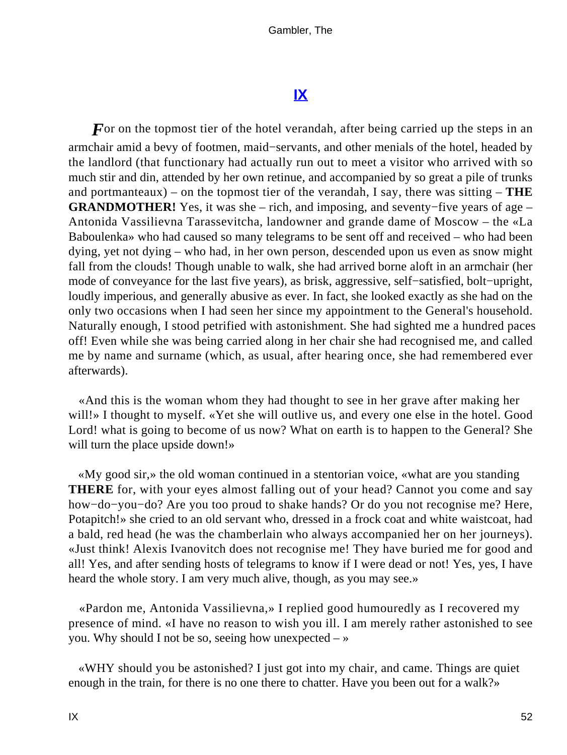## IX

*F*or on the topmost tier of the hotel verandah, after being carried up the steps in an armchair amid a bevy of footmen, maid−servants, and other menials of the hotel, headed by the landlord (that functionary had actually run out to meet a visitor who arrived with so much stir and din, attended by her own retinue, and accompanied by so great a pile of trunks and portmanteaux) – on the topmost tier of the verandah, I say, there was sitting – **THE GRANDMOTHER!** Yes, it was she – rich, and imposing, and seventy−five years of age – Antonida Vassilievna Tarassevitcha, landowner and grande dame of Moscow – the «La Baboulenka» who had caused so many telegrams to be sent off and received – who had been dying, yet not dying – who had, in her own person, descended upon us even as snow might fall from the clouds! Though unable to walk, she had arrived borne aloft in an armchair (her mode of conveyance for the last five years), as brisk, aggressive, self−satisfied, bolt−upright, loudly imperious, and generally abusive as ever. In fact, she looked exactly as she had on the only two occasions when I had seen her since my appointment to the General's household. Naturally enough, I stood petrified with astonishment. She had sighted me a hundred paces off! Even while she was being carried along in her chair she had recognised me, and called me by name and surname (which, as usual, after hearing once, she had remembered ever afterwards).

«And this is the woman whom they had thought to see in her grave after making her will!» I thought to myself. «Yet she will outlive us, and every one else in the hotel. Good Lord! what is going to become of us now? What on earth is to happen to the General? She will turn the place upside down!»

«My good sir,» the old woman continued in a stentorian voice, «what are you standing **THERE** for, with your eyes almost falling out of your head? Cannot you come and say how−do−you−do? Are you too proud to shake hands? Or do you not recognise me? Here, Potapitch!» she cried to an old servant who, dressed in a frock coat and white waistcoat, had a bald, red head (he was the chamberlain who always accompanied her on her journeys). «Just think! Alexis Ivanovitch does not recognise me! They have buried me for good and all! Yes, and after sending hosts of telegrams to know if I were dead or not! Yes, yes, I have heard the whole story. I am very much alive, though, as you may see.»

«Pardon me, Antonida Vassilievna,» I replied good humouredly as I recovered my presence of mind. «I have no reason to wish you ill. I am merely rather astonished to see you. Why should I not be so, seeing how unexpected – »

«WHY should you be astonished? I just got into my chair, and came. Things are quiet enough in the train, for there is no one there to chatter. Have you been out for a walk?»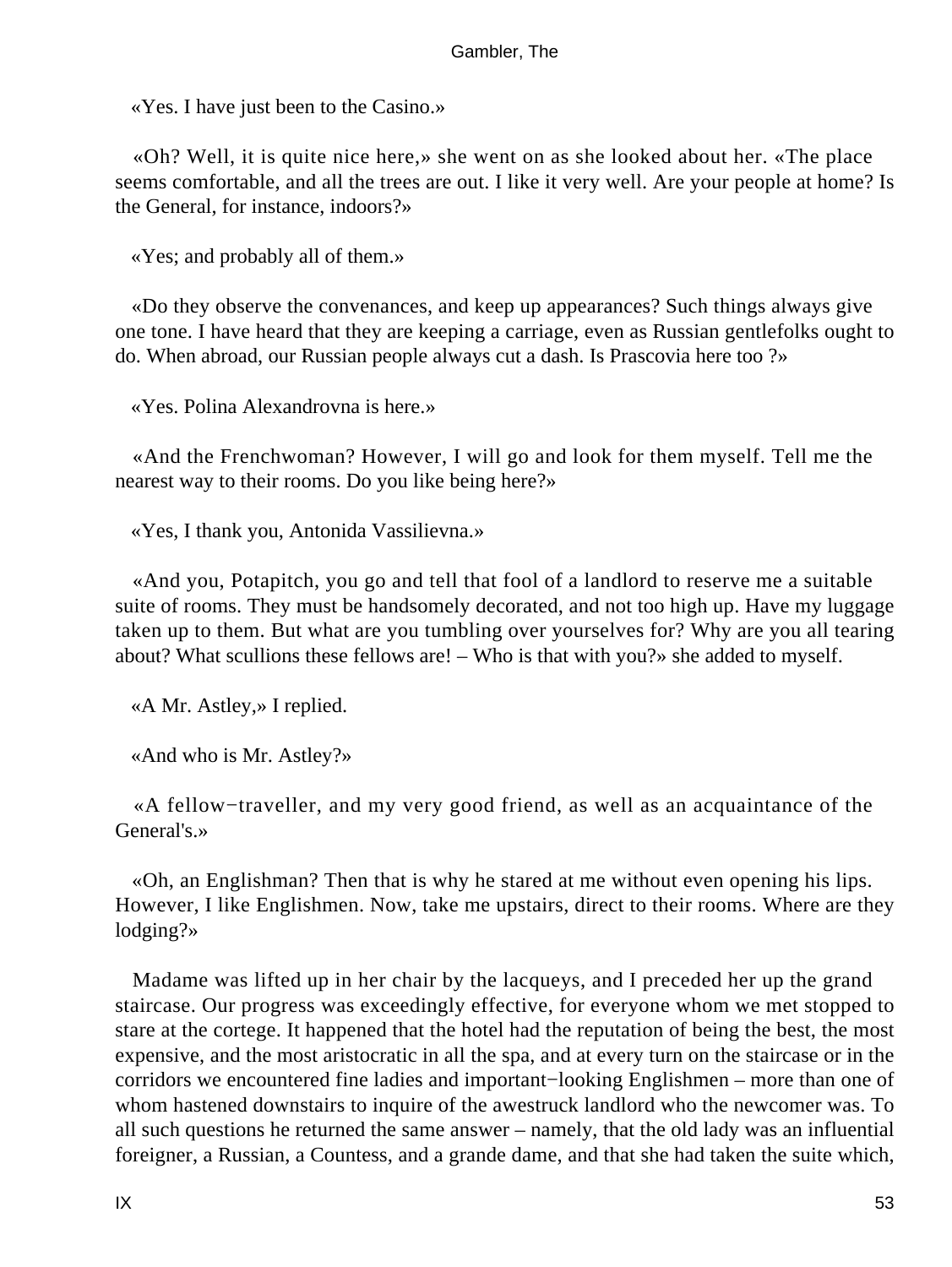«Yes. I have just been to the Casino.»

«Oh? Well, it is quite nice here,» she went on as she looked about her. «The place seems comfortable, and all the trees are out. I like it very well. Are your people at home? Is the General, for instance, indoors?»

«Yes; and probably all of them.»

«Do they observe the convenances, and keep up appearances? Such things always give one tone. I have heard that they are keeping a carriage, even as Russian gentlefolks ought to do. When abroad, our Russian people always cut a dash. Is Prascovia here too ?»

«Yes. Polina Alexandrovna is here.»

«And the Frenchwoman? However, I will go and look for them myself. Tell me the nearest way to their rooms. Do you like being here?»

«Yes, I thank you, Antonida Vassilievna.»

«And you, Potapitch, you go and tell that fool of a landlord to reserve me a suitable suite of rooms. They must be handsomely decorated, and not too high up. Have my luggage taken up to them. But what are you tumbling over yourselves for? Why are you all tearing about? What scullions these fellows are! – Who is that with you?» she added to myself.

«A Mr. Astley,» I replied.

«And who is Mr. Astley?»

«A fellow−traveller, and my very good friend, as well as an acquaintance of the General's.»

«Oh, an Englishman? Then that is why he stared at me without even opening his lips. However, I like Englishmen. Now, take me upstairs, direct to their rooms. Where are they lodging?»

Madame was lifted up in her chair by the lacqueys, and I preceded her up the grand staircase. Our progress was exceedingly effective, for everyone whom we met stopped to stare at the cortege. It happened that the hotel had the reputation of being the best, the most expensive, and the most aristocratic in all the spa, and at every turn on the staircase or in the corridors we encountered fine ladies and important−looking Englishmen – more than one of whom hastened downstairs to inquire of the awestruck landlord who the newcomer was. To all such questions he returned the same answer – namely, that the old lady was an influential foreigner, a Russian, a Countess, and a grande dame, and that she had taken the suite which,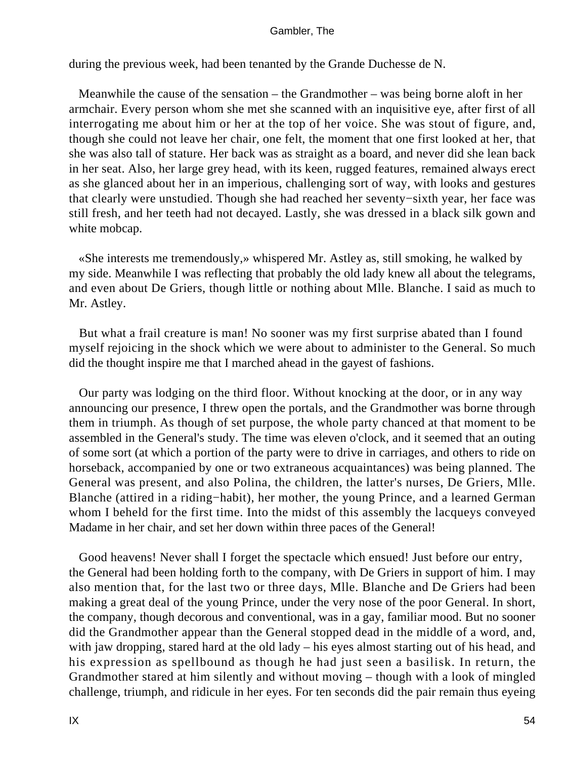during the previous week, had been tenanted by the Grande Duchesse de N.

Meanwhile the cause of the sensation – the Grandmother – was being borne aloft in her armchair. Every person whom she met she scanned with an inquisitive eye, after first of all interrogating me about him or her at the top of her voice. She was stout of figure, and, though she could not leave her chair, one felt, the moment that one first looked at her, that she was also tall of stature. Her back was as straight as a board, and never did she lean back in her seat. Also, her large grey head, with its keen, rugged features, remained always erect as she glanced about her in an imperious, challenging sort of way, with looks and gestures that clearly were unstudied. Though she had reached her seventy−sixth year, her face was still fresh, and her teeth had not decayed. Lastly, she was dressed in a black silk gown and white mobcap.

«She interests me tremendously,» whispered Mr. Astley as, still smoking, he walked by my side. Meanwhile I was reflecting that probably the old lady knew all about the telegrams, and even about De Griers, though little or nothing about Mlle. Blanche. I said as much to Mr. Astley.

But what a frail creature is man! No sooner was my first surprise abated than I found myself rejoicing in the shock which we were about to administer to the General. So much did the thought inspire me that I marched ahead in the gayest of fashions.

Our party was lodging on the third floor. Without knocking at the door, or in any way announcing our presence, I threw open the portals, and the Grandmother was borne through them in triumph. As though of set purpose, the whole party chanced at that moment to be assembled in the General's study. The time was eleven o'clock, and it seemed that an outing of some sort (at which a portion of the party were to drive in carriages, and others to ride on horseback, accompanied by one or two extraneous acquaintances) was being planned. The General was present, and also Polina, the children, the latter's nurses, De Griers, Mlle. Blanche (attired in a riding−habit), her mother, the young Prince, and a learned German whom I beheld for the first time. Into the midst of this assembly the lacqueys conveyed Madame in her chair, and set her down within three paces of the General!

Good heavens! Never shall I forget the spectacle which ensued! Just before our entry, the General had been holding forth to the company, with De Griers in support of him. I may also mention that, for the last two or three days, Mlle. Blanche and De Griers had been making a great deal of the young Prince, under the very nose of the poor General. In short, the company, though decorous and conventional, was in a gay, familiar mood. But no sooner did the Grandmother appear than the General stopped dead in the middle of a word, and, with jaw dropping, stared hard at the old lady – his eyes almost starting out of his head, and his expression as spellbound as though he had just seen a basilisk. In return, the Grandmother stared at him silently and without moving – though with a look of mingled challenge, triumph, and ridicule in her eyes. For ten seconds did the pair remain thus eyeing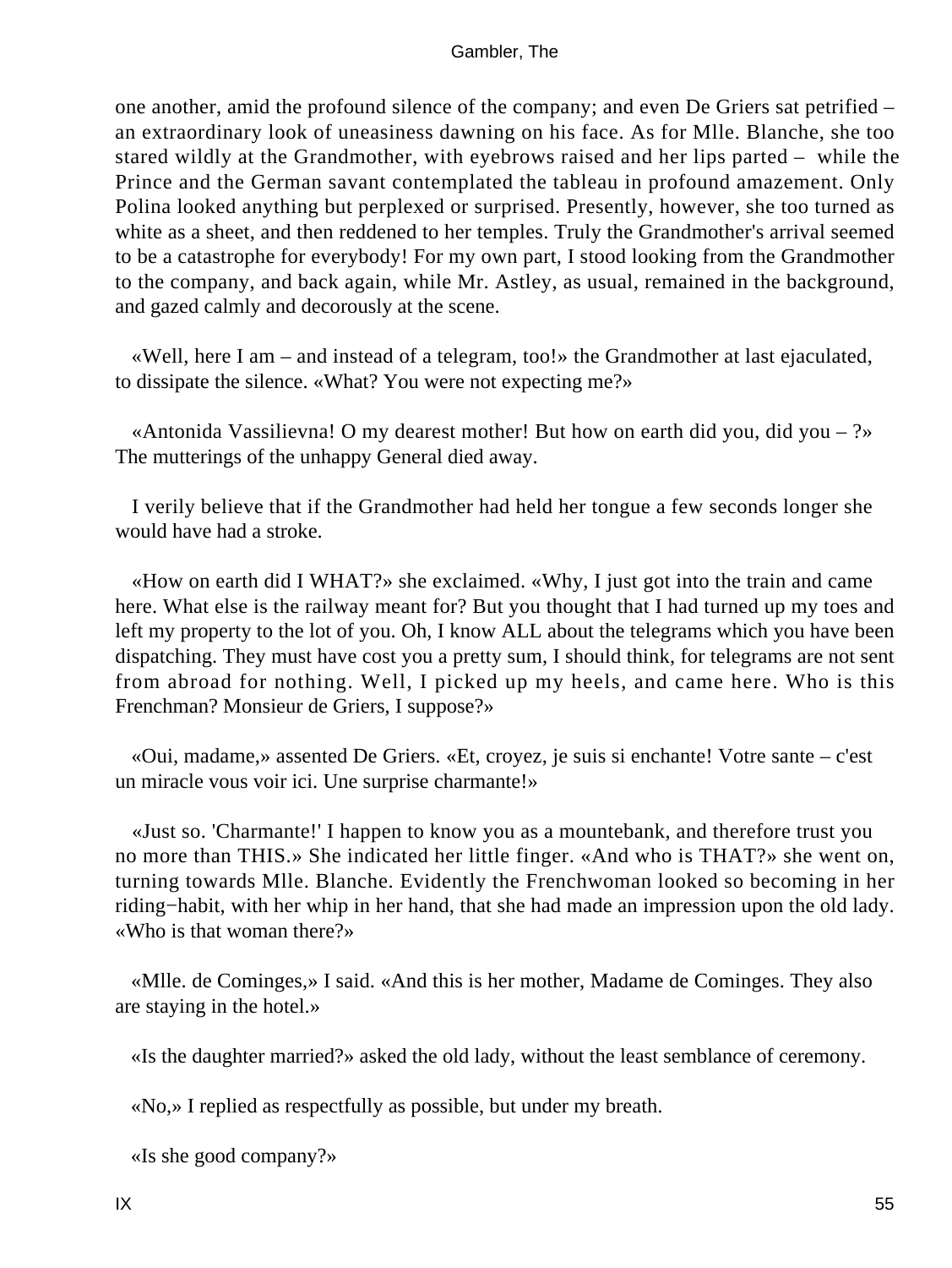one another, amid the profound silence of the company; and even De Griers sat petrified – an extraordinary look of uneasiness dawning on his face. As for Mlle. Blanche, she too stared wildly at the Grandmother, with eyebrows raised and her lips parted – while the Prince and the German savant contemplated the tableau in profound amazement. Only Polina looked anything but perplexed or surprised. Presently, however, she too turned as white as a sheet, and then reddened to her temples. Truly the Grandmother's arrival seemed to be a catastrophe for everybody! For my own part, I stood looking from the Grandmother to the company, and back again, while Mr. Astley, as usual, remained in the background, and gazed calmly and decorously at the scene.

«Well, here I am – and instead of a telegram, too!» the Grandmother at last ejaculated, to dissipate the silence. «What? You were not expecting me?»

«Antonida Vassilievna! O my dearest mother! But how on earth did you, did you – ?» The mutterings of the unhappy General died away.

I verily believe that if the Grandmother had held her tongue a few seconds longer she would have had a stroke.

«How on earth did I WHAT?» she exclaimed. «Why, I just got into the train and came here. What else is the railway meant for? But you thought that I had turned up my toes and left my property to the lot of you. Oh, I know ALL about the telegrams which you have been dispatching. They must have cost you a pretty sum, I should think, for telegrams are not sent from abroad for nothing. Well, I picked up my heels, and came here. Who is this Frenchman? Monsieur de Griers, I suppose?»

«Oui, madame,» assented De Griers. «Et, croyez, je suis si enchante! Votre sante – c'est un miracle vous voir ici. Une surprise charmante!»

«Just so. 'Charmante!' I happen to know you as a mountebank, and therefore trust you no more than THIS.» She indicated her little finger. «And who is THAT?» she went on, turning towards Mlle. Blanche. Evidently the Frenchwoman looked so becoming in her riding−habit, with her whip in her hand, that she had made an impression upon the old lady. «Who is that woman there?»

«Mlle. de Cominges,» I said. «And this is her mother, Madame de Cominges. They also are staying in the hotel.»

«Is the daughter married?» asked the old lady, without the least semblance of ceremony.

«No,» I replied as respectfully as possible, but under my breath.

«Is she good company?»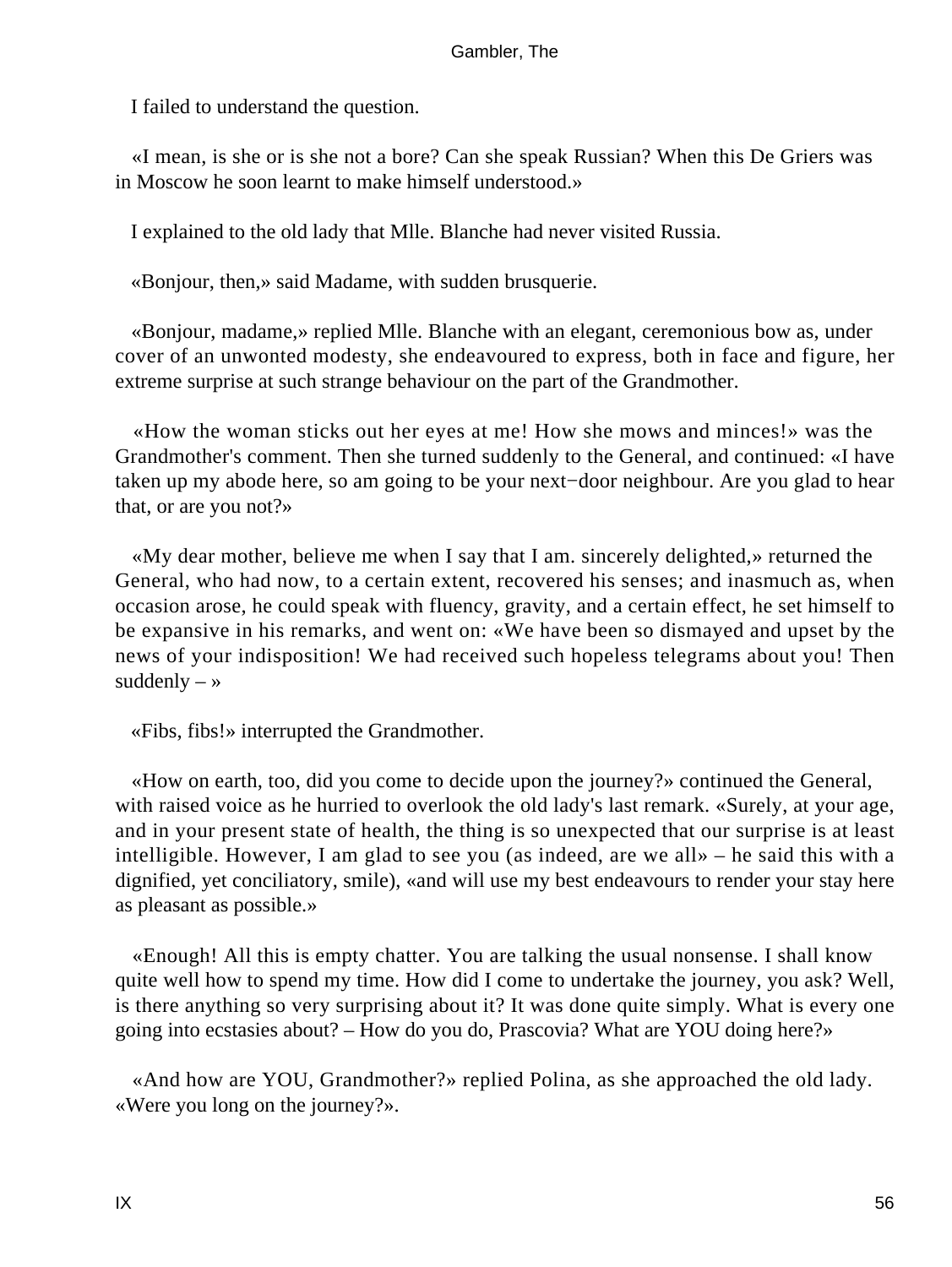I failed to understand the question.

«I mean, is she or is she not a bore? Can she speak Russian? When this De Griers was in Moscow he soon learnt to make himself understood.»

I explained to the old lady that Mlle. Blanche had never visited Russia.

«Bonjour, then,» said Madame, with sudden brusquerie.

«Bonjour, madame,» replied Mlle. Blanche with an elegant, ceremonious bow as, under cover of an unwonted modesty, she endeavoured to express, both in face and figure, her extreme surprise at such strange behaviour on the part of the Grandmother.

«How the woman sticks out her eyes at me! How she mows and minces!» was the Grandmother's comment. Then she turned suddenly to the General, and continued: «I have taken up my abode here, so am going to be your next−door neighbour. Are you glad to hear that, or are you not?»

«My dear mother, believe me when I say that I am. sincerely delighted,» returned the General, who had now, to a certain extent, recovered his senses; and inasmuch as, when occasion arose, he could speak with fluency, gravity, and a certain effect, he set himself to be expansive in his remarks, and went on: «We have been so dismayed and upset by the news of your indisposition! We had received such hopeless telegrams about you! Then suddenly – »

«Fibs, fibs!» interrupted the Grandmother.

«How on earth, too, did you come to decide upon the journey?» continued the General, with raised voice as he hurried to overlook the old lady's last remark. «Surely, at your age, and in your present state of health, the thing is so unexpected that our surprise is at least intelligible. However, I am glad to see you (as indeed, are we all» – he said this with a dignified, yet conciliatory, smile), «and will use my best endeavours to render your stay here as pleasant as possible.»

«Enough! All this is empty chatter. You are talking the usual nonsense. I shall know quite well how to spend my time. How did I come to undertake the journey, you ask? Well, is there anything so very surprising about it? It was done quite simply. What is every one going into ecstasies about? – How do you do, Prascovia? What are YOU doing here?»

«And how are YOU, Grandmother?» replied Polina, as she approached the old lady. «Were you long on the journey?».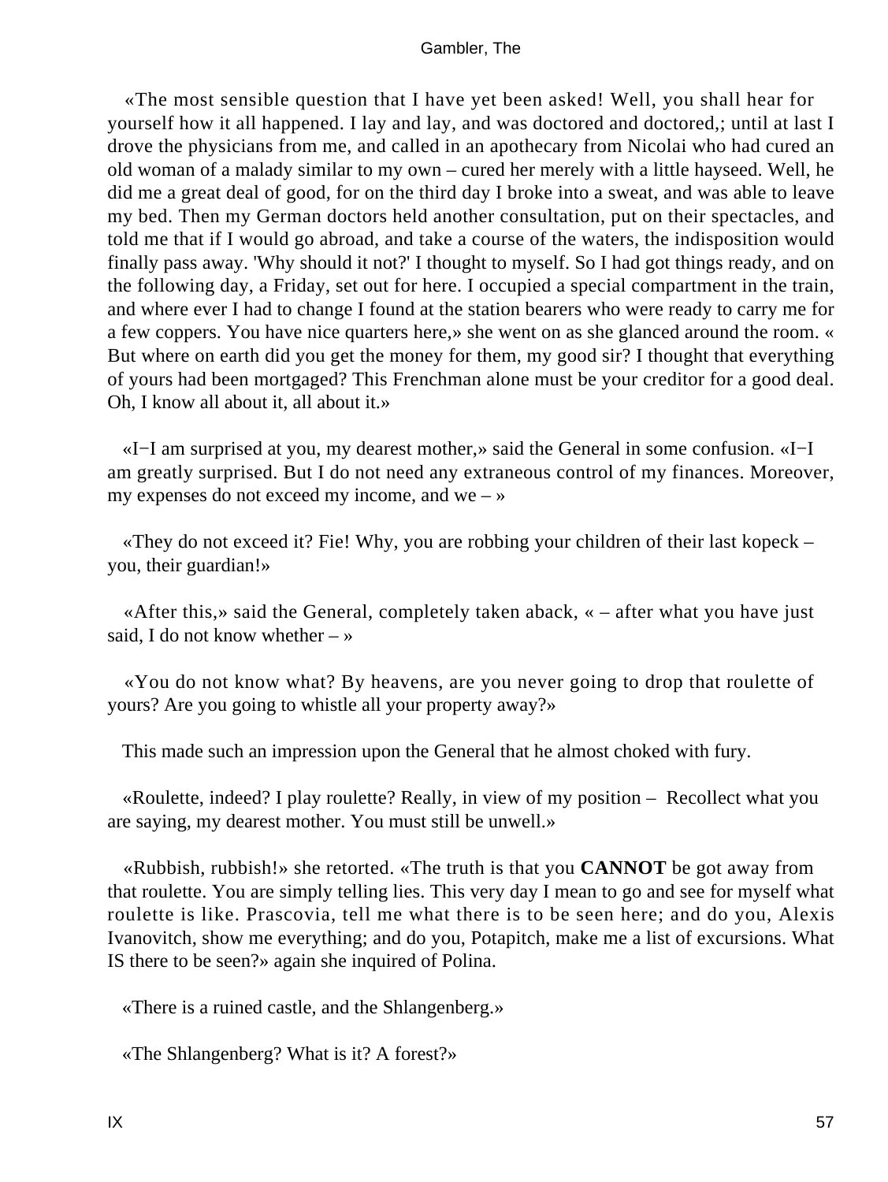«The most sensible question that I have yet been asked! Well, you shall hear for yourself how it all happened. I lay and lay, and was doctored and doctored,; until at last I drove the physicians from me, and called in an apothecary from Nicolai who had cured an old woman of a malady similar to my own – cured her merely with a little hayseed. Well, he did me a great deal of good, for on the third day I broke into a sweat, and was able to leave my bed. Then my German doctors held another consultation, put on their spectacles, and told me that if I would go abroad, and take a course of the waters, the indisposition would finally pass away. 'Why should it not?' I thought to myself. So I had got things ready, and on the following day, a Friday, set out for here. I occupied a special compartment in the train, and where ever I had to change I found at the station bearers who were ready to carry me for a few coppers. You have nice quarters here,» she went on as she glanced around the room. « But where on earth did you get the money for them, my good sir? I thought that everything of yours had been mortgaged? This Frenchman alone must be your creditor for a good deal. Oh, I know all about it, all about it.»

«I−I am surprised at you, my dearest mother,» said the General in some confusion. «I−I am greatly surprised. But I do not need any extraneous control of my finances. Moreover, my expenses do not exceed my income, and we – »

«They do not exceed it? Fie! Why, you are robbing your children of their last kopeck – you, their guardian!»

«After this,» said the General, completely taken aback, « – after what you have just said, I do not know whether – »

«You do not know what? By heavens, are you never going to drop that roulette of yours? Are you going to whistle all your property away?»

This made such an impression upon the General that he almost choked with fury.

«Roulette, indeed? I play roulette? Really, in view of my position – Recollect what you are saying, my dearest mother. You must still be unwell.»

«Rubbish, rubbish!» she retorted. «The truth is that you **CANNOT** be got away from that roulette. You are simply telling lies. This very day I mean to go and see for myself what roulette is like. Prascovia, tell me what there is to be seen here; and do you, Alexis Ivanovitch, show me everything; and do you, Potapitch, make me a list of excursions. What IS there to be seen?» again she inquired of Polina.

«There is a ruined castle, and the Shlangenberg.»

«The Shlangenberg? What is it? A forest?»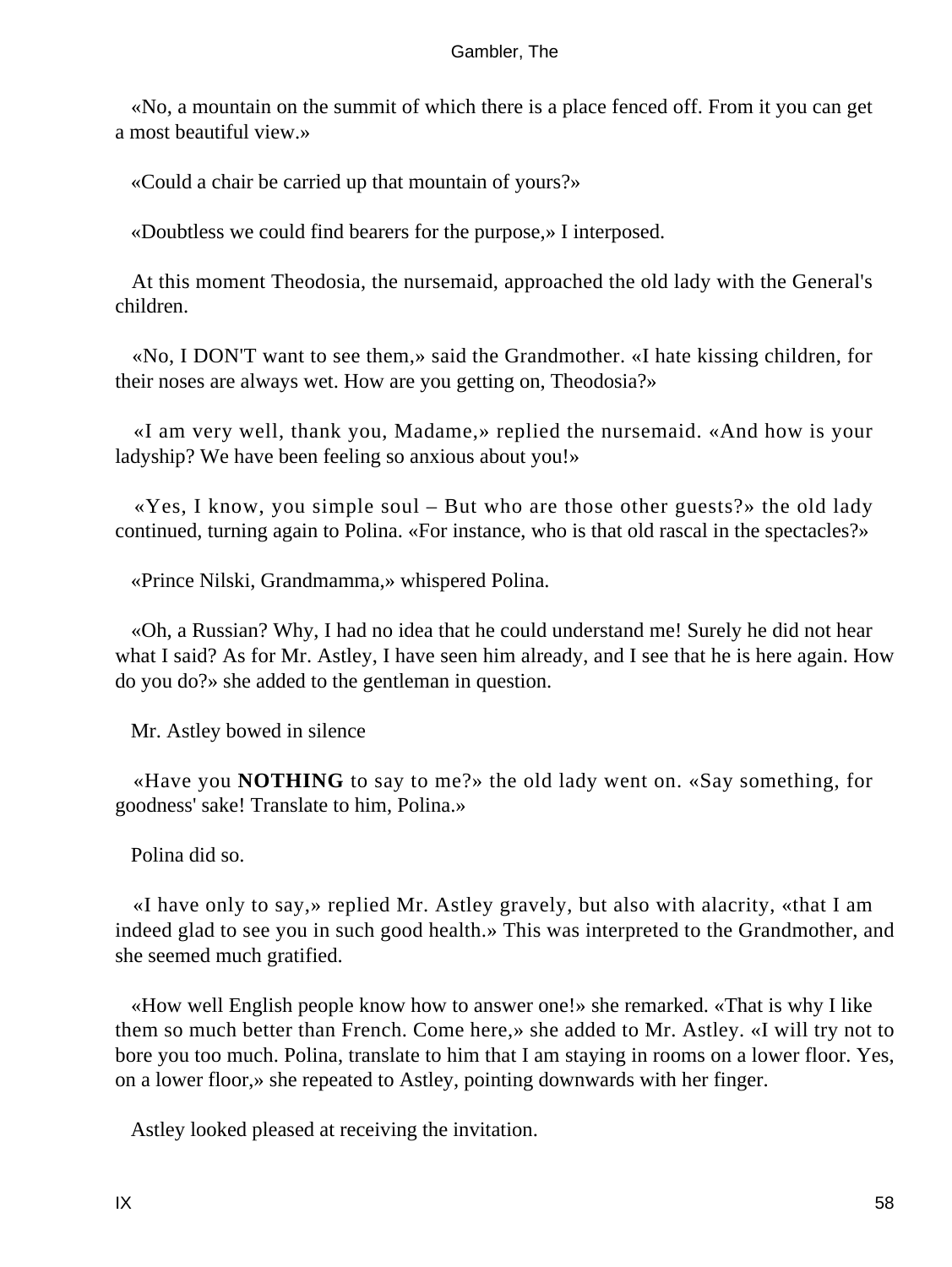«No, a mountain on the summit of which there is a place fenced off. From it you can get a most beautiful view.»

«Could a chair be carried up that mountain of yours?»

«Doubtless we could find bearers for the purpose,» I interposed.

At this moment Theodosia, the nursemaid, approached the old lady with the General's children.

«No, I DON'T want to see them,» said the Grandmother. «I hate kissing children, for their noses are always wet. How are you getting on, Theodosia?»

«I am very well, thank you, Madame,» replied the nursemaid. «And how is your ladyship? We have been feeling so anxious about you!»

«Yes, I know, you simple soul – But who are those other guests?» the old lady continued, turning again to Polina. «For instance, who is that old rascal in the spectacles?»

«Prince Nilski, Grandmamma,» whispered Polina.

«Oh, a Russian? Why, I had no idea that he could understand me! Surely he did not hear what I said? As for Mr. Astley, I have seen him already, and I see that he is here again. How do you do?» she added to the gentleman in question.

Mr. Astley bowed in silence

«Have you **NOTHING** to say to me?» the old lady went on. «Say something, for goodness' sake! Translate to him, Polina.»

Polina did so.

«I have only to say,» replied Mr. Astley gravely, but also with alacrity, «that I am indeed glad to see you in such good health.» This was interpreted to the Grandmother, and she seemed much gratified.

«How well English people know how to answer one!» she remarked. «That is why I like them so much better than French. Come here,» she added to Mr. Astley. «I will try not to bore you too much. Polina, translate to him that I am staying in rooms on a lower floor. Yes, on a lower floor,» she repeated to Astley, pointing downwards with her finger.

Astley looked pleased at receiving the invitation.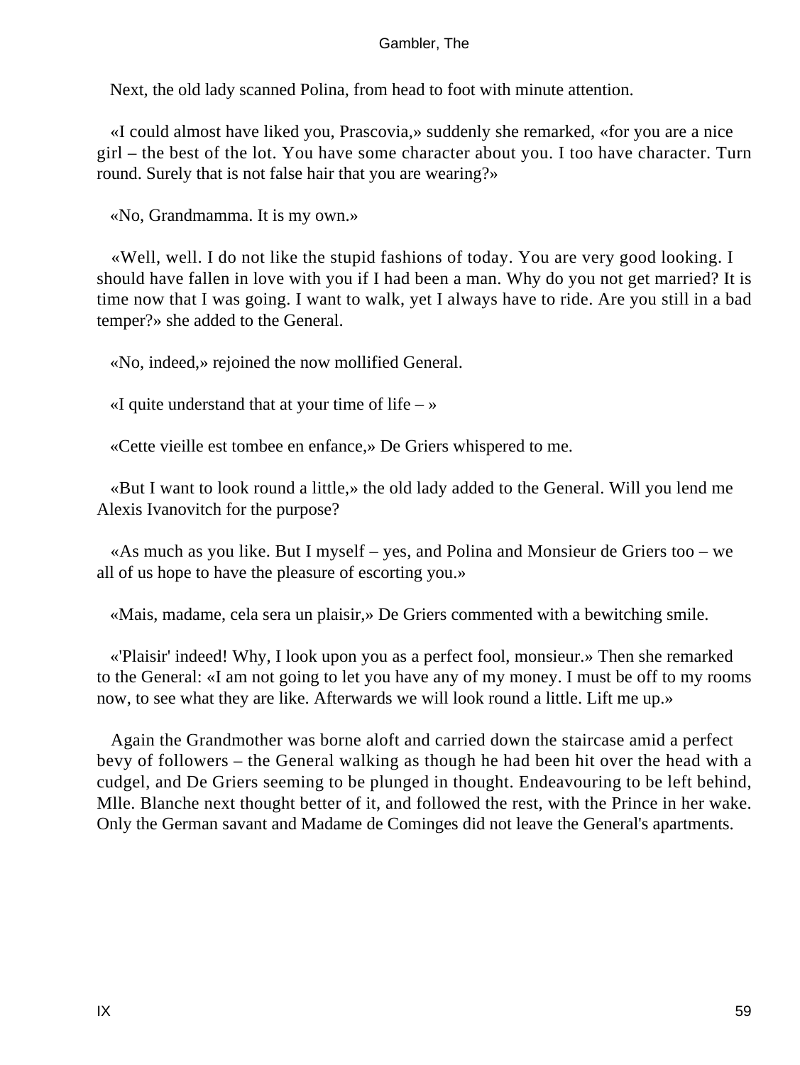Next, the old lady scanned Polina, from head to foot with minute attention.

«I could almost have liked you, Prascovia,» suddenly she remarked, «for you are a nice girl – the best of the lot. You have some character about you. I too have character. Turn round. Surely that is not false hair that you are wearing?»

«No, Grandmamma. It is my own.»

«Well, well. I do not like the stupid fashions of today. You are very good looking. I should have fallen in love with you if I had been a man. Why do you not get married? It is time now that I was going. I want to walk, yet I always have to ride. Are you still in a bad temper?» she added to the General.

«No, indeed,» rejoined the now mollified General.

«I quite understand that at your time of life – »

«Cette vieille est tombee en enfance,» De Griers whispered to me.

«But I want to look round a little,» the old lady added to the General. Will you lend me Alexis Ivanovitch for the purpose?

«As much as you like. But I myself – yes, and Polina and Monsieur de Griers too – we all of us hope to have the pleasure of escorting you.»

«Mais, madame, cela sera un plaisir,» De Griers commented with a bewitching smile.

«'Plaisir' indeed! Why, I look upon you as a perfect fool, monsieur.» Then she remarked to the General: «I am not going to let you have any of my money. I must be off to my rooms now, to see what they are like. Afterwards we will look round a little. Lift me up.»

Again the Grandmother was borne aloft and carried down the staircase amid a perfect bevy of followers – the General walking as though he had been hit over the head with a cudgel, and De Griers seeming to be plunged in thought. Endeavouring to be left behind, Mlle. Blanche next thought better of it, and followed the rest, with the Prince in her wake. Only the German savant and Madame de Cominges did not leave the General's apartments.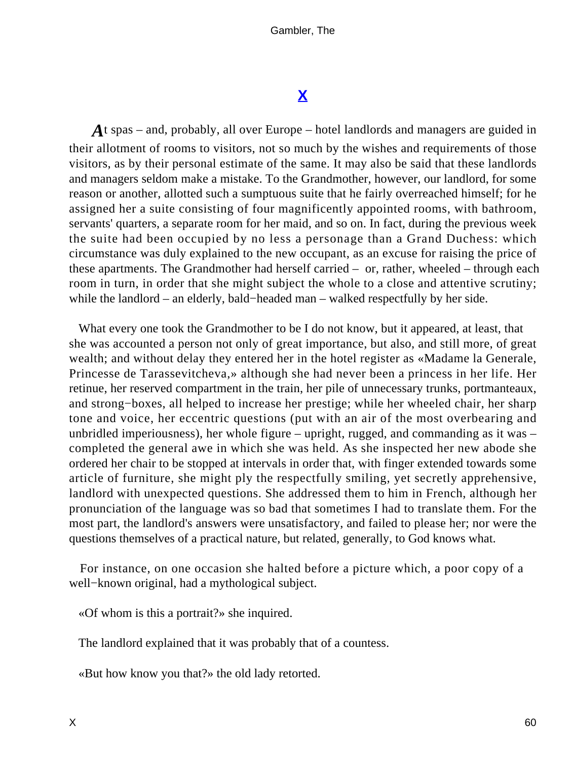# X

*A*t spas – and, probably, all over Europe – hotel landlords and managers are guided in their allotment of rooms to visitors, not so much by the wishes and requirements of those visitors, as by their personal estimate of the same. It may also be said that these landlords and managers seldom make a mistake. To the Grandmother, however, our landlord, for some reason or another, allotted such a sumptuous suite that he fairly overreached himself; for he assigned her a suite consisting of four magnificently appointed rooms, with bathroom, servants' quarters, a separate room for her maid, and so on. In fact, during the previous week the suite had been occupied by no less a personage than a Grand Duchess: which circumstance was duly explained to the new occupant, as an excuse for raising the price of these apartments. The Grandmother had herself carried – or, rather, wheeled – through each room in turn, in order that she might subject the whole to a close and attentive scrutiny; while the landlord – an elderly, bald−headed man – walked respectfully by her side.

What every one took the Grandmother to be I do not know, but it appeared, at least, that she was accounted a person not only of great importance, but also, and still more, of great wealth; and without delay they entered her in the hotel register as «Madame la Generale, Princesse de Tarassevitcheva,» although she had never been a princess in her life. Her retinue, her reserved compartment in the train, her pile of unnecessary trunks, portmanteaux, and strong−boxes, all helped to increase her prestige; while her wheeled chair, her sharp tone and voice, her eccentric questions (put with an air of the most overbearing and unbridled imperiousness), her whole figure – upright, rugged, and commanding as it was – completed the general awe in which she was held. As she inspected her new abode she ordered her chair to be stopped at intervals in order that, with finger extended towards some article of furniture, she might ply the respectfully smiling, yet secretly apprehensive, landlord with unexpected questions. She addressed them to him in French, although her pronunciation of the language was so bad that sometimes I had to translate them. For the most part, the landlord's answers were unsatisfactory, and failed to please her; nor were the questions themselves of a practical nature, but related, generally, to God knows what.

For instance, on one occasion she halted before a picture which, a poor copy of a well−known original, had a mythological subject.

«Of whom is this a portrait?» she inquired.

The landlord explained that it was probably that of a countess.

«But how know you that?» the old lady retorted.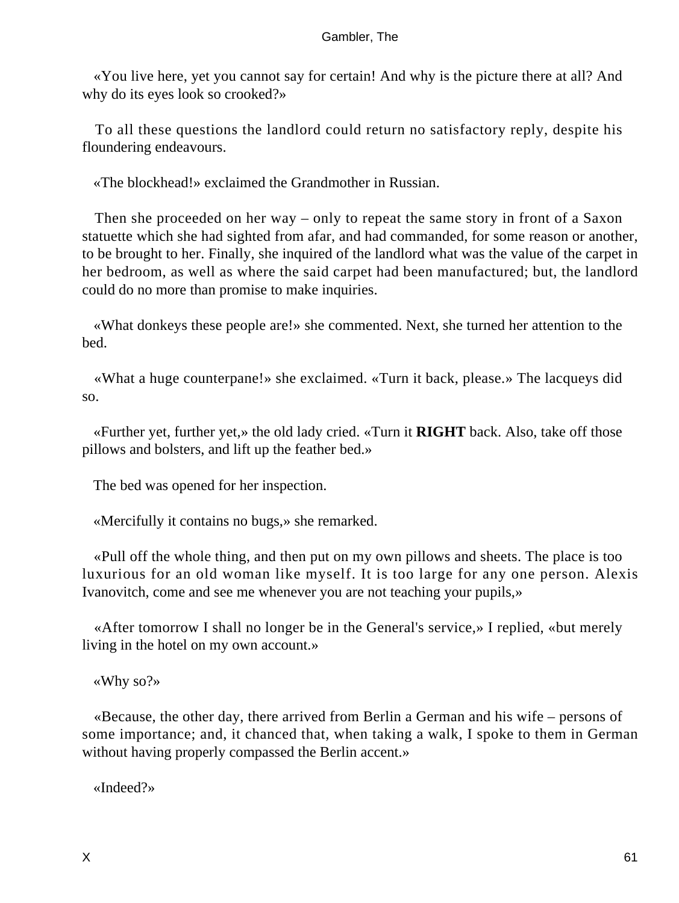«You live here, yet you cannot say for certain! And why is the picture there at all? And why do its eyes look so crooked?»

To all these questions the landlord could return no satisfactory reply, despite his floundering endeavours.

«The blockhead!» exclaimed the Grandmother in Russian.

Then she proceeded on her way – only to repeat the same story in front of a Saxon statuette which she had sighted from afar, and had commanded, for some reason or another, to be brought to her. Finally, she inquired of the landlord what was the value of the carpet in her bedroom, as well as where the said carpet had been manufactured; but, the landlord could do no more than promise to make inquiries.

«What donkeys these people are!» she commented. Next, she turned her attention to the bed.

«What a huge counterpane!» she exclaimed. «Turn it back, please.» The lacqueys did so.

«Further yet, further yet,» the old lady cried. «Turn it **RIGHT** back. Also, take off those pillows and bolsters, and lift up the feather bed.»

The bed was opened for her inspection.

«Mercifully it contains no bugs,» she remarked.

«Pull off the whole thing, and then put on my own pillows and sheets. The place is too luxurious for an old woman like myself. It is too large for any one person. Alexis Ivanovitch, come and see me whenever you are not teaching your pupils,»

«After tomorrow I shall no longer be in the General's service,» I replied, «but merely living in the hotel on my own account.»

«Why so?»

«Because, the other day, there arrived from Berlin a German and his wife – persons of some importance; and, it chanced that, when taking a walk, I spoke to them in German without having properly compassed the Berlin accent.»

«Indeed?»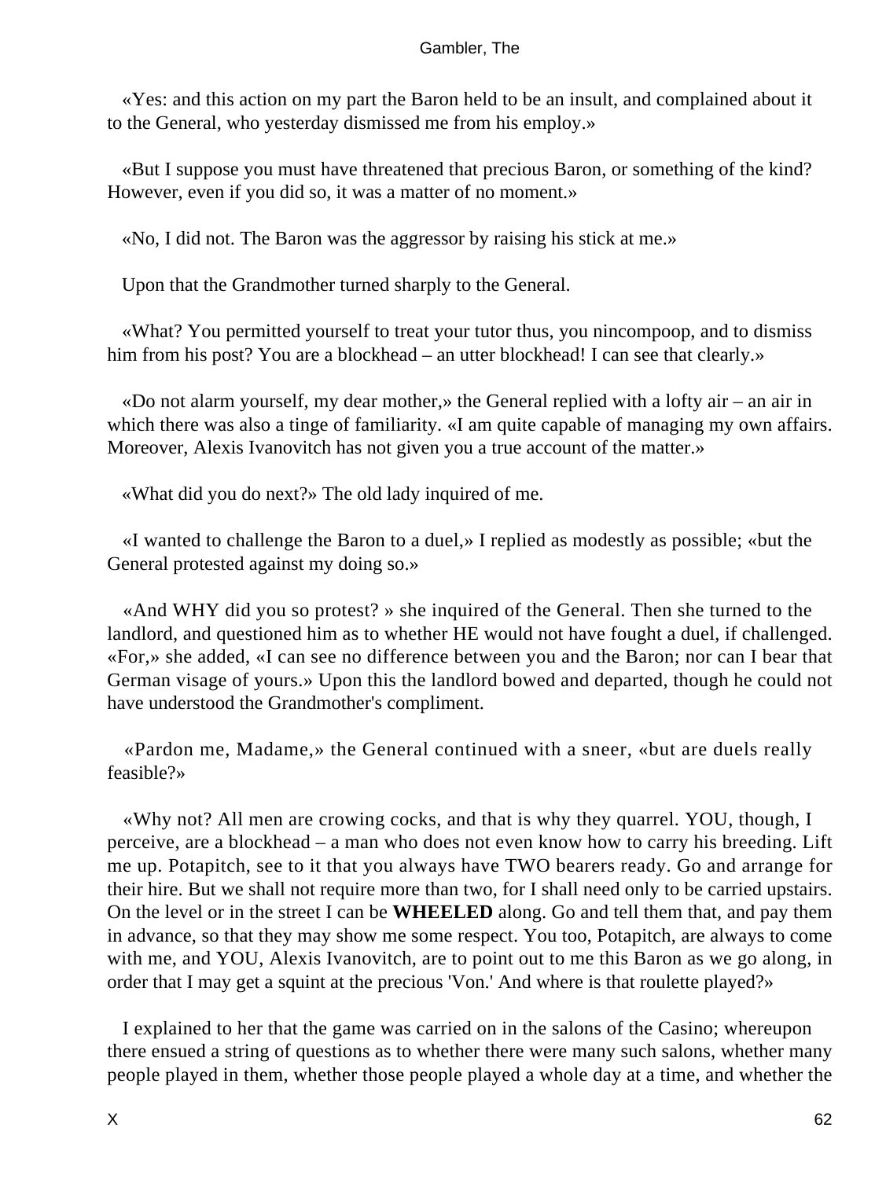«Yes: and this action on my part the Baron held to be an insult, and complained about it to the General, who yesterday dismissed me from his employ.»

«But I suppose you must have threatened that precious Baron, or something of the kind? However, even if you did so, it was a matter of no moment.»

«No, I did not. The Baron was the aggressor by raising his stick at me.»

Upon that the Grandmother turned sharply to the General.

«What? You permitted yourself to treat your tutor thus, you nincompoop, and to dismiss him from his post? You are a blockhead – an utter blockhead! I can see that clearly.»

«Do not alarm yourself, my dear mother,» the General replied with a lofty air – an air in which there was also a tinge of familiarity. «I am quite capable of managing my own affairs. Moreover, Alexis Ivanovitch has not given you a true account of the matter.»

«What did you do next?» The old lady inquired of me.

«I wanted to challenge the Baron to a duel,» I replied as modestly as possible; «but the General protested against my doing so.»

«And WHY did you so protest? » she inquired of the General. Then she turned to the landlord, and questioned him as to whether HE would not have fought a duel, if challenged. «For,» she added, «I can see no difference between you and the Baron; nor can I bear that German visage of yours.» Upon this the landlord bowed and departed, though he could not have understood the Grandmother's compliment.

«Pardon me, Madame,» the General continued with a sneer, «but are duels really feasible?»

«Why not? All men are crowing cocks, and that is why they quarrel. YOU, though, I perceive, are a blockhead – a man who does not even know how to carry his breeding. Lift me up. Potapitch, see to it that you always have TWO bearers ready. Go and arrange for their hire. But we shall not require more than two, for I shall need only to be carried upstairs. On the level or in the street I can be **WHEELED** along. Go and tell them that, and pay them in advance, so that they may show me some respect. You too, Potapitch, are always to come with me, and YOU, Alexis Ivanovitch, are to point out to me this Baron as we go along, in order that I may get a squint at the precious 'Von.' And where is that roulette played?»

I explained to her that the game was carried on in the salons of the Casino; whereupon there ensued a string of questions as to whether there were many such salons, whether many people played in them, whether those people played a whole day at a time, and whether the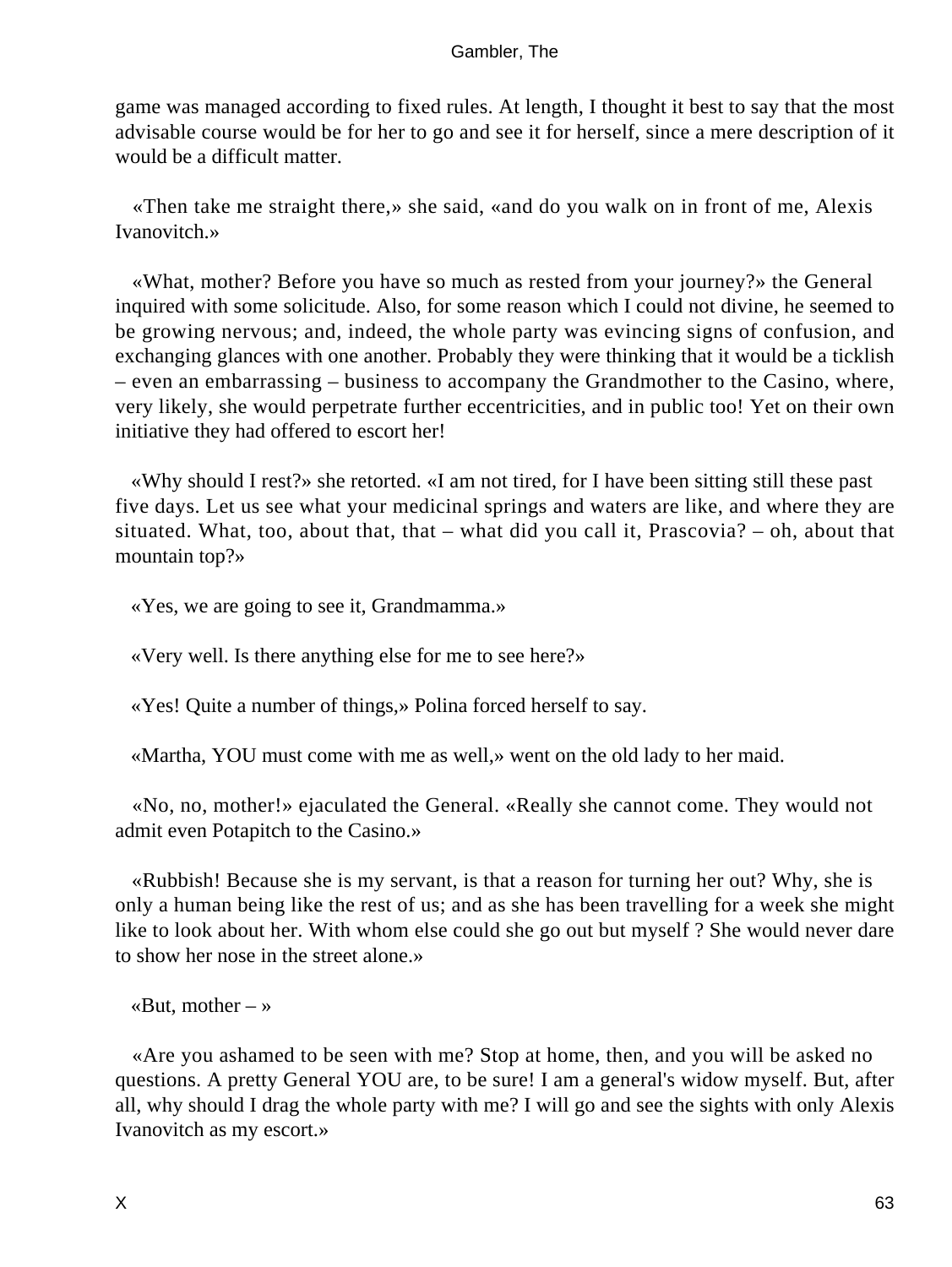game was managed according to fixed rules. At length, I thought it best to say that the most advisable course would be for her to go and see it for herself, since a mere description of it would be a difficult matter.

«Then take me straight there,» she said, «and do you walk on in front of me, Alexis Ivanovitch.»

«What, mother? Before you have so much as rested from your journey?» the General inquired with some solicitude. Also, for some reason which I could not divine, he seemed to be growing nervous; and, indeed, the whole party was evincing signs of confusion, and exchanging glances with one another. Probably they were thinking that it would be a ticklish – even an embarrassing – business to accompany the Grandmother to the Casino, where, very likely, she would perpetrate further eccentricities, and in public too! Yet on their own initiative they had offered to escort her!

«Why should I rest?» she retorted. «I am not tired, for I have been sitting still these past five days. Let us see what your medicinal springs and waters are like, and where they are situated. What, too, about that, that – what did you call it, Prascovia? – oh, about that mountain top?»

«Yes, we are going to see it, Grandmamma.»

«Very well. Is there anything else for me to see here?»

«Yes! Quite a number of things,» Polina forced herself to say.

«Martha, YOU must come with me as well,» went on the old lady to her maid.

«No, no, mother!» ejaculated the General. «Really she cannot come. They would not admit even Potapitch to the Casino.»

«Rubbish! Because she is my servant, is that a reason for turning her out? Why, she is only a human being like the rest of us; and as she has been travelling for a week she might like to look about her. With whom else could she go out but myself ? She would never dare to show her nose in the street alone.»

«But, mother – »

«Are you ashamed to be seen with me? Stop at home, then, and you will be asked no questions. A pretty General YOU are, to be sure! I am a general's widow myself. But, after all, why should I drag the whole party with me? I will go and see the sights with only Alexis Ivanovitch as my escort.»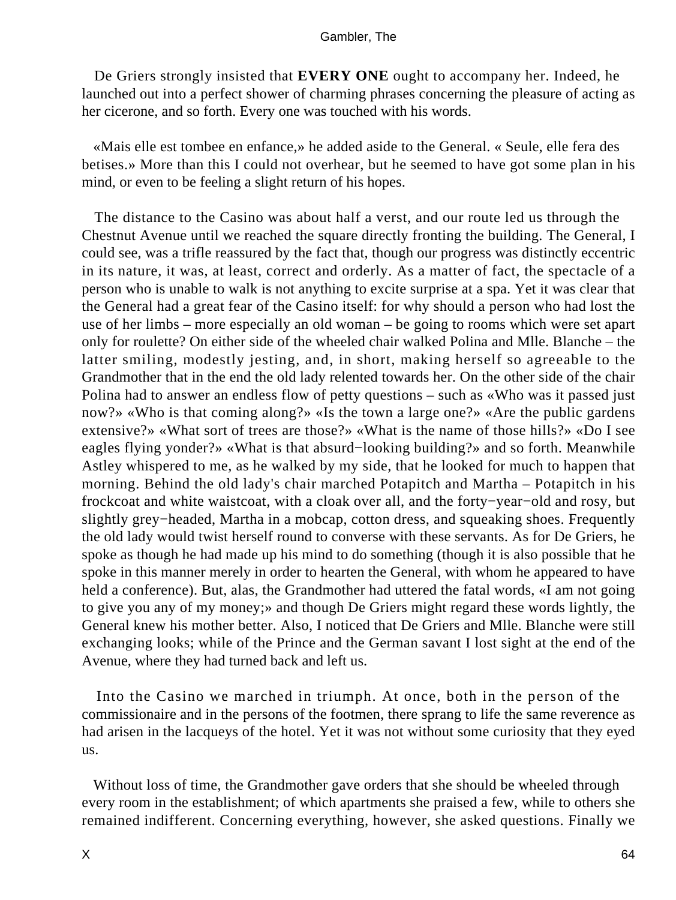De Griers strongly insisted that **EVERY ONE** ought to accompany her. Indeed, he launched out into a perfect shower of charming phrases concerning the pleasure of acting as her cicerone, and so forth. Every one was touched with his words.

«Mais elle est tombee en enfance,» he added aside to the General. « Seule, elle fera des betises.» More than this I could not overhear, but he seemed to have got some plan in his mind, or even to be feeling a slight return of his hopes.

The distance to the Casino was about half a verst, and our route led us through the Chestnut Avenue until we reached the square directly fronting the building. The General, I could see, was a trifle reassured by the fact that, though our progress was distinctly eccentric in its nature, it was, at least, correct and orderly. As a matter of fact, the spectacle of a person who is unable to walk is not anything to excite surprise at a spa. Yet it was clear that the General had a great fear of the Casino itself: for why should a person who had lost the use of her limbs – more especially an old woman – be going to rooms which were set apart only for roulette? On either side of the wheeled chair walked Polina and Mlle. Blanche – the latter smiling, modestly jesting, and, in short, making herself so agreeable to the Grandmother that in the end the old lady relented towards her. On the other side of the chair Polina had to answer an endless flow of petty questions – such as «Who was it passed just now?» «Who is that coming along?» «Is the town a large one?» «Are the public gardens extensive?» «What sort of trees are those?» «What is the name of those hills?» «Do I see eagles flying yonder?» «What is that absurd−looking building?» and so forth. Meanwhile Astley whispered to me, as he walked by my side, that he looked for much to happen that morning. Behind the old lady's chair marched Potapitch and Martha – Potapitch in his frockcoat and white waistcoat, with a cloak over all, and the forty−year−old and rosy, but slightly grey−headed, Martha in a mobcap, cotton dress, and squeaking shoes. Frequently the old lady would twist herself round to converse with these servants. As for De Griers, he spoke as though he had made up his mind to do something (though it is also possible that he spoke in this manner merely in order to hearten the General, with whom he appeared to have held a conference). But, alas, the Grandmother had uttered the fatal words, «I am not going to give you any of my money;» and though De Griers might regard these words lightly, the General knew his mother better. Also, I noticed that De Griers and Mlle. Blanche were still exchanging looks; while of the Prince and the German savant I lost sight at the end of the Avenue, where they had turned back and left us.

Into the Casino we marched in triumph. At once, both in the person of the commissionaire and in the persons of the footmen, there sprang to life the same reverence as had arisen in the lacqueys of the hotel. Yet it was not without some curiosity that they eyed us.

Without loss of time, the Grandmother gave orders that she should be wheeled through every room in the establishment; of which apartments she praised a few, while to others she remained indifferent. Concerning everything, however, she asked questions. Finally we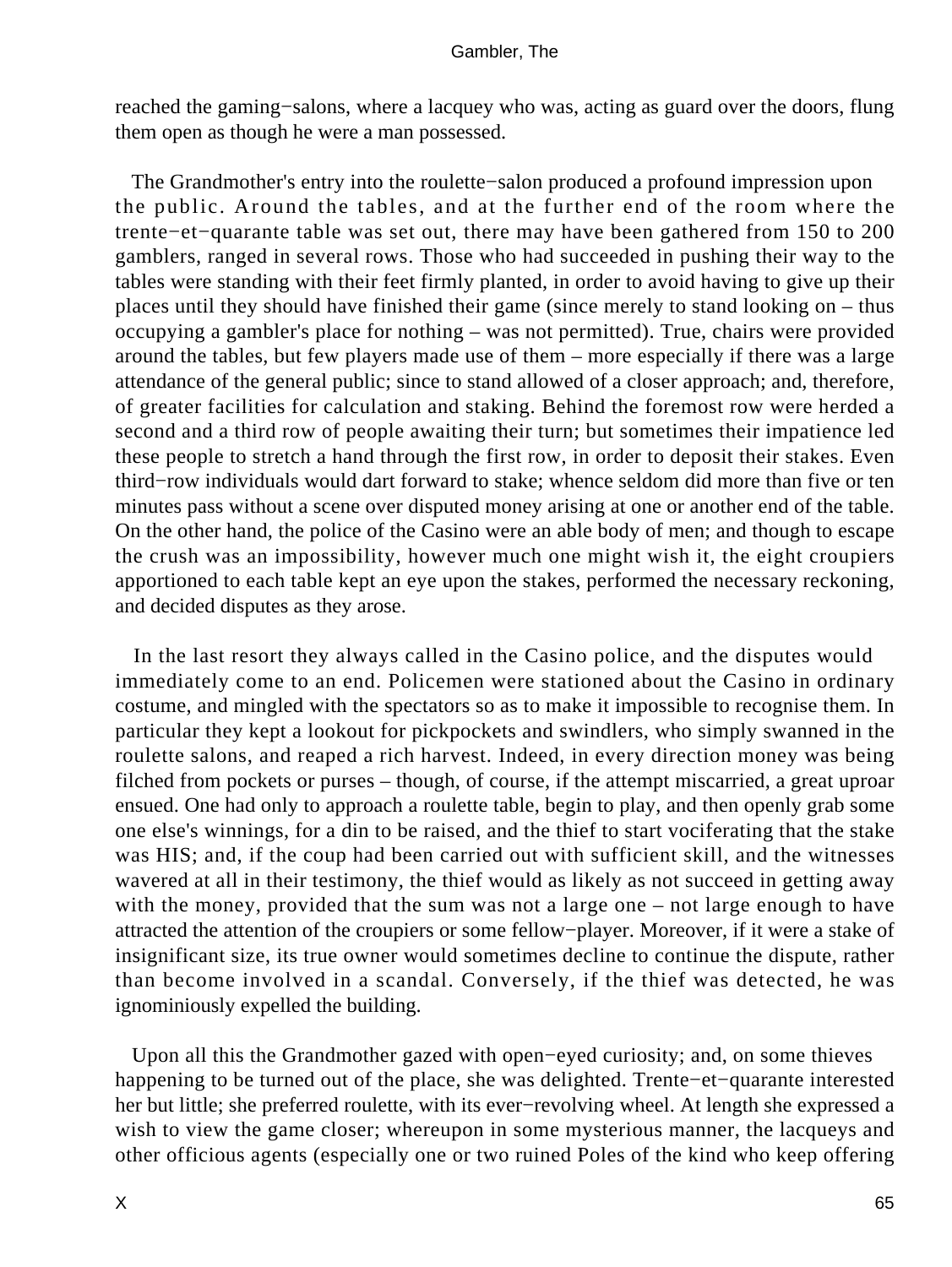reached the gaming−salons, where a lacquey who was, acting as guard over the doors, flung them open as though he were a man possessed.

The Grandmother's entry into the roulette−salon produced a profound impression upon the public. Around the tables, and at the further end of the room where the trente−et−quarante table was set out, there may have been gathered from 150 to 200 gamblers, ranged in several rows. Those who had succeeded in pushing their way to the tables were standing with their feet firmly planted, in order to avoid having to give up their places until they should have finished their game (since merely to stand looking on – thus occupying a gambler's place for nothing – was not permitted). True, chairs were provided around the tables, but few players made use of them – more especially if there was a large attendance of the general public; since to stand allowed of a closer approach; and, therefore, of greater facilities for calculation and staking. Behind the foremost row were herded a second and a third row of people awaiting their turn; but sometimes their impatience led these people to stretch a hand through the first row, in order to deposit their stakes. Even third−row individuals would dart forward to stake; whence seldom did more than five or ten minutes pass without a scene over disputed money arising at one or another end of the table. On the other hand, the police of the Casino were an able body of men; and though to escape the crush was an impossibility, however much one might wish it, the eight croupiers apportioned to each table kept an eye upon the stakes, performed the necessary reckoning, and decided disputes as they arose.

In the last resort they always called in the Casino police, and the disputes would immediately come to an end. Policemen were stationed about the Casino in ordinary costume, and mingled with the spectators so as to make it impossible to recognise them. In particular they kept a lookout for pickpockets and swindlers, who simply swanned in the roulette salons, and reaped a rich harvest. Indeed, in every direction money was being filched from pockets or purses – though, of course, if the attempt miscarried, a great uproar ensued. One had only to approach a roulette table, begin to play, and then openly grab some one else's winnings, for a din to be raised, and the thief to start vociferating that the stake was HIS; and, if the coup had been carried out with sufficient skill, and the witnesses wavered at all in their testimony, the thief would as likely as not succeed in getting away with the money, provided that the sum was not a large one – not large enough to have attracted the attention of the croupiers or some fellow−player. Moreover, if it were a stake of insignificant size, its true owner would sometimes decline to continue the dispute, rather than become involved in a scandal. Conversely, if the thief was detected, he was ignominiously expelled the building.

Upon all this the Grandmother gazed with open−eyed curiosity; and, on some thieves happening to be turned out of the place, she was delighted. Trente−et−quarante interested her but little; she preferred roulette, with its ever−revolving wheel. At length she expressed a wish to view the game closer; whereupon in some mysterious manner, the lacqueys and other officious agents (especially one or two ruined Poles of the kind who keep offering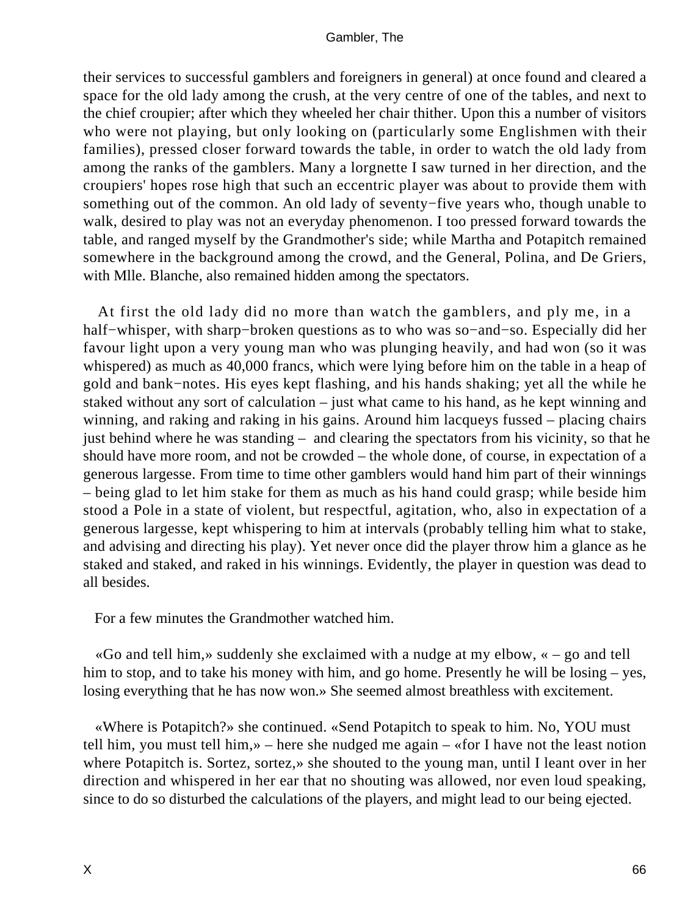their services to successful gamblers and foreigners in general) at once found and cleared a space for the old lady among the crush, at the very centre of one of the tables, and next to the chief croupier; after which they wheeled her chair thither. Upon this a number of visitors who were not playing, but only looking on (particularly some Englishmen with their families), pressed closer forward towards the table, in order to watch the old lady from among the ranks of the gamblers. Many a lorgnette I saw turned in her direction, and the croupiers' hopes rose high that such an eccentric player was about to provide them with something out of the common. An old lady of seventy−five years who, though unable to walk, desired to play was not an everyday phenomenon. I too pressed forward towards the table, and ranged myself by the Grandmother's side; while Martha and Potapitch remained somewhere in the background among the crowd, and the General, Polina, and De Griers, with Mlle. Blanche, also remained hidden among the spectators.

At first the old lady did no more than watch the gamblers, and ply me, in a half−whisper, with sharp−broken questions as to who was so−and−so. Especially did her favour light upon a very young man who was plunging heavily, and had won (so it was whispered) as much as 40,000 francs, which were lying before him on the table in a heap of gold and bank−notes. His eyes kept flashing, and his hands shaking; yet all the while he staked without any sort of calculation – just what came to his hand, as he kept winning and winning, and raking and raking in his gains. Around him lacqueys fussed – placing chairs just behind where he was standing – and clearing the spectators from his vicinity, so that he should have more room, and not be crowded – the whole done, of course, in expectation of a generous largesse. From time to time other gamblers would hand him part of their winnings – being glad to let him stake for them as much as his hand could grasp; while beside him stood a Pole in a state of violent, but respectful, agitation, who, also in expectation of a generous largesse, kept whispering to him at intervals (probably telling him what to stake, and advising and directing his play). Yet never once did the player throw him a glance as he staked and staked, and raked in his winnings. Evidently, the player in question was dead to all besides.

For a few minutes the Grandmother watched him.

«Go and tell him,» suddenly she exclaimed with a nudge at my elbow, « – go and tell him to stop, and to take his money with him, and go home. Presently he will be losing – yes, losing everything that he has now won.» She seemed almost breathless with excitement.

«Where is Potapitch?» she continued. «Send Potapitch to speak to him. No, YOU must tell him, you must tell him,» – here she nudged me again – «for I have not the least notion where Potapitch is. Sortez, sortez,» she shouted to the young man, until I leant over in her direction and whispered in her ear that no shouting was allowed, nor even loud speaking, since to do so disturbed the calculations of the players, and might lead to our being ejected.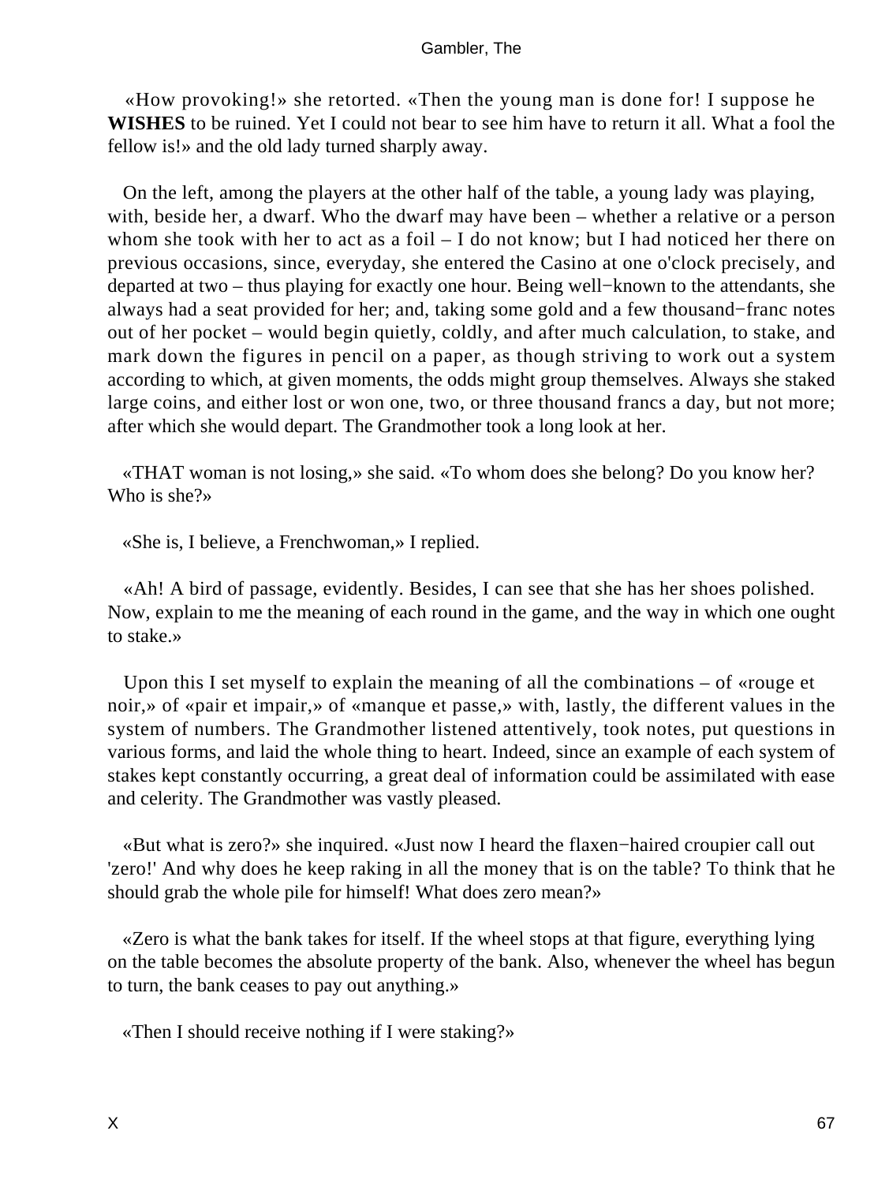«How provoking!» she retorted. «Then the young man is done for! I suppose he **WISHES** to be ruined. Yet I could not bear to see him have to return it all. What a fool the fellow is!» and the old lady turned sharply away.

On the left, among the players at the other half of the table, a young lady was playing, with, beside her, a dwarf. Who the dwarf may have been – whether a relative or a person whom she took with her to act as a foil – I do not know; but I had noticed her there on previous occasions, since, everyday, she entered the Casino at one o'clock precisely, and departed at two – thus playing for exactly one hour. Being well−known to the attendants, she always had a seat provided for her; and, taking some gold and a few thousand−franc notes out of her pocket – would begin quietly, coldly, and after much calculation, to stake, and mark down the figures in pencil on a paper, as though striving to work out a system according to which, at given moments, the odds might group themselves. Always she staked large coins, and either lost or won one, two, or three thousand francs a day, but not more; after which she would depart. The Grandmother took a long look at her.

«THAT woman is not losing,» she said. «To whom does she belong? Do you know her? Who is she?»

«She is, I believe, a Frenchwoman,» I replied.

«Ah! A bird of passage, evidently. Besides, I can see that she has her shoes polished. Now, explain to me the meaning of each round in the game, and the way in which one ought to stake.»

Upon this I set myself to explain the meaning of all the combinations – of «rouge et noir,» of «pair et impair,» of «manque et passe,» with, lastly, the different values in the system of numbers. The Grandmother listened attentively, took notes, put questions in various forms, and laid the whole thing to heart. Indeed, since an example of each system of stakes kept constantly occurring, a great deal of information could be assimilated with ease and celerity. The Grandmother was vastly pleased.

«But what is zero?» she inquired. «Just now I heard the flaxen−haired croupier call out 'zero!' And why does he keep raking in all the money that is on the table? To think that he should grab the whole pile for himself! What does zero mean?»

«Zero is what the bank takes for itself. If the wheel stops at that figure, everything lying on the table becomes the absolute property of the bank. Also, whenever the wheel has begun to turn, the bank ceases to pay out anything.»

«Then I should receive nothing if I were staking?»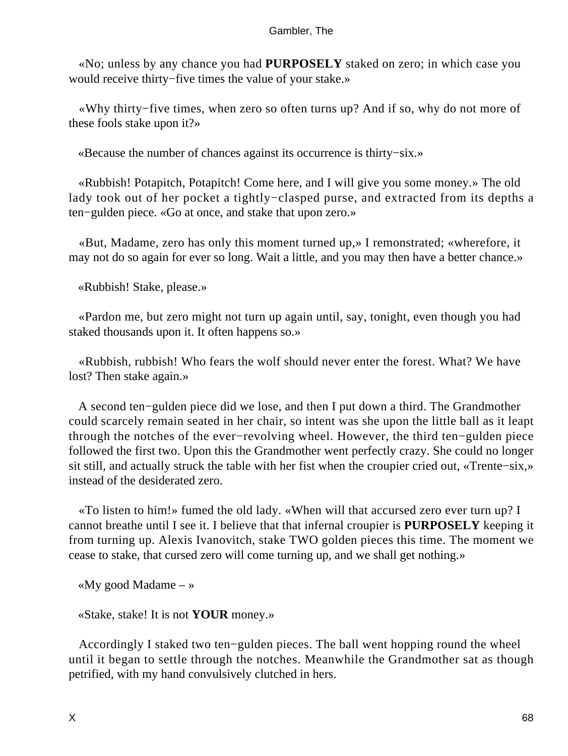«No; unless by any chance you had **PURPOSELY** staked on zero; in which case you would receive thirty−five times the value of your stake.»

«Why thirty−five times, when zero so often turns up? And if so, why do not more of these fools stake upon it?»

«Because the number of chances against its occurrence is thirty−six.»

«Rubbish! Potapitch, Potapitch! Come here, and I will give you some money.» The old lady took out of her pocket a tightly−clasped purse, and extracted from its depths a ten−gulden piece. «Go at once, and stake that upon zero.»

«But, Madame, zero has only this moment turned up,» I remonstrated; «wherefore, it may not do so again for ever so long. Wait a little, and you may then have a better chance.»

«Rubbish! Stake, please.»

«Pardon me, but zero might not turn up again until, say, tonight, even though you had staked thousands upon it. It often happens so.»

«Rubbish, rubbish! Who fears the wolf should never enter the forest. What? We have lost? Then stake again.»

A second ten−gulden piece did we lose, and then I put down a third. The Grandmother could scarcely remain seated in her chair, so intent was she upon the little ball as it leapt through the notches of the ever−revolving wheel. However, the third ten−gulden piece followed the first two. Upon this the Grandmother went perfectly crazy. She could no longer sit still, and actually struck the table with her fist when the croupier cried out, «Trente−six,» instead of the desiderated zero.

«To listen to him!» fumed the old lady. «When will that accursed zero ever turn up? I cannot breathe until I see it. I believe that that infernal croupier is **PURPOSELY** keeping it from turning up. Alexis Ivanovitch, stake TWO golden pieces this time. The moment we cease to stake, that cursed zero will come turning up, and we shall get nothing.»

«My good Madame – »

«Stake, stake! It is not **YOUR** money.»

Accordingly I staked two ten−gulden pieces. The ball went hopping round the wheel until it began to settle through the notches. Meanwhile the Grandmother sat as though petrified, with my hand convulsively clutched in hers.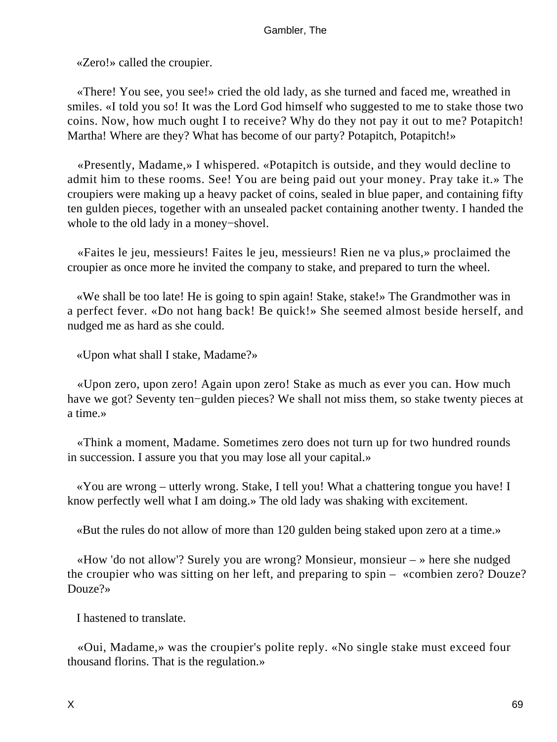«Zero!» called the croupier.

«There! You see, you see!» cried the old lady, as she turned and faced me, wreathed in smiles. «I told you so! It was the Lord God himself who suggested to me to stake those two coins. Now, how much ought I to receive? Why do they not pay it out to me? Potapitch! Martha! Where are they? What has become of our party? Potapitch, Potapitch!»

«Presently, Madame,» I whispered. «Potapitch is outside, and they would decline to admit him to these rooms. See! You are being paid out your money. Pray take it.» The croupiers were making up a heavy packet of coins, sealed in blue paper, and containing fifty ten gulden pieces, together with an unsealed packet containing another twenty. I handed the whole to the old lady in a money−shovel.

«Faites le jeu, messieurs! Faites le jeu, messieurs! Rien ne va plus,» proclaimed the croupier as once more he invited the company to stake, and prepared to turn the wheel.

«We shall be too late! He is going to spin again! Stake, stake!» The Grandmother was in a perfect fever. «Do not hang back! Be quick!» She seemed almost beside herself, and nudged me as hard as she could.

«Upon what shall I stake, Madame?»

«Upon zero, upon zero! Again upon zero! Stake as much as ever you can. How much have we got? Seventy ten−gulden pieces? We shall not miss them, so stake twenty pieces at a time.»

«Think a moment, Madame. Sometimes zero does not turn up for two hundred rounds in succession. I assure you that you may lose all your capital.»

«You are wrong – utterly wrong. Stake, I tell you! What a chattering tongue you have! I know perfectly well what I am doing.» The old lady was shaking with excitement.

«But the rules do not allow of more than 120 gulden being staked upon zero at a time.»

«How 'do not allow'? Surely you are wrong? Monsieur, monsieur – » here she nudged the croupier who was sitting on her left, and preparing to spin – «combien zero? Douze? Douze?»

I hastened to translate.

«Oui, Madame,» was the croupier's polite reply. «No single stake must exceed four thousand florins. That is the regulation.»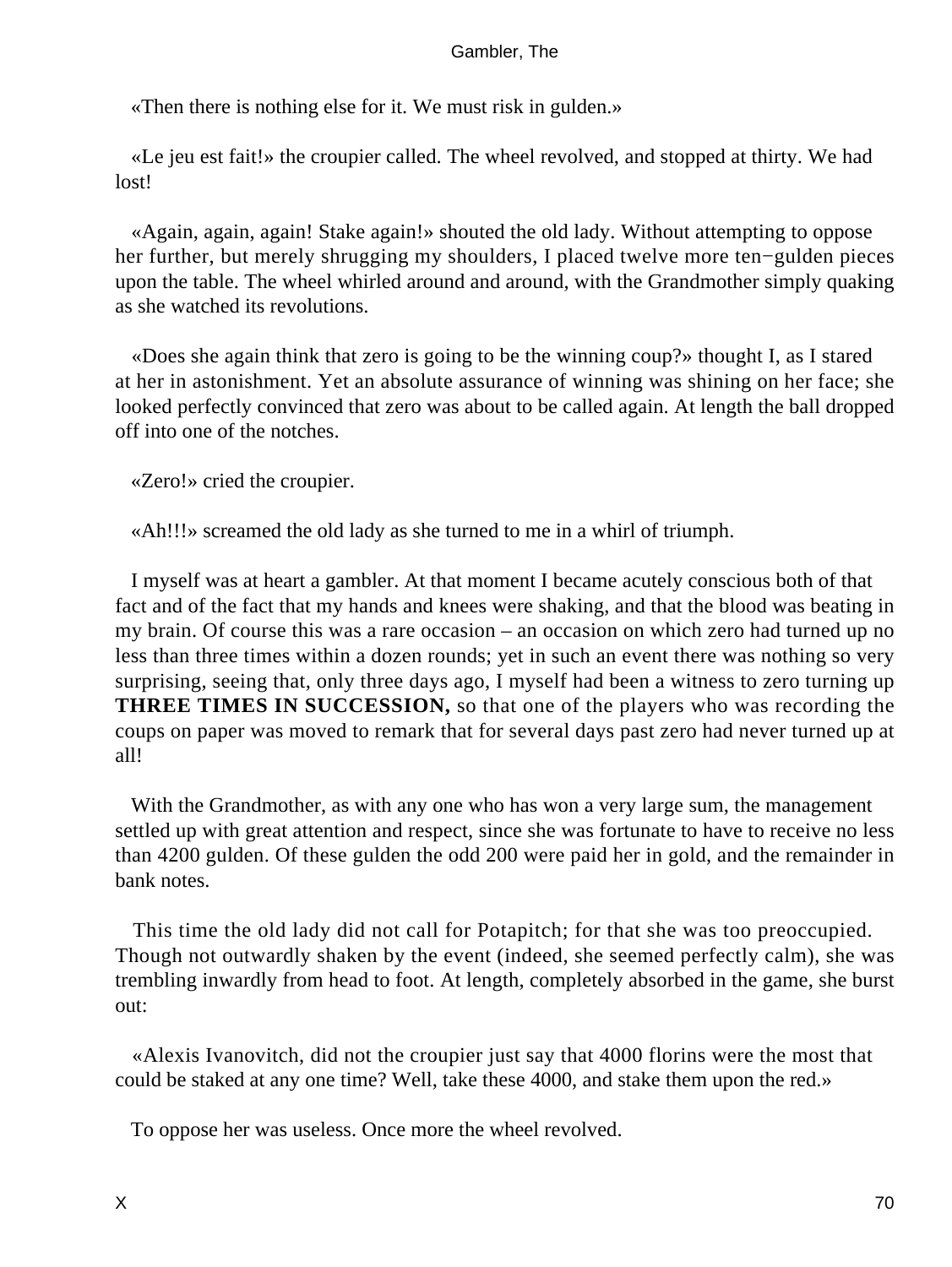«Then there is nothing else for it. We must risk in gulden.»

«Le jeu est fait!» the croupier called. The wheel revolved, and stopped at thirty. We had lost!

«Again, again, again! Stake again!» shouted the old lady. Without attempting to oppose her further, but merely shrugging my shoulders, I placed twelve more ten−gulden pieces upon the table. The wheel whirled around and around, with the Grandmother simply quaking as she watched its revolutions.

«Does she again think that zero is going to be the winning coup?» thought I, as I stared at her in astonishment. Yet an absolute assurance of winning was shining on her face; she looked perfectly convinced that zero was about to be called again. At length the ball dropped off into one of the notches.

«Zero!» cried the croupier.

«Ah!!!» screamed the old lady as she turned to me in a whirl of triumph.

I myself was at heart a gambler. At that moment I became acutely conscious both of that fact and of the fact that my hands and knees were shaking, and that the blood was beating in my brain. Of course this was a rare occasion – an occasion on which zero had turned up no less than three times within a dozen rounds; yet in such an event there was nothing so very surprising, seeing that, only three days ago, I myself had been a witness to zero turning up **THREE TIMES IN SUCCESSION,** so that one of the players who was recording the coups on paper was moved to remark that for several days past zero had never turned up at all!

With the Grandmother, as with any one who has won a very large sum, the management settled up with great attention and respect, since she was fortunate to have to receive no less than 4200 gulden. Of these gulden the odd 200 were paid her in gold, and the remainder in bank notes.

This time the old lady did not call for Potapitch; for that she was too preoccupied. Though not outwardly shaken by the event (indeed, she seemed perfectly calm), she was trembling inwardly from head to foot. At length, completely absorbed in the game, she burst out:

«Alexis Ivanovitch, did not the croupier just say that 4000 florins were the most that could be staked at any one time? Well, take these 4000, and stake them upon the red.»

To oppose her was useless. Once more the wheel revolved.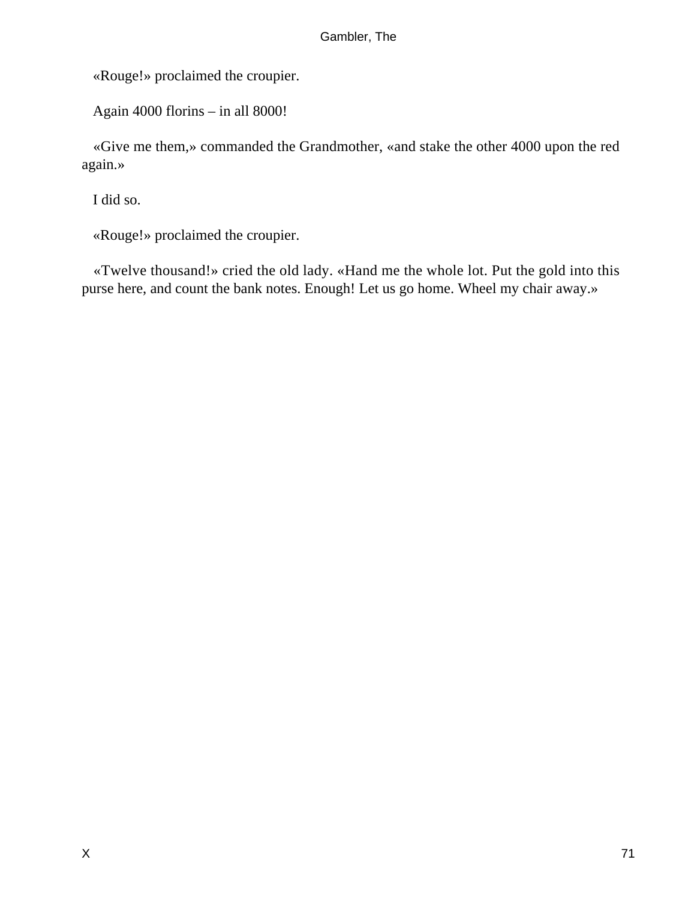«Rouge!» proclaimed the croupier.

Again 4000 florins – in all 8000!

«Give me them,» commanded the Grandmother, «and stake the other 4000 upon the red again.»

I did so.

«Rouge!» proclaimed the croupier.

«Twelve thousand!» cried the old lady. «Hand me the whole lot. Put the gold into this purse here, and count the bank notes. Enough! Let us go home. Wheel my chair away.»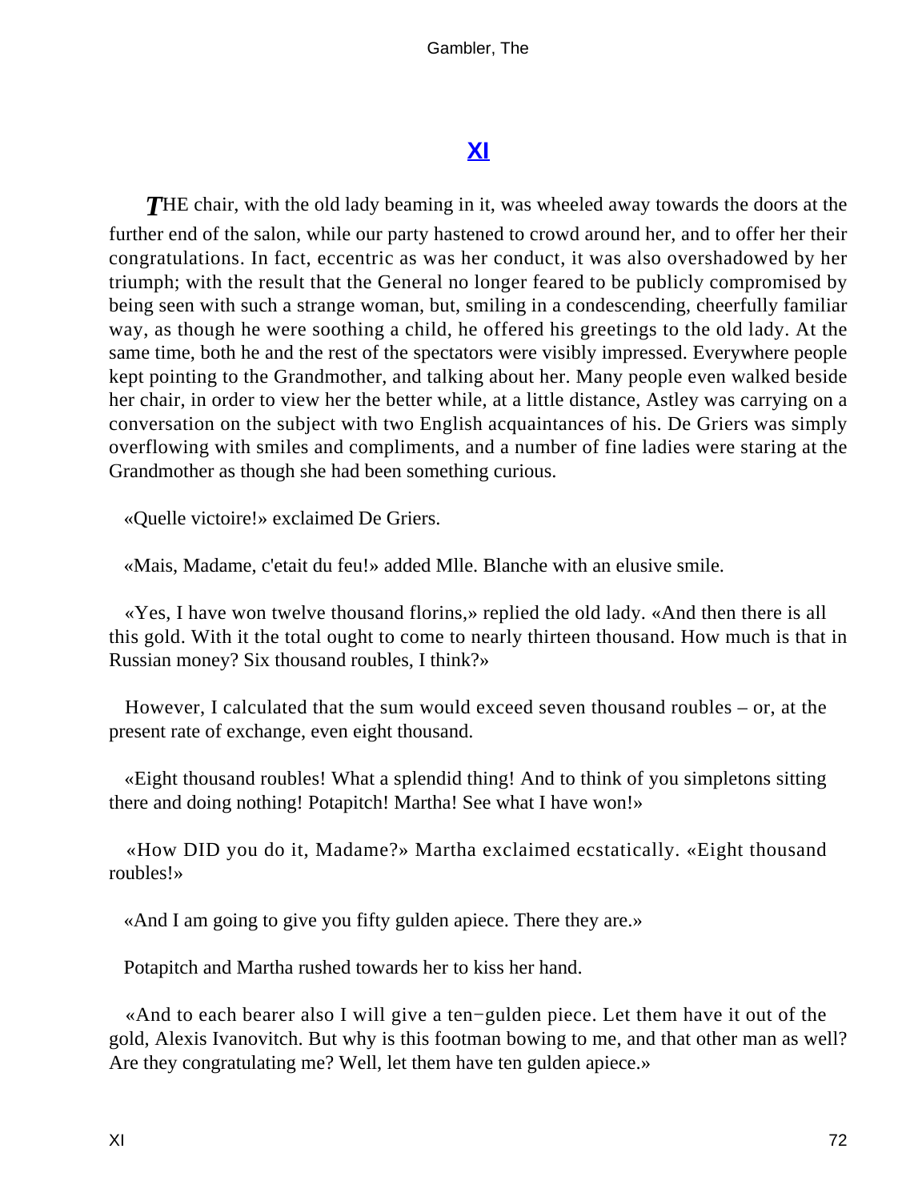## XI

THE chair, with the old lady beaming in it, was wheeled away towards the doors at the further end of the salon, while our party hastened to crowd around her, and to offer her their congratulations. In fact, eccentric as was her conduct, it was also overshadowed by her triumph; with the result that the General no longer feared to be publicly compromised by being seen with such a strange woman, but, smiling in a condescending, cheerfully familiar way, as though he were soothing a child, he offered his greetings to the old lady. At the same time, both he and the rest of the spectators were visibly impressed. Everywhere people kept pointing to the Grandmother, and talking about her. Many people even walked beside her chair, in order to view her the better while, at a little distance, Astley was carrying on a conversation on the subject with two English acquaintances of his. De Griers was simply overflowing with smiles and compliments, and a number of fine ladies were staring at the Grandmother as though she had been something curious.

«Quelle victoire!» exclaimed De Griers.

«Mais, Madame, c'etait du feu!» added Mlle. Blanche with an elusive smile.

«Yes, I have won twelve thousand florins,» replied the old lady. «And then there is all this gold. With it the total ought to come to nearly thirteen thousand. How much is that in Russian money? Six thousand roubles, I think?»

However, I calculated that the sum would exceed seven thousand roubles – or, at the present rate of exchange, even eight thousand.

«Eight thousand roubles! What a splendid thing! And to think of you simpletons sitting there and doing nothing! Potapitch! Martha! See what I have won!»

«How DID you do it, Madame?» Martha exclaimed ecstatically. «Eight thousand roubles!»

«And I am going to give you fifty gulden apiece. There they are.»

Potapitch and Martha rushed towards her to kiss her hand.

«And to each bearer also I will give a ten−gulden piece. Let them have it out of the gold, Alexis Ivanovitch. But why is this footman bowing to me, and that other man as well? Are they congratulating me? Well, let them have ten gulden apiece.»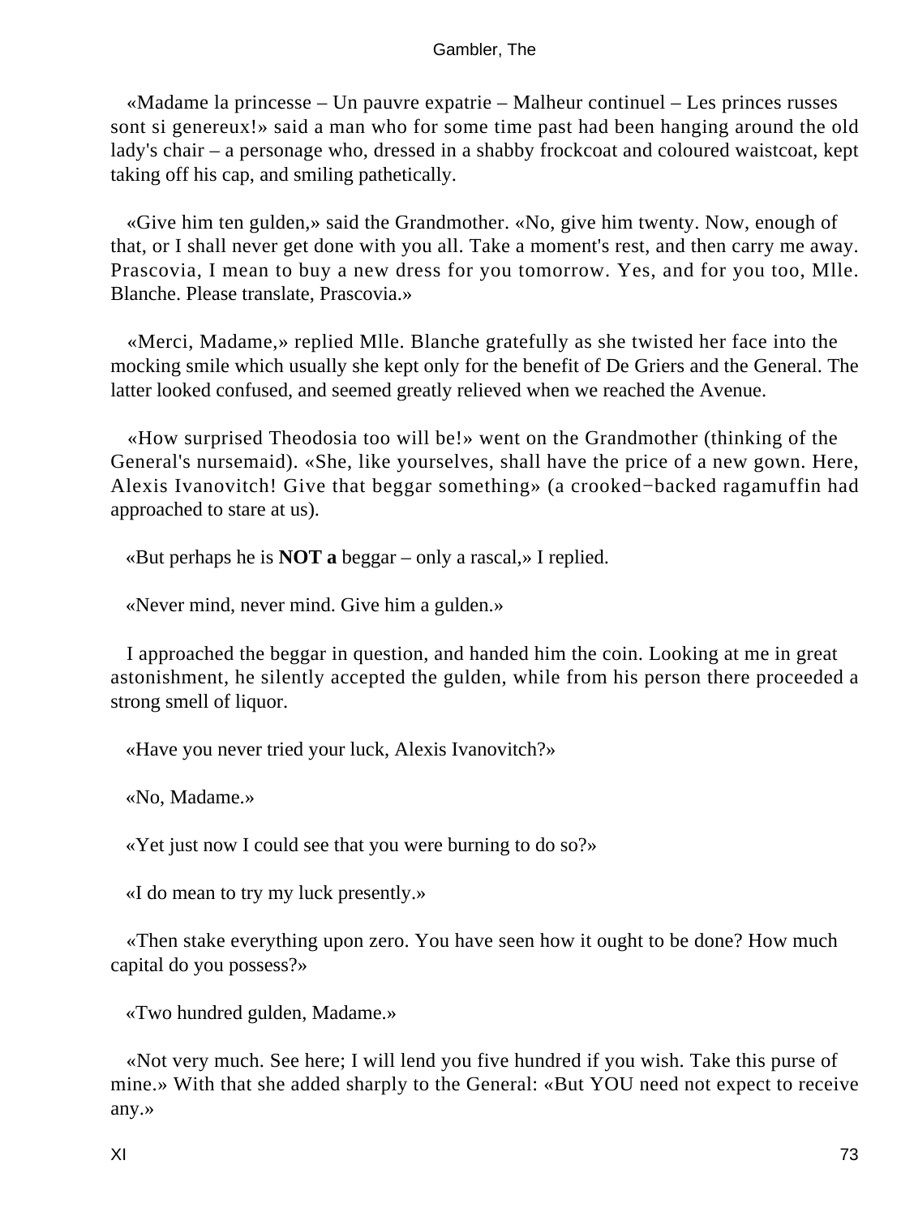«Madame la princesse – Un pauvre expatrie – Malheur continuel – Les princes russes sont si genereux!» said a man who for some time past had been hanging around the old lady's chair – a personage who, dressed in a shabby frockcoat and coloured waistcoat, kept taking off his cap, and smiling pathetically.

«Give him ten gulden,» said the Grandmother. «No, give him twenty. Now, enough of that, or I shall never get done with you all. Take a moment's rest, and then carry me away. Prascovia, I mean to buy a new dress for you tomorrow. Yes, and for you too, Mlle. Blanche. Please translate, Prascovia.»

«Merci, Madame,» replied Mlle. Blanche gratefully as she twisted her face into the mocking smile which usually she kept only for the benefit of De Griers and the General. The latter looked confused, and seemed greatly relieved when we reached the Avenue.

«How surprised Theodosia too will be!» went on the Grandmother (thinking of the General's nursemaid). «She, like yourselves, shall have the price of a new gown. Here, Alexis Ivanovitch! Give that beggar something» (a crooked−backed ragamuffin had approached to stare at us).

«But perhaps he is **NOT a** beggar – only a rascal,» I replied.

«Never mind, never mind. Give him a gulden.»

I approached the beggar in question, and handed him the coin. Looking at me in great astonishment, he silently accepted the gulden, while from his person there proceeded a strong smell of liquor.

«Have you never tried your luck, Alexis Ivanovitch?»

«No, Madame.»

«Yet just now I could see that you were burning to do so?»

«I do mean to try my luck presently.»

«Then stake everything upon zero. You have seen how it ought to be done? How much capital do you possess?»

«Two hundred gulden, Madame.»

«Not very much. See here; I will lend you five hundred if you wish. Take this purse of mine.» With that she added sharply to the General: «But YOU need not expect to receive any.»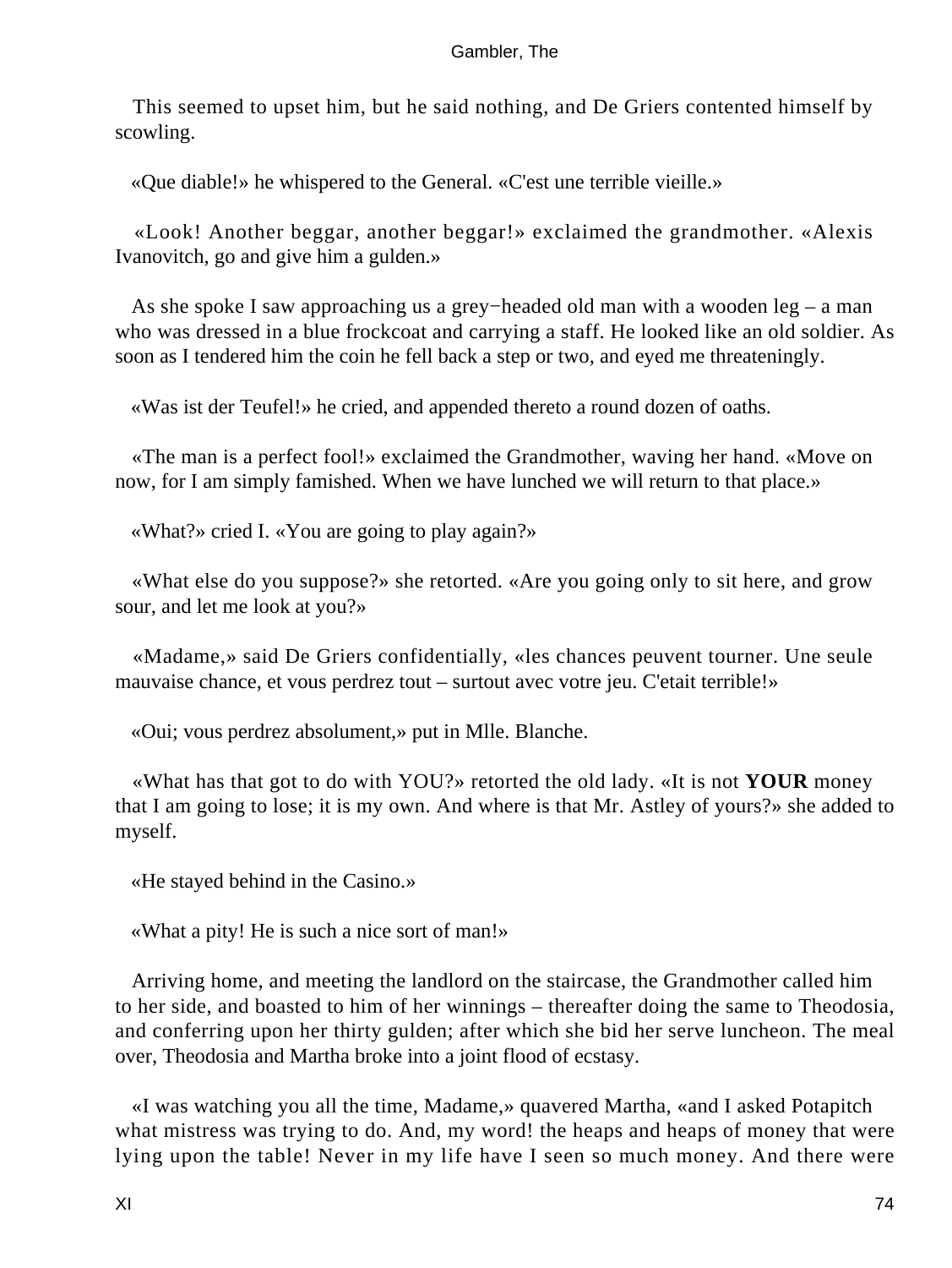This seemed to upset him, but he said nothing, and De Griers contented himself by scowling.

«Que diable!» he whispered to the General. «C'est une terrible vieille.»

«Look! Another beggar, another beggar!» exclaimed the grandmother. «Alexis Ivanovitch, go and give him a gulden.»

As she spoke I saw approaching us a grey−headed old man with a wooden leg – a man who was dressed in a blue frockcoat and carrying a staff. He looked like an old soldier. As soon as I tendered him the coin he fell back a step or two, and eyed me threateningly.

«Was ist der Teufel!» he cried, and appended thereto a round dozen of oaths.

«The man is a perfect fool!» exclaimed the Grandmother, waving her hand. «Move on now, for I am simply famished. When we have lunched we will return to that place.»

«What?» cried I. «You are going to play again?»

«What else do you suppose?» she retorted. «Are you going only to sit here, and grow sour, and let me look at you?»

«Madame,» said De Griers confidentially, «les chances peuvent tourner. Une seule mauvaise chance, et vous perdrez tout – surtout avec votre jeu. C'etait terrible!»

«Oui; vous perdrez absolument,» put in Mlle. Blanche.

«What has that got to do with YOU?» retorted the old lady. «It is not **YOUR** money that I am going to lose; it is my own. And where is that Mr. Astley of yours?» she added to myself.

«He stayed behind in the Casino.»

«What a pity! He is such a nice sort of man!»

Arriving home, and meeting the landlord on the staircase, the Grandmother called him to her side, and boasted to him of her winnings – thereafter doing the same to Theodosia, and conferring upon her thirty gulden; after which she bid her serve luncheon. The meal over, Theodosia and Martha broke into a joint flood of ecstasy.

«I was watching you all the time, Madame,» quavered Martha, «and I asked Potapitch what mistress was trying to do. And, my word! the heaps and heaps of money that were lying upon the table! Never in my life have I seen so much money. And there were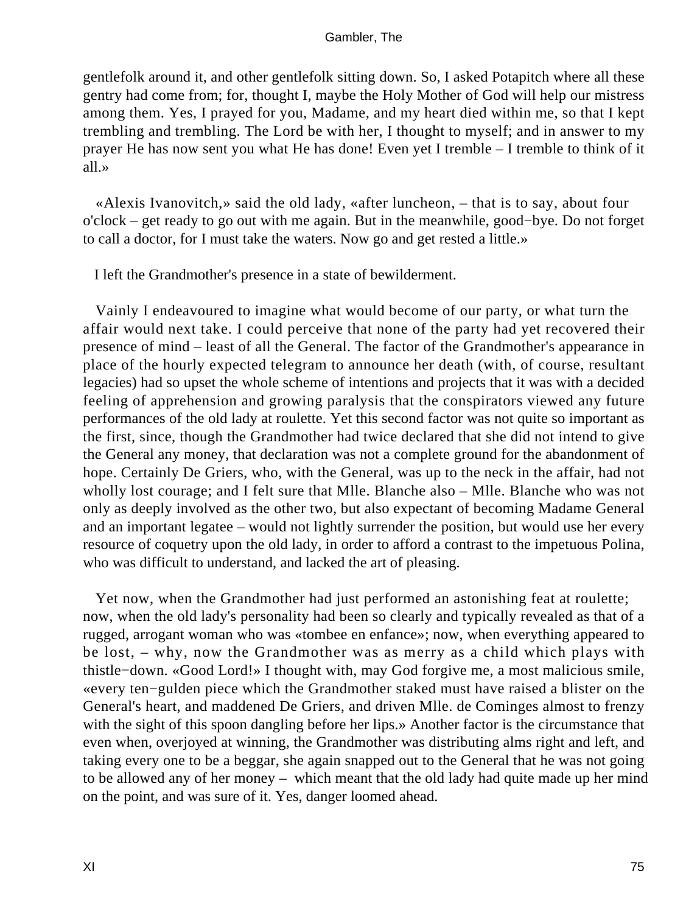gentlefolk around it, and other gentlefolk sitting down. So, I asked Potapitch where all these gentry had come from; for, thought I, maybe the Holy Mother of God will help our mistress among them. Yes, I prayed for you, Madame, and my heart died within me, so that I kept trembling and trembling. The Lord be with her, I thought to myself; and in answer to my prayer He has now sent you what He has done! Even yet I tremble – I tremble to think of it all.»

«Alexis Ivanovitch,» said the old lady, «after luncheon, – that is to say, about four o'clock – get ready to go out with me again. But in the meanwhile, good−bye. Do not forget to call a doctor, for I must take the waters. Now go and get rested a little.»

I left the Grandmother's presence in a state of bewilderment.

Vainly I endeavoured to imagine what would become of our party, or what turn the affair would next take. I could perceive that none of the party had yet recovered their presence of mind – least of all the General. The factor of the Grandmother's appearance in place of the hourly expected telegram to announce her death (with, of course, resultant legacies) had so upset the whole scheme of intentions and projects that it was with a decided feeling of apprehension and growing paralysis that the conspirators viewed any future performances of the old lady at roulette. Yet this second factor was not quite so important as the first, since, though the Grandmother had twice declared that she did not intend to give the General any money, that declaration was not a complete ground for the abandonment of hope. Certainly De Griers, who, with the General, was up to the neck in the affair, had not wholly lost courage; and I felt sure that Mlle. Blanche also – Mlle. Blanche who was not only as deeply involved as the other two, but also expectant of becoming Madame General and an important legatee – would not lightly surrender the position, but would use her every resource of coquetry upon the old lady, in order to afford a contrast to the impetuous Polina, who was difficult to understand, and lacked the art of pleasing.

Yet now, when the Grandmother had just performed an astonishing feat at roulette; now, when the old lady's personality had been so clearly and typically revealed as that of a rugged, arrogant woman who was «tombee en enfance»; now, when everything appeared to be lost, – why, now the Grandmother was as merry as a child which plays with thistle−down. «Good Lord!» I thought with, may God forgive me, a most malicious smile, «every ten−gulden piece which the Grandmother staked must have raised a blister on the General's heart, and maddened De Griers, and driven Mlle. de Cominges almost to frenzy with the sight of this spoon dangling before her lips.» Another factor is the circumstance that even when, overjoyed at winning, the Grandmother was distributing alms right and left, and taking every one to be a beggar, she again snapped out to the General that he was not going to be allowed any of her money – which meant that the old lady had quite made up her mind on the point, and was sure of it. Yes, danger loomed ahead.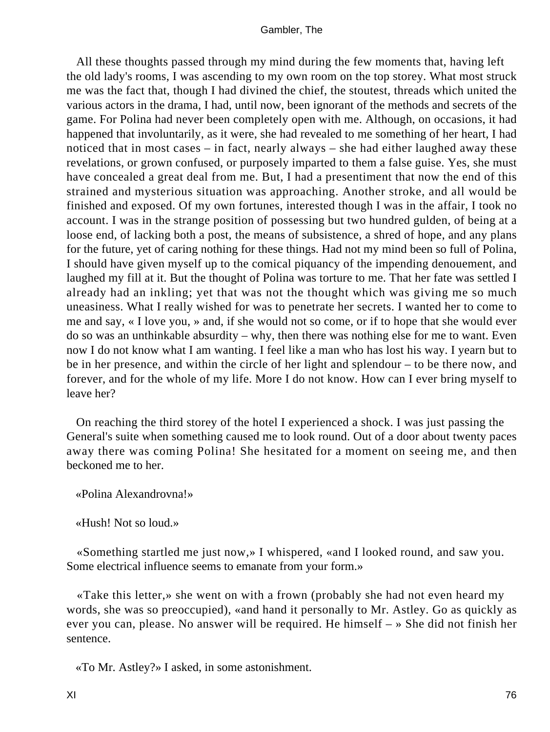All these thoughts passed through my mind during the few moments that, having left the old lady's rooms, I was ascending to my own room on the top storey. What most struck me was the fact that, though I had divined the chief, the stoutest, threads which united the various actors in the drama, I had, until now, been ignorant of the methods and secrets of the game. For Polina had never been completely open with me. Although, on occasions, it had happened that involuntarily, as it were, she had revealed to me something of her heart, I had noticed that in most cases – in fact, nearly always – she had either laughed away these revelations, or grown confused, or purposely imparted to them a false guise. Yes, she must have concealed a great deal from me. But, I had a presentiment that now the end of this strained and mysterious situation was approaching. Another stroke, and all would be finished and exposed. Of my own fortunes, interested though I was in the affair, I took no account. I was in the strange position of possessing but two hundred gulden, of being at a loose end, of lacking both a post, the means of subsistence, a shred of hope, and any plans for the future, yet of caring nothing for these things. Had not my mind been so full of Polina, I should have given myself up to the comical piquancy of the impending denouement, and laughed my fill at it. But the thought of Polina was torture to me. That her fate was settled I already had an inkling; yet that was not the thought which was giving me so much uneasiness. What I really wished for was to penetrate her secrets. I wanted her to come to me and say, « I love you, » and, if she would not so come, or if to hope that she would ever do so was an unthinkable absurdity – why, then there was nothing else for me to want. Even now I do not know what I am wanting. I feel like a man who has lost his way. I yearn but to be in her presence, and within the circle of her light and splendour – to be there now, and forever, and for the whole of my life. More I do not know. How can I ever bring myself to leave her?

On reaching the third storey of the hotel I experienced a shock. I was just passing the General's suite when something caused me to look round. Out of a door about twenty paces away there was coming Polina! She hesitated for a moment on seeing me, and then beckoned me to her.

«Polina Alexandrovna!»

«Hush! Not so loud.»

«Something startled me just now,» I whispered, «and I looked round, and saw you. Some electrical influence seems to emanate from your form.»

«Take this letter,» she went on with a frown (probably she had not even heard my words, she was so preoccupied), «and hand it personally to Mr. Astley. Go as quickly as ever you can, please. No answer will be required. He himself – » She did not finish her sentence.

«To Mr. Astley?» I asked, in some astonishment.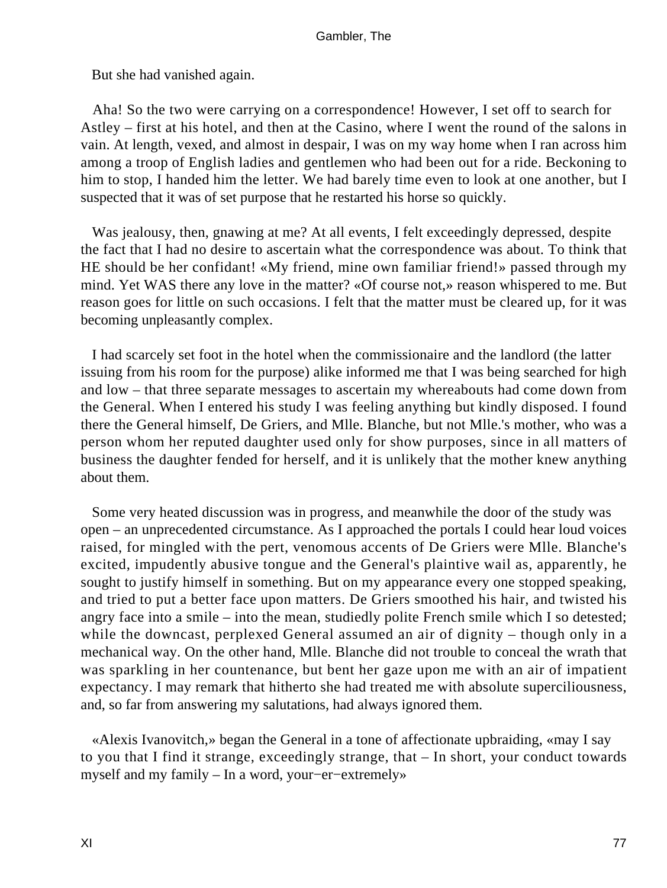But she had vanished again.

Aha! So the two were carrying on a correspondence! However, I set off to search for Astley – first at his hotel, and then at the Casino, where I went the round of the salons in vain. At length, vexed, and almost in despair, I was on my way home when I ran across him among a troop of English ladies and gentlemen who had been out for a ride. Beckoning to him to stop, I handed him the letter. We had barely time even to look at one another, but I suspected that it was of set purpose that he restarted his horse so quickly.

Was jealousy, then, gnawing at me? At all events, I felt exceedingly depressed, despite the fact that I had no desire to ascertain what the correspondence was about. To think that HE should be her confidant! «My friend, mine own familiar friend!» passed through my mind. Yet WAS there any love in the matter? «Of course not,» reason whispered to me. But reason goes for little on such occasions. I felt that the matter must be cleared up, for it was becoming unpleasantly complex.

I had scarcely set foot in the hotel when the commissionaire and the landlord (the latter issuing from his room for the purpose) alike informed me that I was being searched for high and low – that three separate messages to ascertain my whereabouts had come down from the General. When I entered his study I was feeling anything but kindly disposed. I found there the General himself, De Griers, and Mlle. Blanche, but not Mlle.'s mother, who was a person whom her reputed daughter used only for show purposes, since in all matters of business the daughter fended for herself, and it is unlikely that the mother knew anything about them.

Some very heated discussion was in progress, and meanwhile the door of the study was open – an unprecedented circumstance. As I approached the portals I could hear loud voices raised, for mingled with the pert, venomous accents of De Griers were Mlle. Blanche's excited, impudently abusive tongue and the General's plaintive wail as, apparently, he sought to justify himself in something. But on my appearance every one stopped speaking, and tried to put a better face upon matters. De Griers smoothed his hair, and twisted his angry face into a smile – into the mean, studiedly polite French smile which I so detested; while the downcast, perplexed General assumed an air of dignity – though only in a mechanical way. On the other hand, Mlle. Blanche did not trouble to conceal the wrath that was sparkling in her countenance, but bent her gaze upon me with an air of impatient expectancy. I may remark that hitherto she had treated me with absolute superciliousness, and, so far from answering my salutations, had always ignored them.

«Alexis Ivanovitch,» began the General in a tone of affectionate upbraiding, «may I say to you that I find it strange, exceedingly strange, that – In short, your conduct towards myself and my family – In a word, your−er−extremely»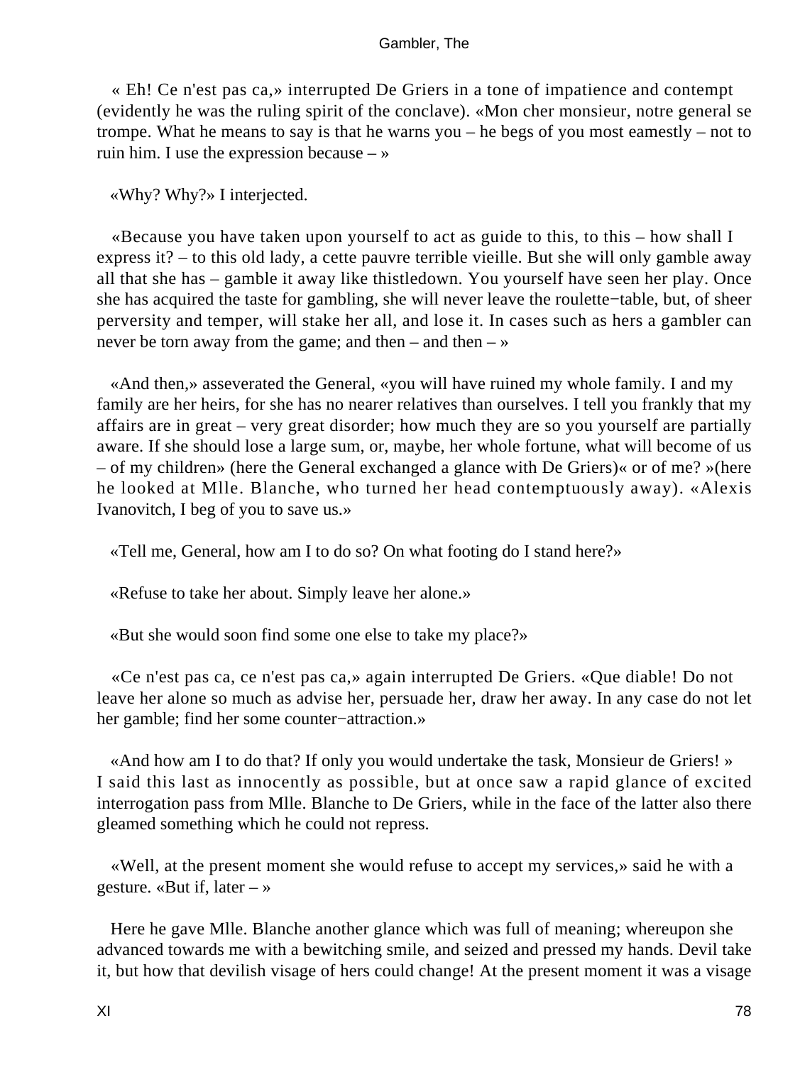« Eh! Ce n'est pas ca,» interrupted De Griers in a tone of impatience and contempt (evidently he was the ruling spirit of the conclave). «Mon cher monsieur, notre general se trompe. What he means to say is that he warns you – he begs of you most eamestly – not to ruin him. I use the expression because – »

«Why? Why?» I interjected.

«Because you have taken upon yourself to act as guide to this, to this – how shall I express it? – to this old lady, a cette pauvre terrible vieille. But she will only gamble away all that she has – gamble it away like thistledown. You yourself have seen her play. Once she has acquired the taste for gambling, she will never leave the roulette−table, but, of sheer perversity and temper, will stake her all, and lose it. In cases such as hers a gambler can never be torn away from the game; and then – and then – »

«And then,» asseverated the General, «you will have ruined my whole family. I and my family are her heirs, for she has no nearer relatives than ourselves. I tell you frankly that my affairs are in great – very great disorder; how much they are so you yourself are partially aware. If she should lose a large sum, or, maybe, her whole fortune, what will become of us – of my children» (here the General exchanged a glance with De Griers)« or of me? »(here he looked at Mlle. Blanche, who turned her head contemptuously away). «Alexis Ivanovitch, I beg of you to save us.»

«Tell me, General, how am I to do so? On what footing do I stand here?»

«Refuse to take her about. Simply leave her alone.»

«But she would soon find some one else to take my place?»

«Ce n'est pas ca, ce n'est pas ca,» again interrupted De Griers. «Que diable! Do not leave her alone so much as advise her, persuade her, draw her away. In any case do not let her gamble; find her some counter−attraction.»

«And how am I to do that? If only you would undertake the task, Monsieur de Griers! » I said this last as innocently as possible, but at once saw a rapid glance of excited interrogation pass from Mlle. Blanche to De Griers, while in the face of the latter also there gleamed something which he could not repress.

«Well, at the present moment she would refuse to accept my services,» said he with a gesture. «But if, later – »

Here he gave Mlle. Blanche another glance which was full of meaning; whereupon she advanced towards me with a bewitching smile, and seized and pressed my hands. Devil take it, but how that devilish visage of hers could change! At the present moment it was a visage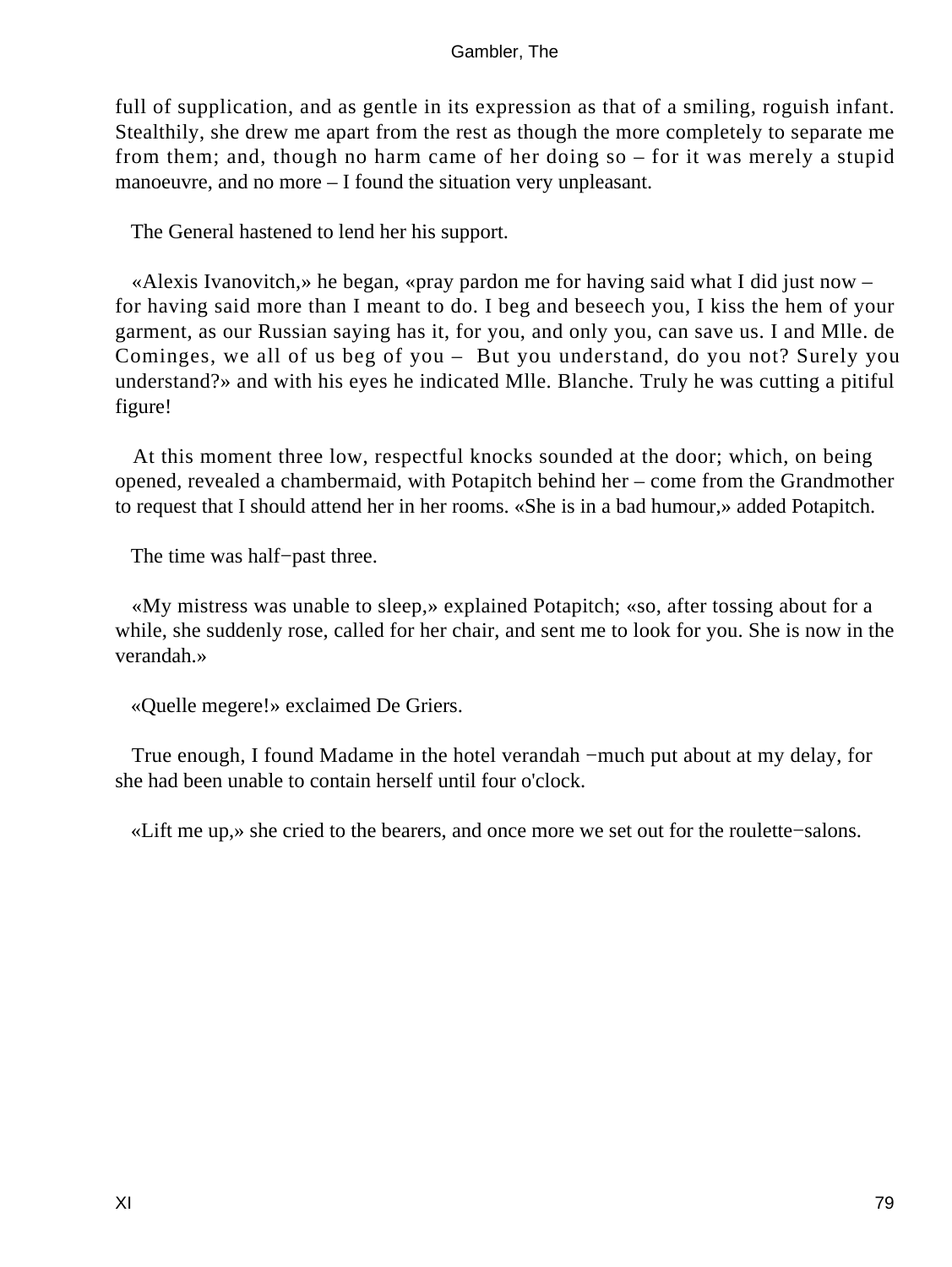full of supplication, and as gentle in its expression as that of a smiling, roguish infant. Stealthily, she drew me apart from the rest as though the more completely to separate me from them; and, though no harm came of her doing so – for it was merely a stupid manoeuvre, and no more – I found the situation very unpleasant.

The General hastened to lend her his support.

«Alexis Ivanovitch,» he began, «pray pardon me for having said what I did just now – for having said more than I meant to do. I beg and beseech you, I kiss the hem of your garment, as our Russian saying has it, for you, and only you, can save us. I and Mlle. de Cominges, we all of us beg of you – But you understand, do you not? Surely you understand?» and with his eyes he indicated Mlle. Blanche. Truly he was cutting a pitiful figure!

At this moment three low, respectful knocks sounded at the door; which, on being opened, revealed a chambermaid, with Potapitch behind her – come from the Grandmother to request that I should attend her in her rooms. «She is in a bad humour,» added Potapitch.

The time was half−past three.

«My mistress was unable to sleep,» explained Potapitch; «so, after tossing about for a while, she suddenly rose, called for her chair, and sent me to look for you. She is now in the verandah.»

«Quelle megere!» exclaimed De Griers.

True enough, I found Madame in the hotel verandah −much put about at my delay, for she had been unable to contain herself until four o'clock.

«Lift me up,» she cried to the bearers, and once more we set out for the roulette−salons.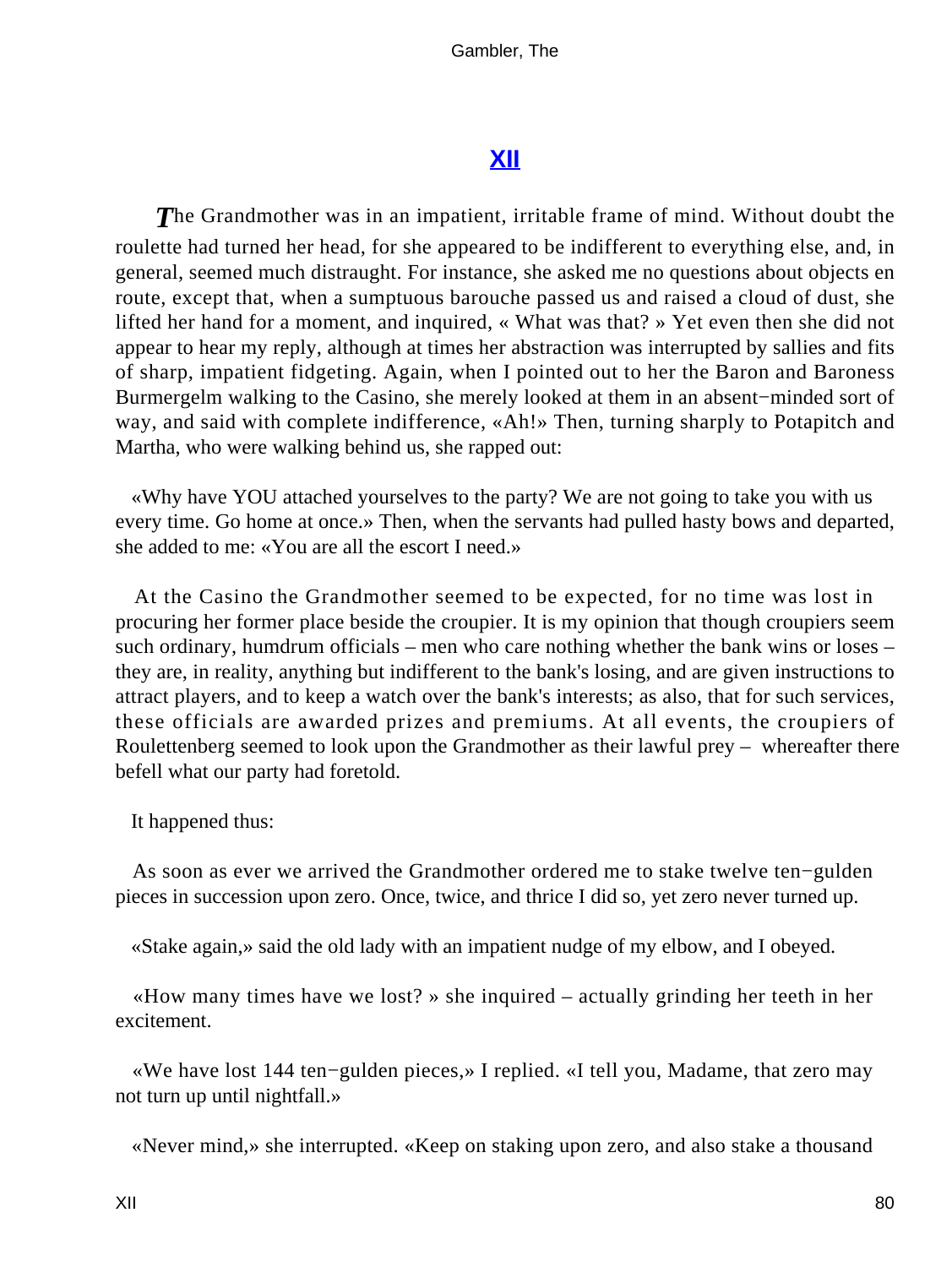## XII

*T*he Grandmother was in an impatient, irritable frame of mind. Without doubt the roulette had turned her head, for she appeared to be indifferent to everything else, and, in general, seemed much distraught. For instance, she asked me no questions about objects en route, except that, when a sumptuous barouche passed us and raised a cloud of dust, she lifted her hand for a moment, and inquired, « What was that? » Yet even then she did not appear to hear my reply, although at times her abstraction was interrupted by sallies and fits of sharp, impatient fidgeting. Again, when I pointed out to her the Baron and Baroness Burmergelm walking to the Casino, she merely looked at them in an absent−minded sort of way, and said with complete indifference, «Ah!» Then, turning sharply to Potapitch and Martha, who were walking behind us, she rapped out:

«Why have YOU attached yourselves to the party? We are not going to take you with us every time. Go home at once.» Then, when the servants had pulled hasty bows and departed, she added to me: «You are all the escort I need.»

At the Casino the Grandmother seemed to be expected, for no time was lost in procuring her former place beside the croupier. It is my opinion that though croupiers seem such ordinary, humdrum officials – men who care nothing whether the bank wins or loses – they are, in reality, anything but indifferent to the bank's losing, and are given instructions to attract players, and to keep a watch over the bank's interests; as also, that for such services, these officials are awarded prizes and premiums. At all events, the croupiers of Roulettenberg seemed to look upon the Grandmother as their lawful prey – whereafter there befell what our party had foretold.

It happened thus:

As soon as ever we arrived the Grandmother ordered me to stake twelve ten−gulden pieces in succession upon zero. Once, twice, and thrice I did so, yet zero never turned up.

«Stake again,» said the old lady with an impatient nudge of my elbow, and I obeyed.

«How many times have we lost? » she inquired – actually grinding her teeth in her excitement.

«We have lost 144 ten−gulden pieces,» I replied. «I tell you, Madame, that zero may not turn up until nightfall.»

«Never mind,» she interrupted. «Keep on staking upon zero, and also stake a thousand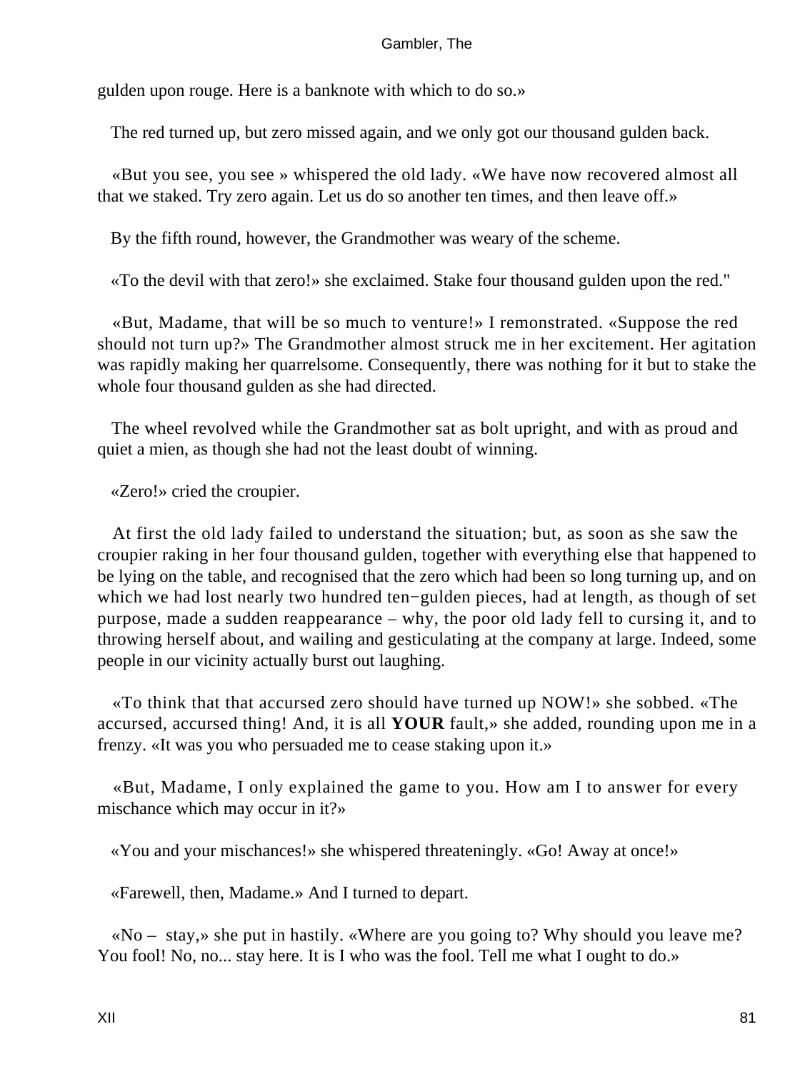gulden upon rouge. Here is a banknote with which to do so.»

The red turned up, but zero missed again, and we only got our thousand gulden back.

«But you see, you see » whispered the old lady. «We have now recovered almost all that we staked. Try zero again. Let us do so another ten times, and then leave off.»

By the fifth round, however, the Grandmother was weary of the scheme.

«To the devil with that zero!» she exclaimed. Stake four thousand gulden upon the red."

«But, Madame, that will be so much to venture!» I remonstrated. «Suppose the red should not turn up?» The Grandmother almost struck me in her excitement. Her agitation was rapidly making her quarrelsome. Consequently, there was nothing for it but to stake the whole four thousand gulden as she had directed.

The wheel revolved while the Grandmother sat as bolt upright, and with as proud and quiet a mien, as though she had not the least doubt of winning.

«Zero!» cried the croupier.

At first the old lady failed to understand the situation; but, as soon as she saw the croupier raking in her four thousand gulden, together with everything else that happened to be lying on the table, and recognised that the zero which had been so long turning up, and on which we had lost nearly two hundred ten−gulden pieces, had at length, as though of set purpose, made a sudden reappearance – why, the poor old lady fell to cursing it, and to throwing herself about, and wailing and gesticulating at the company at large. Indeed, some people in our vicinity actually burst out laughing.

«To think that that accursed zero should have turned up NOW!» she sobbed. «The accursed, accursed thing! And, it is all **YOUR** fault,» she added, rounding upon me in a frenzy. «It was you who persuaded me to cease staking upon it.»

«But, Madame, I only explained the game to you. How am I to answer for every mischance which may occur in it?»

«You and your mischances!» she whispered threateningly. «Go! Away at once!»

«Farewell, then, Madame.» And I turned to depart.

«No – stay,» she put in hastily. «Where are you going to? Why should you leave me? You fool! No, no... stay here. It is I who was the fool. Tell me what I ought to do.»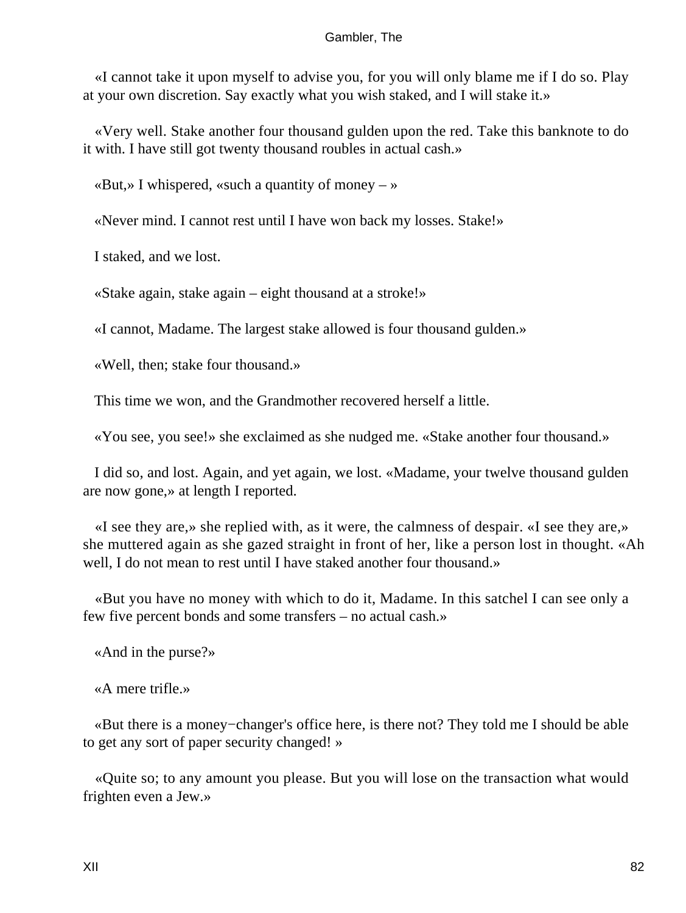«I cannot take it upon myself to advise you, for you will only blame me if I do so. Play at your own discretion. Say exactly what you wish staked, and I will stake it.»

«Very well. Stake another four thousand gulden upon the red. Take this banknote to do it with. I have still got twenty thousand roubles in actual cash.»

«But,» I whispered, «such a quantity of money – »

«Never mind. I cannot rest until I have won back my losses. Stake!»

I staked, and we lost.

«Stake again, stake again – eight thousand at a stroke!»

«I cannot, Madame. The largest stake allowed is four thousand gulden.»

«Well, then; stake four thousand.»

This time we won, and the Grandmother recovered herself a little.

«You see, you see!» she exclaimed as she nudged me. «Stake another four thousand.»

I did so, and lost. Again, and yet again, we lost. «Madame, your twelve thousand gulden are now gone,» at length I reported.

«I see they are,» she replied with, as it were, the calmness of despair. «I see they are,» she muttered again as she gazed straight in front of her, like a person lost in thought. «Ah well, I do not mean to rest until I have staked another four thousand.»

«But you have no money with which to do it, Madame. In this satchel I can see only a few five percent bonds and some transfers – no actual cash.»

«And in the purse?»

«A mere trifle.»

«But there is a money−changer's office here, is there not? They told me I should be able to get any sort of paper security changed! »

«Quite so; to any amount you please. But you will lose on the transaction what would frighten even a Jew.»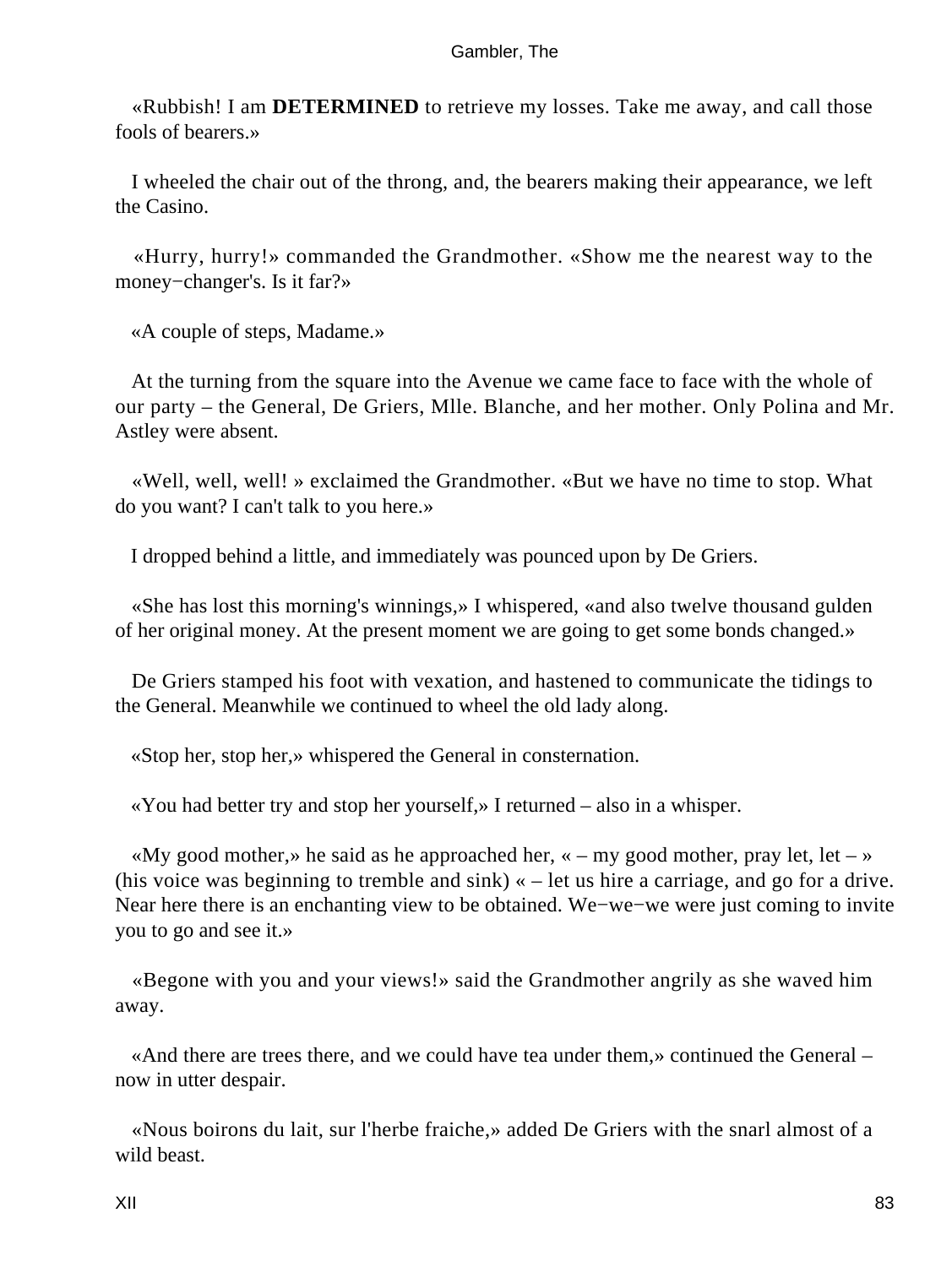«Rubbish! I am **DETERMINED** to retrieve my losses. Take me away, and call those fools of bearers.»

I wheeled the chair out of the throng, and, the bearers making their appearance, we left the Casino.

«Hurry, hurry!» commanded the Grandmother. «Show me the nearest way to the money−changer's. Is it far?»

«A couple of steps, Madame.»

At the turning from the square into the Avenue we came face to face with the whole of our party – the General, De Griers, Mlle. Blanche, and her mother. Only Polina and Mr. Astley were absent.

«Well, well, well! » exclaimed the Grandmother. «But we have no time to stop. What do you want? I can't talk to you here.»

I dropped behind a little, and immediately was pounced upon by De Griers.

«She has lost this morning's winnings,» I whispered, «and also twelve thousand gulden of her original money. At the present moment we are going to get some bonds changed.»

De Griers stamped his foot with vexation, and hastened to communicate the tidings to the General. Meanwhile we continued to wheel the old lady along.

«Stop her, stop her,» whispered the General in consternation.

«You had better try and stop her yourself,» I returned – also in a whisper.

«My good mother,» he said as he approached her, « – my good mother, pray let, let – » (his voice was beginning to tremble and sink) « – let us hire a carriage, and go for a drive. Near here there is an enchanting view to be obtained. We−we−we were just coming to invite you to go and see it.»

«Begone with you and your views!» said the Grandmother angrily as she waved him away.

«And there are trees there, and we could have tea under them,» continued the General – now in utter despair.

«Nous boirons du lait, sur l'herbe fraiche,» added De Griers with the snarl almost of a wild beast.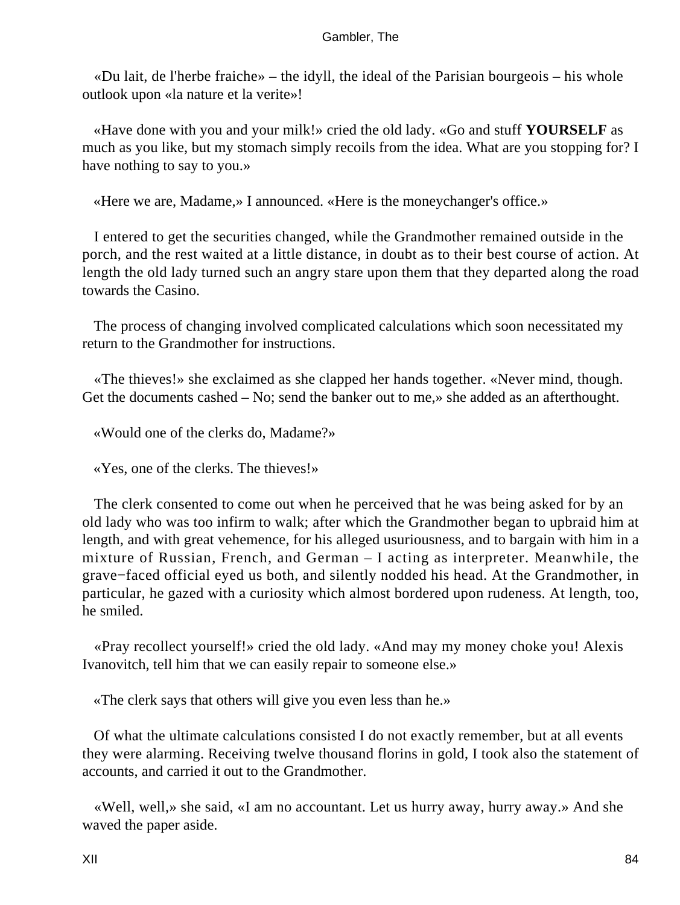«Du lait, de l'herbe fraiche» – the idyll, the ideal of the Parisian bourgeois – his whole outlook upon «la nature et la verite»!

«Have done with you and your milk!» cried the old lady. «Go and stuff **YOURSELF** as much as you like, but my stomach simply recoils from the idea. What are you stopping for? I have nothing to say to you.»

«Here we are, Madame,» I announced. «Here is the moneychanger's office.»

I entered to get the securities changed, while the Grandmother remained outside in the porch, and the rest waited at a little distance, in doubt as to their best course of action. At length the old lady turned such an angry stare upon them that they departed along the road towards the Casino.

The process of changing involved complicated calculations which soon necessitated my return to the Grandmother for instructions.

«The thieves!» she exclaimed as she clapped her hands together. «Never mind, though. Get the documents cashed – No; send the banker out to me,» she added as an afterthought.

«Would one of the clerks do, Madame?»

«Yes, one of the clerks. The thieves!»

The clerk consented to come out when he perceived that he was being asked for by an old lady who was too infirm to walk; after which the Grandmother began to upbraid him at length, and with great vehemence, for his alleged usuriousness, and to bargain with him in a mixture of Russian, French, and German – I acting as interpreter. Meanwhile, the grave−faced official eyed us both, and silently nodded his head. At the Grandmother, in particular, he gazed with a curiosity which almost bordered upon rudeness. At length, too, he smiled.

«Pray recollect yourself!» cried the old lady. «And may my money choke you! Alexis Ivanovitch, tell him that we can easily repair to someone else.»

«The clerk says that others will give you even less than he.»

Of what the ultimate calculations consisted I do not exactly remember, but at all events they were alarming. Receiving twelve thousand florins in gold, I took also the statement of accounts, and carried it out to the Grandmother.

«Well, well,» she said, «I am no accountant. Let us hurry away, hurry away.» And she waved the paper aside.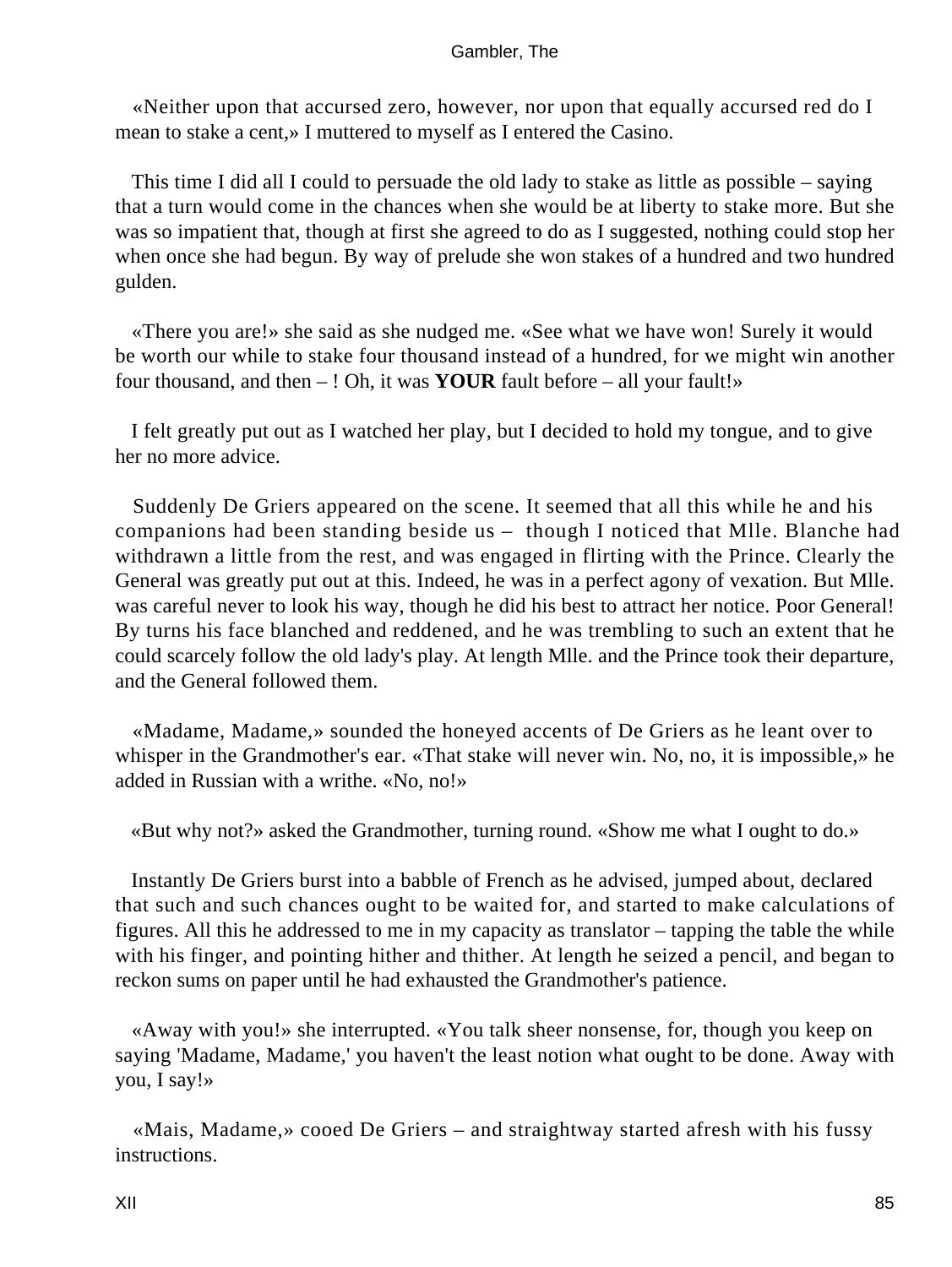«Neither upon that accursed zero, however, nor upon that equally accursed red do I mean to stake a cent,» I muttered to myself as I entered the Casino.

This time I did all I could to persuade the old lady to stake as little as possible – saying that a turn would come in the chances when she would be at liberty to stake more. But she was so impatient that, though at first she agreed to do as I suggested, nothing could stop her when once she had begun. By way of prelude she won stakes of a hundred and two hundred gulden.

«There you are!» she said as she nudged me. «See what we have won! Surely it would be worth our while to stake four thousand instead of a hundred, for we might win another four thousand, and then – ! Oh, it was **YOUR** fault before – all your fault!»

I felt greatly put out as I watched her play, but I decided to hold my tongue, and to give her no more advice.

Suddenly De Griers appeared on the scene. It seemed that all this while he and his companions had been standing beside us – though I noticed that Mlle. Blanche had withdrawn a little from the rest, and was engaged in flirting with the Prince. Clearly the General was greatly put out at this. Indeed, he was in a perfect agony of vexation. But Mlle. was careful never to look his way, though he did his best to attract her notice. Poor General! By turns his face blanched and reddened, and he was trembling to such an extent that he could scarcely follow the old lady's play. At length Mlle. and the Prince took their departure, and the General followed them.

«Madame, Madame,» sounded the honeyed accents of De Griers as he leant over to whisper in the Grandmother's ear. «That stake will never win. No, no, it is impossible,» he added in Russian with a writhe. «No, no!»

«But why not?» asked the Grandmother, turning round. «Show me what I ought to do.»

Instantly De Griers burst into a babble of French as he advised, jumped about, declared that such and such chances ought to be waited for, and started to make calculations of figures. All this he addressed to me in my capacity as translator – tapping the table the while with his finger, and pointing hither and thither. At length he seized a pencil, and began to reckon sums on paper until he had exhausted the Grandmother's patience.

«Away with you!» she interrupted. «You talk sheer nonsense, for, though you keep on saying 'Madame, Madame,' you haven't the least notion what ought to be done. Away with you, I say!»

«Mais, Madame,» cooed De Griers – and straightway started afresh with his fussy instructions.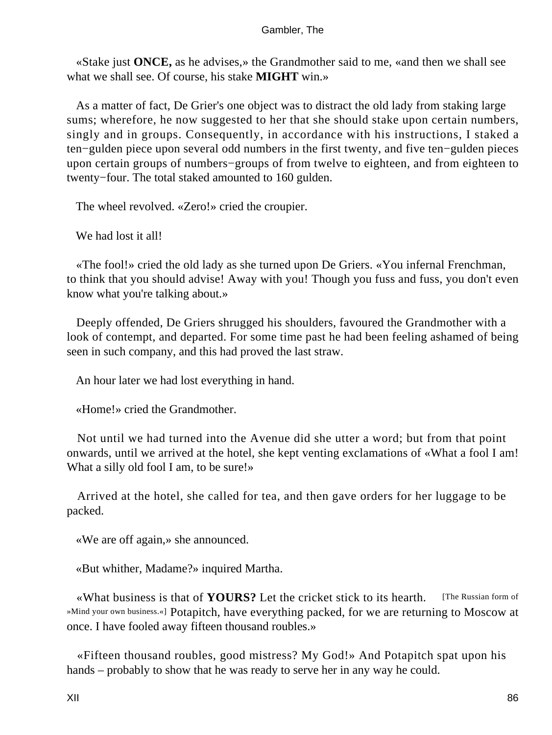«Stake just **ONCE,** as he advises,» the Grandmother said to me, «and then we shall see what we shall see. Of course, his stake **MIGHT** win.»

As a matter of fact, De Grier's one object was to distract the old lady from staking large sums; wherefore, he now suggested to her that she should stake upon certain numbers, singly and in groups. Consequently, in accordance with his instructions, I staked a ten−gulden piece upon several odd numbers in the first twenty, and five ten−gulden pieces upon certain groups of numbers−groups of from twelve to eighteen, and from eighteen to twenty−four. The total staked amounted to 160 gulden.

The wheel revolved. «Zero!» cried the croupier.

We had lost it all!

«The fool!» cried the old lady as she turned upon De Griers. «You infernal Frenchman, to think that you should advise! Away with you! Though you fuss and fuss, you don't even know what you're talking about.»

Deeply offended, De Griers shrugged his shoulders, favoured the Grandmother with a look of contempt, and departed. For some time past he had been feeling ashamed of being seen in such company, and this had proved the last straw.

An hour later we had lost everything in hand.

«Home!» cried the Grandmother.

Not until we had turned into the Avenue did she utter a word; but from that point onwards, until we arrived at the hotel, she kept venting exclamations of «What a fool I am! What a silly old fool I am, to be sure!»

Arrived at the hotel, she called for tea, and then gave orders for her luggage to be packed.

«We are off again,» she announced.

«But whither, Madame?» inquired Martha.

«What business is that of **YOURS?** Let the cricket stick to its hearth. [The Russian form of »Mind your own business.«] Potapitch, have everything packed, for we are returning to Moscow at once. I have fooled away fifteen thousand roubles.»

«Fifteen thousand roubles, good mistress? My God!» And Potapitch spat upon his hands – probably to show that he was ready to serve her in any way he could.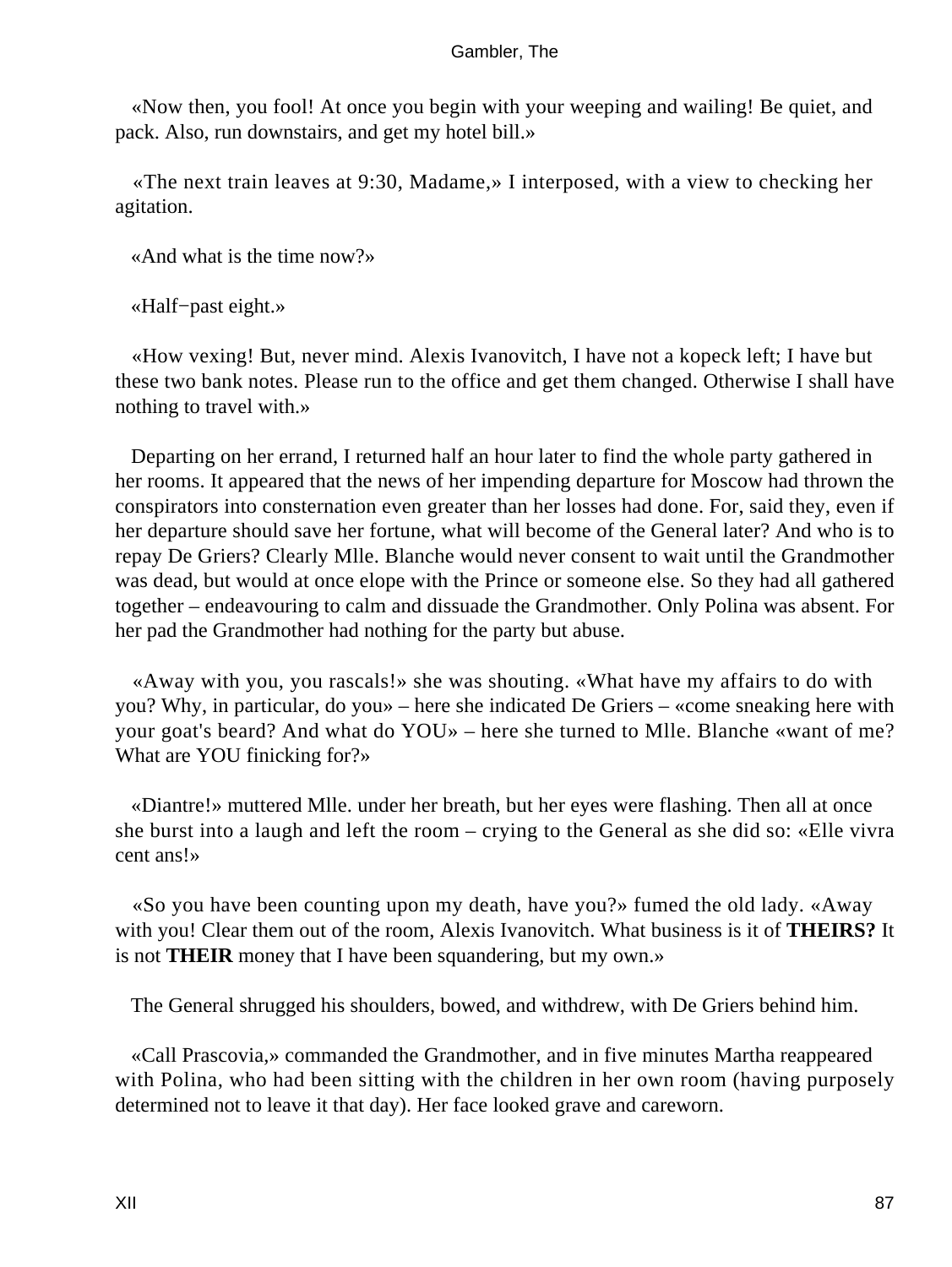«Now then, you fool! At once you begin with your weeping and wailing! Be quiet, and pack. Also, run downstairs, and get my hotel bill.»

«The next train leaves at 9:30, Madame,» I interposed, with a view to checking her agitation.

«And what is the time now?»

«Half−past eight.»

«How vexing! But, never mind. Alexis Ivanovitch, I have not a kopeck left; I have but these two bank notes. Please run to the office and get them changed. Otherwise I shall have nothing to travel with.»

Departing on her errand, I returned half an hour later to find the whole party gathered in her rooms. It appeared that the news of her impending departure for Moscow had thrown the conspirators into consternation even greater than her losses had done. For, said they, even if her departure should save her fortune, what will become of the General later? And who is to repay De Griers? Clearly Mlle. Blanche would never consent to wait until the Grandmother was dead, but would at once elope with the Prince or someone else. So they had all gathered together – endeavouring to calm and dissuade the Grandmother. Only Polina was absent. For her pad the Grandmother had nothing for the party but abuse.

«Away with you, you rascals!» she was shouting. «What have my affairs to do with you? Why, in particular, do you» – here she indicated De Griers – «come sneaking here with your goat's beard? And what do YOU» – here she turned to Mlle. Blanche «want of me? What are YOU finicking for?»

«Diantre!» muttered Mlle. under her breath, but her eyes were flashing. Then all at once she burst into a laugh and left the room – crying to the General as she did so: «Elle vivra cent ans!»

«So you have been counting upon my death, have you?» fumed the old lady. «Away with you! Clear them out of the room, Alexis Ivanovitch. What business is it of **THEIRS?** It is not **THEIR** money that I have been squandering, but my own.»

The General shrugged his shoulders, bowed, and withdrew, with De Griers behind him.

«Call Prascovia,» commanded the Grandmother, and in five minutes Martha reappeared with Polina, who had been sitting with the children in her own room (having purposely determined not to leave it that day). Her face looked grave and careworn.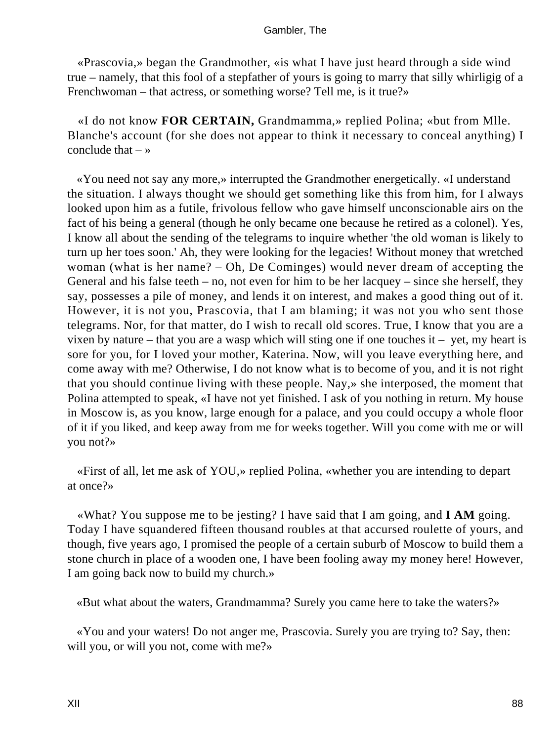«Prascovia,» began the Grandmother, «is what I have just heard through a side wind true – namely, that this fool of a stepfather of yours is going to marry that silly whirligig of a Frenchwoman – that actress, or something worse? Tell me, is it true?»

«I do not know **FOR CERTAIN,** Grandmamma,» replied Polina; «but from Mlle. Blanche's account (for she does not appear to think it necessary to conceal anything) I conclude that – »

«You need not say any more,» interrupted the Grandmother energetically. «I understand the situation. I always thought we should get something like this from him, for I always looked upon him as a futile, frivolous fellow who gave himself unconscionable airs on the fact of his being a general (though he only became one because he retired as a colonel). Yes, I know all about the sending of the telegrams to inquire whether 'the old woman is likely to turn up her toes soon.' Ah, they were looking for the legacies! Without money that wretched woman (what is her name? – Oh, De Cominges) would never dream of accepting the General and his false teeth – no, not even for him to be her lacquey – since she herself, they say, possesses a pile of money, and lends it on interest, and makes a good thing out of it. However, it is not you, Prascovia, that I am blaming; it was not you who sent those telegrams. Nor, for that matter, do I wish to recall old scores. True, I know that you are a vixen by nature – that you are a wasp which will sting one if one touches it – yet, my heart is sore for you, for I loved your mother, Katerina. Now, will you leave everything here, and come away with me? Otherwise, I do not know what is to become of you, and it is not right that you should continue living with these people. Nay,» she interposed, the moment that Polina attempted to speak, «I have not yet finished. I ask of you nothing in return. My house in Moscow is, as you know, large enough for a palace, and you could occupy a whole floor of it if you liked, and keep away from me for weeks together. Will you come with me or will you not?»

«First of all, let me ask of YOU,» replied Polina, «whether you are intending to depart at once?»

«What? You suppose me to be jesting? I have said that I am going, and **I AM** going. Today I have squandered fifteen thousand roubles at that accursed roulette of yours, and though, five years ago, I promised the people of a certain suburb of Moscow to build them a stone church in place of a wooden one, I have been fooling away my money here! However, I am going back now to build my church.»

«But what about the waters, Grandmamma? Surely you came here to take the waters?»

«You and your waters! Do not anger me, Prascovia. Surely you are trying to? Say, then: will you, or will you not, come with me?»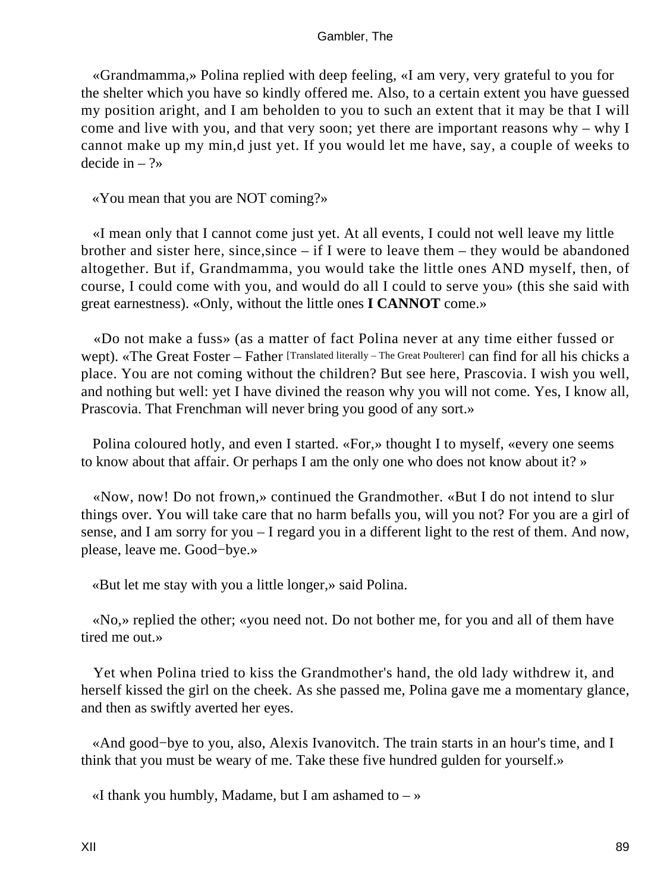«Grandmamma,» Polina replied with deep feeling, «I am very, very grateful to you for the shelter which you have so kindly offered me. Also, to a certain extent you have guessed my position aright, and I am beholden to you to such an extent that it may be that I will come and live with you, and that very soon; yet there are important reasons why – why I cannot make up my min,d just yet. If you would let me have, say, a couple of weeks to decide in – ?»

«You mean that you are NOT coming?»

«I mean only that I cannot come just yet. At all events, I could not well leave my little brother and sister here, since,since – if I were to leave them – they would be abandoned altogether. But if, Grandmamma, you would take the little ones AND myself, then, of course, I could come with you, and would do all I could to serve you» (this she said with great earnestness). «Only, without the little ones **I CANNOT** come.»

«Do not make a fuss» (as a matter of fact Polina never at any time either fussed or wept). «The Great Foster – Father [Translated literally – The Great Poulterer] can find for all his chicks a place. You are not coming without the children? But see here, Prascovia. I wish you well, and nothing but well: yet I have divined the reason why you will not come. Yes, I know all, Prascovia. That Frenchman will never bring you good of any sort.»

Polina coloured hotly, and even I started. «For,» thought I to myself, «every one seems to know about that affair. Or perhaps I am the only one who does not know about it? »

«Now, now! Do not frown,» continued the Grandmother. «But I do not intend to slur things over. You will take care that no harm befalls you, will you not? For you are a girl of sense, and I am sorry for you – I regard you in a different light to the rest of them. And now, please, leave me. Good−bye.»

«But let me stay with you a little longer,» said Polina.

«No,» replied the other; «you need not. Do not bother me, for you and all of them have tired me out.»

Yet when Polina tried to kiss the Grandmother's hand, the old lady withdrew it, and herself kissed the girl on the cheek. As she passed me, Polina gave me a momentary glance, and then as swiftly averted her eyes.

«And good−bye to you, also, Alexis Ivanovitch. The train starts in an hour's time, and I think that you must be weary of me. Take these five hundred gulden for yourself.»

«I thank you humbly, Madame, but I am ashamed to – »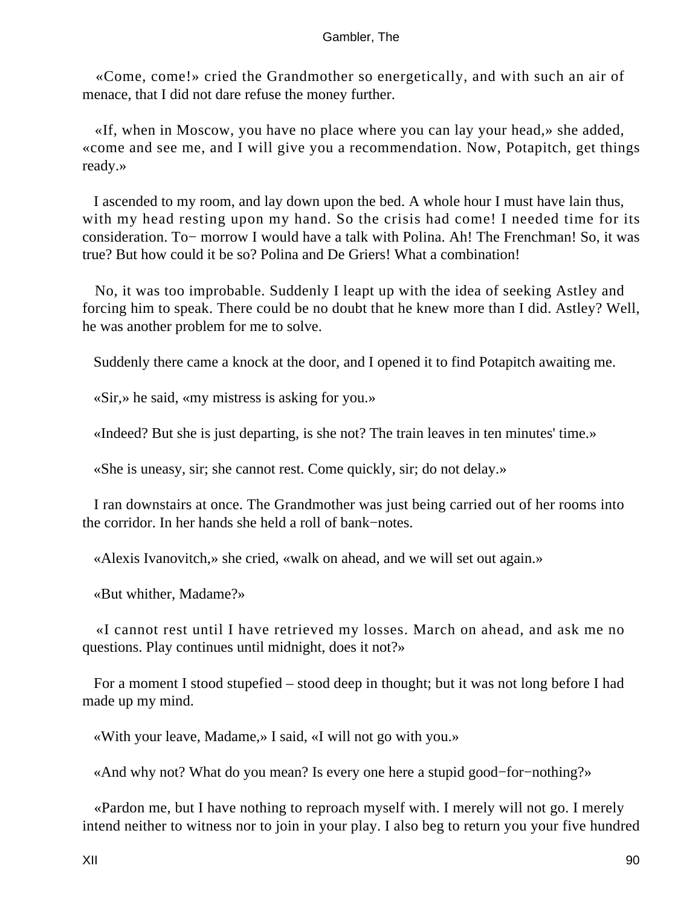«Come, come!» cried the Grandmother so energetically, and with such an air of menace, that I did not dare refuse the money further.

«If, when in Moscow, you have no place where you can lay your head,» she added, «come and see me, and I will give you a recommendation. Now, Potapitch, get things ready.»

I ascended to my room, and lay down upon the bed. A whole hour I must have lain thus, with my head resting upon my hand. So the crisis had come! I needed time for its consideration. To− morrow I would have a talk with Polina. Ah! The Frenchman! So, it was true? But how could it be so? Polina and De Griers! What a combination!

No, it was too improbable. Suddenly I leapt up with the idea of seeking Astley and forcing him to speak. There could be no doubt that he knew more than I did. Astley? Well, he was another problem for me to solve.

Suddenly there came a knock at the door, and I opened it to find Potapitch awaiting me.

«Sir,» he said, «my mistress is asking for you.»

«Indeed? But she is just departing, is she not? The train leaves in ten minutes' time.»

«She is uneasy, sir; she cannot rest. Come quickly, sir; do not delay.»

I ran downstairs at once. The Grandmother was just being carried out of her rooms into the corridor. In her hands she held a roll of bank−notes.

«Alexis Ivanovitch,» she cried, «walk on ahead, and we will set out again.»

«But whither, Madame?»

«I cannot rest until I have retrieved my losses. March on ahead, and ask me no questions. Play continues until midnight, does it not?»

For a moment I stood stupefied – stood deep in thought; but it was not long before I had made up my mind.

«With your leave, Madame,» I said, «I will not go with you.»

«And why not? What do you mean? Is every one here a stupid good−for−nothing?»

«Pardon me, but I have nothing to reproach myself with. I merely will not go. I merely intend neither to witness nor to join in your play. I also beg to return you your five hundred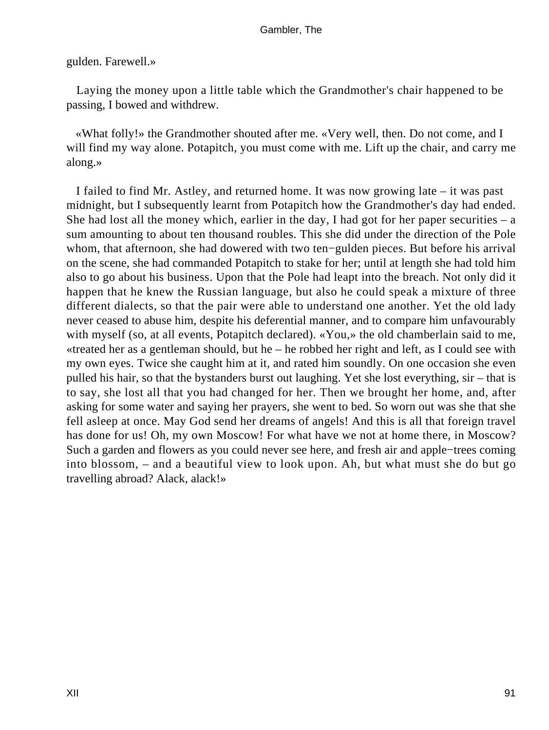gulden. Farewell.»

Laying the money upon a little table which the Grandmother's chair happened to be passing, I bowed and withdrew.

«What folly!» the Grandmother shouted after me. «Very well, then. Do not come, and I will find my way alone. Potapitch, you must come with me. Lift up the chair, and carry me along.»

I failed to find Mr. Astley, and returned home. It was now growing late – it was past midnight, but I subsequently learnt from Potapitch how the Grandmother's day had ended. She had lost all the money which, earlier in the day, I had got for her paper securities – a sum amounting to about ten thousand roubles. This she did under the direction of the Pole whom, that afternoon, she had dowered with two ten−gulden pieces. But before his arrival on the scene, she had commanded Potapitch to stake for her; until at length she had told him also to go about his business. Upon that the Pole had leapt into the breach. Not only did it happen that he knew the Russian language, but also he could speak a mixture of three different dialects, so that the pair were able to understand one another. Yet the old lady never ceased to abuse him, despite his deferential manner, and to compare him unfavourably with myself (so, at all events, Potapitch declared). «You,» the old chamberlain said to me, «treated her as a gentleman should, but he – he robbed her right and left, as I could see with my own eyes. Twice she caught him at it, and rated him soundly. On one occasion she even pulled his hair, so that the bystanders burst out laughing. Yet she lost everything, sir – that is to say, she lost all that you had changed for her. Then we brought her home, and, after asking for some water and saying her prayers, she went to bed. So worn out was she that she fell asleep at once. May God send her dreams of angels! And this is all that foreign travel has done for us! Oh, my own Moscow! For what have we not at home there, in Moscow? Such a garden and flowers as you could never see here, and fresh air and apple−trees coming into blossom, – and a beautiful view to look upon. Ah, but what must she do but go travelling abroad? Alack, alack!»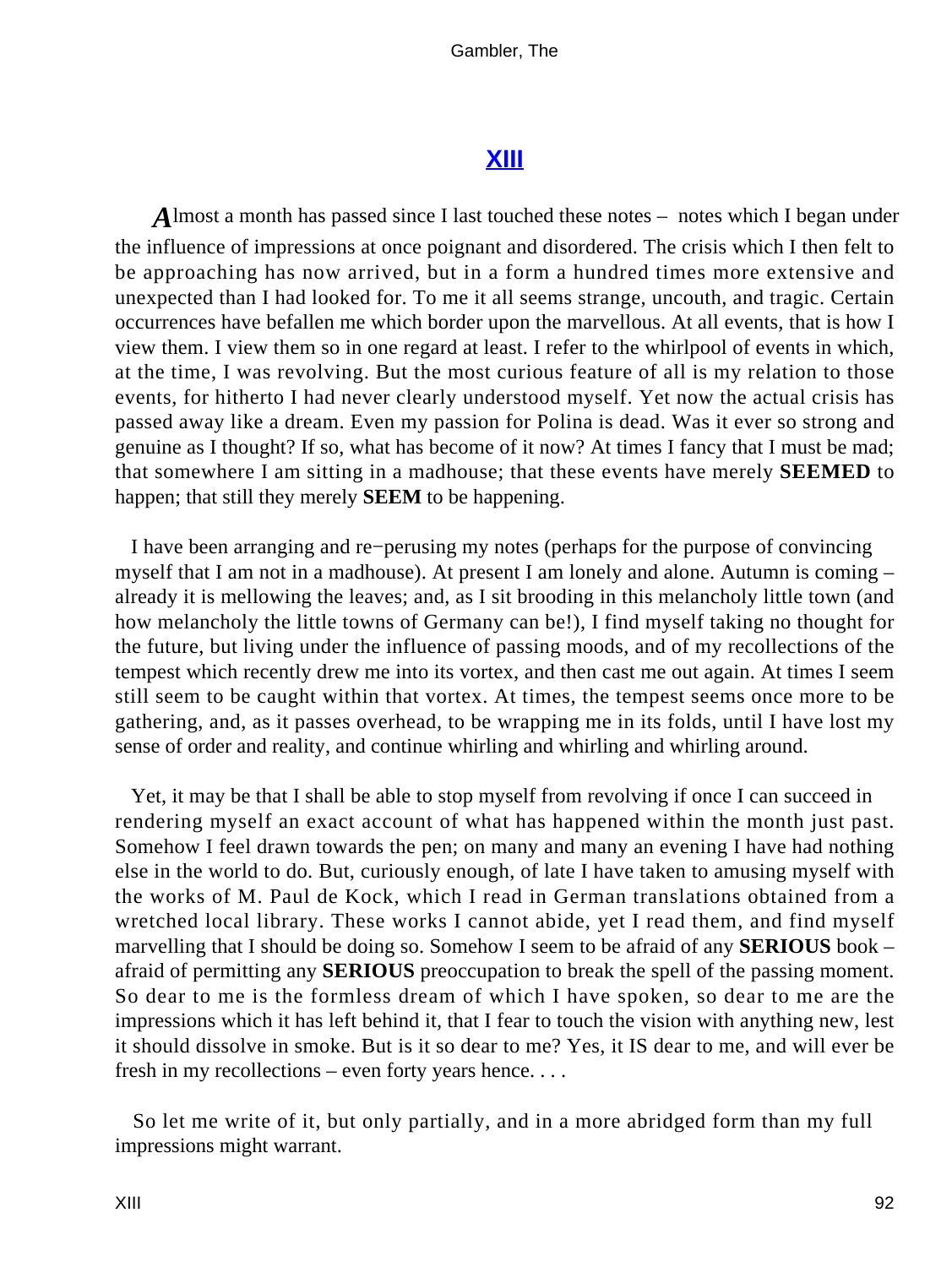## XIII

Almost a month has passed since I last touched these notes – notes which I began under the influence of impressions at once poignant and disordered. The crisis which I then felt to be approaching has now arrived, but in a form a hundred times more extensive and unexpected than I had looked for. To me it all seems strange, uncouth, and tragic. Certain occurrences have befallen me which border upon the marvellous. At all events, that is how I view them. I view them so in one regard at least. I refer to the whirlpool of events in which, at the time, I was revolving. But the most curious feature of all is my relation to those events, for hitherto I had never clearly understood myself. Yet now the actual crisis has passed away like a dream. Even my passion for Polina is dead. Was it ever so strong and genuine as I thought? If so, what has become of it now? At times I fancy that I must be mad; that somewhere I am sitting in a madhouse; that these events have merely **SEEMED** to happen; that still they merely **SEEM** to be happening.

I have been arranging and re−perusing my notes (perhaps for the purpose of convincing myself that I am not in a madhouse). At present I am lonely and alone. Autumn is coming – already it is mellowing the leaves; and, as I sit brooding in this melancholy little town (and how melancholy the little towns of Germany can be!), I find myself taking no thought for the future, but living under the influence of passing moods, and of my recollections of the tempest which recently drew me into its vortex, and then cast me out again. At times I seem still seem to be caught within that vortex. At times, the tempest seems once more to be gathering, and, as it passes overhead, to be wrapping me in its folds, until I have lost my sense of order and reality, and continue whirling and whirling and whirling around.

Yet, it may be that I shall be able to stop myself from revolving if once I can succeed in rendering myself an exact account of what has happened within the month just past. Somehow I feel drawn towards the pen; on many and many an evening I have had nothing else in the world to do. But, curiously enough, of late I have taken to amusing myself with the works of M. Paul de Kock, which I read in German translations obtained from a wretched local library. These works I cannot abide, yet I read them, and find myself marvelling that I should be doing so. Somehow I seem to be afraid of any **SERIOUS** book – afraid of permitting any **SERIOUS** preoccupation to break the spell of the passing moment. So dear to me is the formless dream of which I have spoken, so dear to me are the impressions which it has left behind it, that I fear to touch the vision with anything new, lest it should dissolve in smoke. But is it so dear to me? Yes, it IS dear to me, and will ever be fresh in my recollections – even forty years hence. . . .

So let me write of it, but only partially, and in a more abridged form than my full impressions might warrant.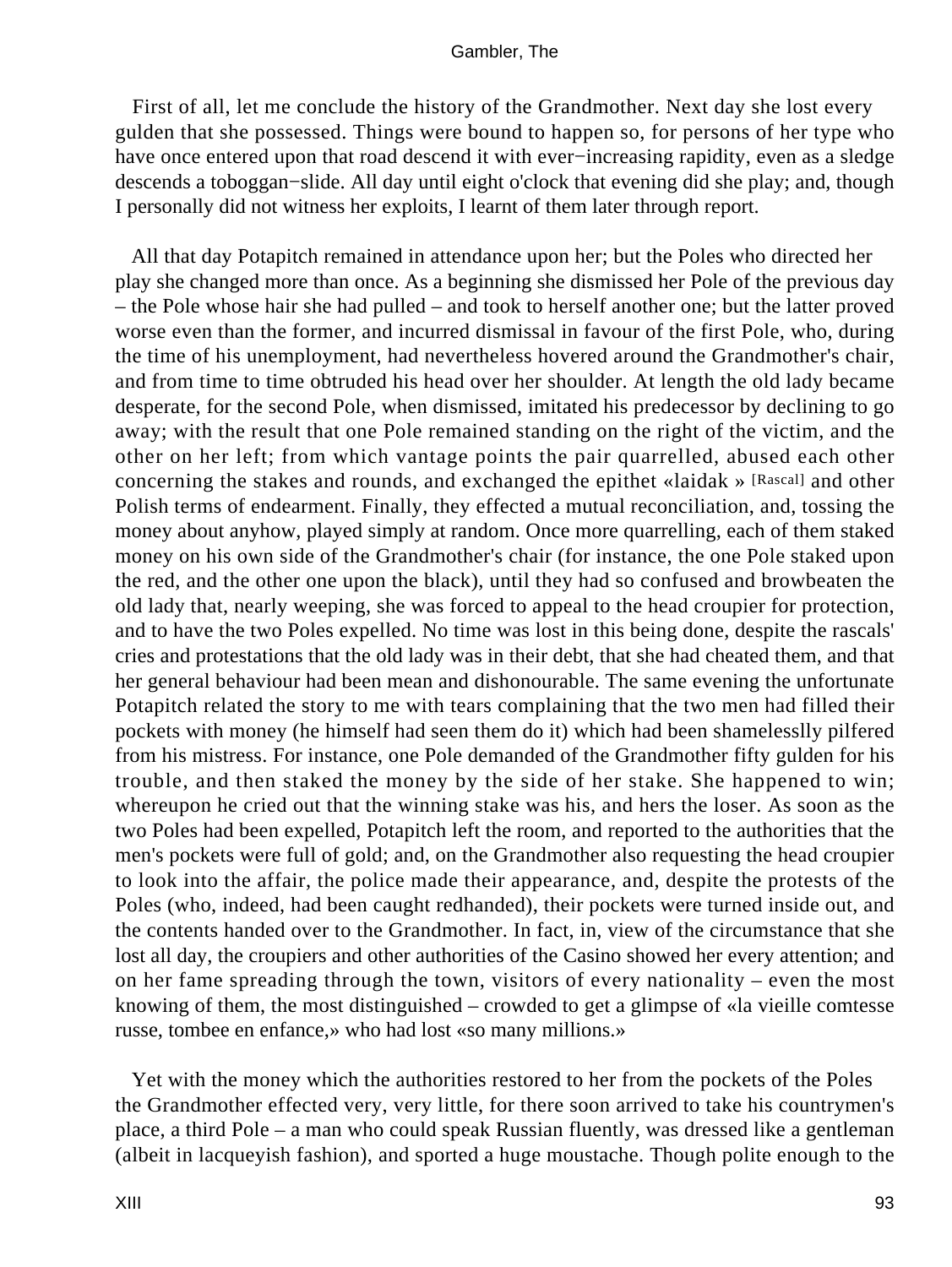First of all, let me conclude the history of the Grandmother. Next day she lost every gulden that she possessed. Things were bound to happen so, for persons of her type who have once entered upon that road descend it with ever−increasing rapidity, even as a sledge descends a toboggan−slide. All day until eight o'clock that evening did she play; and, though I personally did not witness her exploits, I learnt of them later through report.

All that day Potapitch remained in attendance upon her; but the Poles who directed her play she changed more than once. As a beginning she dismissed her Pole of the previous day – the Pole whose hair she had pulled – and took to herself another one; but the latter proved worse even than the former, and incurred dismissal in favour of the first Pole, who, during the time of his unemployment, had nevertheless hovered around the Grandmother's chair, and from time to time obtruded his head over her shoulder. At length the old lady became desperate, for the second Pole, when dismissed, imitated his predecessor by declining to go away; with the result that one Pole remained standing on the right of the victim, and the other on her left; from which vantage points the pair quarrelled, abused each other concerning the stakes and rounds, and exchanged the epithet «laidak » [Rascal] and other Polish terms of endearment. Finally, they effected a mutual reconciliation, and, tossing the money about anyhow, played simply at random. Once more quarrelling, each of them staked money on his own side of the Grandmother's chair (for instance, the one Pole staked upon the red, and the other one upon the black), until they had so confused and browbeaten the old lady that, nearly weeping, she was forced to appeal to the head croupier for protection, and to have the two Poles expelled. No time was lost in this being done, despite the rascals' cries and protestations that the old lady was in their debt, that she had cheated them, and that her general behaviour had been mean and dishonourable. The same evening the unfortunate Potapitch related the story to me with tears complaining that the two men had filled their pockets with money (he himself had seen them do it) which had been shamelesslly pilfered from his mistress. For instance, one Pole demanded of the Grandmother fifty gulden for his trouble, and then staked the money by the side of her stake. She happened to win; whereupon he cried out that the winning stake was his, and hers the loser. As soon as the two Poles had been expelled, Potapitch left the room, and reported to the authorities that the men's pockets were full of gold; and, on the Grandmother also requesting the head croupier to look into the affair, the police made their appearance, and, despite the protests of the Poles (who, indeed, had been caught redhanded), their pockets were turned inside out, and the contents handed over to the Grandmother. In fact, in, view of the circumstance that she lost all day, the croupiers and other authorities of the Casino showed her every attention; and on her fame spreading through the town, visitors of every nationality – even the most knowing of them, the most distinguished – crowded to get a glimpse of «la vieille comtesse russe, tombee en enfance,» who had lost «so many millions.»

Yet with the money which the authorities restored to her from the pockets of the Poles the Grandmother effected very, very little, for there soon arrived to take his countrymen's place, a third Pole – a man who could speak Russian fluently, was dressed like a gentleman (albeit in lacqueyish fashion), and sported a huge moustache. Though polite enough to the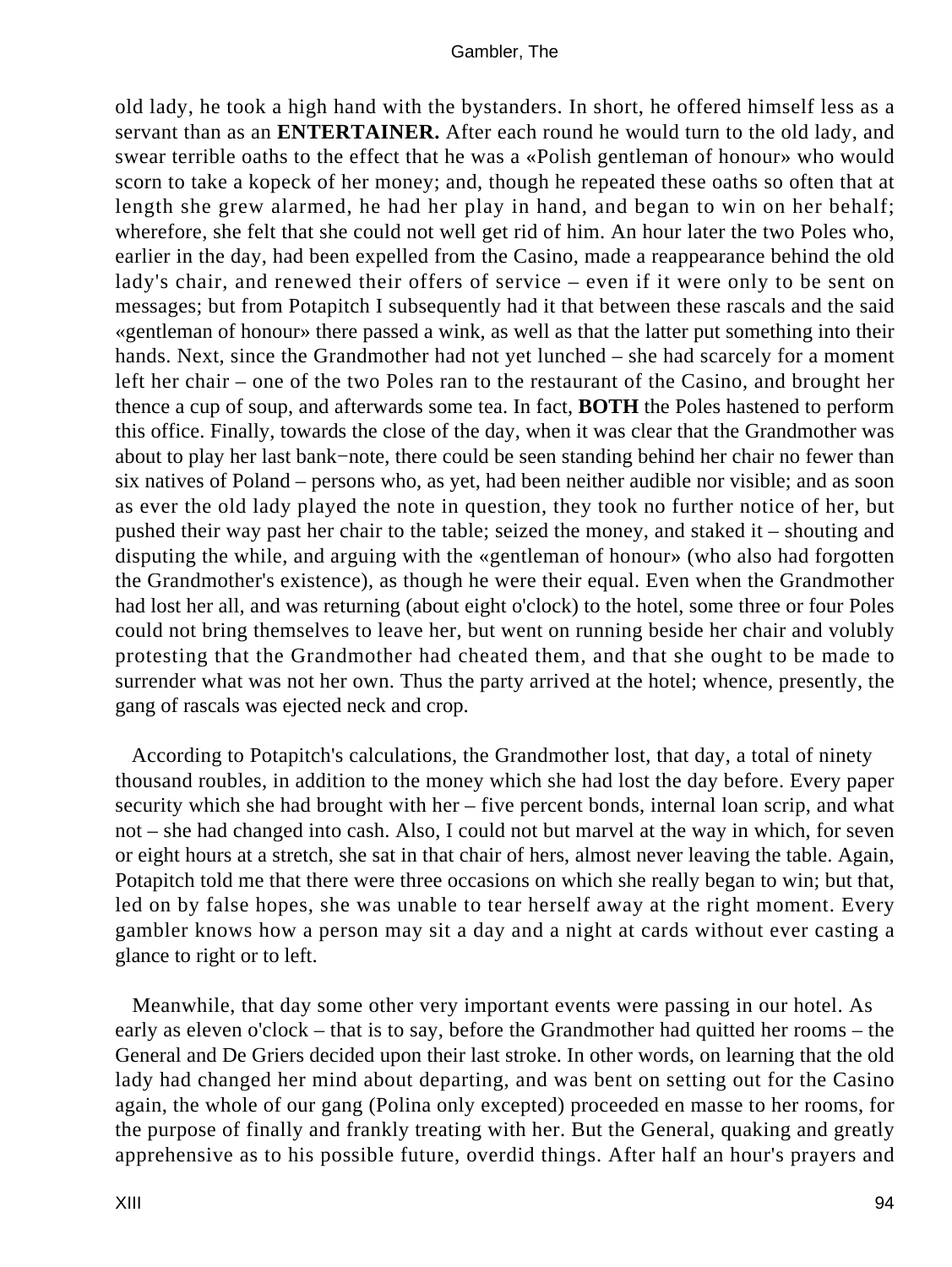old lady, he took a high hand with the bystanders. In short, he offered himself less as a servant than as an **ENTERTAINER.** After each round he would turn to the old lady, and swear terrible oaths to the effect that he was a «Polish gentleman of honour» who would scorn to take a kopeck of her money; and, though he repeated these oaths so often that at length she grew alarmed, he had her play in hand, and began to win on her behalf; wherefore, she felt that she could not well get rid of him. An hour later the two Poles who, earlier in the day, had been expelled from the Casino, made a reappearance behind the old lady's chair, and renewed their offers of service – even if it were only to be sent on messages; but from Potapitch I subsequently had it that between these rascals and the said «gentleman of honour» there passed a wink, as well as that the latter put something into their hands. Next, since the Grandmother had not yet lunched – she had scarcely for a moment left her chair – one of the two Poles ran to the restaurant of the Casino, and brought her thence a cup of soup, and afterwards some tea. In fact, **BOTH** the Poles hastened to perform this office. Finally, towards the close of the day, when it was clear that the Grandmother was about to play her last bank−note, there could be seen standing behind her chair no fewer than six natives of Poland – persons who, as yet, had been neither audible nor visible; and as soon as ever the old lady played the note in question, they took no further notice of her, but pushed their way past her chair to the table; seized the money, and staked it – shouting and disputing the while, and arguing with the «gentleman of honour» (who also had forgotten the Grandmother's existence), as though he were their equal. Even when the Grandmother had lost her all, and was returning (about eight o'clock) to the hotel, some three or four Poles could not bring themselves to leave her, but went on running beside her chair and volubly protesting that the Grandmother had cheated them, and that she ought to be made to surrender what was not her own. Thus the party arrived at the hotel; whence, presently, the gang of rascals was ejected neck and crop.

According to Potapitch's calculations, the Grandmother lost, that day, a total of ninety thousand roubles, in addition to the money which she had lost the day before. Every paper security which she had brought with her – five percent bonds, internal loan scrip, and what not – she had changed into cash. Also, I could not but marvel at the way in which, for seven or eight hours at a stretch, she sat in that chair of hers, almost never leaving the table. Again, Potapitch told me that there were three occasions on which she really began to win; but that, led on by false hopes, she was unable to tear herself away at the right moment. Every gambler knows how a person may sit a day and a night at cards without ever casting a glance to right or to left.

Meanwhile, that day some other very important events were passing in our hotel. As early as eleven o'clock – that is to say, before the Grandmother had quitted her rooms – the General and De Griers decided upon their last stroke. In other words, on learning that the old lady had changed her mind about departing, and was bent on setting out for the Casino again, the whole of our gang (Polina only excepted) proceeded en masse to her rooms, for the purpose of finally and frankly treating with her. But the General, quaking and greatly apprehensive as to his possible future, overdid things. After half an hour's prayers and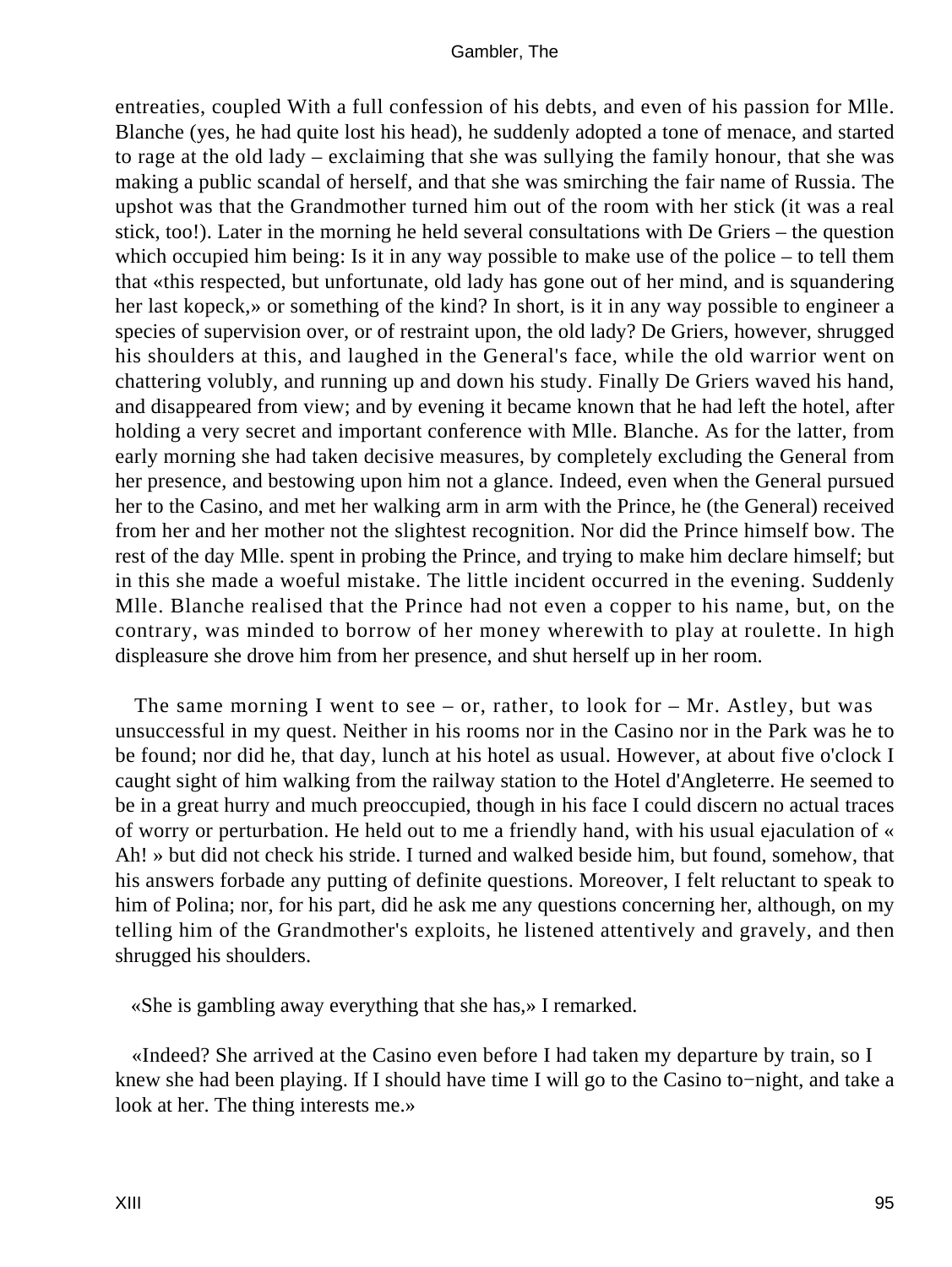entreaties, coupled With a full confession of his debts, and even of his passion for Mlle. Blanche (yes, he had quite lost his head), he suddenly adopted a tone of menace, and started to rage at the old lady – exclaiming that she was sullying the family honour, that she was making a public scandal of herself, and that she was smirching the fair name of Russia. The upshot was that the Grandmother turned him out of the room with her stick (it was a real stick, too!). Later in the morning he held several consultations with De Griers – the question which occupied him being: Is it in any way possible to make use of the police – to tell them that «this respected, but unfortunate, old lady has gone out of her mind, and is squandering her last kopeck,» or something of the kind? In short, is it in any way possible to engineer a species of supervision over, or of restraint upon, the old lady? De Griers, however, shrugged his shoulders at this, and laughed in the General's face, while the old warrior went on chattering volubly, and running up and down his study. Finally De Griers waved his hand, and disappeared from view; and by evening it became known that he had left the hotel, after holding a very secret and important conference with Mlle. Blanche. As for the latter, from early morning she had taken decisive measures, by completely excluding the General from her presence, and bestowing upon him not a glance. Indeed, even when the General pursued her to the Casino, and met her walking arm in arm with the Prince, he (the General) received from her and her mother not the slightest recognition. Nor did the Prince himself bow. The rest of the day Mlle. spent in probing the Prince, and trying to make him declare himself; but in this she made a woeful mistake. The little incident occurred in the evening. Suddenly Mlle. Blanche realised that the Prince had not even a copper to his name, but, on the contrary, was minded to borrow of her money wherewith to play at roulette. In high displeasure she drove him from her presence, and shut herself up in her room.

The same morning I went to see – or, rather, to look for – Mr. Astley, but was unsuccessful in my quest. Neither in his rooms nor in the Casino nor in the Park was he to be found; nor did he, that day, lunch at his hotel as usual. However, at about five o'clock I caught sight of him walking from the railway station to the Hotel d'Angleterre. He seemed to be in a great hurry and much preoccupied, though in his face I could discern no actual traces of worry or perturbation. He held out to me a friendly hand, with his usual ejaculation of « Ah! » but did not check his stride. I turned and walked beside him, but found, somehow, that his answers forbade any putting of definite questions. Moreover, I felt reluctant to speak to him of Polina; nor, for his part, did he ask me any questions concerning her, although, on my telling him of the Grandmother's exploits, he listened attentively and gravely, and then shrugged his shoulders.

«She is gambling away everything that she has,» I remarked.

«Indeed? She arrived at the Casino even before I had taken my departure by train, so I knew she had been playing. If I should have time I will go to the Casino to-night, and take a look at her. The thing interests me.»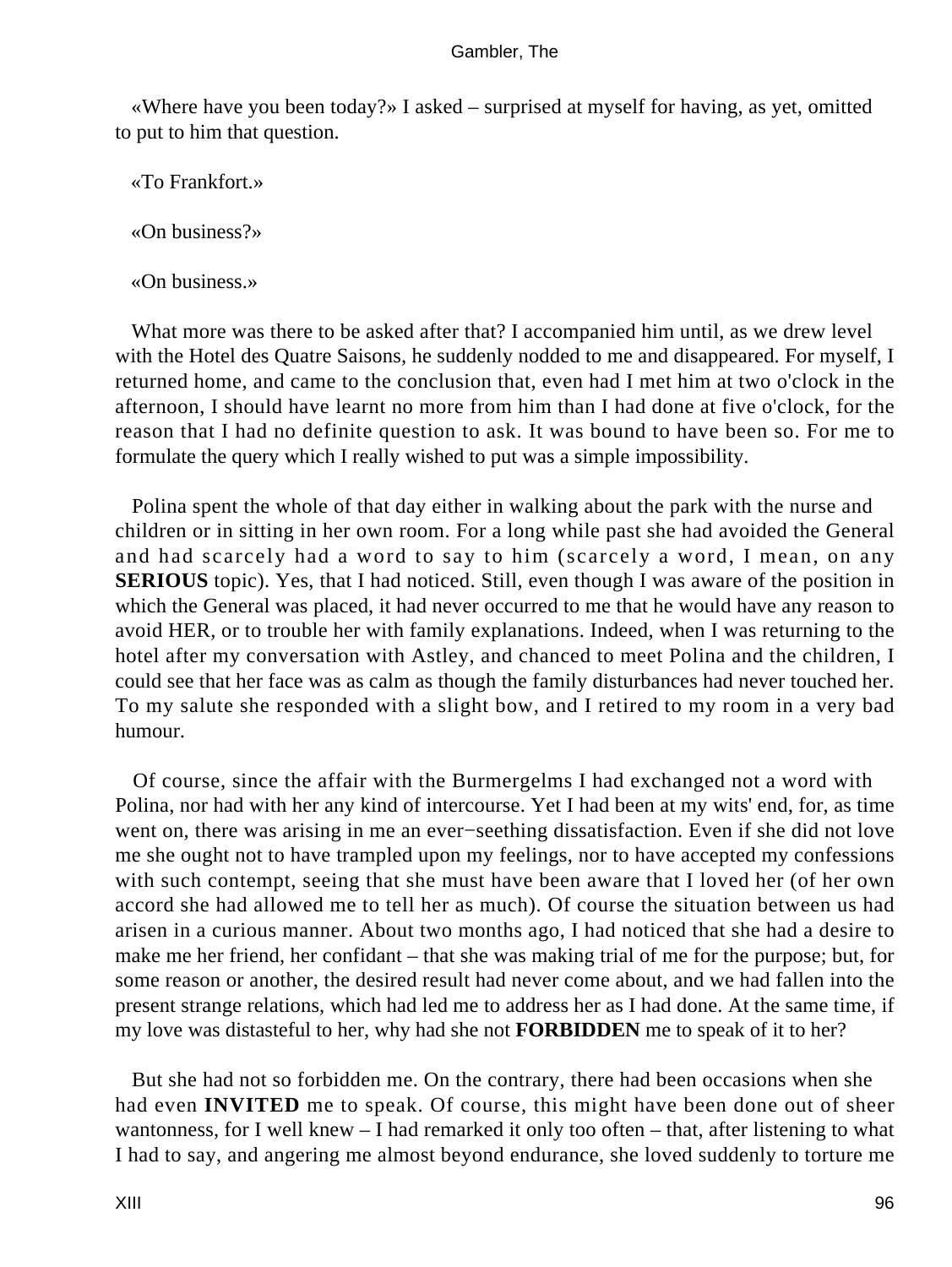«Where have you been today?» I asked – surprised at myself for having, as yet, omitted to put to him that question.

«To Frankfort.»

«On business?»

«On business.»

What more was there to be asked after that? I accompanied him until, as we drew level with the Hotel des Quatre Saisons, he suddenly nodded to me and disappeared. For myself, I returned home, and came to the conclusion that, even had I met him at two o'clock in the afternoon, I should have learnt no more from him than I had done at five o'clock, for the reason that I had no definite question to ask. It was bound to have been so. For me to formulate the query which I really wished to put was a simple impossibility.

Polina spent the whole of that day either in walking about the park with the nurse and children or in sitting in her own room. For a long while past she had avoided the General and had scarcely had a word to say to him (scarcely a word, I mean, on any **SERIOUS** topic). Yes, that I had noticed. Still, even though I was aware of the position in which the General was placed, it had never occurred to me that he would have any reason to avoid HER, or to trouble her with family explanations. Indeed, when I was returning to the hotel after my conversation with Astley, and chanced to meet Polina and the children, I could see that her face was as calm as though the family disturbances had never touched her. To my salute she responded with a slight bow, and I retired to my room in a very bad humour.

Of course, since the affair with the Burmergelms I had exchanged not a word with Polina, nor had with her any kind of intercourse. Yet I had been at my wits' end, for, as time went on, there was arising in me an ever−seething dissatisfaction. Even if she did not love me she ought not to have trampled upon my feelings, nor to have accepted my confessions with such contempt, seeing that she must have been aware that I loved her (of her own accord she had allowed me to tell her as much). Of course the situation between us had arisen in a curious manner. About two months ago, I had noticed that she had a desire to make me her friend, her confidant – that she was making trial of me for the purpose; but, for some reason or another, the desired result had never come about, and we had fallen into the present strange relations, which had led me to address her as I had done. At the same time, if my love was distasteful to her, why had she not **FORBIDDEN** me to speak of it to her?

But she had not so forbidden me. On the contrary, there had been occasions when she had even **INVITED** me to speak. Of course, this might have been done out of sheer wantonness, for I well knew – I had remarked it only too often – that, after listening to what I had to say, and angering me almost beyond endurance, she loved suddenly to torture me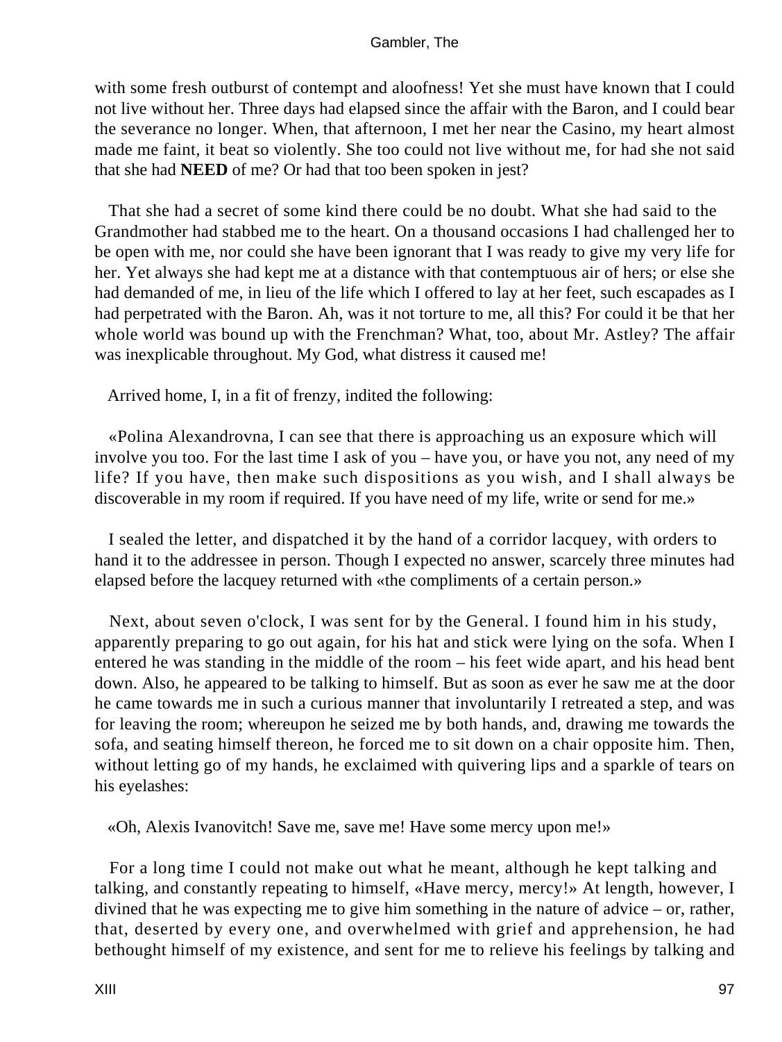with some fresh outburst of contempt and aloofness! Yet she must have known that I could not live without her. Three days had elapsed since the affair with the Baron, and I could bear the severance no longer. When, that afternoon, I met her near the Casino, my heart almost made me faint, it beat so violently. She too could not live without me, for had she not said that she had **NEED** of me? Or had that too been spoken in jest?

That she had a secret of some kind there could be no doubt. What she had said to the Grandmother had stabbed me to the heart. On a thousand occasions I had challenged her to be open with me, nor could she have been ignorant that I was ready to give my very life for her. Yet always she had kept me at a distance with that contemptuous air of hers; or else she had demanded of me, in lieu of the life which I offered to lay at her feet, such escapades as I had perpetrated with the Baron. Ah, was it not torture to me, all this? For could it be that her whole world was bound up with the Frenchman? What, too, about Mr. Astley? The affair was inexplicable throughout. My God, what distress it caused me!

Arrived home, I, in a fit of frenzy, indited the following:

«Polina Alexandrovna, I can see that there is approaching us an exposure which will involve you too. For the last time I ask of you – have you, or have you not, any need of my life? If you have, then make such dispositions as you wish, and I shall always be discoverable in my room if required. If you have need of my life, write or send for me.»

I sealed the letter, and dispatched it by the hand of a corridor lacquey, with orders to hand it to the addressee in person. Though I expected no answer, scarcely three minutes had elapsed before the lacquey returned with «the compliments of a certain person.»

Next, about seven o'clock, I was sent for by the General. I found him in his study, apparently preparing to go out again, for his hat and stick were lying on the sofa. When I entered he was standing in the middle of the room – his feet wide apart, and his head bent down. Also, he appeared to be talking to himself. But as soon as ever he saw me at the door he came towards me in such a curious manner that involuntarily I retreated a step, and was for leaving the room; whereupon he seized me by both hands, and, drawing me towards the sofa, and seating himself thereon, he forced me to sit down on a chair opposite him. Then, without letting go of my hands, he exclaimed with quivering lips and a sparkle of tears on his eyelashes:

«Oh, Alexis Ivanovitch! Save me, save me! Have some mercy upon me!»

For a long time I could not make out what he meant, although he kept talking and talking, and constantly repeating to himself, «Have mercy, mercy!» At length, however, I divined that he was expecting me to give him something in the nature of advice – or, rather, that, deserted by every one, and overwhelmed with grief and apprehension, he had bethought himself of my existence, and sent for me to relieve his feelings by talking and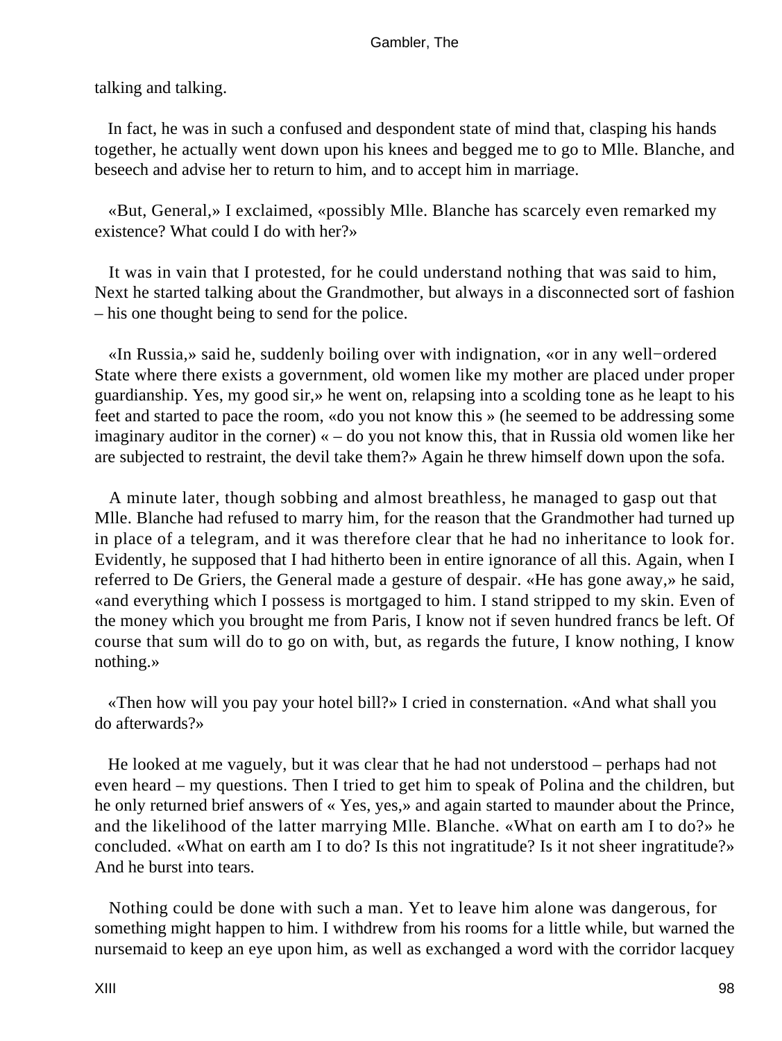talking and talking.

In fact, he was in such a confused and despondent state of mind that, clasping his hands together, he actually went down upon his knees and begged me to go to Mlle. Blanche, and beseech and advise her to return to him, and to accept him in marriage.

«But, General,» I exclaimed, «possibly Mlle. Blanche has scarcely even remarked my existence? What could I do with her?»

It was in vain that I protested, for he could understand nothing that was said to him, Next he started talking about the Grandmother, but always in a disconnected sort of fashion – his one thought being to send for the police.

«In Russia,» said he, suddenly boiling over with indignation, «or in any well−ordered State where there exists a government, old women like my mother are placed under proper guardianship. Yes, my good sir,» he went on, relapsing into a scolding tone as he leapt to his feet and started to pace the room, «do you not know this » (he seemed to be addressing some imaginary auditor in the corner) « – do you not know this, that in Russia old women like her are subjected to restraint, the devil take them?» Again he threw himself down upon the sofa.

A minute later, though sobbing and almost breathless, he managed to gasp out that Mlle. Blanche had refused to marry him, for the reason that the Grandmother had turned up in place of a telegram, and it was therefore clear that he had no inheritance to look for. Evidently, he supposed that I had hitherto been in entire ignorance of all this. Again, when I referred to De Griers, the General made a gesture of despair. «He has gone away,» he said, «and everything which I possess is mortgaged to him. I stand stripped to my skin. Even of the money which you brought me from Paris, I know not if seven hundred francs be left. Of course that sum will do to go on with, but, as regards the future, I know nothing, I know nothing.»

«Then how will you pay your hotel bill?» I cried in consternation. «And what shall you do afterwards?»

He looked at me vaguely, but it was clear that he had not understood – perhaps had not even heard – my questions. Then I tried to get him to speak of Polina and the children, but he only returned brief answers of « Yes, yes,» and again started to maunder about the Prince, and the likelihood of the latter marrying Mlle. Blanche. «What on earth am I to do?» he concluded. «What on earth am I to do? Is this not ingratitude? Is it not sheer ingratitude?» And he burst into tears.

Nothing could be done with such a man. Yet to leave him alone was dangerous, for something might happen to him. I withdrew from his rooms for a little while, but warned the nursemaid to keep an eye upon him, as well as exchanged a word with the corridor lacquey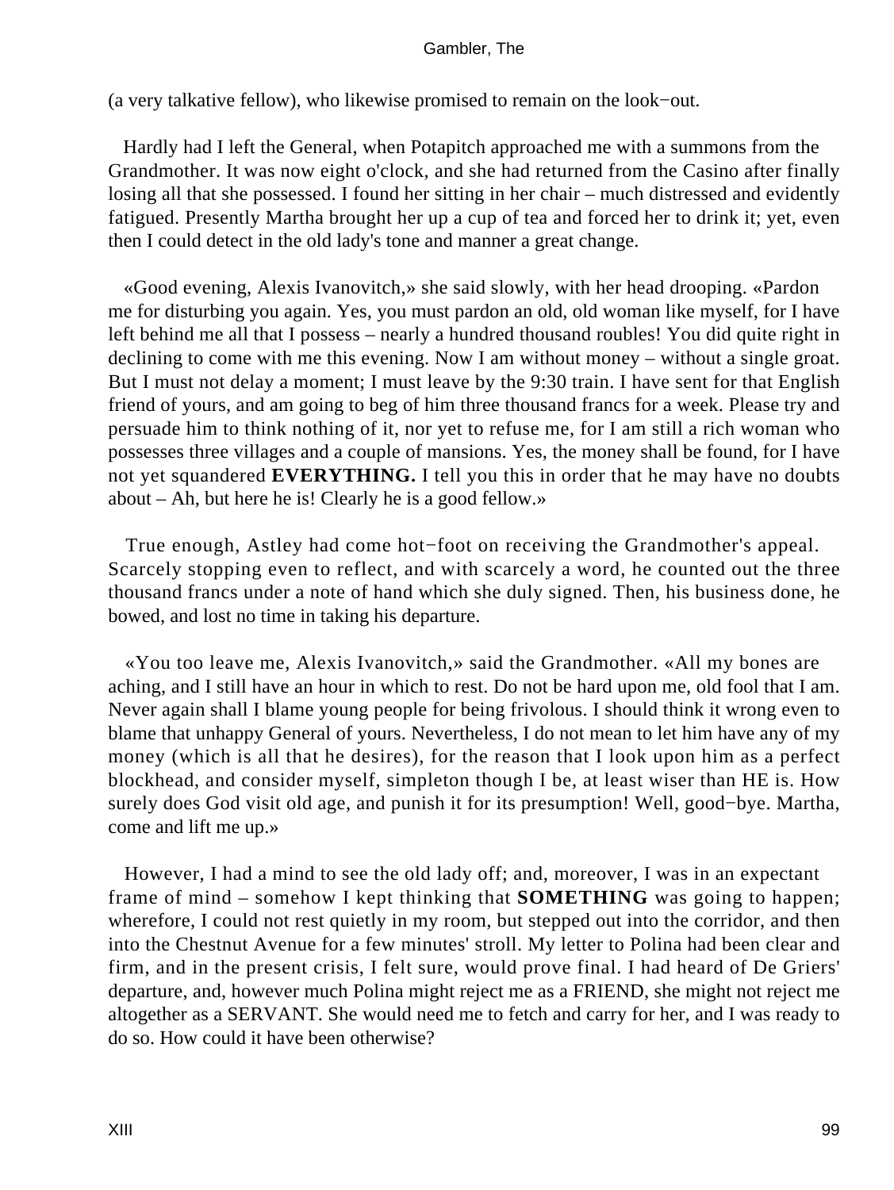(a very talkative fellow), who likewise promised to remain on the look−out.

Hardly had I left the General, when Potapitch approached me with a summons from the Grandmother. It was now eight o'clock, and she had returned from the Casino after finally losing all that she possessed. I found her sitting in her chair – much distressed and evidently fatigued. Presently Martha brought her up a cup of tea and forced her to drink it; yet, even then I could detect in the old lady's tone and manner a great change.

«Good evening, Alexis Ivanovitch,» she said slowly, with her head drooping. «Pardon me for disturbing you again. Yes, you must pardon an old, old woman like myself, for I have left behind me all that I possess – nearly a hundred thousand roubles! You did quite right in declining to come with me this evening. Now I am without money – without a single groat. But I must not delay a moment; I must leave by the 9:30 train. I have sent for that English friend of yours, and am going to beg of him three thousand francs for a week. Please try and persuade him to think nothing of it, nor yet to refuse me, for I am still a rich woman who possesses three villages and a couple of mansions. Yes, the money shall be found, for I have not yet squandered **EVERYTHING.** I tell you this in order that he may have no doubts about – Ah, but here he is! Clearly he is a good fellow.»

True enough, Astley had come hot−foot on receiving the Grandmother's appeal. Scarcely stopping even to reflect, and with scarcely a word, he counted out the three thousand francs under a note of hand which she duly signed. Then, his business done, he bowed, and lost no time in taking his departure.

«You too leave me, Alexis Ivanovitch,» said the Grandmother. «All my bones are aching, and I still have an hour in which to rest. Do not be hard upon me, old fool that I am. Never again shall I blame young people for being frivolous. I should think it wrong even to blame that unhappy General of yours. Nevertheless, I do not mean to let him have any of my money (which is all that he desires), for the reason that I look upon him as a perfect blockhead, and consider myself, simpleton though I be, at least wiser than HE is. How surely does God visit old age, and punish it for its presumption! Well, good−bye. Martha, come and lift me up.»

However, I had a mind to see the old lady off; and, moreover, I was in an expectant frame of mind – somehow I kept thinking that **SOMETHING** was going to happen; wherefore, I could not rest quietly in my room, but stepped out into the corridor, and then into the Chestnut Avenue for a few minutes' stroll. My letter to Polina had been clear and firm, and in the present crisis, I felt sure, would prove final. I had heard of De Griers' departure, and, however much Polina might reject me as a FRIEND, she might not reject me altogether as a SERVANT. She would need me to fetch and carry for her, and I was ready to do so. How could it have been otherwise?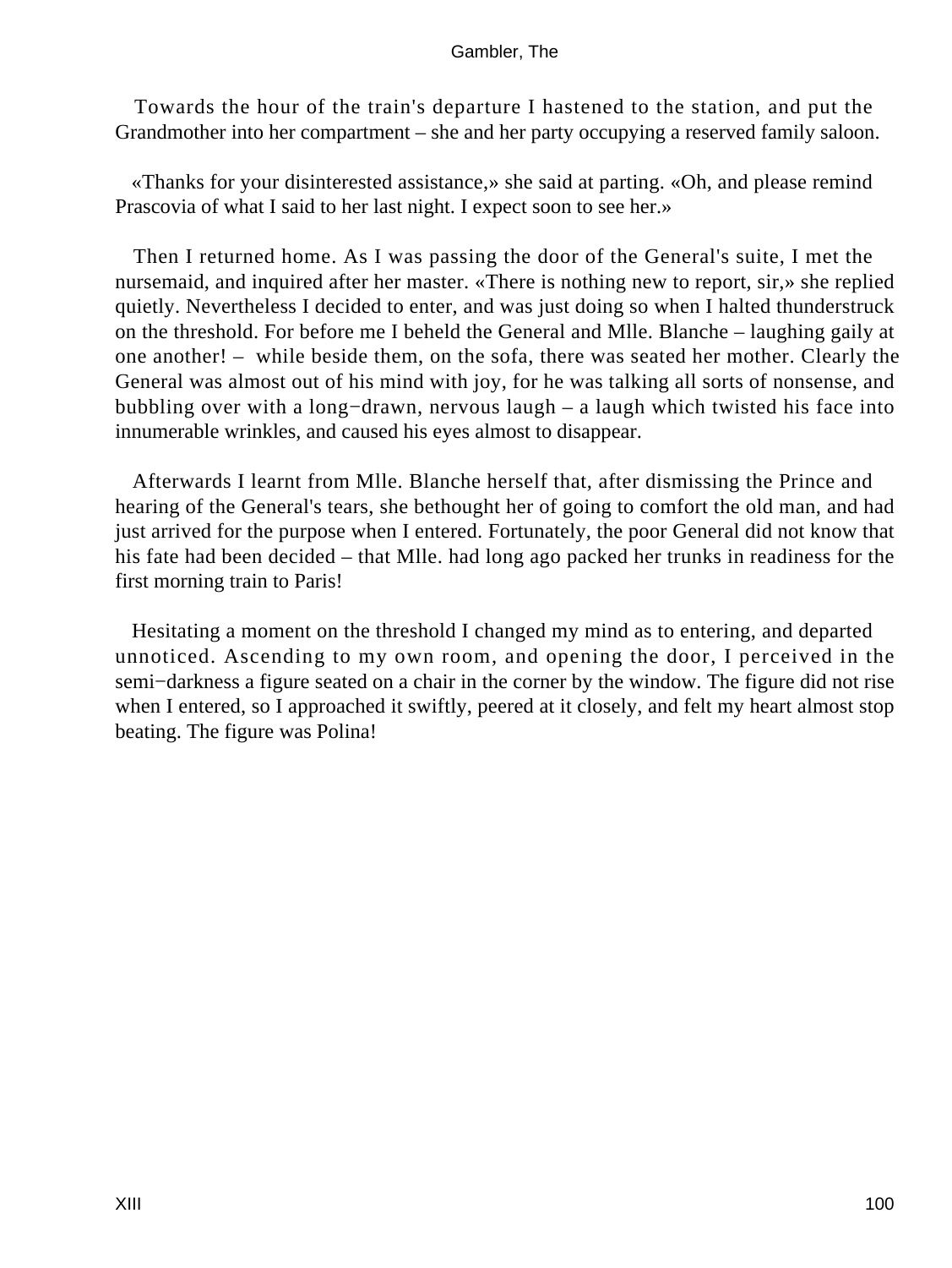Towards the hour of the train's departure I hastened to the station, and put the Grandmother into her compartment – she and her party occupying a reserved family saloon.

«Thanks for your disinterested assistance,» she said at parting. «Oh, and please remind Prascovia of what I said to her last night. I expect soon to see her.»

Then I returned home. As I was passing the door of the General's suite, I met the nursemaid, and inquired after her master. «There is nothing new to report, sir,» she replied quietly. Nevertheless I decided to enter, and was just doing so when I halted thunderstruck on the threshold. For before me I beheld the General and Mlle. Blanche – laughing gaily at one another! – while beside them, on the sofa, there was seated her mother. Clearly the General was almost out of his mind with joy, for he was talking all sorts of nonsense, and bubbling over with a long−drawn, nervous laugh – a laugh which twisted his face into innumerable wrinkles, and caused his eyes almost to disappear.

Afterwards I learnt from Mlle. Blanche herself that, after dismissing the Prince and hearing of the General's tears, she bethought her of going to comfort the old man, and had just arrived for the purpose when I entered. Fortunately, the poor General did not know that his fate had been decided – that Mlle. had long ago packed her trunks in readiness for the first morning train to Paris!

Hesitating a moment on the threshold I changed my mind as to entering, and departed unnoticed. Ascending to my own room, and opening the door, I perceived in the semi−darkness a figure seated on a chair in the corner by the window. The figure did not rise when I entered, so I approached it swiftly, peered at it closely, and felt my heart almost stop beating. The figure was Polina!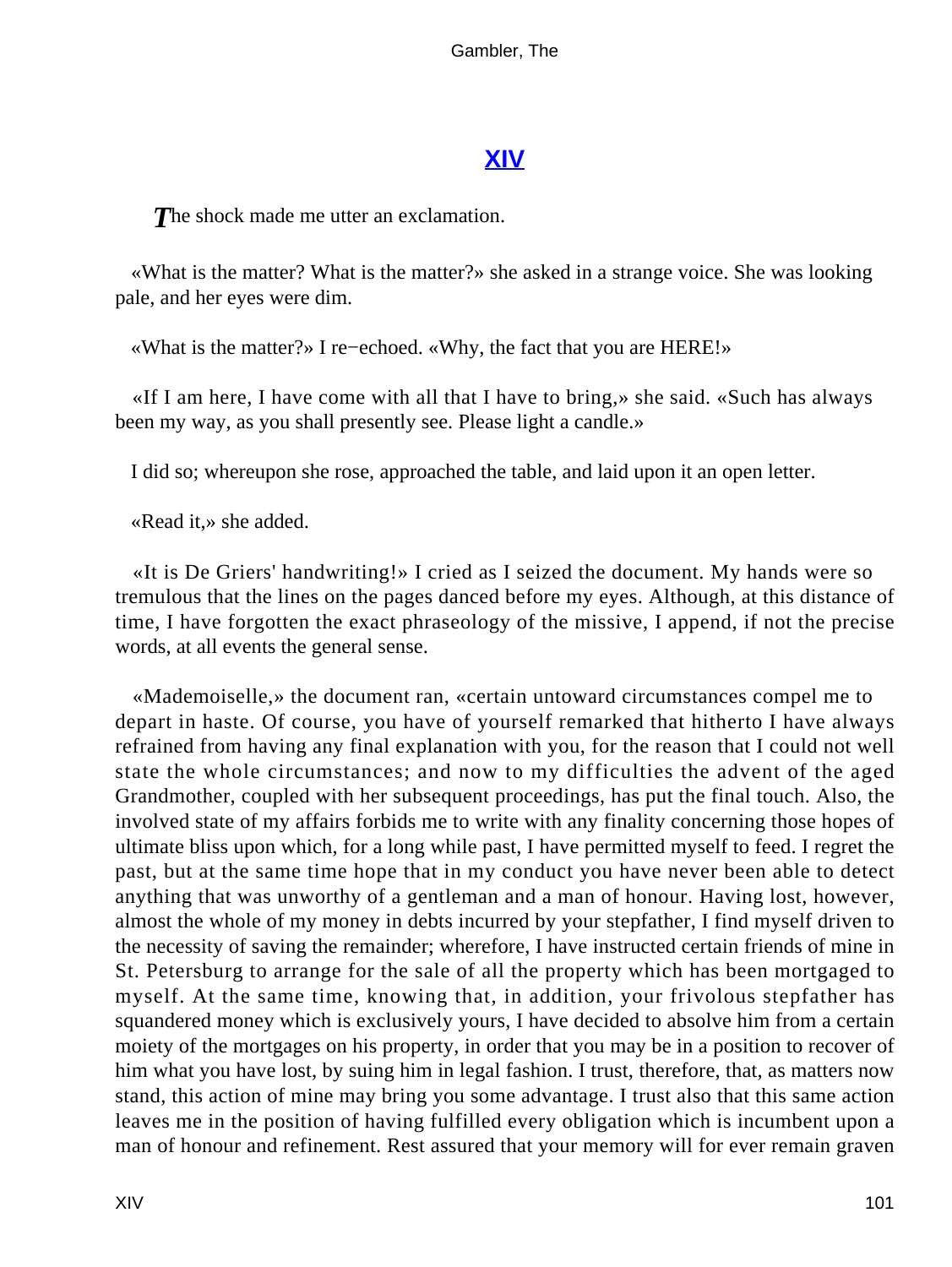## XIV

*T*he shock made me utter an exclamation.

«What is the matter? What is the matter?» she asked in a strange voice. She was looking pale, and her eyes were dim.

«What is the matter?» I re−echoed. «Why, the fact that you are HERE!»

«If I am here, I have come with all that I have to bring,» she said. «Such has always been my way, as you shall presently see. Please light a candle.»

I did so; whereupon she rose, approached the table, and laid upon it an open letter.

«Read it,» she added.

«It is De Griers' handwriting!» I cried as I seized the document. My hands were so tremulous that the lines on the pages danced before my eyes. Although, at this distance of time, I have forgotten the exact phraseology of the missive, I append, if not the precise words, at all events the general sense.

«Mademoiselle,» the document ran, «certain untoward circumstances compel me to depart in haste. Of course, you have of yourself remarked that hitherto I have always refrained from having any final explanation with you, for the reason that I could not well state the whole circumstances; and now to my difficulties the advent of the aged Grandmother, coupled with her subsequent proceedings, has put the final touch. Also, the involved state of my affairs forbids me to write with any finality concerning those hopes of ultimate bliss upon which, for a long while past, I have permitted myself to feed. I regret the past, but at the same time hope that in my conduct you have never been able to detect anything that was unworthy of a gentleman and a man of honour. Having lost, however, almost the whole of my money in debts incurred by your stepfather, I find myself driven to the necessity of saving the remainder; wherefore, I have instructed certain friends of mine in St. Petersburg to arrange for the sale of all the property which has been mortgaged to myself. At the same time, knowing that, in addition, your frivolous stepfather has squandered money which is exclusively yours, I have decided to absolve him from a certain moiety of the mortgages on his property, in order that you may be in a position to recover of him what you have lost, by suing him in legal fashion. I trust, therefore, that, as matters now stand, this action of mine may bring you some advantage. I trust also that this same action leaves me in the position of having fulfilled every obligation which is incumbent upon a man of honour and refinement. Rest assured that your memory will for ever remain graven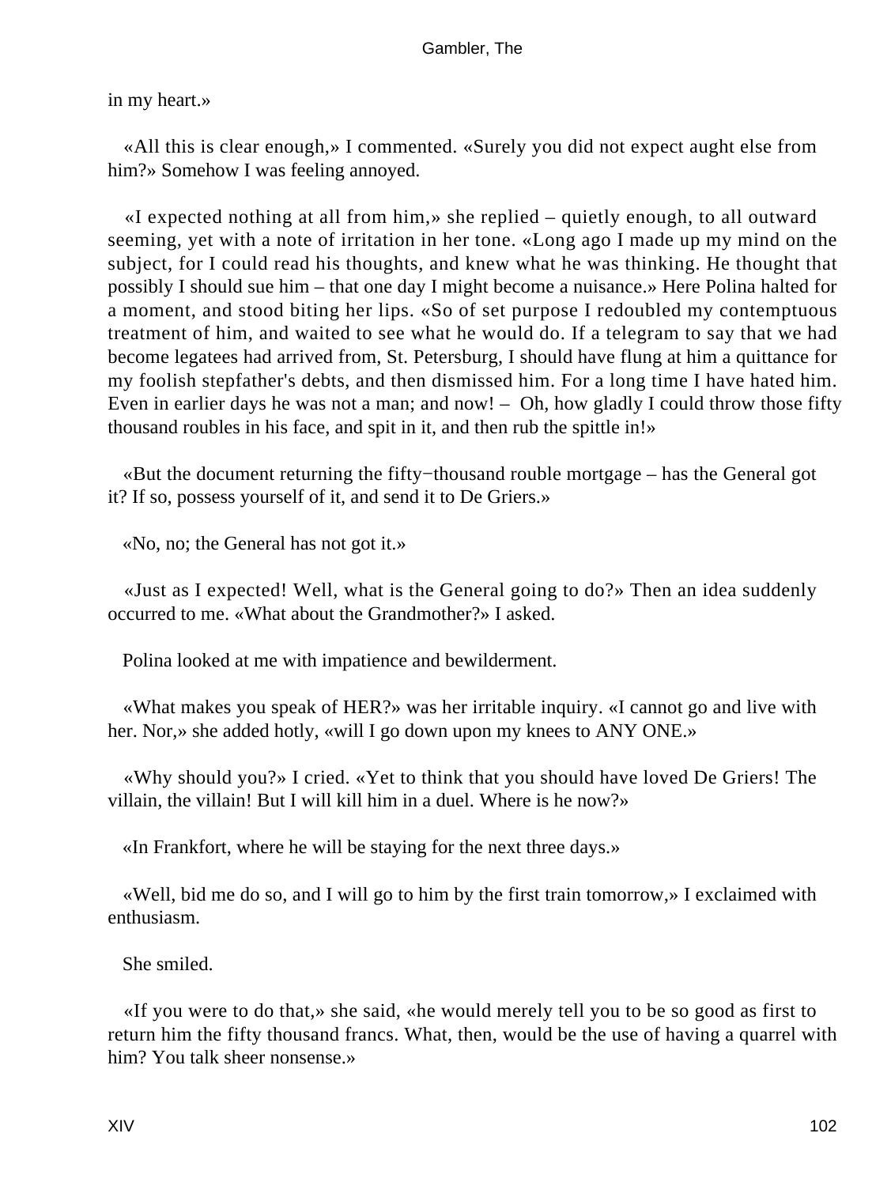in my heart.»

«All this is clear enough,» I commented. «Surely you did not expect aught else from him?» Somehow I was feeling annoyed.

«I expected nothing at all from him,» she replied – quietly enough, to all outward seeming, yet with a note of irritation in her tone. «Long ago I made up my mind on the subject, for I could read his thoughts, and knew what he was thinking. He thought that possibly I should sue him – that one day I might become a nuisance.» Here Polina halted for a moment, and stood biting her lips. «So of set purpose I redoubled my contemptuous treatment of him, and waited to see what he would do. If a telegram to say that we had become legatees had arrived from, St. Petersburg, I should have flung at him a quittance for my foolish stepfather's debts, and then dismissed him. For a long time I have hated him. Even in earlier days he was not a man; and now! – Oh, how gladly I could throw those fifty thousand roubles in his face, and spit in it, and then rub the spittle in!»

«But the document returning the fifty−thousand rouble mortgage – has the General got it? If so, possess yourself of it, and send it to De Griers.»

«No, no; the General has not got it.»

«Just as I expected! Well, what is the General going to do?» Then an idea suddenly occurred to me. «What about the Grandmother?» I asked.

Polina looked at me with impatience and bewilderment.

«What makes you speak of HER?» was her irritable inquiry. «I cannot go and live with her. Nor,» she added hotly, «will I go down upon my knees to ANY ONE.»

«Why should you?» I cried. «Yet to think that you should have loved De Griers! The villain, the villain! But I will kill him in a duel. Where is he now?»

«In Frankfort, where he will be staying for the next three days.»

«Well, bid me do so, and I will go to him by the first train tomorrow,» I exclaimed with enthusiasm.

She smiled.

«If you were to do that,» she said, «he would merely tell you to be so good as first to return him the fifty thousand francs. What, then, would be the use of having a quarrel with him? You talk sheer nonsense.»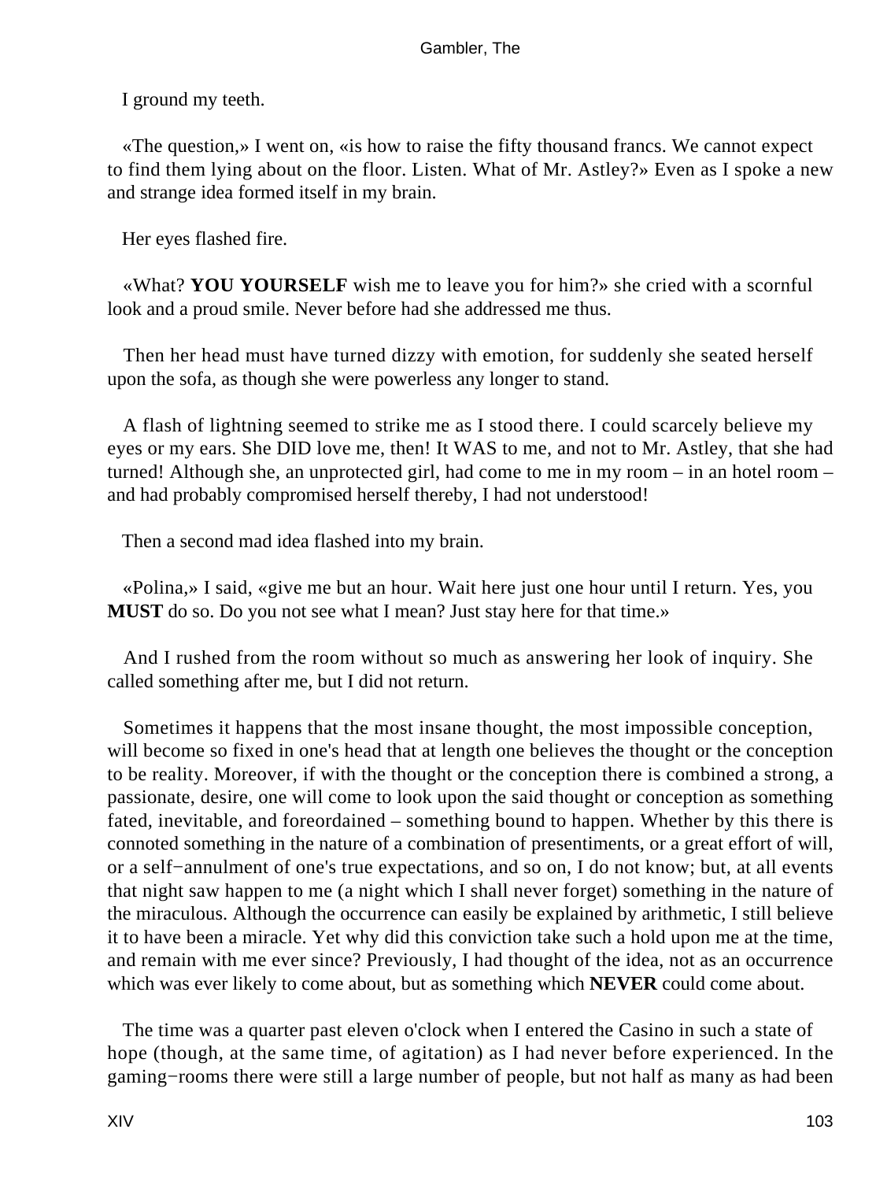I ground my teeth.

«The question,» I went on, «is how to raise the fifty thousand francs. We cannot expect to find them lying about on the floor. Listen. What of Mr. Astley?» Even as I spoke a new and strange idea formed itself in my brain.

Her eyes flashed fire.

«What? **YOU YOURSELF** wish me to leave you for him?» she cried with a scornful look and a proud smile. Never before had she addressed me thus.

Then her head must have turned dizzy with emotion, for suddenly she seated herself upon the sofa, as though she were powerless any longer to stand.

A flash of lightning seemed to strike me as I stood there. I could scarcely believe my eyes or my ears. She DID love me, then! It WAS to me, and not to Mr. Astley, that she had turned! Although she, an unprotected girl, had come to me in my room – in an hotel room – and had probably compromised herself thereby, I had not understood!

Then a second mad idea flashed into my brain.

«Polina,» I said, «give me but an hour. Wait here just one hour until I return. Yes, you **MUST** do so. Do you not see what I mean? Just stay here for that time.»

And I rushed from the room without so much as answering her look of inquiry. She called something after me, but I did not return.

Sometimes it happens that the most insane thought, the most impossible conception, will become so fixed in one's head that at length one believes the thought or the conception to be reality. Moreover, if with the thought or the conception there is combined a strong, a passionate, desire, one will come to look upon the said thought or conception as something fated, inevitable, and foreordained – something bound to happen. Whether by this there is connoted something in the nature of a combination of presentiments, or a great effort of will, or a self−annulment of one's true expectations, and so on, I do not know; but, at all events that night saw happen to me (a night which I shall never forget) something in the nature of the miraculous. Although the occurrence can easily be explained by arithmetic, I still believe it to have been a miracle. Yet why did this conviction take such a hold upon me at the time, and remain with me ever since? Previously, I had thought of the idea, not as an occurrence which was ever likely to come about, but as something which **NEVER** could come about.

The time was a quarter past eleven o'clock when I entered the Casino in such a state of hope (though, at the same time, of agitation) as I had never before experienced. In the gaming−rooms there were still a large number of people, but not half as many as had been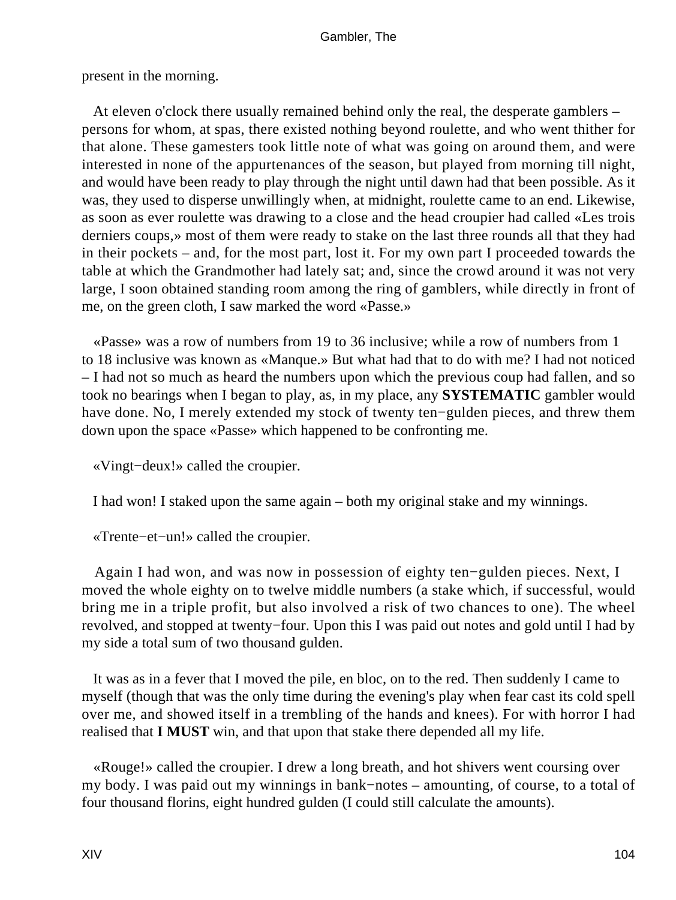present in the morning.

At eleven o'clock there usually remained behind only the real, the desperate gamblers – persons for whom, at spas, there existed nothing beyond roulette, and who went thither for that alone. These gamesters took little note of what was going on around them, and were interested in none of the appurtenances of the season, but played from morning till night, and would have been ready to play through the night until dawn had that been possible. As it was, they used to disperse unwillingly when, at midnight, roulette came to an end. Likewise, as soon as ever roulette was drawing to a close and the head croupier had called «Les trois derniers coups,» most of them were ready to stake on the last three rounds all that they had in their pockets – and, for the most part, lost it. For my own part I proceeded towards the table at which the Grandmother had lately sat; and, since the crowd around it was not very large, I soon obtained standing room among the ring of gamblers, while directly in front of me, on the green cloth, I saw marked the word «Passe.»

«Passe» was a row of numbers from 19 to 36 inclusive; while a row of numbers from 1 to 18 inclusive was known as «Manque.» But what had that to do with me? I had not noticed – I had not so much as heard the numbers upon which the previous coup had fallen, and so took no bearings when I began to play, as, in my place, any **SYSTEMATIC** gambler would have done. No, I merely extended my stock of twenty ten−gulden pieces, and threw them down upon the space «Passe» which happened to be confronting me.

«Vingt−deux!» called the croupier.

I had won! I staked upon the same again – both my original stake and my winnings.

«Trente−et−un!» called the croupier.

Again I had won, and was now in possession of eighty ten−gulden pieces. Next, I moved the whole eighty on to twelve middle numbers (a stake which, if successful, would bring me in a triple profit, but also involved a risk of two chances to one). The wheel revolved, and stopped at twenty−four. Upon this I was paid out notes and gold until I had by my side a total sum of two thousand gulden.

It was as in a fever that I moved the pile, en bloc, on to the red. Then suddenly I came to myself (though that was the only time during the evening's play when fear cast its cold spell over me, and showed itself in a trembling of the hands and knees). For with horror I had realised that **I MUST** win, and that upon that stake there depended all my life.

«Rouge!» called the croupier. I drew a long breath, and hot shivers went coursing over my body. I was paid out my winnings in bank−notes – amounting, of course, to a total of four thousand florins, eight hundred gulden (I could still calculate the amounts).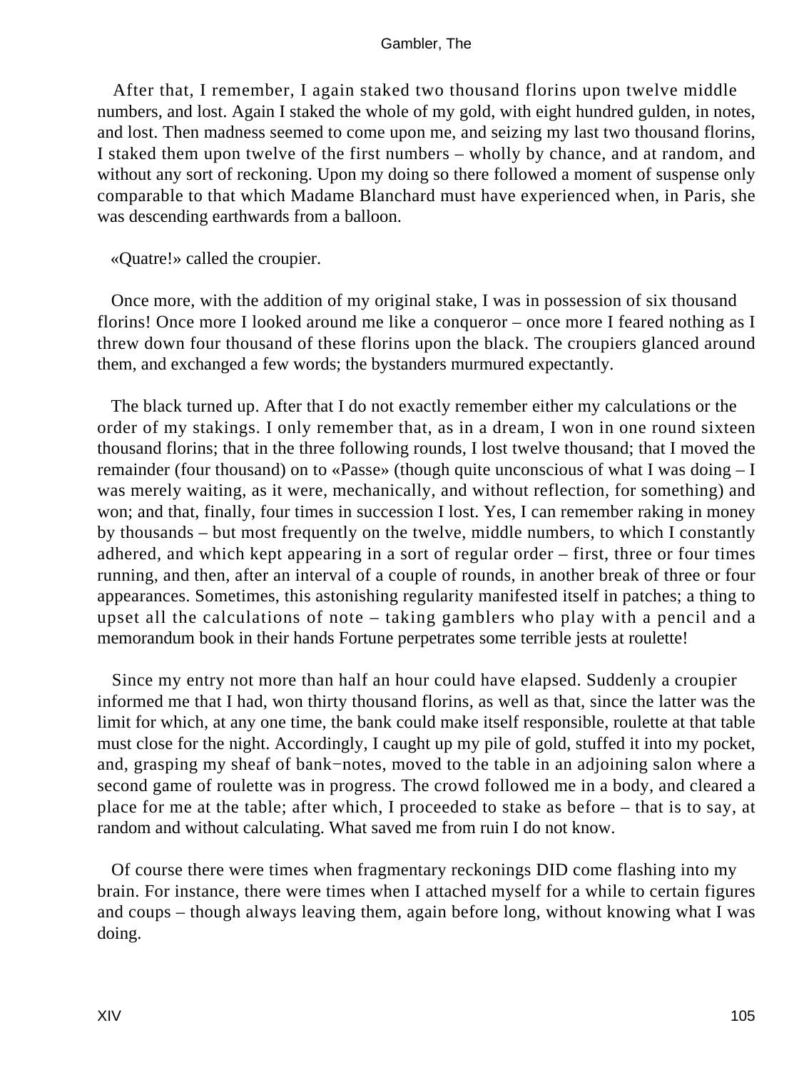After that, I remember, I again staked two thousand florins upon twelve middle numbers, and lost. Again I staked the whole of my gold, with eight hundred gulden, in notes, and lost. Then madness seemed to come upon me, and seizing my last two thousand florins, I staked them upon twelve of the first numbers – wholly by chance, and at random, and without any sort of reckoning. Upon my doing so there followed a moment of suspense only comparable to that which Madame Blanchard must have experienced when, in Paris, she was descending earthwards from a balloon.

«Quatre!» called the croupier.

Once more, with the addition of my original stake, I was in possession of six thousand florins! Once more I looked around me like a conqueror – once more I feared nothing as I threw down four thousand of these florins upon the black. The croupiers glanced around them, and exchanged a few words; the bystanders murmured expectantly.

The black turned up. After that I do not exactly remember either my calculations or the order of my stakings. I only remember that, as in a dream, I won in one round sixteen thousand florins; that in the three following rounds, I lost twelve thousand; that I moved the remainder (four thousand) on to «Passe» (though quite unconscious of what I was doing – I was merely waiting, as it were, mechanically, and without reflection, for something) and won; and that, finally, four times in succession I lost. Yes, I can remember raking in money by thousands – but most frequently on the twelve, middle numbers, to which I constantly adhered, and which kept appearing in a sort of regular order – first, three or four times running, and then, after an interval of a couple of rounds, in another break of three or four appearances. Sometimes, this astonishing regularity manifested itself in patches; a thing to upset all the calculations of note – taking gamblers who play with a pencil and a memorandum book in their hands Fortune perpetrates some terrible jests at roulette!

Since my entry not more than half an hour could have elapsed. Suddenly a croupier informed me that I had, won thirty thousand florins, as well as that, since the latter was the limit for which, at any one time, the bank could make itself responsible, roulette at that table must close for the night. Accordingly, I caught up my pile of gold, stuffed it into my pocket, and, grasping my sheaf of bank−notes, moved to the table in an adjoining salon where a second game of roulette was in progress. The crowd followed me in a body, and cleared a place for me at the table; after which, I proceeded to stake as before – that is to say, at random and without calculating. What saved me from ruin I do not know.

Of course there were times when fragmentary reckonings DID come flashing into my brain. For instance, there were times when I attached myself for a while to certain figures and coups – though always leaving them, again before long, without knowing what I was doing.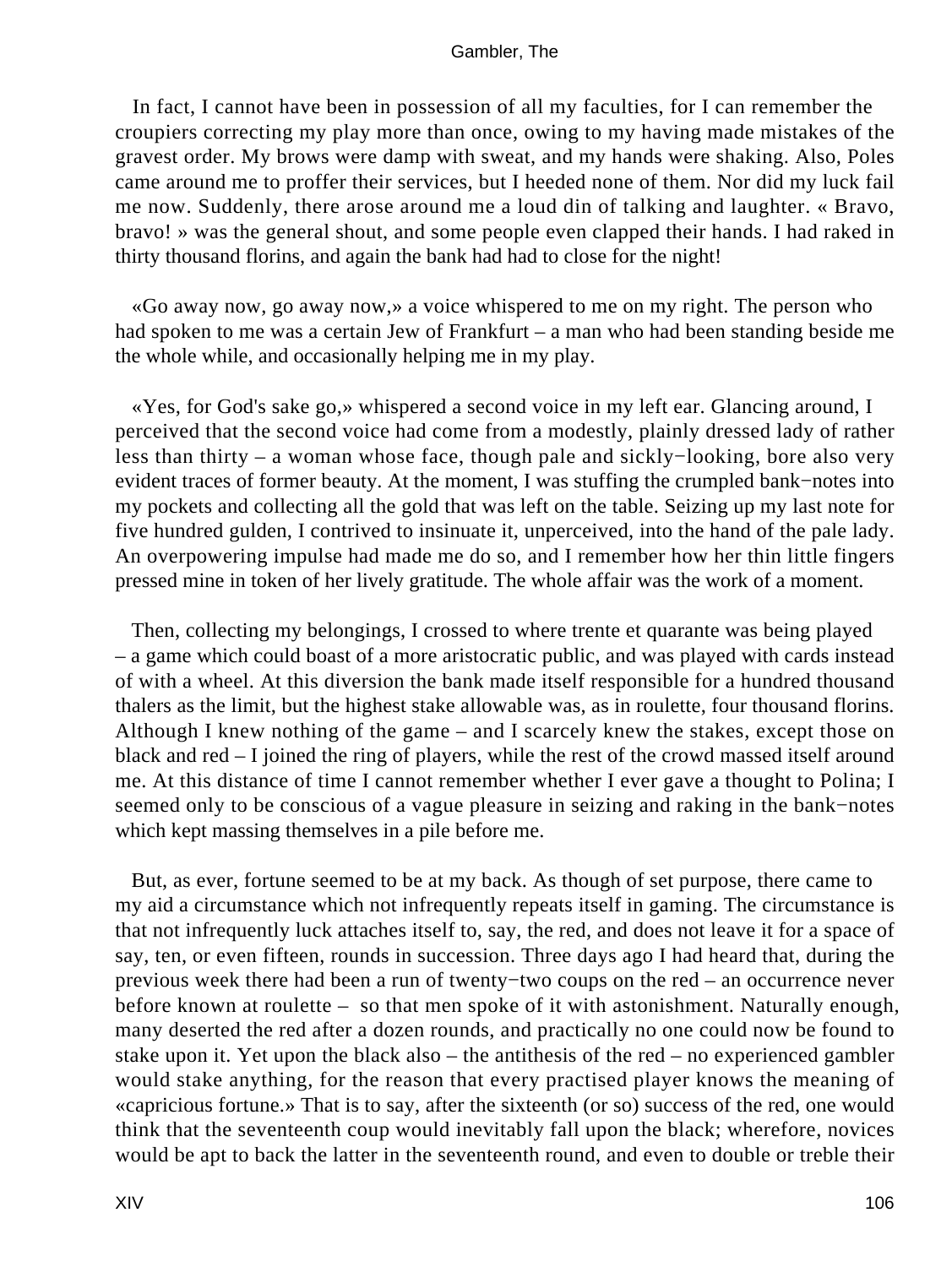In fact, I cannot have been in possession of all my faculties, for I can remember the croupiers correcting my play more than once, owing to my having made mistakes of the gravest order. My brows were damp with sweat, and my hands were shaking. Also, Poles came around me to proffer their services, but I heeded none of them. Nor did my luck fail me now. Suddenly, there arose around me a loud din of talking and laughter. « Bravo, bravo! » was the general shout, and some people even clapped their hands. I had raked in thirty thousand florins, and again the bank had had to close for the night!

«Go away now, go away now,» a voice whispered to me on my right. The person who had spoken to me was a certain Jew of Frankfurt – a man who had been standing beside me the whole while, and occasionally helping me in my play.

«Yes, for God's sake go,» whispered a second voice in my left ear. Glancing around, I perceived that the second voice had come from a modestly, plainly dressed lady of rather less than thirty – a woman whose face, though pale and sickly−looking, bore also very evident traces of former beauty. At the moment, I was stuffing the crumpled bank−notes into my pockets and collecting all the gold that was left on the table. Seizing up my last note for five hundred gulden, I contrived to insinuate it, unperceived, into the hand of the pale lady. An overpowering impulse had made me do so, and I remember how her thin little fingers pressed mine in token of her lively gratitude. The whole affair was the work of a moment.

Then, collecting my belongings, I crossed to where trente et quarante was being played – a game which could boast of a more aristocratic public, and was played with cards instead of with a wheel. At this diversion the bank made itself responsible for a hundred thousand thalers as the limit, but the highest stake allowable was, as in roulette, four thousand florins. Although I knew nothing of the game – and I scarcely knew the stakes, except those on black and red – I joined the ring of players, while the rest of the crowd massed itself around me. At this distance of time I cannot remember whether I ever gave a thought to Polina; I seemed only to be conscious of a vague pleasure in seizing and raking in the bank−notes which kept massing themselves in a pile before me.

But, as ever, fortune seemed to be at my back. As though of set purpose, there came to my aid a circumstance which not infrequently repeats itself in gaming. The circumstance is that not infrequently luck attaches itself to, say, the red, and does not leave it for a space of say, ten, or even fifteen, rounds in succession. Three days ago I had heard that, during the previous week there had been a run of twenty−two coups on the red – an occurrence never before known at roulette – so that men spoke of it with astonishment. Naturally enough, many deserted the red after a dozen rounds, and practically no one could now be found to stake upon it. Yet upon the black also – the antithesis of the red – no experienced gambler would stake anything, for the reason that every practised player knows the meaning of «capricious fortune.» That is to say, after the sixteenth (or so) success of the red, one would think that the seventeenth coup would inevitably fall upon the black; wherefore, novices would be apt to back the latter in the seventeenth round, and even to double or treble their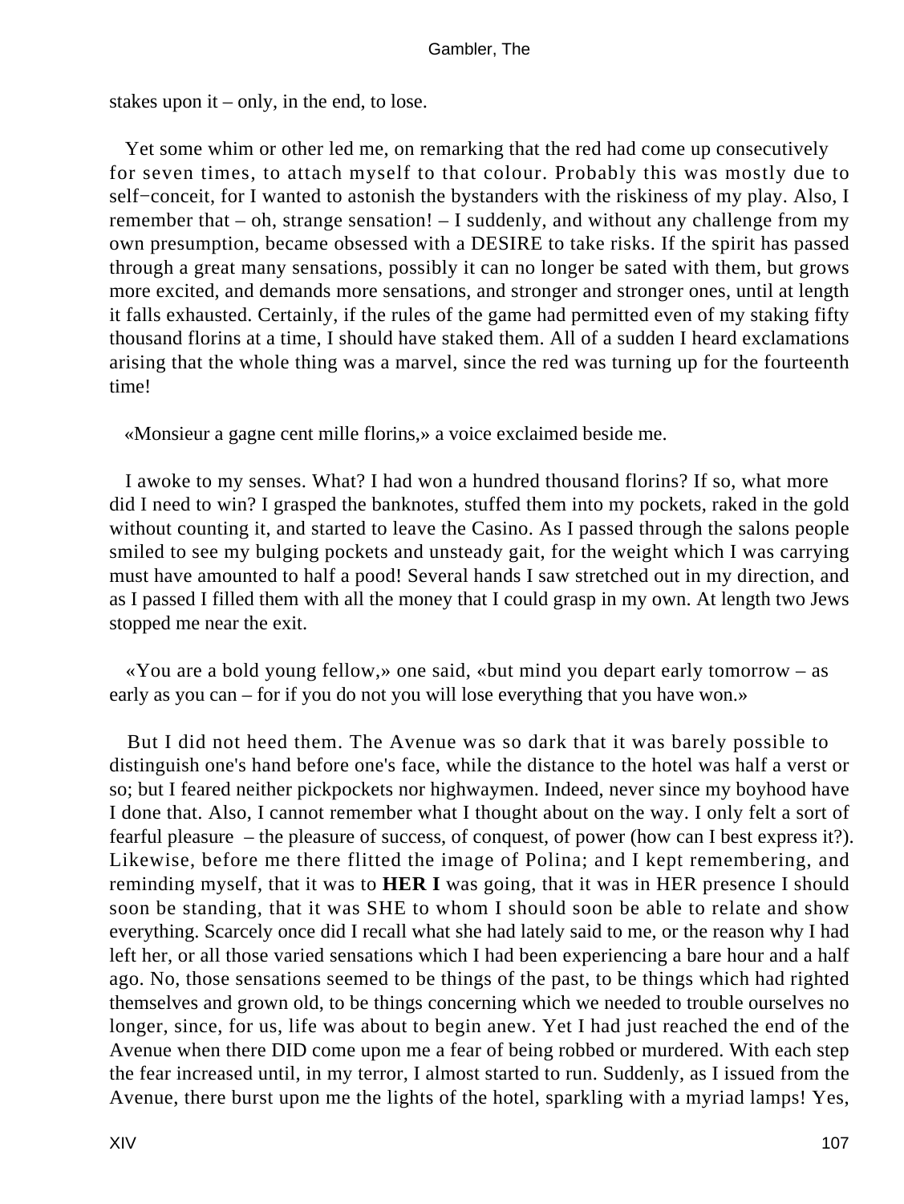stakes upon it – only, in the end, to lose.

Yet some whim or other led me, on remarking that the red had come up consecutively for seven times, to attach myself to that colour. Probably this was mostly due to self−conceit, for I wanted to astonish the bystanders with the riskiness of my play. Also, I remember that – oh, strange sensation! – I suddenly, and without any challenge from my own presumption, became obsessed with a DESIRE to take risks. If the spirit has passed through a great many sensations, possibly it can no longer be sated with them, but grows more excited, and demands more sensations, and stronger and stronger ones, until at length it falls exhausted. Certainly, if the rules of the game had permitted even of my staking fifty thousand florins at a time, I should have staked them. All of a sudden I heard exclamations arising that the whole thing was a marvel, since the red was turning up for the fourteenth time!

«Monsieur a gagne cent mille florins,» a voice exclaimed beside me.

I awoke to my senses. What? I had won a hundred thousand florins? If so, what more did I need to win? I grasped the banknotes, stuffed them into my pockets, raked in the gold without counting it, and started to leave the Casino. As I passed through the salons people smiled to see my bulging pockets and unsteady gait, for the weight which I was carrying must have amounted to half a pood! Several hands I saw stretched out in my direction, and as I passed I filled them with all the money that I could grasp in my own. At length two Jews stopped me near the exit.

«You are a bold young fellow,» one said, «but mind you depart early tomorrow – as early as you can – for if you do not you will lose everything that you have won.»

But I did not heed them. The Avenue was so dark that it was barely possible to distinguish one's hand before one's face, while the distance to the hotel was half a verst or so; but I feared neither pickpockets nor highwaymen. Indeed, never since my boyhood have I done that. Also, I cannot remember what I thought about on the way. I only felt a sort of fearful pleasure – the pleasure of success, of conquest, of power (how can I best express it?). Likewise, before me there flitted the image of Polina; and I kept remembering, and reminding myself, that it was to **HER I** was going, that it was in HER presence I should soon be standing, that it was SHE to whom I should soon be able to relate and show everything. Scarcely once did I recall what she had lately said to me, or the reason why I had left her, or all those varied sensations which I had been experiencing a bare hour and a half ago. No, those sensations seemed to be things of the past, to be things which had righted themselves and grown old, to be things concerning which we needed to trouble ourselves no longer, since, for us, life was about to begin anew. Yet I had just reached the end of the Avenue when there DID come upon me a fear of being robbed or murdered. With each step the fear increased until, in my terror, I almost started to run. Suddenly, as I issued from the Avenue, there burst upon me the lights of the hotel, sparkling with a myriad lamps! Yes,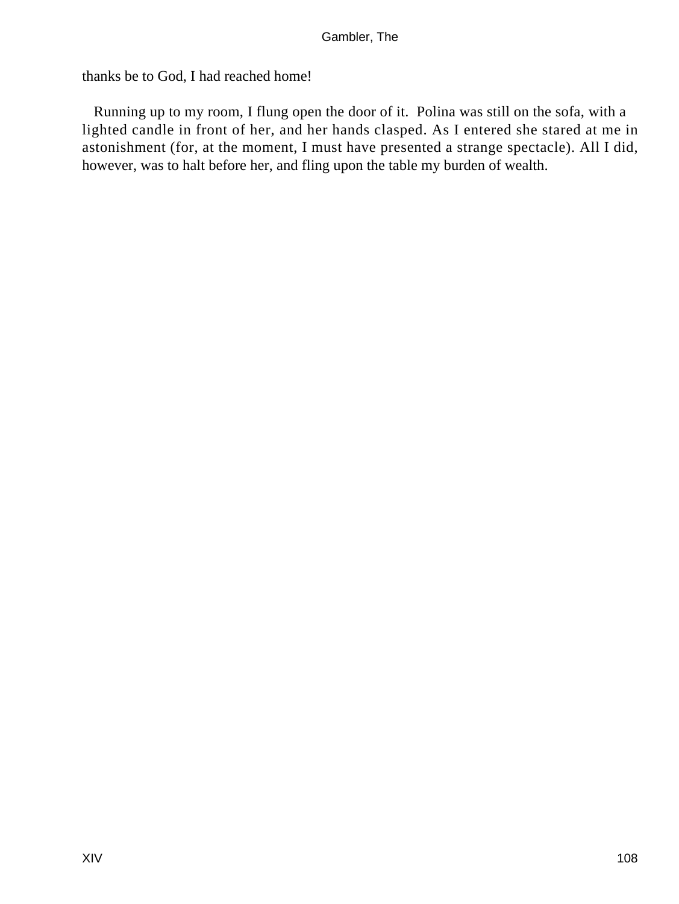thanks be to God, I had reached home!

Running up to my room, I flung open the door of it. Polina was still on the sofa, with a lighted candle in front of her, and her hands clasped. As I entered she stared at me in astonishment (for, at the moment, I must have presented a strange spectacle). All I did, however, was to halt before her, and fling upon the table my burden of wealth.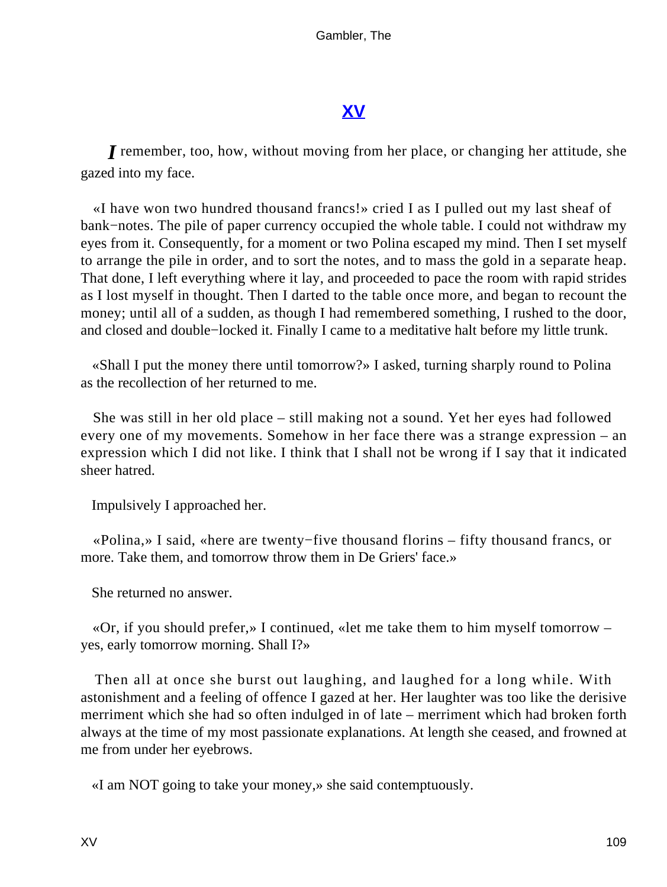## XV

*I* remember, too, how, without moving from her place, or changing her attitude, she gazed into my face.

«I have won two hundred thousand francs!» cried I as I pulled out my last sheaf of bank−notes. The pile of paper currency occupied the whole table. I could not withdraw my eyes from it. Consequently, for a moment or two Polina escaped my mind. Then I set myself to arrange the pile in order, and to sort the notes, and to mass the gold in a separate heap. That done, I left everything where it lay, and proceeded to pace the room with rapid strides as I lost myself in thought. Then I darted to the table once more, and began to recount the money; until all of a sudden, as though I had remembered something, I rushed to the door, and closed and double−locked it. Finally I came to a meditative halt before my little trunk.

«Shall I put the money there until tomorrow?» I asked, turning sharply round to Polina as the recollection of her returned to me.

She was still in her old place – still making not a sound. Yet her eyes had followed every one of my movements. Somehow in her face there was a strange expression – an expression which I did not like. I think that I shall not be wrong if I say that it indicated sheer hatred.

Impulsively I approached her.

«Polina,» I said, «here are twenty−five thousand florins – fifty thousand francs, or more. Take them, and tomorrow throw them in De Griers' face.»

She returned no answer.

«Or, if you should prefer,» I continued, «let me take them to him myself tomorrow – yes, early tomorrow morning. Shall I?»

Then all at once she burst out laughing, and laughed for a long while. With astonishment and a feeling of offence I gazed at her. Her laughter was too like the derisive merriment which she had so often indulged in of late – merriment which had broken forth always at the time of my most passionate explanations. At length she ceased, and frowned at me from under her eyebrows.

«I am NOT going to take your money,» she said contemptuously.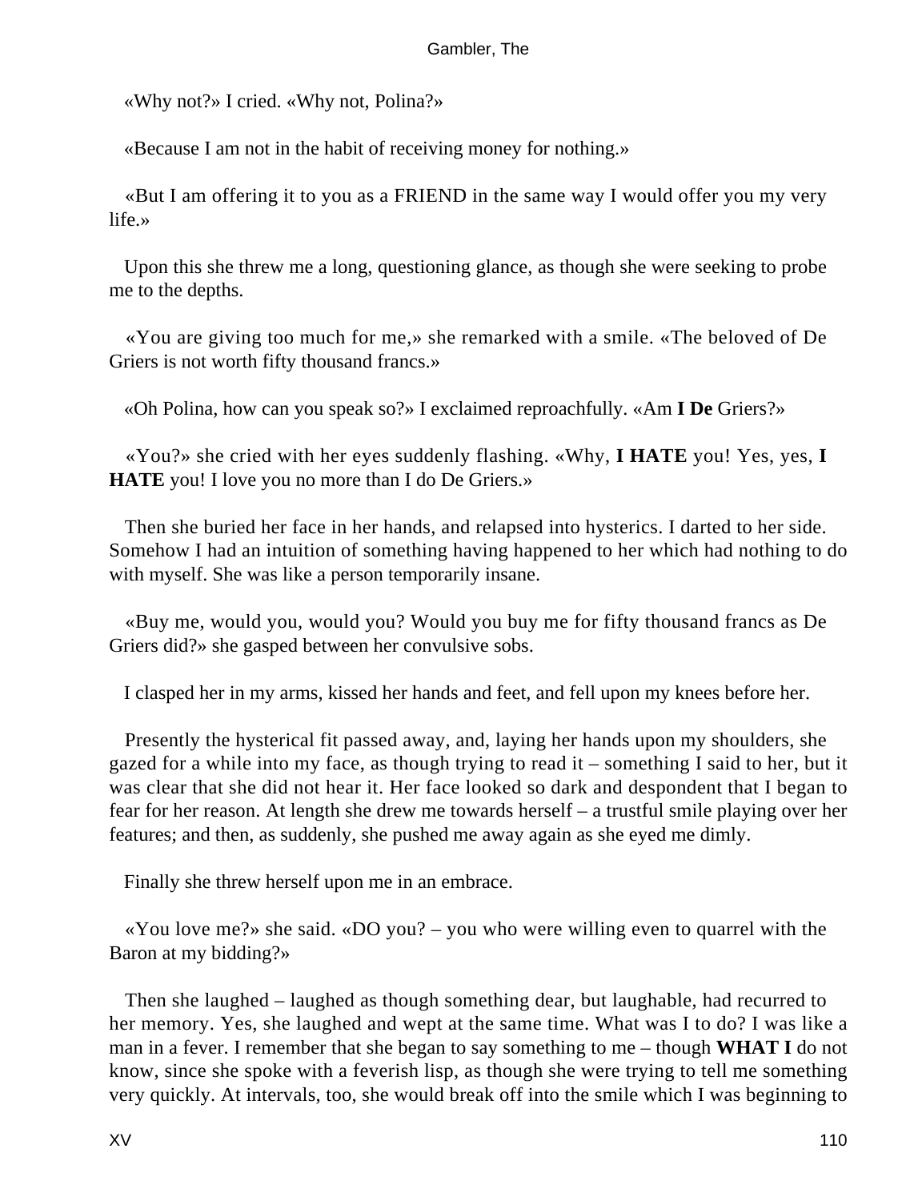«Why not?» I cried. «Why not, Polina?»

«Because I am not in the habit of receiving money for nothing.»

«But I am offering it to you as a FRIEND in the same way I would offer you my very life.»

Upon this she threw me a long, questioning glance, as though she were seeking to probe me to the depths.

«You are giving too much for me,» she remarked with a smile. «The beloved of De Griers is not worth fifty thousand francs.»

«Oh Polina, how can you speak so?» I exclaimed reproachfully. «Am **I De** Griers?»

«You?» she cried with her eyes suddenly flashing. «Why, **I HATE** you! Yes, yes, **I HATE** you! I love you no more than I do De Griers.»

Then she buried her face in her hands, and relapsed into hysterics. I darted to her side. Somehow I had an intuition of something having happened to her which had nothing to do with myself. She was like a person temporarily insane.

«Buy me, would you, would you? Would you buy me for fifty thousand francs as De Griers did?» she gasped between her convulsive sobs.

I clasped her in my arms, kissed her hands and feet, and fell upon my knees before her.

Presently the hysterical fit passed away, and, laying her hands upon my shoulders, she gazed for a while into my face, as though trying to read it – something I said to her, but it was clear that she did not hear it. Her face looked so dark and despondent that I began to fear for her reason. At length she drew me towards herself – a trustful smile playing over her features; and then, as suddenly, she pushed me away again as she eyed me dimly.

Finally she threw herself upon me in an embrace.

«You love me?» she said. «DO you? – you who were willing even to quarrel with the Baron at my bidding?»

Then she laughed – laughed as though something dear, but laughable, had recurred to her memory. Yes, she laughed and wept at the same time. What was I to do? I was like a man in a fever. I remember that she began to say something to me – though **WHAT I** do not know, since she spoke with a feverish lisp, as though she were trying to tell me something very quickly. At intervals, too, she would break off into the smile which I was beginning to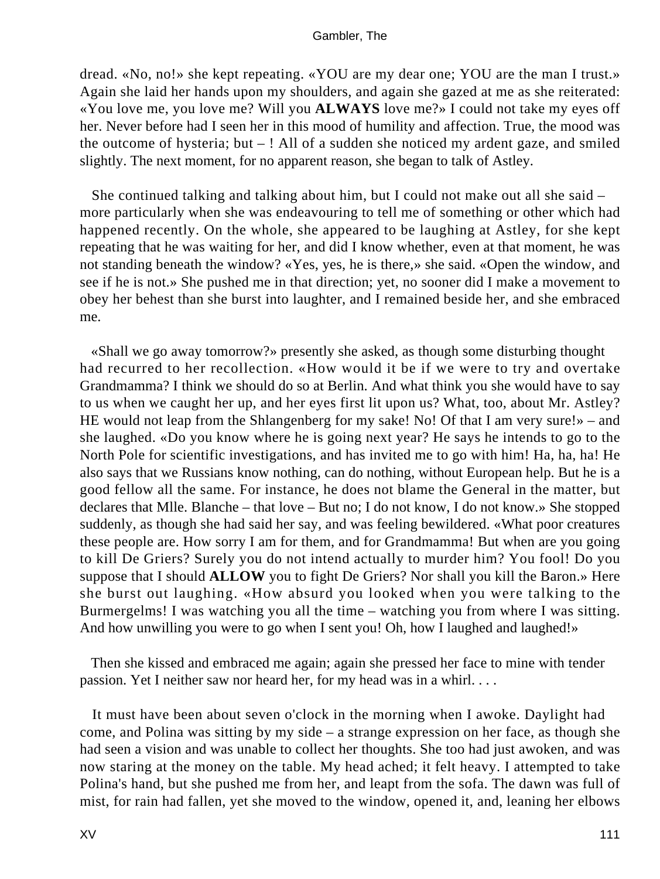dread. «No, no!» she kept repeating. «YOU are my dear one; YOU are the man I trust.» Again she laid her hands upon my shoulders, and again she gazed at me as she reiterated: «You love me, you love me? Will you **ALWAYS** love me?» I could not take my eyes off her. Never before had I seen her in this mood of humility and affection. True, the mood was the outcome of hysteria; but – ! All of a sudden she noticed my ardent gaze, and smiled slightly. The next moment, for no apparent reason, she began to talk of Astley.

She continued talking and talking about him, but I could not make out all she said – more particularly when she was endeavouring to tell me of something or other which had happened recently. On the whole, she appeared to be laughing at Astley, for she kept repeating that he was waiting for her, and did I know whether, even at that moment, he was not standing beneath the window? «Yes, yes, he is there,» she said. «Open the window, and see if he is not.» She pushed me in that direction; yet, no sooner did I make a movement to obey her behest than she burst into laughter, and I remained beside her, and she embraced me.

«Shall we go away tomorrow?» presently she asked, as though some disturbing thought had recurred to her recollection. «How would it be if we were to try and overtake Grandmamma? I think we should do so at Berlin. And what think you she would have to say to us when we caught her up, and her eyes first lit upon us? What, too, about Mr. Astley? HE would not leap from the Shlangenberg for my sake! No! Of that I am very sure!» – and she laughed. «Do you know where he is going next year? He says he intends to go to the North Pole for scientific investigations, and has invited me to go with him! Ha, ha, ha! He also says that we Russians know nothing, can do nothing, without European help. But he is a good fellow all the same. For instance, he does not blame the General in the matter, but declares that Mlle. Blanche – that love – But no; I do not know, I do not know.» She stopped suddenly, as though she had said her say, and was feeling bewildered. «What poor creatures these people are. How sorry I am for them, and for Grandmamma! But when are you going to kill De Griers? Surely you do not intend actually to murder him? You fool! Do you suppose that I should **ALLOW** you to fight De Griers? Nor shall you kill the Baron.» Here she burst out laughing. «How absurd you looked when you were talking to the Burmergelms! I was watching you all the time – watching you from where I was sitting. And how unwilling you were to go when I sent you! Oh, how I laughed and laughed!»

Then she kissed and embraced me again; again she pressed her face to mine with tender passion. Yet I neither saw nor heard her, for my head was in a whirl. . . .

It must have been about seven o'clock in the morning when I awoke. Daylight had come, and Polina was sitting by my side – a strange expression on her face, as though she had seen a vision and was unable to collect her thoughts. She too had just awoken, and was now staring at the money on the table. My head ached; it felt heavy. I attempted to take Polina's hand, but she pushed me from her, and leapt from the sofa. The dawn was full of mist, for rain had fallen, yet she moved to the window, opened it, and, leaning her elbows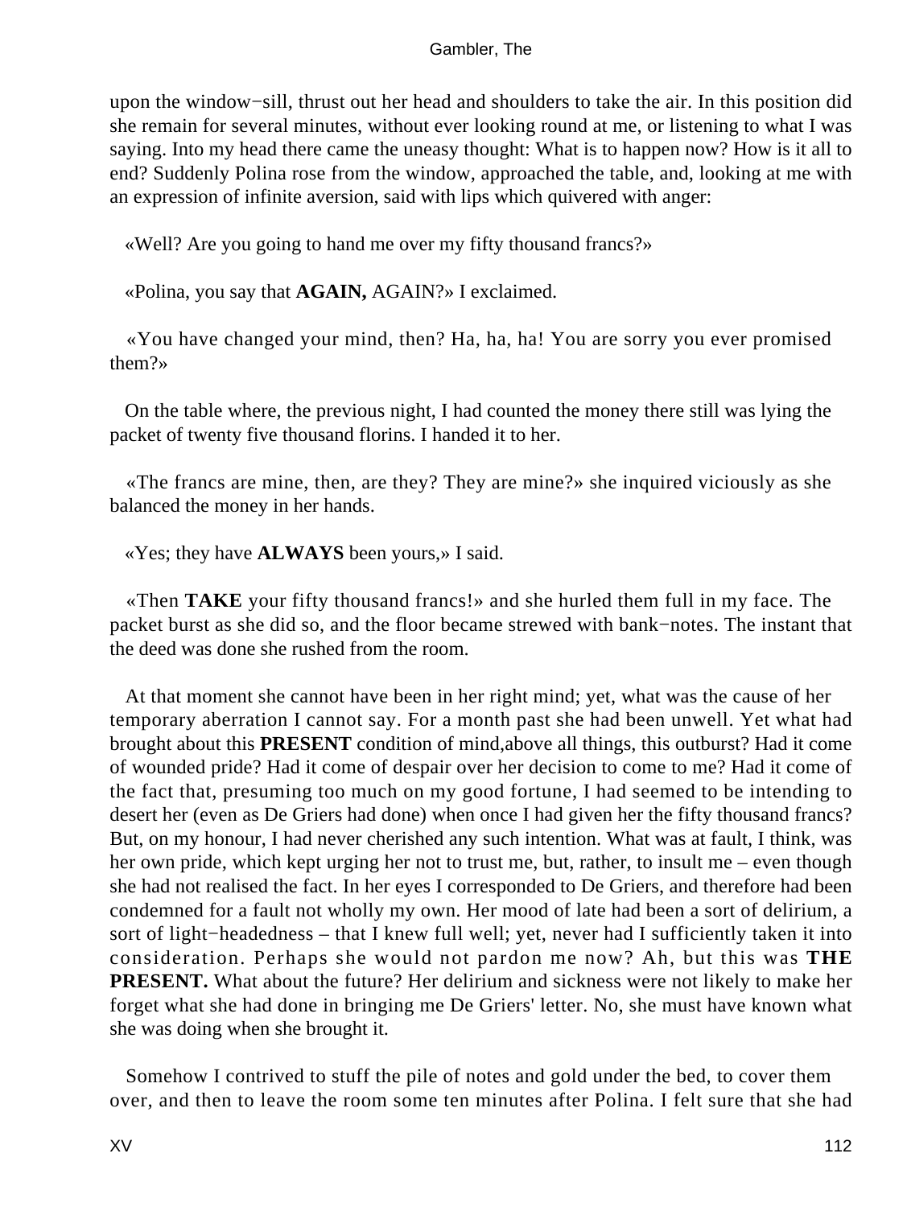upon the window−sill, thrust out her head and shoulders to take the air. In this position did she remain for several minutes, without ever looking round at me, or listening to what I was saying. Into my head there came the uneasy thought: What is to happen now? How is it all to end? Suddenly Polina rose from the window, approached the table, and, looking at me with an expression of infinite aversion, said with lips which quivered with anger:

«Well? Are you going to hand me over my fifty thousand francs?»

«Polina, you say that **AGAIN,** AGAIN?» I exclaimed.

«You have changed your mind, then? Ha, ha, ha! You are sorry you ever promised them?»

On the table where, the previous night, I had counted the money there still was lying the packet of twenty five thousand florins. I handed it to her.

«The francs are mine, then, are they? They are mine?» she inquired viciously as she balanced the money in her hands.

«Yes; they have **ALWAYS** been yours,» I said.

«Then **TAKE** your fifty thousand francs!» and she hurled them full in my face. The packet burst as she did so, and the floor became strewed with bank−notes. The instant that the deed was done she rushed from the room.

At that moment she cannot have been in her right mind; yet, what was the cause of her temporary aberration I cannot say. For a month past she had been unwell. Yet what had brought about this **PRESENT** condition of mind,above all things, this outburst? Had it come of wounded pride? Had it come of despair over her decision to come to me? Had it come of the fact that, presuming too much on my good fortune, I had seemed to be intending to desert her (even as De Griers had done) when once I had given her the fifty thousand francs? But, on my honour, I had never cherished any such intention. What was at fault, I think, was her own pride, which kept urging her not to trust me, but, rather, to insult me – even though she had not realised the fact. In her eyes I corresponded to De Griers, and therefore had been condemned for a fault not wholly my own. Her mood of late had been a sort of delirium, a sort of light−headedness – that I knew full well; yet, never had I sufficiently taken it into consideration. Perhaps she would not pardon me now? Ah, but this was **THE PRESENT.** What about the future? Her delirium and sickness were not likely to make her forget what she had done in bringing me De Griers' letter. No, she must have known what she was doing when she brought it.

Somehow I contrived to stuff the pile of notes and gold under the bed, to cover them over, and then to leave the room some ten minutes after Polina. I felt sure that she had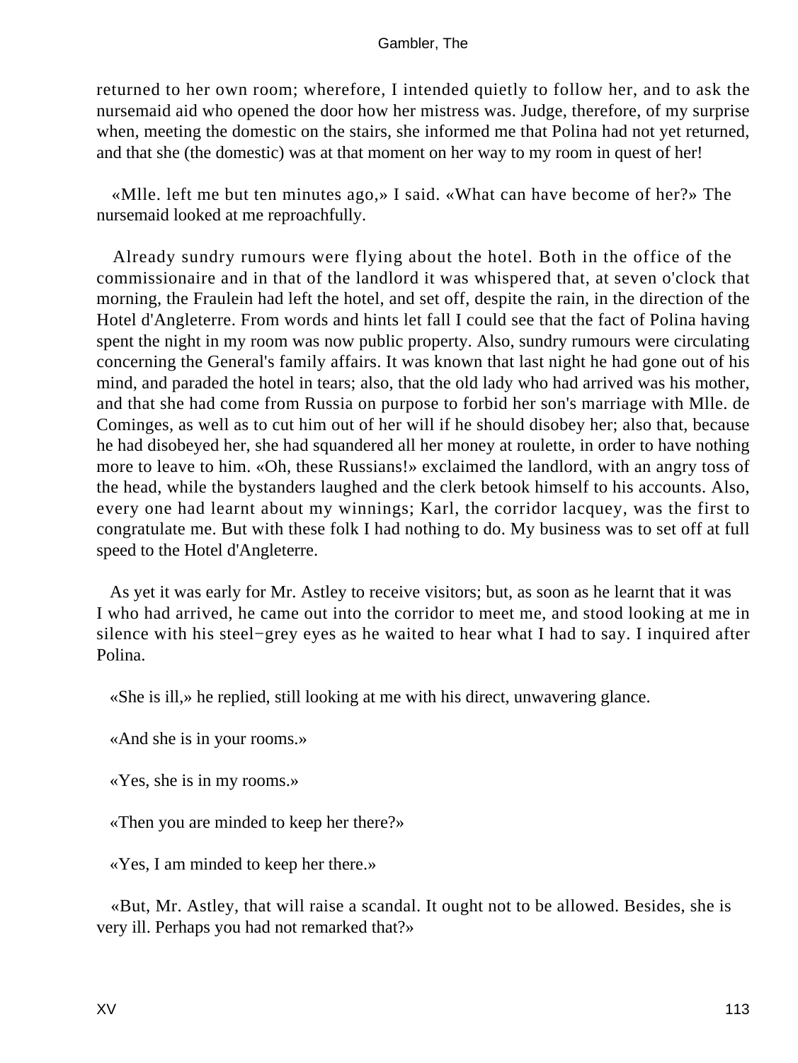returned to her own room; wherefore, I intended quietly to follow her, and to ask the nursemaid aid who opened the door how her mistress was. Judge, therefore, of my surprise when, meeting the domestic on the stairs, she informed me that Polina had not yet returned, and that she (the domestic) was at that moment on her way to my room in quest of her!

«Mlle. left me but ten minutes ago,» I said. «What can have become of her?» The nursemaid looked at me reproachfully.

Already sundry rumours were flying about the hotel. Both in the office of the commissionaire and in that of the landlord it was whispered that, at seven o'clock that morning, the Fraulein had left the hotel, and set off, despite the rain, in the direction of the Hotel d'Angleterre. From words and hints let fall I could see that the fact of Polina having spent the night in my room was now public property. Also, sundry rumours were circulating concerning the General's family affairs. It was known that last night he had gone out of his mind, and paraded the hotel in tears; also, that the old lady who had arrived was his mother, and that she had come from Russia on purpose to forbid her son's marriage with Mlle. de Cominges, as well as to cut him out of her will if he should disobey her; also that, because he had disobeyed her, she had squandered all her money at roulette, in order to have nothing more to leave to him. «Oh, these Russians!» exclaimed the landlord, with an angry toss of the head, while the bystanders laughed and the clerk betook himself to his accounts. Also, every one had learnt about my winnings; Karl, the corridor lacquey, was the first to congratulate me. But with these folk I had nothing to do. My business was to set off at full speed to the Hotel d'Angleterre.

As yet it was early for Mr. Astley to receive visitors; but, as soon as he learnt that it was I who had arrived, he came out into the corridor to meet me, and stood looking at me in silence with his steel−grey eyes as he waited to hear what I had to say. I inquired after Polina.

«She is ill,» he replied, still looking at me with his direct, unwavering glance.

«And she is in your rooms.»

«Yes, she is in my rooms.»

«Then you are minded to keep her there?»

«Yes, I am minded to keep her there.»

«But, Mr. Astley, that will raise a scandal. It ought not to be allowed. Besides, she is very ill. Perhaps you had not remarked that?»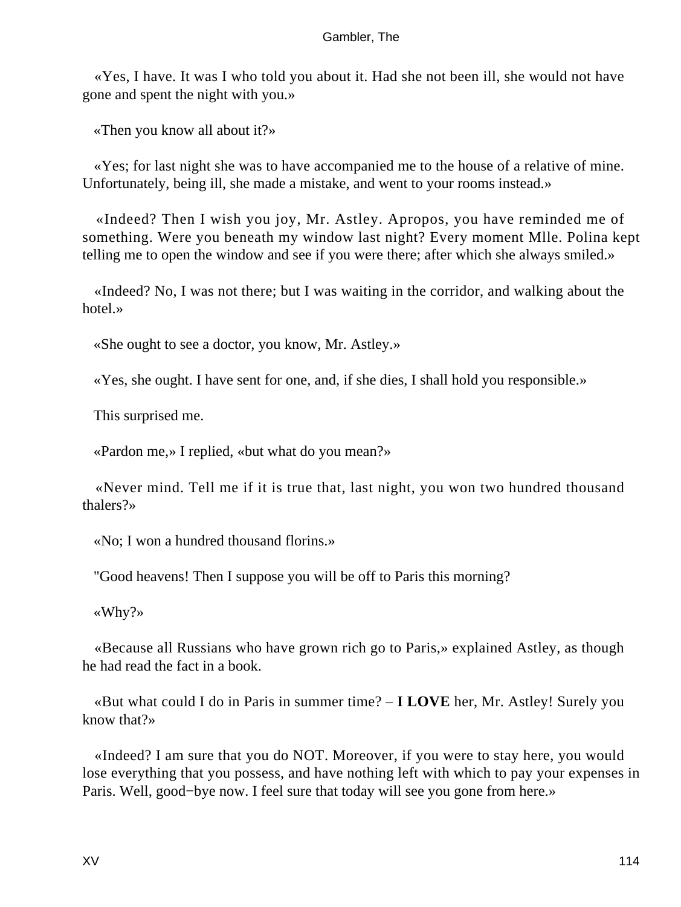«Yes, I have. It was I who told you about it. Had she not been ill, she would not have gone and spent the night with you.»

«Then you know all about it?»

«Yes; for last night she was to have accompanied me to the house of a relative of mine. Unfortunately, being ill, she made a mistake, and went to your rooms instead.»

«Indeed? Then I wish you joy, Mr. Astley. Apropos, you have reminded me of something. Were you beneath my window last night? Every moment Mlle. Polina kept telling me to open the window and see if you were there; after which she always smiled.»

«Indeed? No, I was not there; but I was waiting in the corridor, and walking about the hotel.»

«She ought to see a doctor, you know, Mr. Astley.»

«Yes, she ought. I have sent for one, and, if she dies, I shall hold you responsible.»

This surprised me.

«Pardon me,» I replied, «but what do you mean?»

«Never mind. Tell me if it is true that, last night, you won two hundred thousand thalers?»

«No; I won a hundred thousand florins.»

"Good heavens! Then I suppose you will be off to Paris this morning?

«Why?»

«Because all Russians who have grown rich go to Paris,» explained Astley, as though he had read the fact in a book.

«But what could I do in Paris in summer time? – **I LOVE** her, Mr. Astley! Surely you know that?»

«Indeed? I am sure that you do NOT. Moreover, if you were to stay here, you would lose everything that you possess, and have nothing left with which to pay your expenses in Paris. Well, good−bye now. I feel sure that today will see you gone from here.»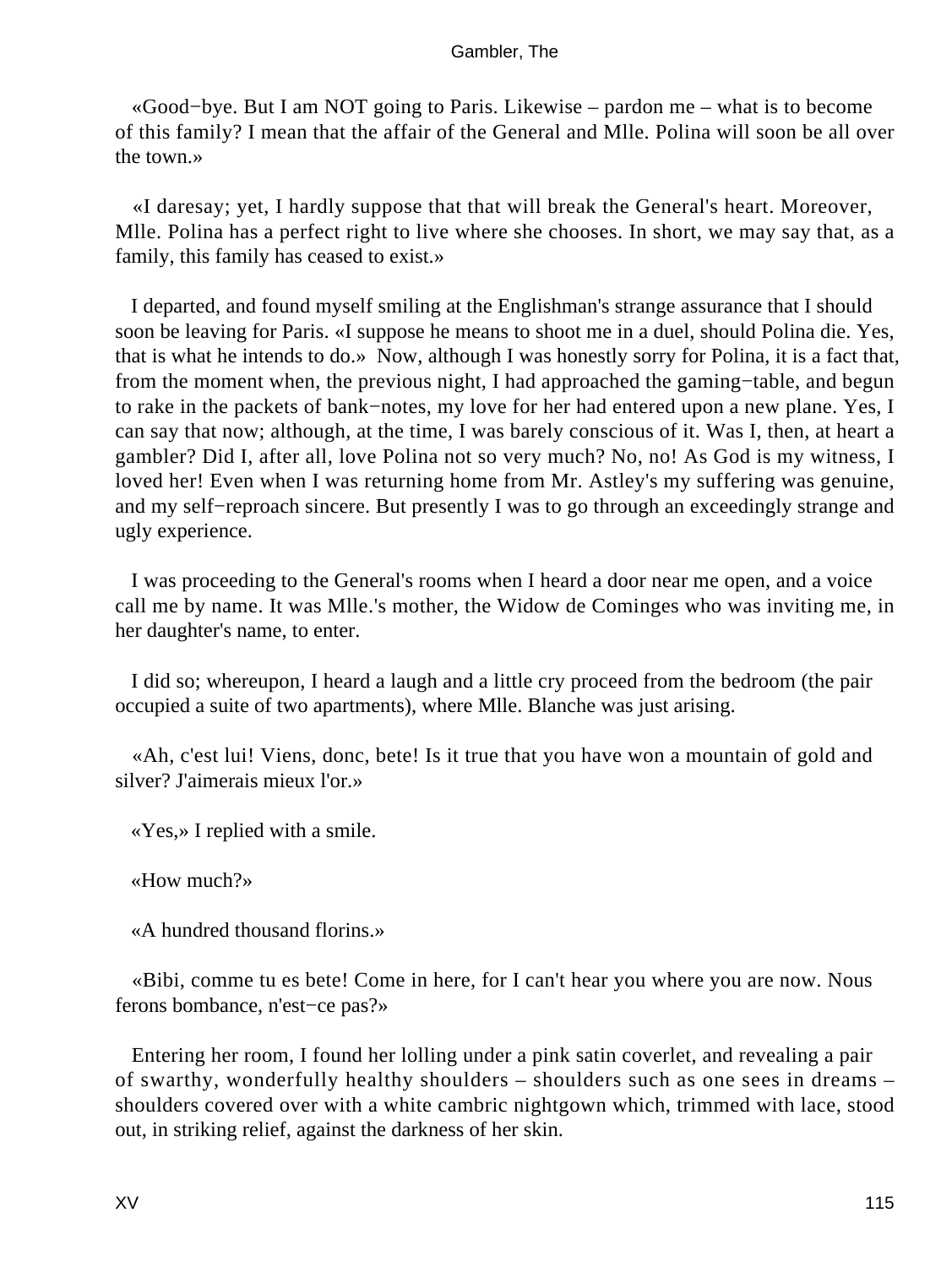«Good−bye. But I am NOT going to Paris. Likewise – pardon me – what is to become of this family? I mean that the affair of the General and Mlle. Polina will soon be all over the town.»

«I daresay; yet, I hardly suppose that that will break the General's heart. Moreover, Mlle. Polina has a perfect right to live where she chooses. In short, we may say that, as a family, this family has ceased to exist.»

I departed, and found myself smiling at the Englishman's strange assurance that I should soon be leaving for Paris. «I suppose he means to shoot me in a duel, should Polina die. Yes, that is what he intends to do.» Now, although I was honestly sorry for Polina, it is a fact that, from the moment when, the previous night, I had approached the gaming−table, and begun to rake in the packets of bank−notes, my love for her had entered upon a new plane. Yes, I can say that now; although, at the time, I was barely conscious of it. Was I, then, at heart a gambler? Did I, after all, love Polina not so very much? No, no! As God is my witness, I loved her! Even when I was returning home from Mr. Astley's my suffering was genuine, and my self−reproach sincere. But presently I was to go through an exceedingly strange and ugly experience.

I was proceeding to the General's rooms when I heard a door near me open, and a voice call me by name. It was Mlle.'s mother, the Widow de Cominges who was inviting me, in her daughter's name, to enter.

I did so; whereupon, I heard a laugh and a little cry proceed from the bedroom (the pair occupied a suite of two apartments), where Mlle. Blanche was just arising.

«Ah, c'est lui! Viens, donc, bete! Is it true that you have won a mountain of gold and silver? J'aimerais mieux l'or.»

«Yes,» I replied with a smile.

«How much?»

«A hundred thousand florins.»

«Bibi, comme tu es bete! Come in here, for I can't hear you where you are now. Nous ferons bombance, n'est−ce pas?»

Entering her room, I found her lolling under a pink satin coverlet, and revealing a pair of swarthy, wonderfully healthy shoulders – shoulders such as one sees in dreams – shoulders covered over with a white cambric nightgown which, trimmed with lace, stood out, in striking relief, against the darkness of her skin.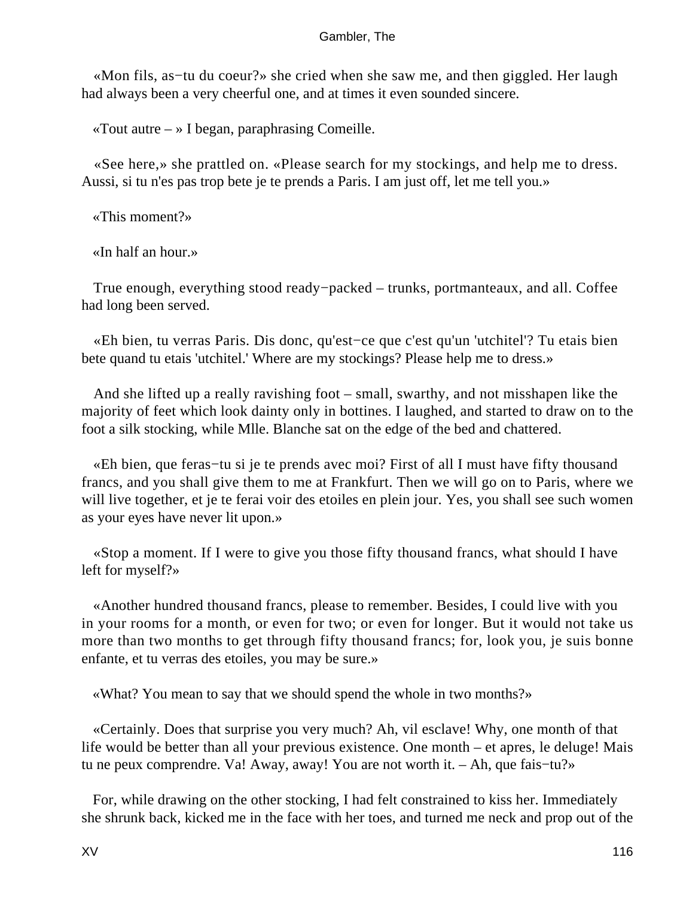«Mon fils, as−tu du coeur?» she cried when she saw me, and then giggled. Her laugh had always been a very cheerful one, and at times it even sounded sincere.

«Tout autre – » I began, paraphrasing Comeille.

«See here,» she prattled on. «Please search for my stockings, and help me to dress. Aussi, si tu n'es pas trop bete je te prends a Paris. I am just off, let me tell you.»

«This moment?»

«In half an hour.»

True enough, everything stood ready−packed – trunks, portmanteaux, and all. Coffee had long been served.

«Eh bien, tu verras Paris. Dis donc, qu'est−ce que c'est qu'un 'utchitel'? Tu etais bien bete quand tu etais 'utchitel.' Where are my stockings? Please help me to dress.»

And she lifted up a really ravishing foot – small, swarthy, and not misshapen like the majority of feet which look dainty only in bottines. I laughed, and started to draw on to the foot a silk stocking, while Mlle. Blanche sat on the edge of the bed and chattered.

«Eh bien, que feras−tu si je te prends avec moi? First of all I must have fifty thousand francs, and you shall give them to me at Frankfurt. Then we will go on to Paris, where we will live together, et je te ferai voir des etoiles en plein jour. Yes, you shall see such women as your eyes have never lit upon.»

«Stop a moment. If I were to give you those fifty thousand francs, what should I have left for myself?»

«Another hundred thousand francs, please to remember. Besides, I could live with you in your rooms for a month, or even for two; or even for longer. But it would not take us more than two months to get through fifty thousand francs; for, look you, je suis bonne enfante, et tu verras des etoiles, you may be sure.»

«What? You mean to say that we should spend the whole in two months?»

«Certainly. Does that surprise you very much? Ah, vil esclave! Why, one month of that life would be better than all your previous existence. One month – et apres, le deluge! Mais tu ne peux comprendre. Va! Away, away! You are not worth it. – Ah, que fais−tu?»

For, while drawing on the other stocking, I had felt constrained to kiss her. Immediately she shrunk back, kicked me in the face with her toes, and turned me neck and prop out of the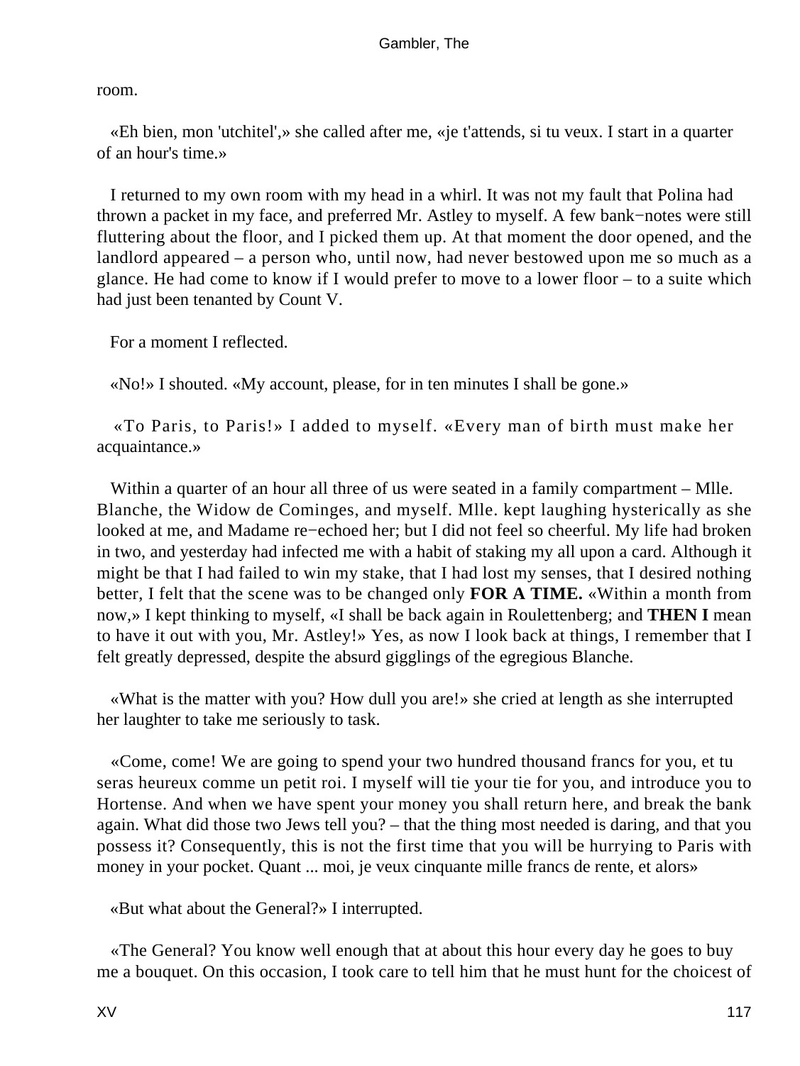room.

«Eh bien, mon 'utchitel',» she called after me, «je t'attends, si tu veux. I start in a quarter of an hour's time.»

I returned to my own room with my head in a whirl. It was not my fault that Polina had thrown a packet in my face, and preferred Mr. Astley to myself. A few bank−notes were still fluttering about the floor, and I picked them up. At that moment the door opened, and the landlord appeared – a person who, until now, had never bestowed upon me so much as a glance. He had come to know if I would prefer to move to a lower floor – to a suite which had just been tenanted by Count V.

For a moment I reflected.

«No!» I shouted. «My account, please, for in ten minutes I shall be gone.»

«To Paris, to Paris!» I added to myself. «Every man of birth must make her acquaintance.»

Within a quarter of an hour all three of us were seated in a family compartment – Mlle. Blanche, the Widow de Cominges, and myself. Mlle. kept laughing hysterically as she looked at me, and Madame re−echoed her; but I did not feel so cheerful. My life had broken in two, and yesterday had infected me with a habit of staking my all upon a card. Although it might be that I had failed to win my stake, that I had lost my senses, that I desired nothing better, I felt that the scene was to be changed only **FOR A TIME.** «Within a month from now,» I kept thinking to myself, «I shall be back again in Roulettenberg; and **THEN I** mean to have it out with you, Mr. Astley!» Yes, as now I look back at things, I remember that I felt greatly depressed, despite the absurd gigglings of the egregious Blanche.

«What is the matter with you? How dull you are!» she cried at length as she interrupted her laughter to take me seriously to task.

«Come, come! We are going to spend your two hundred thousand francs for you, et tu seras heureux comme un petit roi. I myself will tie your tie for you, and introduce you to Hortense. And when we have spent your money you shall return here, and break the bank again. What did those two Jews tell you? – that the thing most needed is daring, and that you possess it? Consequently, this is not the first time that you will be hurrying to Paris with money in your pocket. Quant ... moi, je veux cinquante mille francs de rente, et alors»

«But what about the General?» I interrupted.

«The General? You know well enough that at about this hour every day he goes to buy me a bouquet. On this occasion, I took care to tell him that he must hunt for the choicest of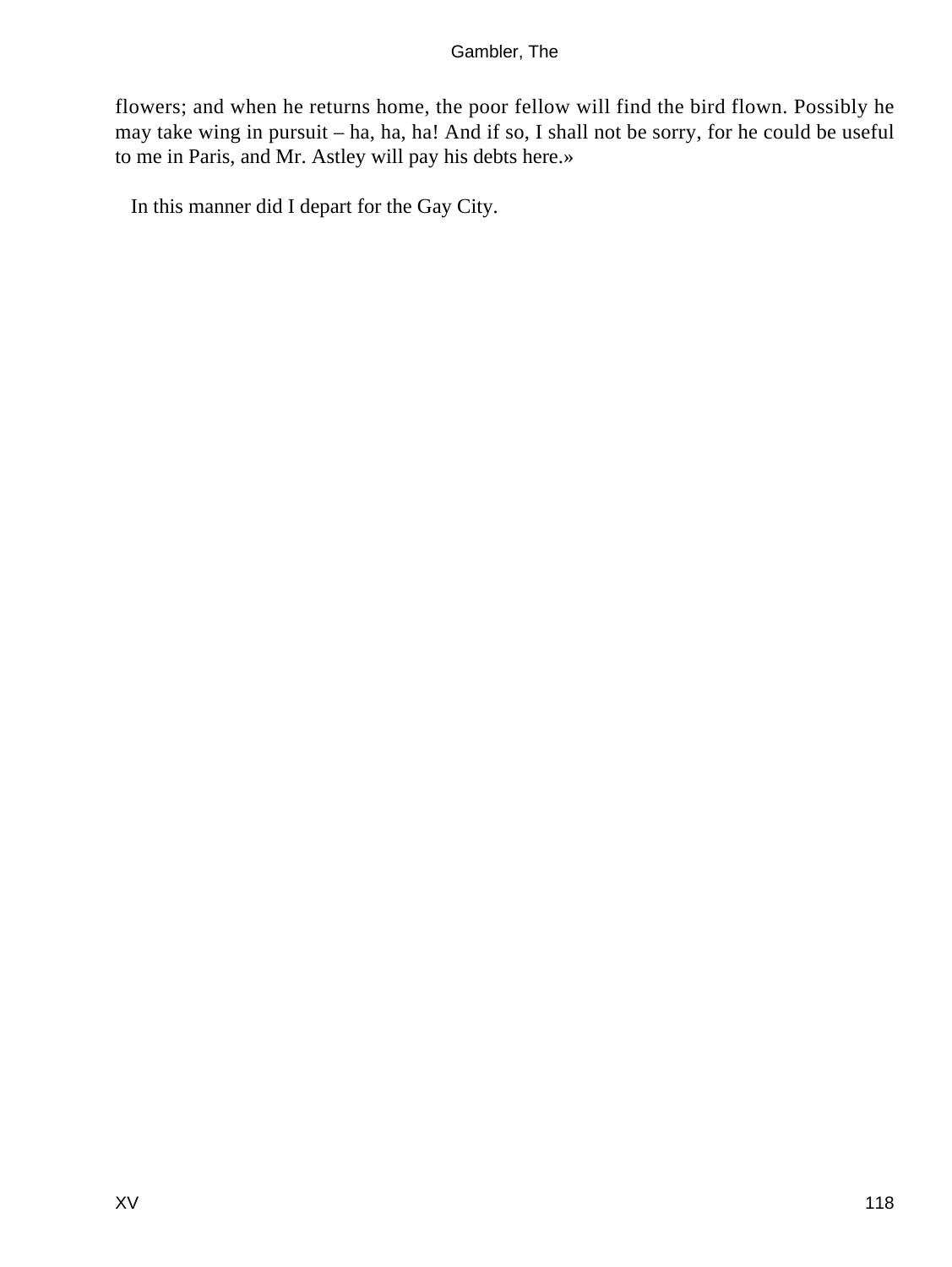flowers; and when he returns home, the poor fellow will find the bird flown. Possibly he may take wing in pursuit – ha, ha, ha! And if so, I shall not be sorry, for he could be useful to me in Paris, and Mr. Astley will pay his debts here.»

In this manner did I depart for the Gay City.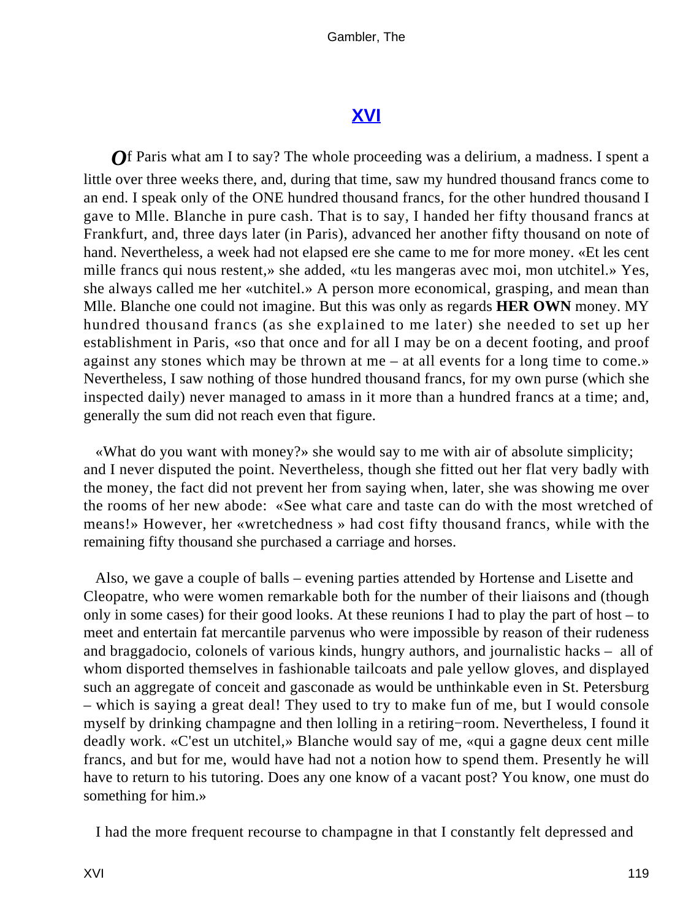## XVI

Of Paris what am I to say? The whole proceeding was a delirium, a madness. I spent a little over three weeks there, and, during that time, saw my hundred thousand francs come to an end. I speak only of the ONE hundred thousand francs, for the other hundred thousand I gave to Mlle. Blanche in pure cash. That is to say, I handed her fifty thousand francs at Frankfurt, and, three days later (in Paris), advanced her another fifty thousand on note of hand. Nevertheless, a week had not elapsed ere she came to me for more money. «Et les cent mille francs qui nous restent,» she added, «tu les mangeras avec moi, mon utchitel.» Yes, she always called me her «utchitel.» A person more economical, grasping, and mean than Mlle. Blanche one could not imagine. But this was only as regards **HER OWN** money. MY hundred thousand francs (as she explained to me later) she needed to set up her establishment in Paris, «so that once and for all I may be on a decent footing, and proof against any stones which may be thrown at me – at all events for a long time to come.» Nevertheless, I saw nothing of those hundred thousand francs, for my own purse (which she inspected daily) never managed to amass in it more than a hundred francs at a time; and, generally the sum did not reach even that figure.

«What do you want with money?» she would say to me with air of absolute simplicity; and I never disputed the point. Nevertheless, though she fitted out her flat very badly with the money, the fact did not prevent her from saying when, later, she was showing me over the rooms of her new abode: «See what care and taste can do with the most wretched of means!» However, her «wretchedness » had cost fifty thousand francs, while with the remaining fifty thousand she purchased a carriage and horses.

Also, we gave a couple of balls – evening parties attended by Hortense and Lisette and Cleopatre, who were women remarkable both for the number of their liaisons and (though only in some cases) for their good looks. At these reunions I had to play the part of host – to meet and entertain fat mercantile parvenus who were impossible by reason of their rudeness and braggadocio, colonels of various kinds, hungry authors, and journalistic hacks – all of whom disported themselves in fashionable tailcoats and pale yellow gloves, and displayed such an aggregate of conceit and gasconade as would be unthinkable even in St. Petersburg – which is saying a great deal! They used to try to make fun of me, but I would console myself by drinking champagne and then lolling in a retiring−room. Nevertheless, I found it deadly work. «C'est un utchitel,» Blanche would say of me, «qui a gagne deux cent mille francs, and but for me, would have had not a notion how to spend them. Presently he will have to return to his tutoring. Does any one know of a vacant post? You know, one must do something for him.»

I had the more frequent recourse to champagne in that I constantly felt depressed and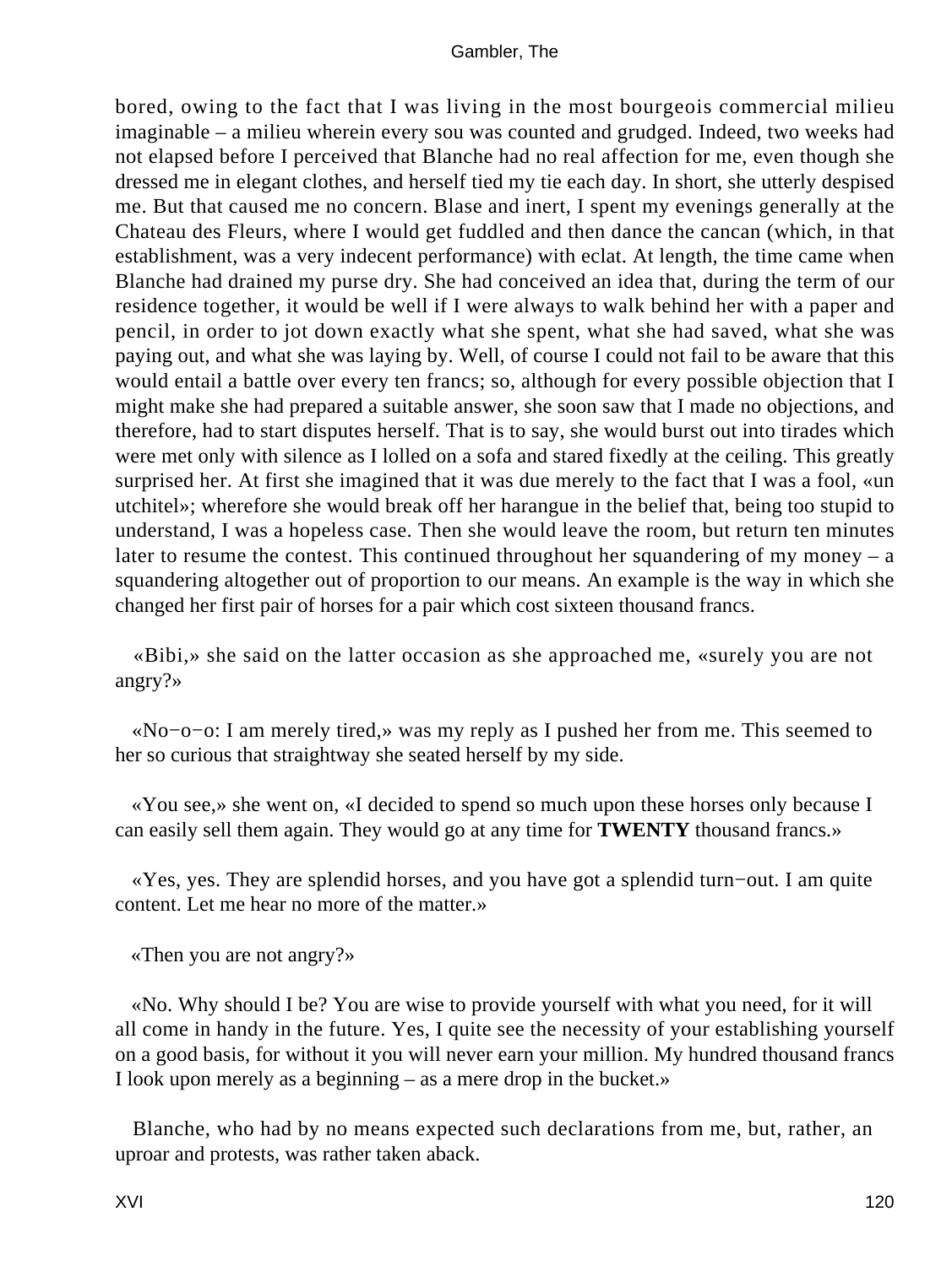bored, owing to the fact that I was living in the most bourgeois commercial milieu imaginable – a milieu wherein every sou was counted and grudged. Indeed, two weeks had not elapsed before I perceived that Blanche had no real affection for me, even though she dressed me in elegant clothes, and herself tied my tie each day. In short, she utterly despised me. But that caused me no concern. Blase and inert, I spent my evenings generally at the Chateau des Fleurs, where I would get fuddled and then dance the cancan (which, in that establishment, was a very indecent performance) with eclat. At length, the time came when Blanche had drained my purse dry. She had conceived an idea that, during the term of our residence together, it would be well if I were always to walk behind her with a paper and pencil, in order to jot down exactly what she spent, what she had saved, what she was paying out, and what she was laying by. Well, of course I could not fail to be aware that this would entail a battle over every ten francs; so, although for every possible objection that I might make she had prepared a suitable answer, she soon saw that I made no objections, and therefore, had to start disputes herself. That is to say, she would burst out into tirades which were met only with silence as I lolled on a sofa and stared fixedly at the ceiling. This greatly surprised her. At first she imagined that it was due merely to the fact that I was a fool, «un utchitel»; wherefore she would break off her harangue in the belief that, being too stupid to understand, I was a hopeless case. Then she would leave the room, but return ten minutes later to resume the contest. This continued throughout her squandering of my money – a squandering altogether out of proportion to our means. An example is the way in which she changed her first pair of horses for a pair which cost sixteen thousand francs.

«Bibi,» she said on the latter occasion as she approached me, «surely you are not angry?»

«No−o−o: I am merely tired,» was my reply as I pushed her from me. This seemed to her so curious that straightway she seated herself by my side.

«You see,» she went on, «I decided to spend so much upon these horses only because I can easily sell them again. They would go at any time for **TWENTY** thousand francs.»

«Yes, yes. They are splendid horses, and you have got a splendid turn−out. I am quite content. Let me hear no more of the matter.»

«Then you are not angry?»

«No. Why should I be? You are wise to provide yourself with what you need, for it will all come in handy in the future. Yes, I quite see the necessity of your establishing yourself on a good basis, for without it you will never earn your million. My hundred thousand francs I look upon merely as a beginning – as a mere drop in the bucket.»

Blanche, who had by no means expected such declarations from me, but, rather, an uproar and protests, was rather taken aback.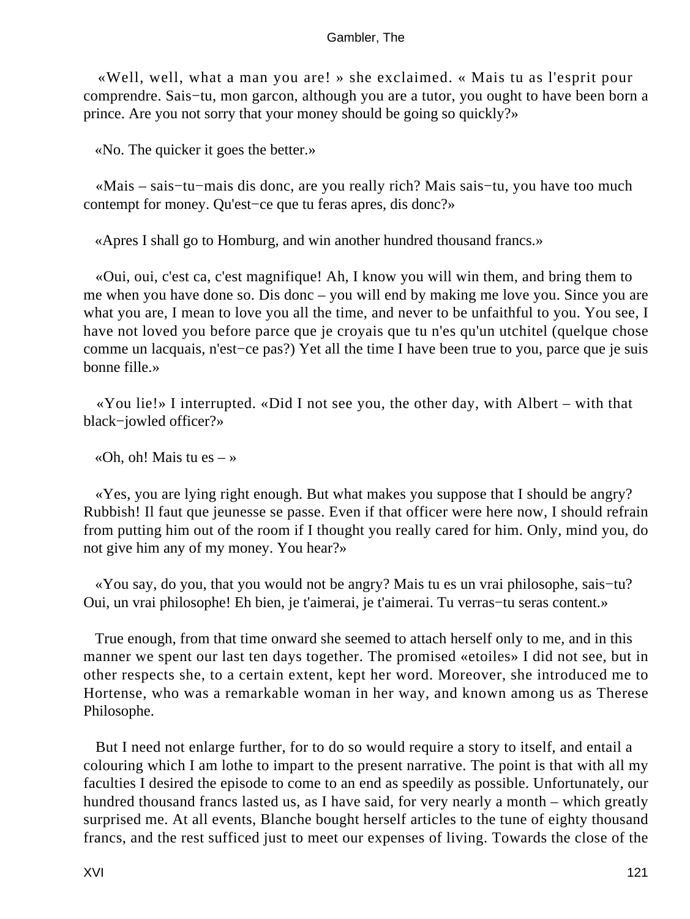«Well, well, what a man you are! » she exclaimed. « Mais tu as l'esprit pour comprendre. Sais−tu, mon garcon, although you are a tutor, you ought to have been born a prince. Are you not sorry that your money should be going so quickly?»

«No. The quicker it goes the better.»

«Mais – sais−tu−mais dis donc, are you really rich? Mais sais−tu, you have too much contempt for money. Qu'est−ce que tu feras apres, dis donc?»

«Apres I shall go to Homburg, and win another hundred thousand francs.»

«Oui, oui, c'est ca, c'est magnifique! Ah, I know you will win them, and bring them to me when you have done so. Dis donc – you will end by making me love you. Since you are what you are, I mean to love you all the time, and never to be unfaithful to you. You see, I have not loved you before parce que je croyais que tu n'es qu'un utchitel (quelque chose comme un lacquais, n'est−ce pas?) Yet all the time I have been true to you, parce que je suis bonne fille.»

«You lie!» I interrupted. «Did I not see you, the other day, with Albert – with that black−jowled officer?»

«Oh, oh! Mais tu es – »

«Yes, you are lying right enough. But what makes you suppose that I should be angry? Rubbish! Il faut que jeunesse se passe. Even if that officer were here now, I should refrain from putting him out of the room if I thought you really cared for him. Only, mind you, do not give him any of my money. You hear?»

«You say, do you, that you would not be angry? Mais tu es un vrai philosophe, sais−tu? Oui, un vrai philosophe! Eh bien, je t'aimerai, je t'aimerai. Tu verras−tu seras content.»

True enough, from that time onward she seemed to attach herself only to me, and in this manner we spent our last ten days together. The promised «etoiles» I did not see, but in other respects she, to a certain extent, kept her word. Moreover, she introduced me to Hortense, who was a remarkable woman in her way, and known among us as Therese Philosophe.

But I need not enlarge further, for to do so would require a story to itself, and entail a colouring which I am lothe to impart to the present narrative. The point is that with all my faculties I desired the episode to come to an end as speedily as possible. Unfortunately, our hundred thousand francs lasted us, as I have said, for very nearly a month – which greatly surprised me. At all events, Blanche bought herself articles to the tune of eighty thousand francs, and the rest sufficed just to meet our expenses of living. Towards the close of the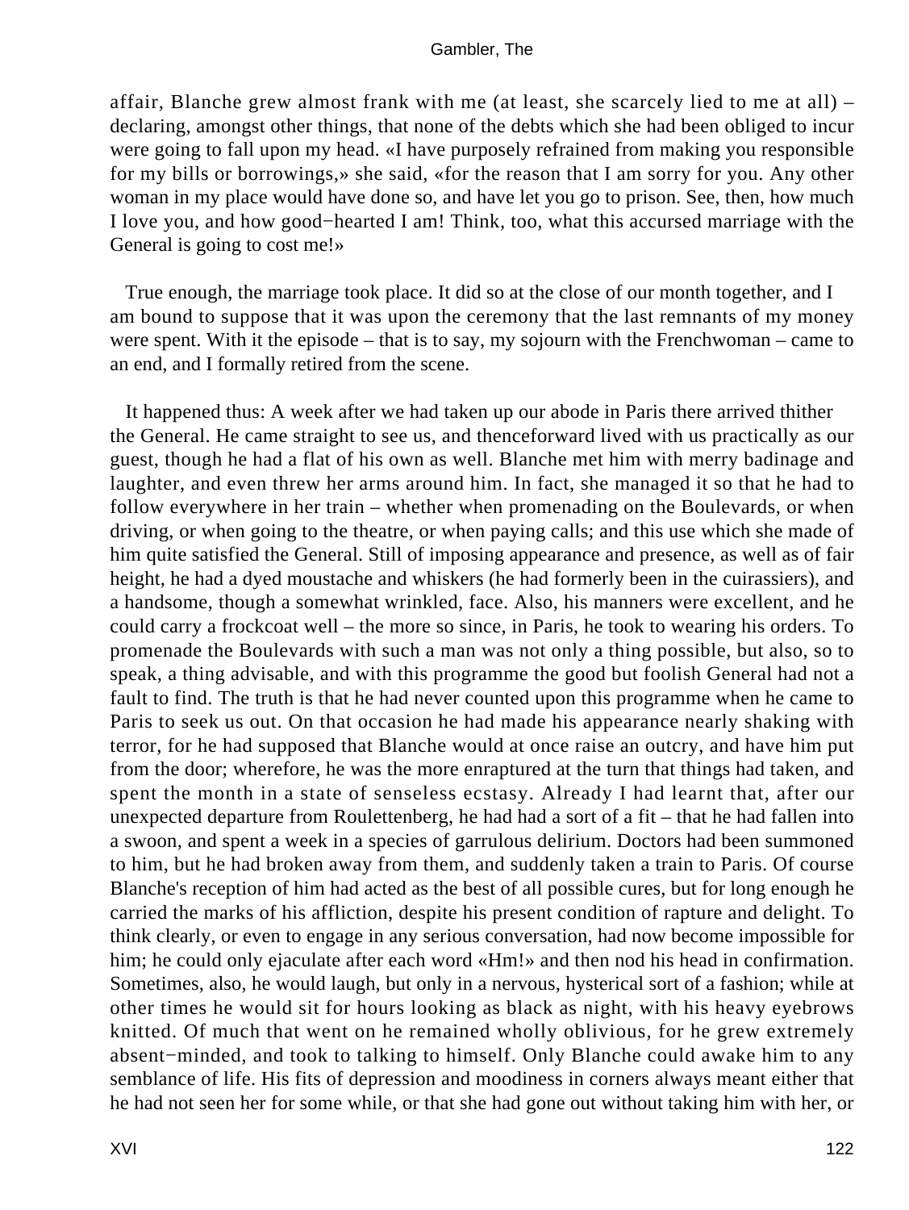affair, Blanche grew almost frank with me (at least, she scarcely lied to me at all) – declaring, amongst other things, that none of the debts which she had been obliged to incur were going to fall upon my head. «I have purposely refrained from making you responsible for my bills or borrowings,» she said, «for the reason that I am sorry for you. Any other woman in my place would have done so, and have let you go to prison. See, then, how much I love you, and how good−hearted I am! Think, too, what this accursed marriage with the General is going to cost me!»

True enough, the marriage took place. It did so at the close of our month together, and I am bound to suppose that it was upon the ceremony that the last remnants of my money were spent. With it the episode – that is to say, my sojourn with the Frenchwoman – came to an end, and I formally retired from the scene.

It happened thus: A week after we had taken up our abode in Paris there arrived thither the General. He came straight to see us, and thenceforward lived with us practically as our guest, though he had a flat of his own as well. Blanche met him with merry badinage and laughter, and even threw her arms around him. In fact, she managed it so that he had to follow everywhere in her train – whether when promenading on the Boulevards, or when driving, or when going to the theatre, or when paying calls; and this use which she made of him quite satisfied the General. Still of imposing appearance and presence, as well as of fair height, he had a dyed moustache and whiskers (he had formerly been in the cuirassiers), and a handsome, though a somewhat wrinkled, face. Also, his manners were excellent, and he could carry a frockcoat well – the more so since, in Paris, he took to wearing his orders. To promenade the Boulevards with such a man was not only a thing possible, but also, so to speak, a thing advisable, and with this programme the good but foolish General had not a fault to find. The truth is that he had never counted upon this programme when he came to Paris to seek us out. On that occasion he had made his appearance nearly shaking with terror, for he had supposed that Blanche would at once raise an outcry, and have him put from the door; wherefore, he was the more enraptured at the turn that things had taken, and spent the month in a state of senseless ecstasy. Already I had learnt that, after our unexpected departure from Roulettenberg, he had had a sort of a fit – that he had fallen into a swoon, and spent a week in a species of garrulous delirium. Doctors had been summoned to him, but he had broken away from them, and suddenly taken a train to Paris. Of course Blanche's reception of him had acted as the best of all possible cures, but for long enough he carried the marks of his affliction, despite his present condition of rapture and delight. To think clearly, or even to engage in any serious conversation, had now become impossible for him; he could only ejaculate after each word «Hm!» and then nod his head in confirmation. Sometimes, also, he would laugh, but only in a nervous, hysterical sort of a fashion; while at other times he would sit for hours looking as black as night, with his heavy eyebrows knitted. Of much that went on he remained wholly oblivious, for he grew extremely absent−minded, and took to talking to himself. Only Blanche could awake him to any semblance of life. His fits of depression and moodiness in corners always meant either that he had not seen her for some while, or that she had gone out without taking him with her, or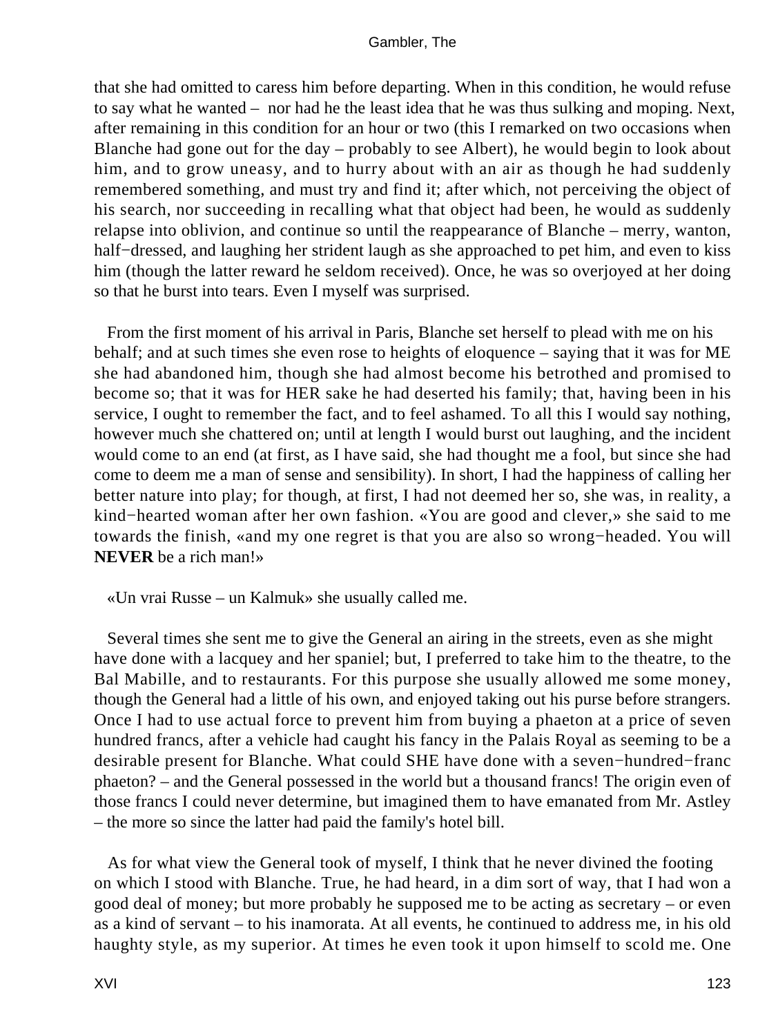that she had omitted to caress him before departing. When in this condition, he would refuse to say what he wanted – nor had he the least idea that he was thus sulking and moping. Next, after remaining in this condition for an hour or two (this I remarked on two occasions when Blanche had gone out for the day – probably to see Albert), he would begin to look about him, and to grow uneasy, and to hurry about with an air as though he had suddenly remembered something, and must try and find it; after which, not perceiving the object of his search, nor succeeding in recalling what that object had been, he would as suddenly relapse into oblivion, and continue so until the reappearance of Blanche – merry, wanton, half−dressed, and laughing her strident laugh as she approached to pet him, and even to kiss him (though the latter reward he seldom received). Once, he was so overjoyed at her doing so that he burst into tears. Even I myself was surprised.

From the first moment of his arrival in Paris, Blanche set herself to plead with me on his behalf; and at such times she even rose to heights of eloquence – saying that it was for ME she had abandoned him, though she had almost become his betrothed and promised to become so; that it was for HER sake he had deserted his family; that, having been in his service, I ought to remember the fact, and to feel ashamed. To all this I would say nothing, however much she chattered on; until at length I would burst out laughing, and the incident would come to an end (at first, as I have said, she had thought me a fool, but since she had come to deem me a man of sense and sensibility). In short, I had the happiness of calling her better nature into play; for though, at first, I had not deemed her so, she was, in reality, a kind−hearted woman after her own fashion. «You are good and clever,» she said to me towards the finish, «and my one regret is that you are also so wrong−headed. You will **NEVER** be a rich man!»

«Un vrai Russe – un Kalmuk» she usually called me.

Several times she sent me to give the General an airing in the streets, even as she might have done with a lacquey and her spaniel; but, I preferred to take him to the theatre, to the Bal Mabille, and to restaurants. For this purpose she usually allowed me some money, though the General had a little of his own, and enjoyed taking out his purse before strangers. Once I had to use actual force to prevent him from buying a phaeton at a price of seven hundred francs, after a vehicle had caught his fancy in the Palais Royal as seeming to be a desirable present for Blanche. What could SHE have done with a seven−hundred−franc phaeton? – and the General possessed in the world but a thousand francs! The origin even of those francs I could never determine, but imagined them to have emanated from Mr. Astley – the more so since the latter had paid the family's hotel bill.

As for what view the General took of myself, I think that he never divined the footing on which I stood with Blanche. True, he had heard, in a dim sort of way, that I had won a good deal of money; but more probably he supposed me to be acting as secretary – or even as a kind of servant – to his inamorata. At all events, he continued to address me, in his old haughty style, as my superior. At times he even took it upon himself to scold me. One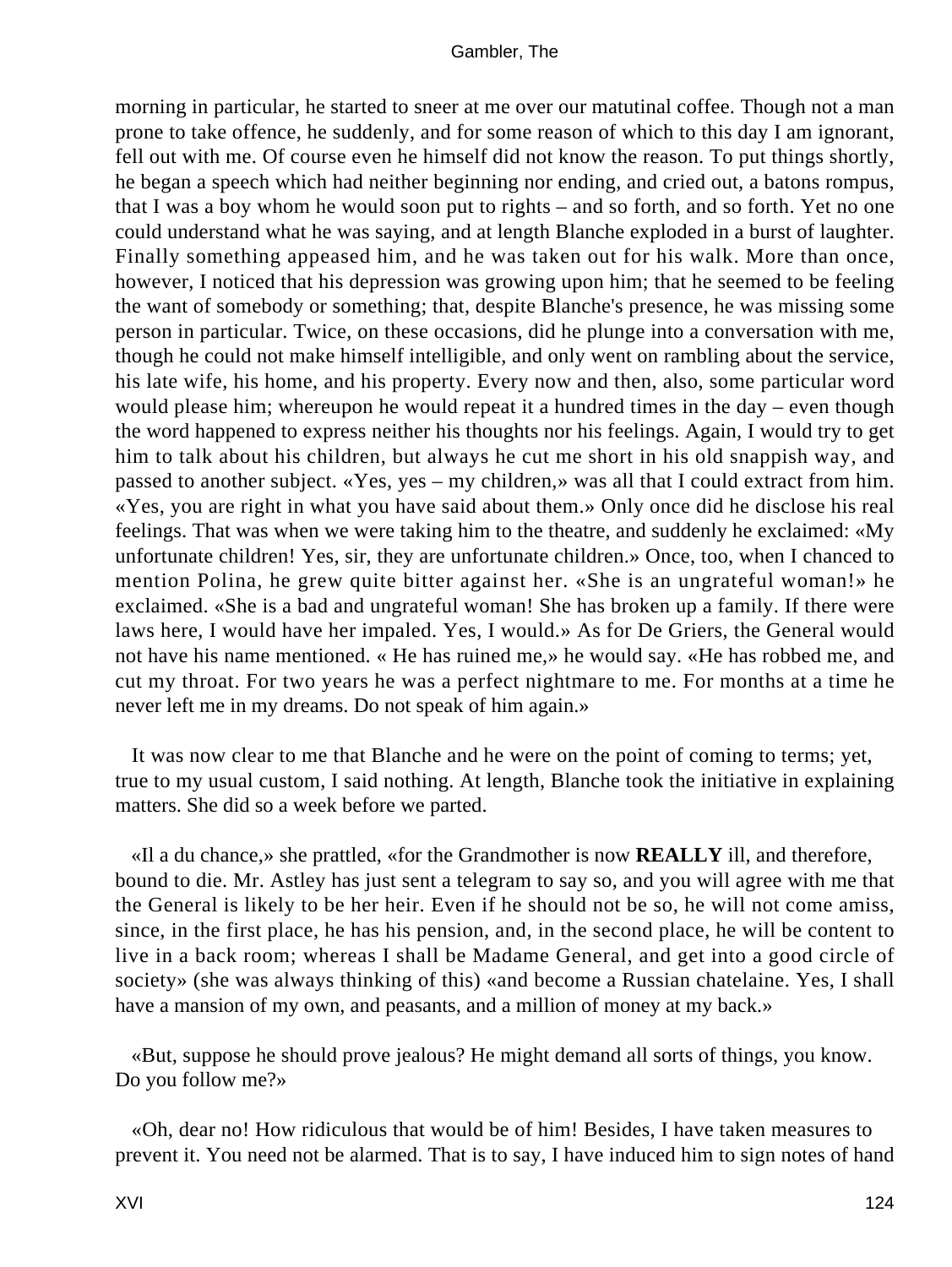morning in particular, he started to sneer at me over our matutinal coffee. Though not a man prone to take offence, he suddenly, and for some reason of which to this day I am ignorant, fell out with me. Of course even he himself did not know the reason. To put things shortly, he began a speech which had neither beginning nor ending, and cried out, a batons rompus, that I was a boy whom he would soon put to rights – and so forth, and so forth. Yet no one could understand what he was saying, and at length Blanche exploded in a burst of laughter. Finally something appeased him, and he was taken out for his walk. More than once, however, I noticed that his depression was growing upon him; that he seemed to be feeling the want of somebody or something; that, despite Blanche's presence, he was missing some person in particular. Twice, on these occasions, did he plunge into a conversation with me, though he could not make himself intelligible, and only went on rambling about the service, his late wife, his home, and his property. Every now and then, also, some particular word would please him; whereupon he would repeat it a hundred times in the day – even though the word happened to express neither his thoughts nor his feelings. Again, I would try to get him to talk about his children, but always he cut me short in his old snappish way, and passed to another subject. «Yes, yes – my children,» was all that I could extract from him. «Yes, you are right in what you have said about them.» Only once did he disclose his real feelings. That was when we were taking him to the theatre, and suddenly he exclaimed: «My unfortunate children! Yes, sir, they are unfortunate children.» Once, too, when I chanced to mention Polina, he grew quite bitter against her. «She is an ungrateful woman!» he exclaimed. «She is a bad and ungrateful woman! She has broken up a family. If there were laws here, I would have her impaled. Yes, I would.» As for De Griers, the General would not have his name mentioned. « He has ruined me,» he would say. «He has robbed me, and cut my throat. For two years he was a perfect nightmare to me. For months at a time he never left me in my dreams. Do not speak of him again.»

It was now clear to me that Blanche and he were on the point of coming to terms; yet, true to my usual custom, I said nothing. At length, Blanche took the initiative in explaining matters. She did so a week before we parted.

«Il a du chance,» she prattled, «for the Grandmother is now **REALLY** ill, and therefore, bound to die. Mr. Astley has just sent a telegram to say so, and you will agree with me that the General is likely to be her heir. Even if he should not be so, he will not come amiss, since, in the first place, he has his pension, and, in the second place, he will be content to live in a back room; whereas I shall be Madame General, and get into a good circle of society» (she was always thinking of this) «and become a Russian chatelaine. Yes, I shall have a mansion of my own, and peasants, and a million of money at my back.»

«But, suppose he should prove jealous? He might demand all sorts of things, you know. Do you follow me?»

«Oh, dear no! How ridiculous that would be of him! Besides, I have taken measures to prevent it. You need not be alarmed. That is to say, I have induced him to sign notes of hand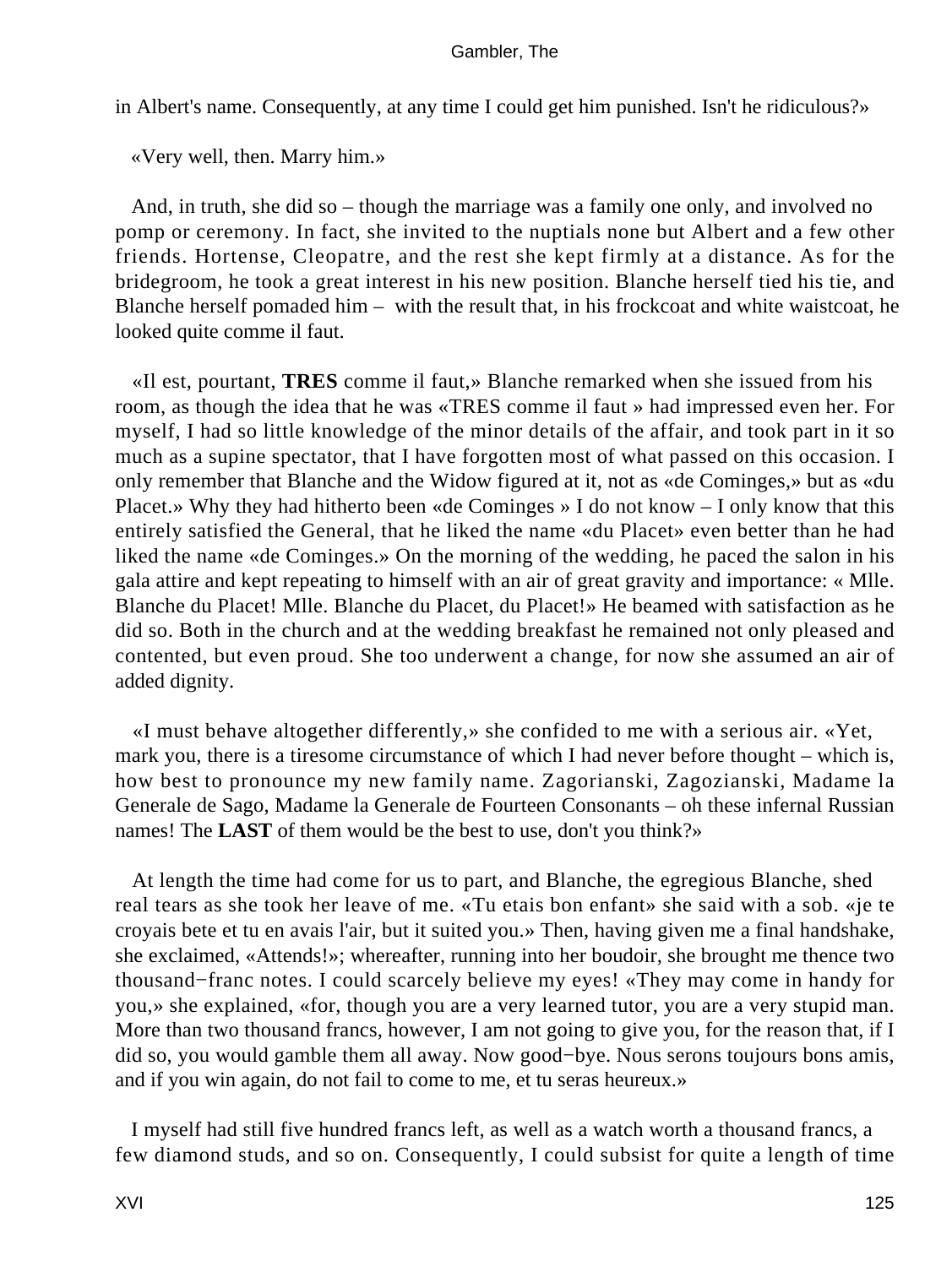in Albert's name. Consequently, at any time I could get him punished. Isn't he ridiculous?»

«Very well, then. Marry him.»

And, in truth, she did so – though the marriage was a family one only, and involved no pomp or ceremony. In fact, she invited to the nuptials none but Albert and a few other friends. Hortense, Cleopatre, and the rest she kept firmly at a distance. As for the bridegroom, he took a great interest in his new position. Blanche herself tied his tie, and Blanche herself pomaded him – with the result that, in his frockcoat and white waistcoat, he looked quite comme il faut.

«Il est, pourtant, **TRES** comme il faut,» Blanche remarked when she issued from his room, as though the idea that he was «TRES comme il faut » had impressed even her. For myself, I had so little knowledge of the minor details of the affair, and took part in it so much as a supine spectator, that I have forgotten most of what passed on this occasion. I only remember that Blanche and the Widow figured at it, not as «de Cominges,» but as «du Placet.» Why they had hitherto been «de Cominges » I do not know – I only know that this entirely satisfied the General, that he liked the name «du Placet» even better than he had liked the name «de Cominges.» On the morning of the wedding, he paced the salon in his gala attire and kept repeating to himself with an air of great gravity and importance: « Mlle. Blanche du Placet! Mlle. Blanche du Placet, du Placet!» He beamed with satisfaction as he did so. Both in the church and at the wedding breakfast he remained not only pleased and contented, but even proud. She too underwent a change, for now she assumed an air of added dignity.

«I must behave altogether differently,» she confided to me with a serious air. «Yet, mark you, there is a tiresome circumstance of which I had never before thought – which is, how best to pronounce my new family name. Zagorianski, Zagozianski, Madame la Generale de Sago, Madame la Generale de Fourteen Consonants – oh these infernal Russian names! The **LAST** of them would be the best to use, don't you think?»

At length the time had come for us to part, and Blanche, the egregious Blanche, shed real tears as she took her leave of me. «Tu etais bon enfant» she said with a sob. «je te croyais bete et tu en avais l'air, but it suited you.» Then, having given me a final handshake, she exclaimed, «Attends!»; whereafter, running into her boudoir, she brought me thence two thousand−franc notes. I could scarcely believe my eyes! «They may come in handy for you,» she explained, «for, though you are a very learned tutor, you are a very stupid man. More than two thousand francs, however, I am not going to give you, for the reason that, if I did so, you would gamble them all away. Now good−bye. Nous serons toujours bons amis, and if you win again, do not fail to come to me, et tu seras heureux.»

I myself had still five hundred francs left, as well as a watch worth a thousand francs, a few diamond studs, and so on. Consequently, I could subsist for quite a length of time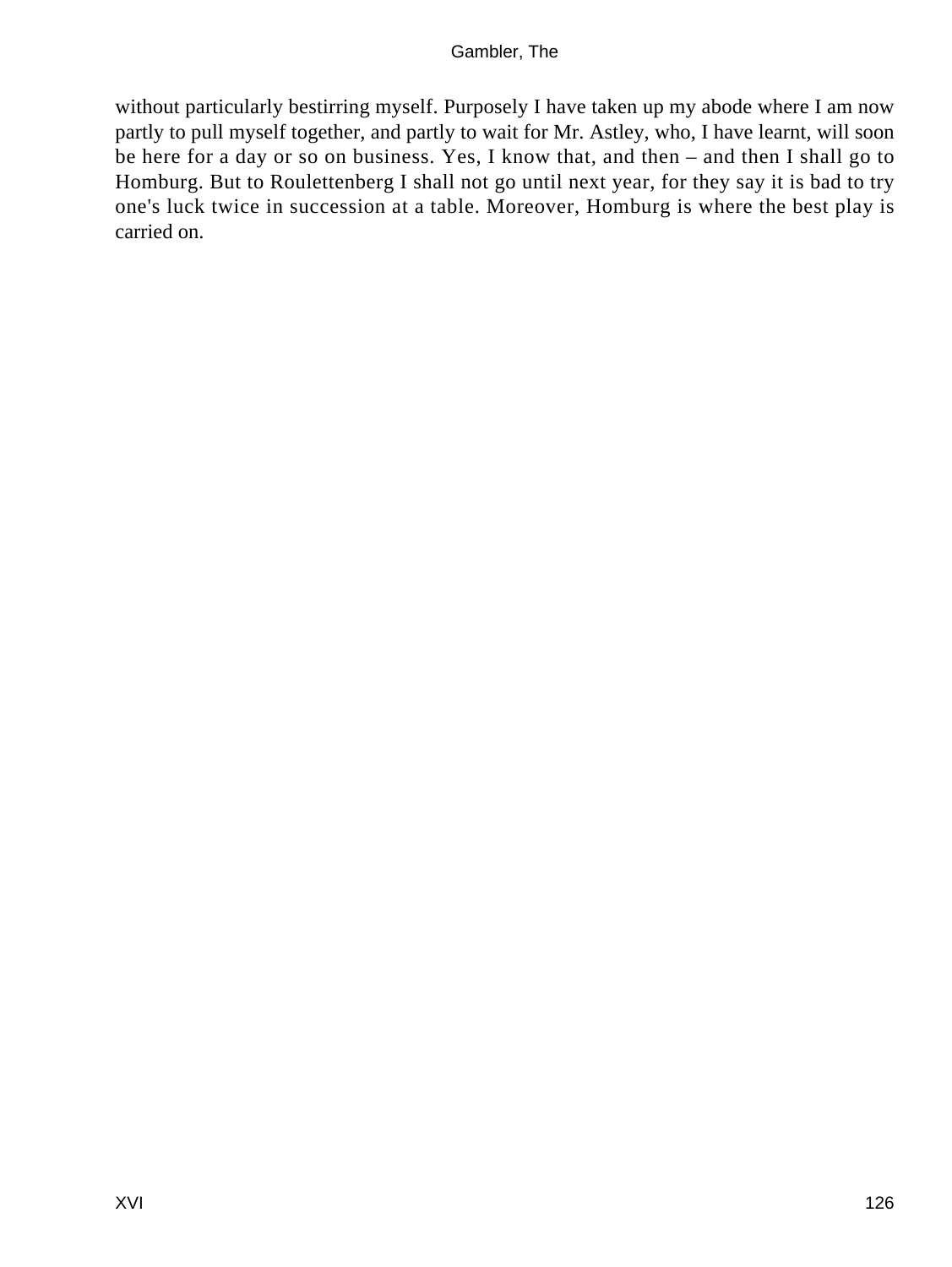without particularly bestirring myself. Purposely I have taken up my abode where I am now partly to pull myself together, and partly to wait for Mr. Astley, who, I have learnt, will soon be here for a day or so on business. Yes, I know that, and then – and then I shall go to Homburg. But to Roulettenberg I shall not go until next year, for they say it is bad to try one's luck twice in succession at a table. Moreover, Homburg is where the best play is carried on.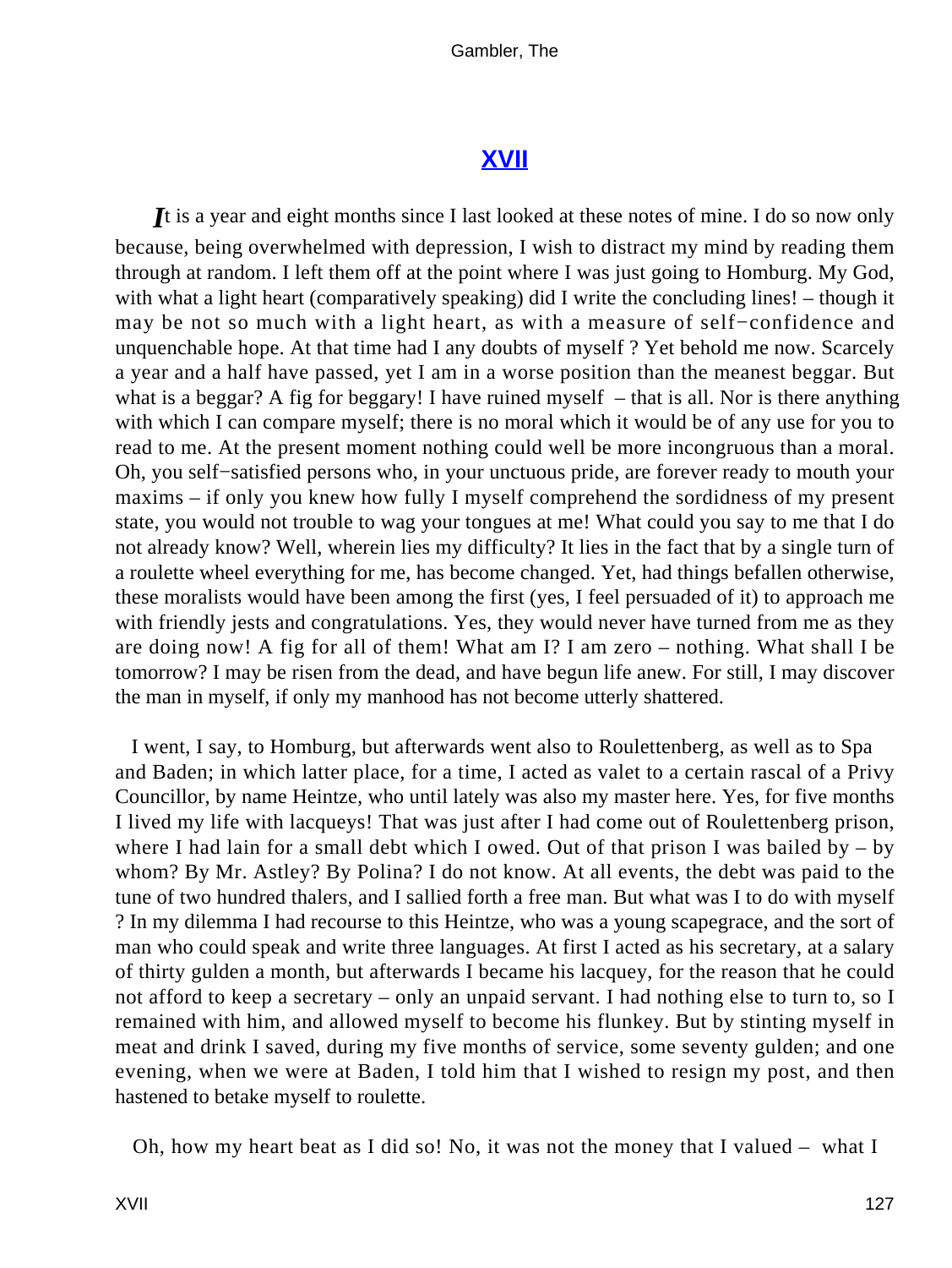## XVII

*I*t is a year and eight months since I last looked at these notes of mine. I do so now only because, being overwhelmed with depression, I wish to distract my mind by reading them through at random. I left them off at the point where I was just going to Homburg. My God, with what a light heart (comparatively speaking) did I write the concluding lines! – though it may be not so much with a light heart, as with a measure of self−confidence and unquenchable hope. At that time had I any doubts of myself ? Yet behold me now. Scarcely a year and a half have passed, yet I am in a worse position than the meanest beggar. But what is a beggar? A fig for beggary! I have ruined myself – that is all. Nor is there anything with which I can compare myself; there is no moral which it would be of any use for you to read to me. At the present moment nothing could well be more incongruous than a moral. Oh, you self−satisfied persons who, in your unctuous pride, are forever ready to mouth your maxims – if only you knew how fully I myself comprehend the sordidness of my present state, you would not trouble to wag your tongues at me! What could you say to me that I do not already know? Well, wherein lies my difficulty? It lies in the fact that by a single turn of a roulette wheel everything for me, has become changed. Yet, had things befallen otherwise, these moralists would have been among the first (yes, I feel persuaded of it) to approach me with friendly jests and congratulations. Yes, they would never have turned from me as they are doing now! A fig for all of them! What am I? I am zero – nothing. What shall I be tomorrow? I may be risen from the dead, and have begun life anew. For still, I may discover the man in myself, if only my manhood has not become utterly shattered.

I went, I say, to Homburg, but afterwards went also to Roulettenberg, as well as to Spa and Baden; in which latter place, for a time, I acted as valet to a certain rascal of a Privy Councillor, by name Heintze, who until lately was also my master here. Yes, for five months I lived my life with lacqueys! That was just after I had come out of Roulettenberg prison, where I had lain for a small debt which I owed. Out of that prison I was bailed by – by whom? By Mr. Astley? By Polina? I do not know. At all events, the debt was paid to the tune of two hundred thalers, and I sallied forth a free man. But what was I to do with myself ? In my dilemma I had recourse to this Heintze, who was a young scapegrace, and the sort of man who could speak and write three languages. At first I acted as his secretary, at a salary of thirty gulden a month, but afterwards I became his lacquey, for the reason that he could not afford to keep a secretary – only an unpaid servant. I had nothing else to turn to, so I remained with him, and allowed myself to become his flunkey. But by stinting myself in meat and drink I saved, during my five months of service, some seventy gulden; and one evening, when we were at Baden, I told him that I wished to resign my post, and then hastened to betake myself to roulette.

Oh, how my heart beat as I did so! No, it was not the money that I valued – what I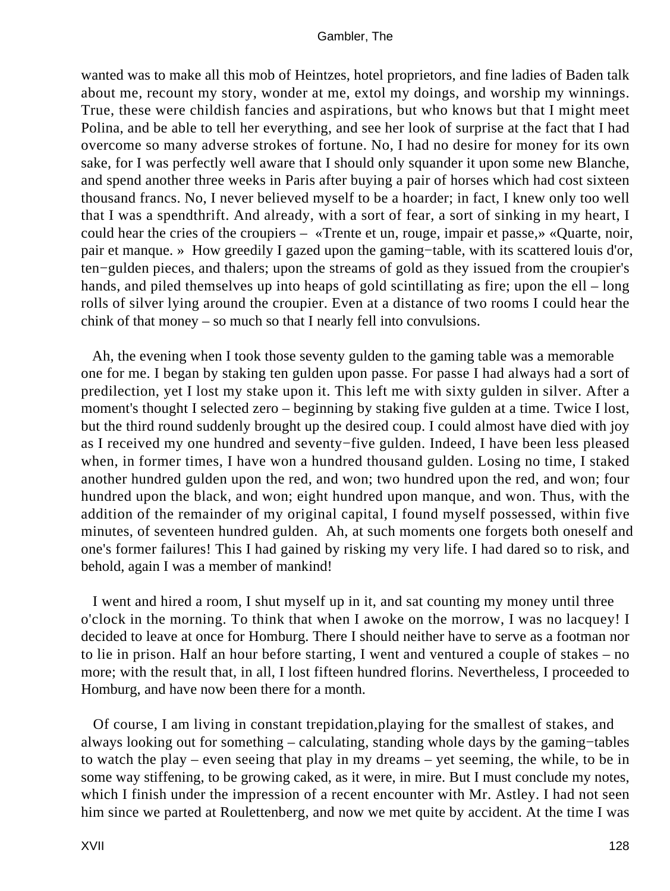wanted was to make all this mob of Heintzes, hotel proprietors, and fine ladies of Baden talk about me, recount my story, wonder at me, extol my doings, and worship my winnings. True, these were childish fancies and aspirations, but who knows but that I might meet Polina, and be able to tell her everything, and see her look of surprise at the fact that I had overcome so many adverse strokes of fortune. No, I had no desire for money for its own sake, for I was perfectly well aware that I should only squander it upon some new Blanche, and spend another three weeks in Paris after buying a pair of horses which had cost sixteen thousand francs. No, I never believed myself to be a hoarder; in fact, I knew only too well that I was a spendthrift. And already, with a sort of fear, a sort of sinking in my heart, I could hear the cries of the croupiers – «Trente et un, rouge, impair et passe,» «Quarte, noir, pair et manque. » How greedily I gazed upon the gaming−table, with its scattered louis d'or, ten−gulden pieces, and thalers; upon the streams of gold as they issued from the croupier's hands, and piled themselves up into heaps of gold scintillating as fire; upon the ell – long rolls of silver lying around the croupier. Even at a distance of two rooms I could hear the chink of that money – so much so that I nearly fell into convulsions.

Ah, the evening when I took those seventy gulden to the gaming table was a memorable one for me. I began by staking ten gulden upon passe. For passe I had always had a sort of predilection, yet I lost my stake upon it. This left me with sixty gulden in silver. After a moment's thought I selected zero – beginning by staking five gulden at a time. Twice I lost, but the third round suddenly brought up the desired coup. I could almost have died with joy as I received my one hundred and seventy−five gulden. Indeed, I have been less pleased when, in former times, I have won a hundred thousand gulden. Losing no time, I staked another hundred gulden upon the red, and won; two hundred upon the red, and won; four hundred upon the black, and won; eight hundred upon manque, and won. Thus, with the addition of the remainder of my original capital, I found myself possessed, within five minutes, of seventeen hundred gulden. Ah, at such moments one forgets both oneself and one's former failures! This I had gained by risking my very life. I had dared so to risk, and behold, again I was a member of mankind!

I went and hired a room, I shut myself up in it, and sat counting my money until three o'clock in the morning. To think that when I awoke on the morrow, I was no lacquey! I decided to leave at once for Homburg. There I should neither have to serve as a footman nor to lie in prison. Half an hour before starting, I went and ventured a couple of stakes – no more; with the result that, in all, I lost fifteen hundred florins. Nevertheless, I proceeded to Homburg, and have now been there for a month.

Of course, I am living in constant trepidation,playing for the smallest of stakes, and always looking out for something – calculating, standing whole days by the gaming−tables to watch the play – even seeing that play in my dreams – yet seeming, the while, to be in some way stiffening, to be growing caked, as it were, in mire. But I must conclude my notes, which I finish under the impression of a recent encounter with Mr. Astley. I had not seen him since we parted at Roulettenberg, and now we met quite by accident. At the time I was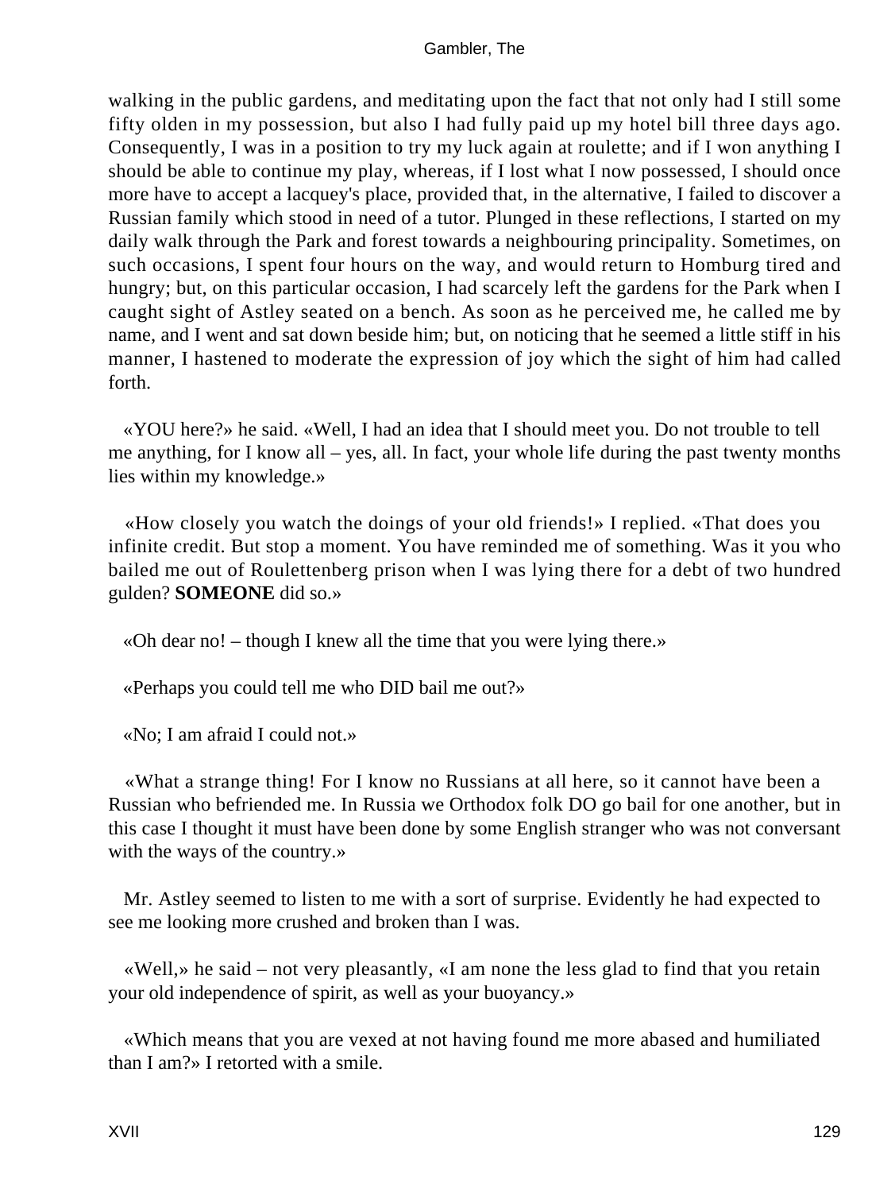walking in the public gardens, and meditating upon the fact that not only had I still some fifty olden in my possession, but also I had fully paid up my hotel bill three days ago. Consequently, I was in a position to try my luck again at roulette; and if I won anything I should be able to continue my play, whereas, if I lost what I now possessed, I should once more have to accept a lacquey's place, provided that, in the alternative, I failed to discover a Russian family which stood in need of a tutor. Plunged in these reflections, I started on my daily walk through the Park and forest towards a neighbouring principality. Sometimes, on such occasions, I spent four hours on the way, and would return to Homburg tired and hungry; but, on this particular occasion, I had scarcely left the gardens for the Park when I caught sight of Astley seated on a bench. As soon as he perceived me, he called me by name, and I went and sat down beside him; but, on noticing that he seemed a little stiff in his manner, I hastened to moderate the expression of joy which the sight of him had called forth.

«YOU here?» he said. «Well, I had an idea that I should meet you. Do not trouble to tell me anything, for I know all – yes, all. In fact, your whole life during the past twenty months lies within my knowledge.»

«How closely you watch the doings of your old friends!» I replied. «That does you infinite credit. But stop a moment. You have reminded me of something. Was it you who bailed me out of Roulettenberg prison when I was lying there for a debt of two hundred gulden? **SOMEONE** did so.»

«Oh dear no! – though I knew all the time that you were lying there.»

«Perhaps you could tell me who DID bail me out?»

«No; I am afraid I could not.»

«What a strange thing! For I know no Russians at all here, so it cannot have been a Russian who befriended me. In Russia we Orthodox folk DO go bail for one another, but in this case I thought it must have been done by some English stranger who was not conversant with the ways of the country.»

Mr. Astley seemed to listen to me with a sort of surprise. Evidently he had expected to see me looking more crushed and broken than I was.

«Well,» he said – not very pleasantly, «I am none the less glad to find that you retain your old independence of spirit, as well as your buoyancy.»

«Which means that you are vexed at not having found me more abased and humiliated than I am?» I retorted with a smile.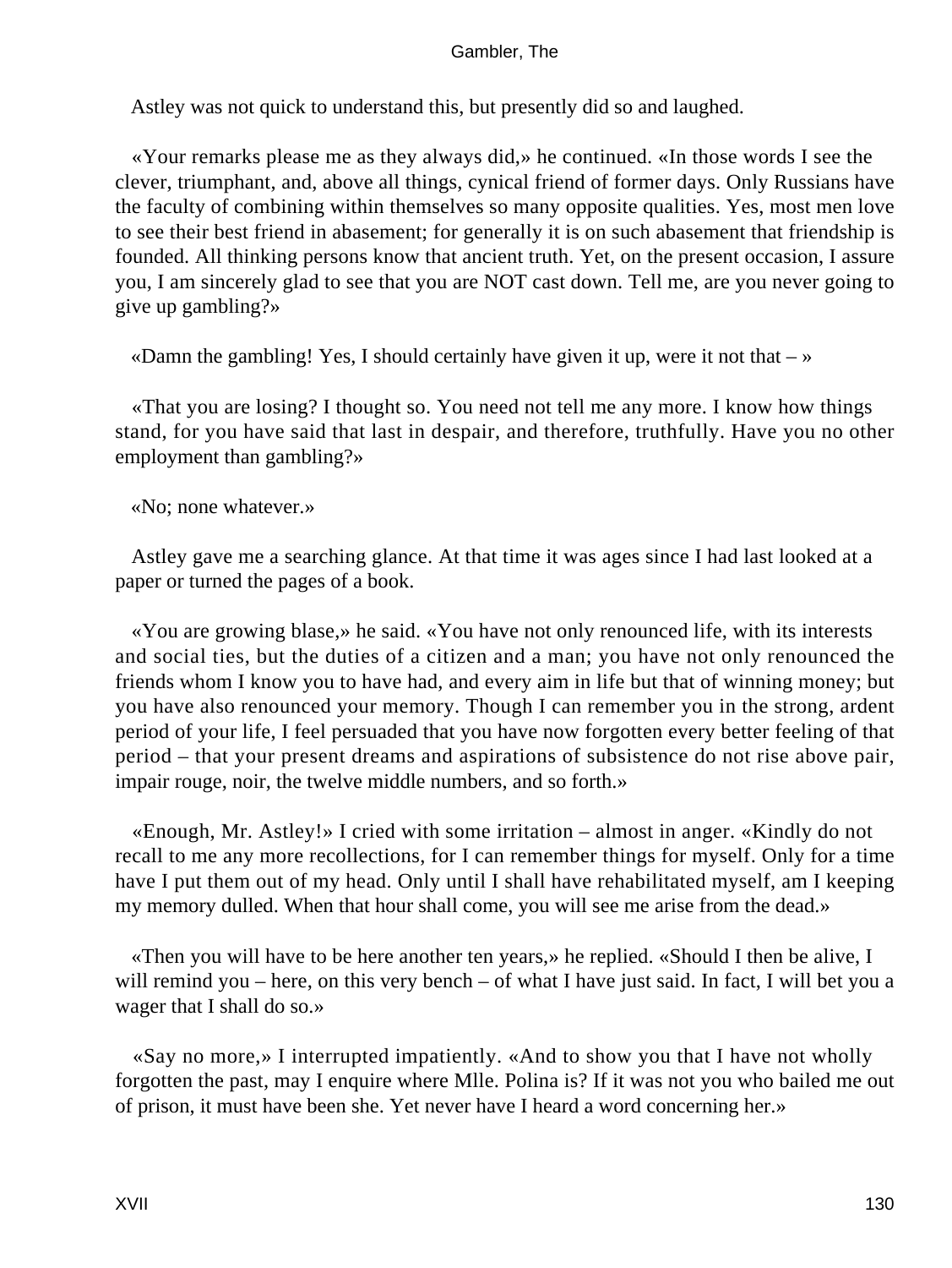Astley was not quick to understand this, but presently did so and laughed.

«Your remarks please me as they always did,» he continued. «In those words I see the clever, triumphant, and, above all things, cynical friend of former days. Only Russians have the faculty of combining within themselves so many opposite qualities. Yes, most men love to see their best friend in abasement; for generally it is on such abasement that friendship is founded. All thinking persons know that ancient truth. Yet, on the present occasion, I assure you, I am sincerely glad to see that you are NOT cast down. Tell me, are you never going to give up gambling?»

«Damn the gambling! Yes, I should certainly have given it up, were it not that – »

«That you are losing? I thought so. You need not tell me any more. I know how things stand, for you have said that last in despair, and therefore, truthfully. Have you no other employment than gambling?»

«No; none whatever.»

Astley gave me a searching glance. At that time it was ages since I had last looked at a paper or turned the pages of a book.

«You are growing blase,» he said. «You have not only renounced life, with its interests and social ties, but the duties of a citizen and a man; you have not only renounced the friends whom I know you to have had, and every aim in life but that of winning money; but you have also renounced your memory. Though I can remember you in the strong, ardent period of your life, I feel persuaded that you have now forgotten every better feeling of that period – that your present dreams and aspirations of subsistence do not rise above pair, impair rouge, noir, the twelve middle numbers, and so forth.»

«Enough, Mr. Astley!» I cried with some irritation – almost in anger. «Kindly do not recall to me any more recollections, for I can remember things for myself. Only for a time have I put them out of my head. Only until I shall have rehabilitated myself, am I keeping my memory dulled. When that hour shall come, you will see me arise from the dead.»

«Then you will have to be here another ten years,» he replied. «Should I then be alive, I will remind you – here, on this very bench – of what I have just said. In fact, I will bet you a wager that I shall do so.»

«Say no more,» I interrupted impatiently. «And to show you that I have not wholly forgotten the past, may I enquire where Mlle. Polina is? If it was not you who bailed me out of prison, it must have been she. Yet never have I heard a word concerning her.»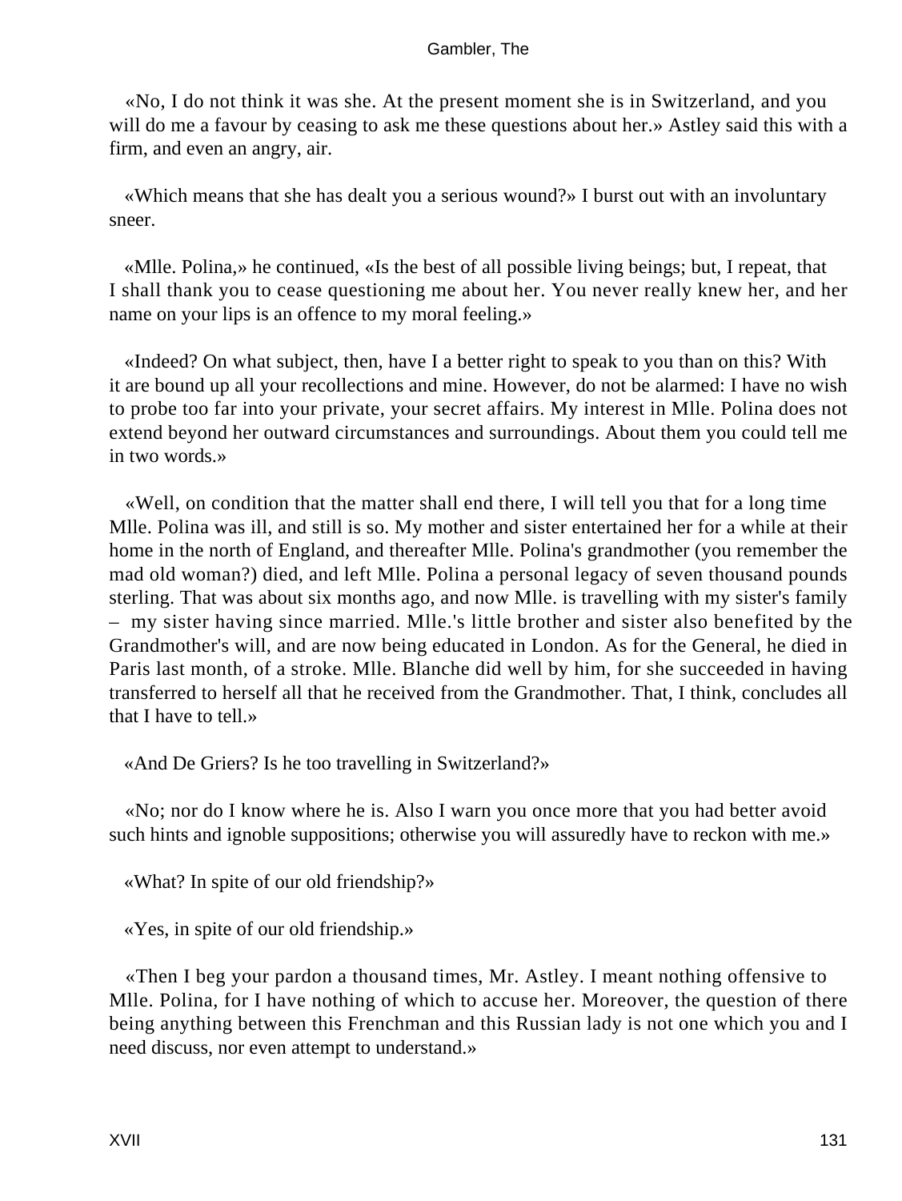«No, I do not think it was she. At the present moment she is in Switzerland, and you will do me a favour by ceasing to ask me these questions about her.» Astley said this with a firm, and even an angry, air.

«Which means that she has dealt you a serious wound?» I burst out with an involuntary sneer.

«Mlle. Polina,» he continued, «Is the best of all possible living beings; but, I repeat, that I shall thank you to cease questioning me about her. You never really knew her, and her name on your lips is an offence to my moral feeling.»

«Indeed? On what subject, then, have I a better right to speak to you than on this? With it are bound up all your recollections and mine. However, do not be alarmed: I have no wish to probe too far into your private, your secret affairs. My interest in Mlle. Polina does not extend beyond her outward circumstances and surroundings. About them you could tell me in two words.»

«Well, on condition that the matter shall end there, I will tell you that for a long time Mlle. Polina was ill, and still is so. My mother and sister entertained her for a while at their home in the north of England, and thereafter Mlle. Polina's grandmother (you remember the mad old woman?) died, and left Mlle. Polina a personal legacy of seven thousand pounds sterling. That was about six months ago, and now Mlle. is travelling with my sister's family – my sister having since married. Mlle.'s little brother and sister also benefited by the Grandmother's will, and are now being educated in London. As for the General, he died in Paris last month, of a stroke. Mlle. Blanche did well by him, for she succeeded in having transferred to herself all that he received from the Grandmother. That, I think, concludes all that I have to tell.»

«And De Griers? Is he too travelling in Switzerland?»

«No; nor do I know where he is. Also I warn you once more that you had better avoid such hints and ignoble suppositions; otherwise you will assuredly have to reckon with me.»

«What? In spite of our old friendship?»

«Yes, in spite of our old friendship.»

«Then I beg your pardon a thousand times, Mr. Astley. I meant nothing offensive to Mlle. Polina, for I have nothing of which to accuse her. Moreover, the question of there being anything between this Frenchman and this Russian lady is not one which you and I need discuss, nor even attempt to understand.»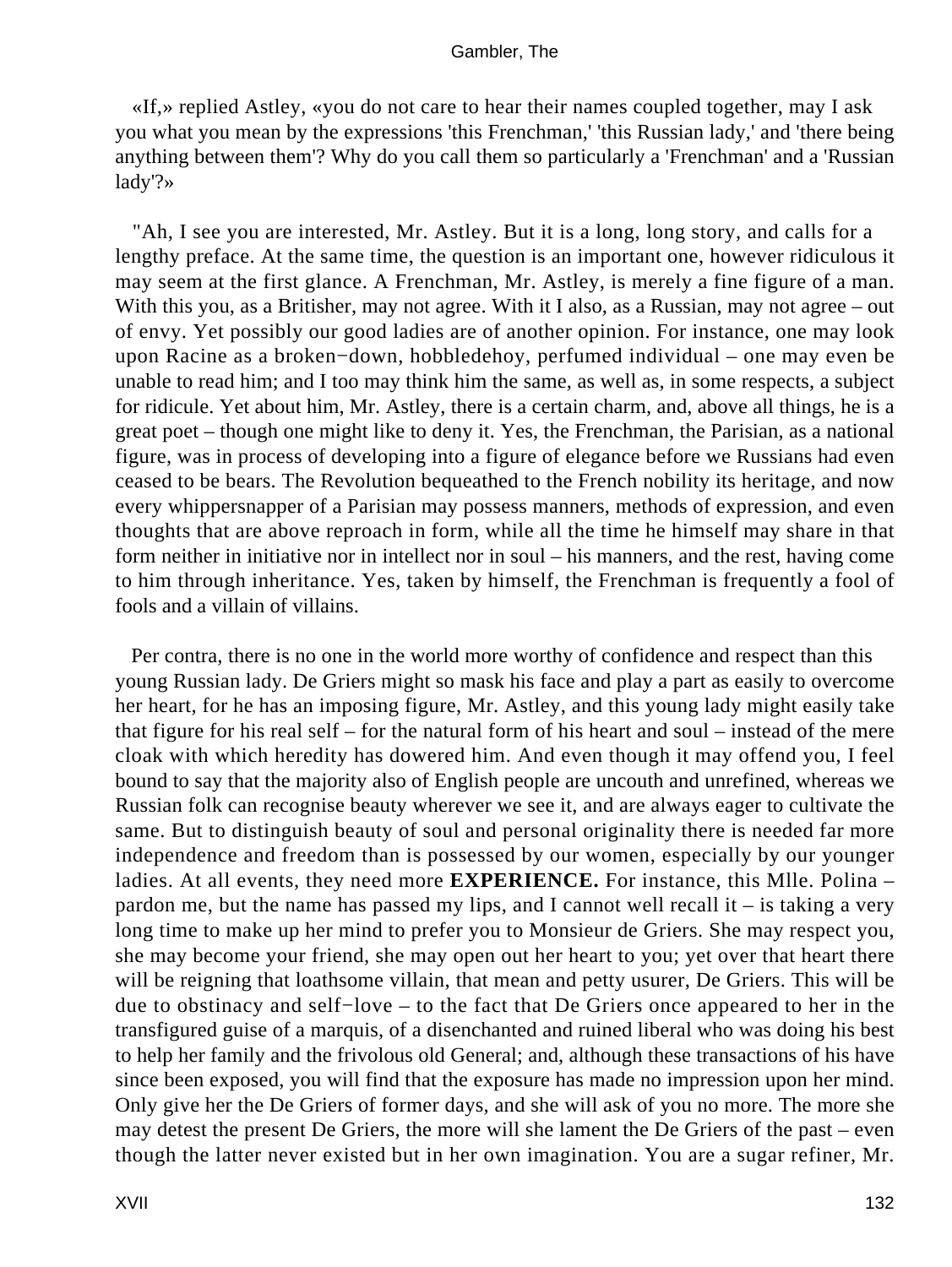«If,» replied Astley, «you do not care to hear their names coupled together, may I ask you what you mean by the expressions 'this Frenchman,' 'this Russian lady,' and 'there being anything between them'? Why do you call them so particularly a 'Frenchman' and a 'Russian lady'?»

"Ah, I see you are interested, Mr. Astley. But it is a long, long story, and calls for a lengthy preface. At the same time, the question is an important one, however ridiculous it may seem at the first glance. A Frenchman, Mr. Astley, is merely a fine figure of a man. With this you, as a Britisher, may not agree. With it I also, as a Russian, may not agree – out of envy. Yet possibly our good ladies are of another opinion. For instance, one may look upon Racine as a broken−down, hobbledehoy, perfumed individual – one may even be unable to read him; and I too may think him the same, as well as, in some respects, a subject for ridicule. Yet about him, Mr. Astley, there is a certain charm, and, above all things, he is a great poet – though one might like to deny it. Yes, the Frenchman, the Parisian, as a national figure, was in process of developing into a figure of elegance before we Russians had even ceased to be bears. The Revolution bequeathed to the French nobility its heritage, and now every whippersnapper of a Parisian may possess manners, methods of expression, and even thoughts that are above reproach in form, while all the time he himself may share in that form neither in initiative nor in intellect nor in soul – his manners, and the rest, having come to him through inheritance. Yes, taken by himself, the Frenchman is frequently a fool of fools and a villain of villains.

Per contra, there is no one in the world more worthy of confidence and respect than this young Russian lady. De Griers might so mask his face and play a part as easily to overcome her heart, for he has an imposing figure, Mr. Astley, and this young lady might easily take that figure for his real self – for the natural form of his heart and soul – instead of the mere cloak with which heredity has dowered him. And even though it may offend you, I feel bound to say that the majority also of English people are uncouth and unrefined, whereas we Russian folk can recognise beauty wherever we see it, and are always eager to cultivate the same. But to distinguish beauty of soul and personal originality there is needed far more independence and freedom than is possessed by our women, especially by our younger ladies. At all events, they need more **EXPERIENCE.** For instance, this Mlle. Polina – pardon me, but the name has passed my lips, and I cannot well recall it – is taking a very long time to make up her mind to prefer you to Monsieur de Griers. She may respect you, she may become your friend, she may open out her heart to you; yet over that heart there will be reigning that loathsome villain, that mean and petty usurer, De Griers. This will be due to obstinacy and self−love – to the fact that De Griers once appeared to her in the transfigured guise of a marquis, of a disenchanted and ruined liberal who was doing his best to help her family and the frivolous old General; and, although these transactions of his have since been exposed, you will find that the exposure has made no impression upon her mind. Only give her the De Griers of former days, and she will ask of you no more. The more she may detest the present De Griers, the more will she lament the De Griers of the past – even though the latter never existed but in her own imagination. You are a sugar refiner, Mr.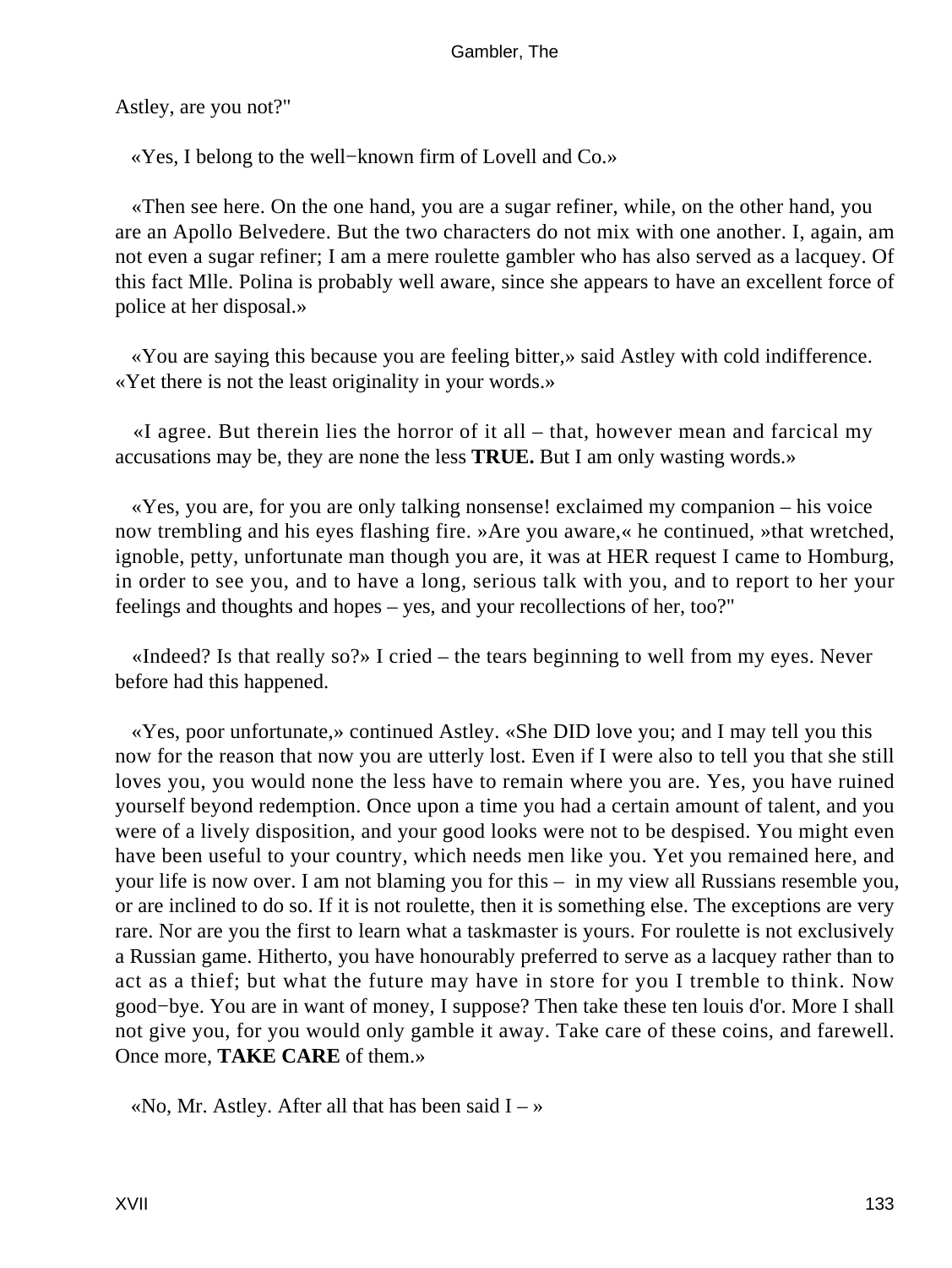Astley, are you not?"

«Yes, I belong to the well−known firm of Lovell and Co.»

«Then see here. On the one hand, you are a sugar refiner, while, on the other hand, you are an Apollo Belvedere. But the two characters do not mix with one another. I, again, am not even a sugar refiner; I am a mere roulette gambler who has also served as a lacquey. Of this fact Mlle. Polina is probably well aware, since she appears to have an excellent force of police at her disposal.»

«You are saying this because you are feeling bitter,» said Astley with cold indifference. «Yet there is not the least originality in your words.»

«I agree. But therein lies the horror of it all – that, however mean and farcical my accusations may be, they are none the less **TRUE.** But I am only wasting words.»

«Yes, you are, for you are only talking nonsense! exclaimed my companion – his voice now trembling and his eyes flashing fire. »Are you aware,« he continued, »that wretched, ignoble, petty, unfortunate man though you are, it was at HER request I came to Homburg, in order to see you, and to have a long, serious talk with you, and to report to her your feelings and thoughts and hopes – yes, and your recollections of her, too?"

«Indeed? Is that really so?» I cried – the tears beginning to well from my eyes. Never before had this happened.

«Yes, poor unfortunate,» continued Astley. «She DID love you; and I may tell you this now for the reason that now you are utterly lost. Even if I were also to tell you that she still loves you, you would none the less have to remain where you are. Yes, you have ruined yourself beyond redemption. Once upon a time you had a certain amount of talent, and you were of a lively disposition, and your good looks were not to be despised. You might even have been useful to your country, which needs men like you. Yet you remained here, and your life is now over. I am not blaming you for this – in my view all Russians resemble you, or are inclined to do so. If it is not roulette, then it is something else. The exceptions are very rare. Nor are you the first to learn what a taskmaster is yours. For roulette is not exclusively a Russian game. Hitherto, you have honourably preferred to serve as a lacquey rather than to act as a thief; but what the future may have in store for you I tremble to think. Now good−bye. You are in want of money, I suppose? Then take these ten louis d'or. More I shall not give you, for you would only gamble it away. Take care of these coins, and farewell. Once more, **TAKE CARE** of them.»

«No, Mr. Astley. After all that has been said I – »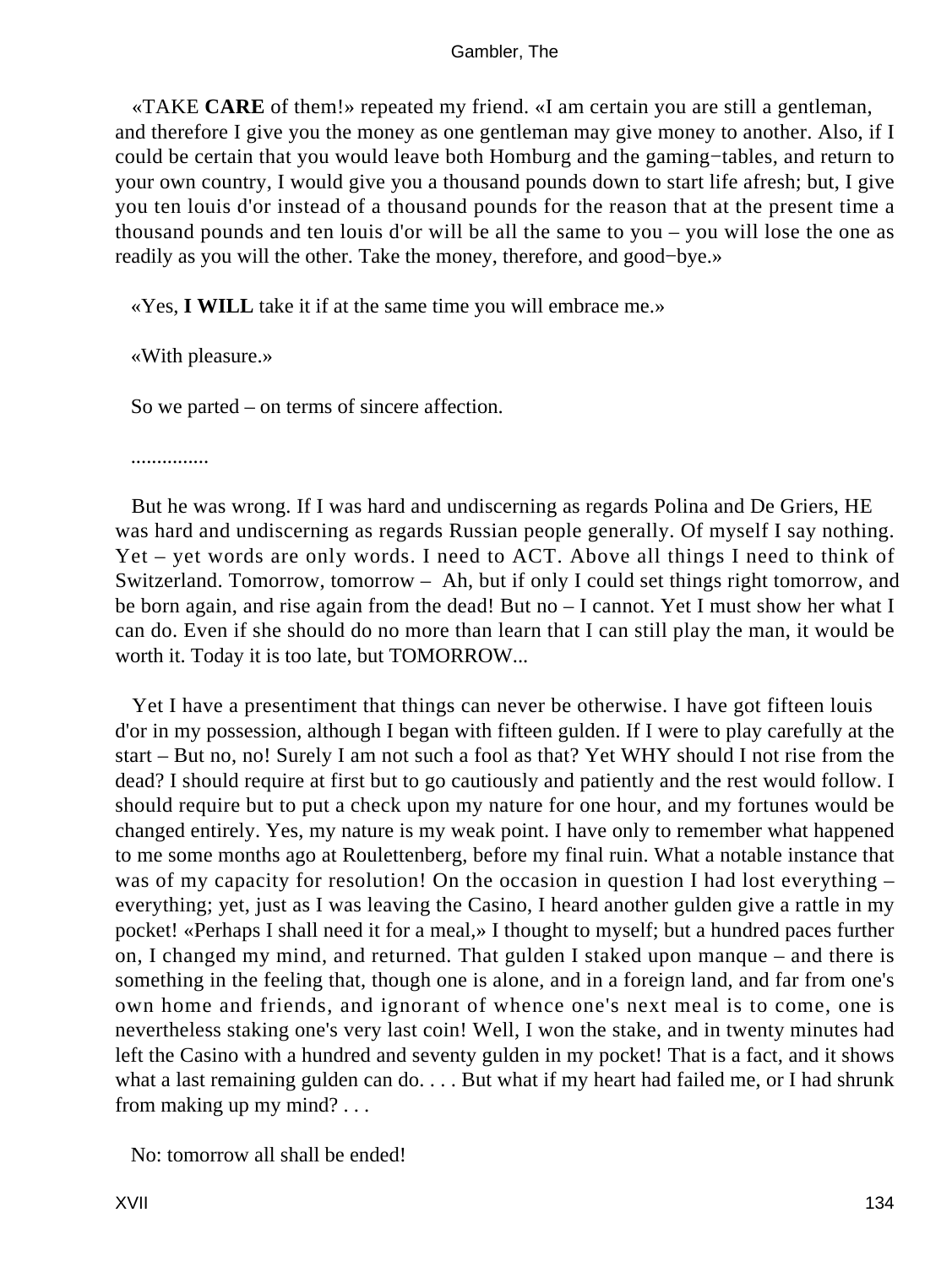«TAKE **CARE** of them!» repeated my friend. «I am certain you are still a gentleman, and therefore I give you the money as one gentleman may give money to another. Also, if I could be certain that you would leave both Homburg and the gaming−tables, and return to your own country, I would give you a thousand pounds down to start life afresh; but, I give you ten louis d'or instead of a thousand pounds for the reason that at the present time a thousand pounds and ten louis d'or will be all the same to you – you will lose the one as readily as you will the other. Take the money, therefore, and good−bye.»

«Yes, **I WILL** take it if at the same time you will embrace me.»

«With pleasure.»

So we parted – on terms of sincere affection.

...............

But he was wrong. If I was hard and undiscerning as regards Polina and De Griers, HE was hard and undiscerning as regards Russian people generally. Of myself I say nothing. Yet – yet words are only words. I need to ACT. Above all things I need to think of Switzerland. Tomorrow, tomorrow – Ah, but if only I could set things right tomorrow, and be born again, and rise again from the dead! But no – I cannot. Yet I must show her what I can do. Even if she should do no more than learn that I can still play the man, it would be worth it. Today it is too late, but TOMORROW...

Yet I have a presentiment that things can never be otherwise. I have got fifteen louis d'or in my possession, although I began with fifteen gulden. If I were to play carefully at the start – But no, no! Surely I am not such a fool as that? Yet WHY should I not rise from the dead? I should require at first but to go cautiously and patiently and the rest would follow. I should require but to put a check upon my nature for one hour, and my fortunes would be changed entirely. Yes, my nature is my weak point. I have only to remember what happened to me some months ago at Roulettenberg, before my final ruin. What a notable instance that was of my capacity for resolution! On the occasion in question I had lost everything – everything; yet, just as I was leaving the Casino, I heard another gulden give a rattle in my pocket! «Perhaps I shall need it for a meal,» I thought to myself; but a hundred paces further on, I changed my mind, and returned. That gulden I staked upon manque – and there is something in the feeling that, though one is alone, and in a foreign land, and far from one's own home and friends, and ignorant of whence one's next meal is to come, one is nevertheless staking one's very last coin! Well, I won the stake, and in twenty minutes had left the Casino with a hundred and seventy gulden in my pocket! That is a fact, and it shows what a last remaining gulden can do. . . . But what if my heart had failed me, or I had shrunk from making up my mind? . . .

No: tomorrow all shall be ended!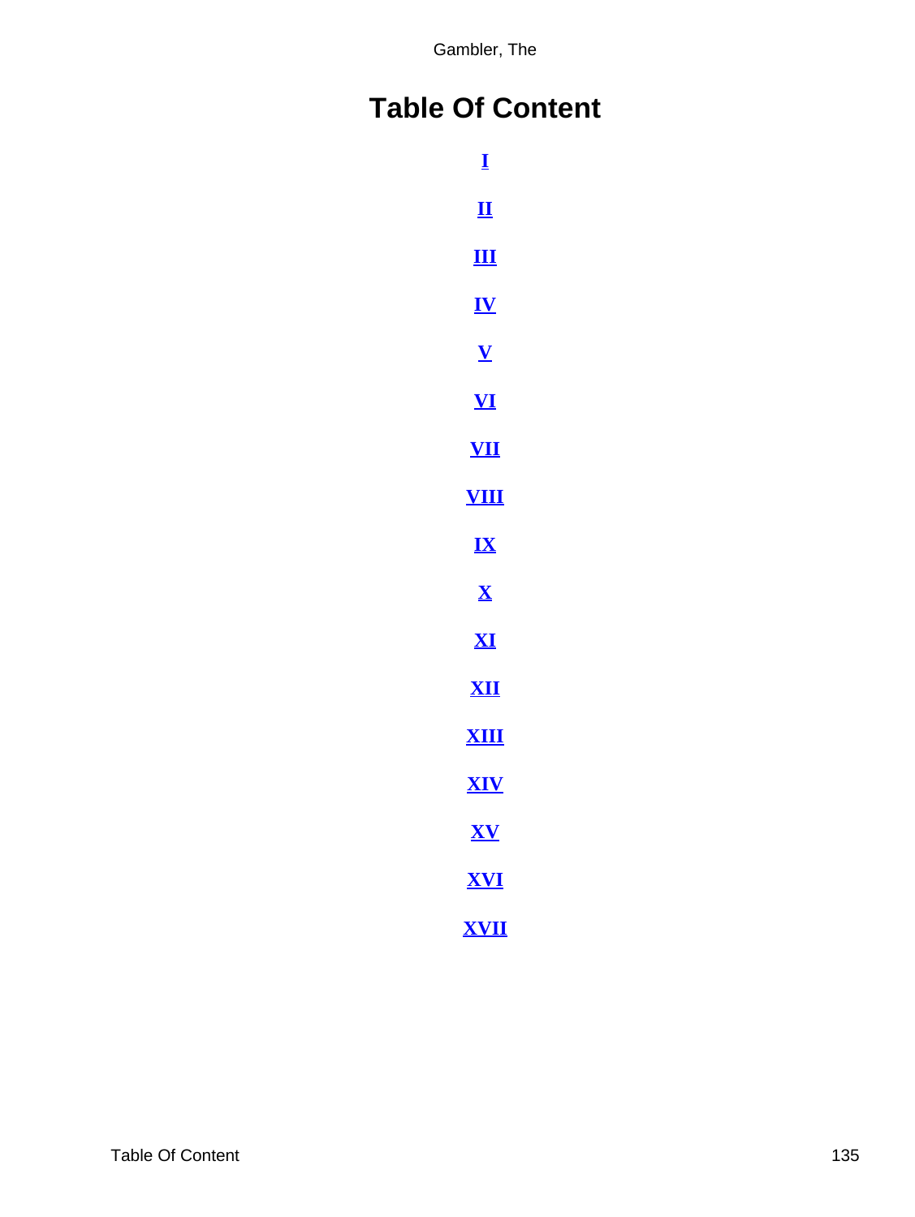# Table Of Content

**I**

**II**

**III**

**IV**

**V**

**VI**

**VII**

**VIII**

**IX**

**X**

**XI**

**XII**

**XIII**

**XIV**

**XV**

**XVI**

**XVII**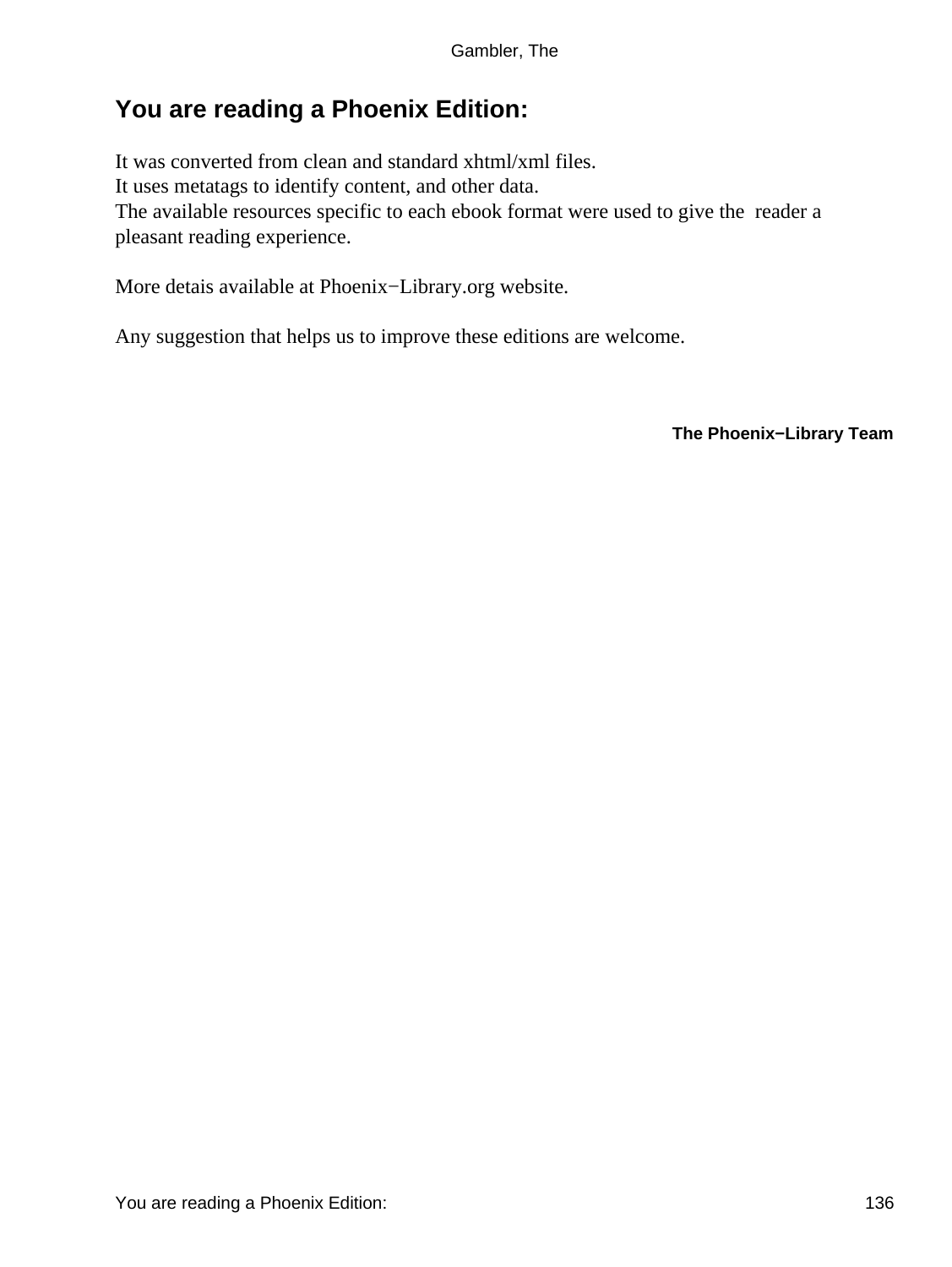## You are reading a Phoenix Edition:

It was converted from clean and standard xhtml/xml files.
It uses metatags to identify content, and other data.
The available resources specific to each ebook format were used to give the reader a pleasant reading experience.

More detais available at Phoenix−Library.org website.

Any suggestion that helps us to improve these editions are welcome.

**The Phoenix−Library Team**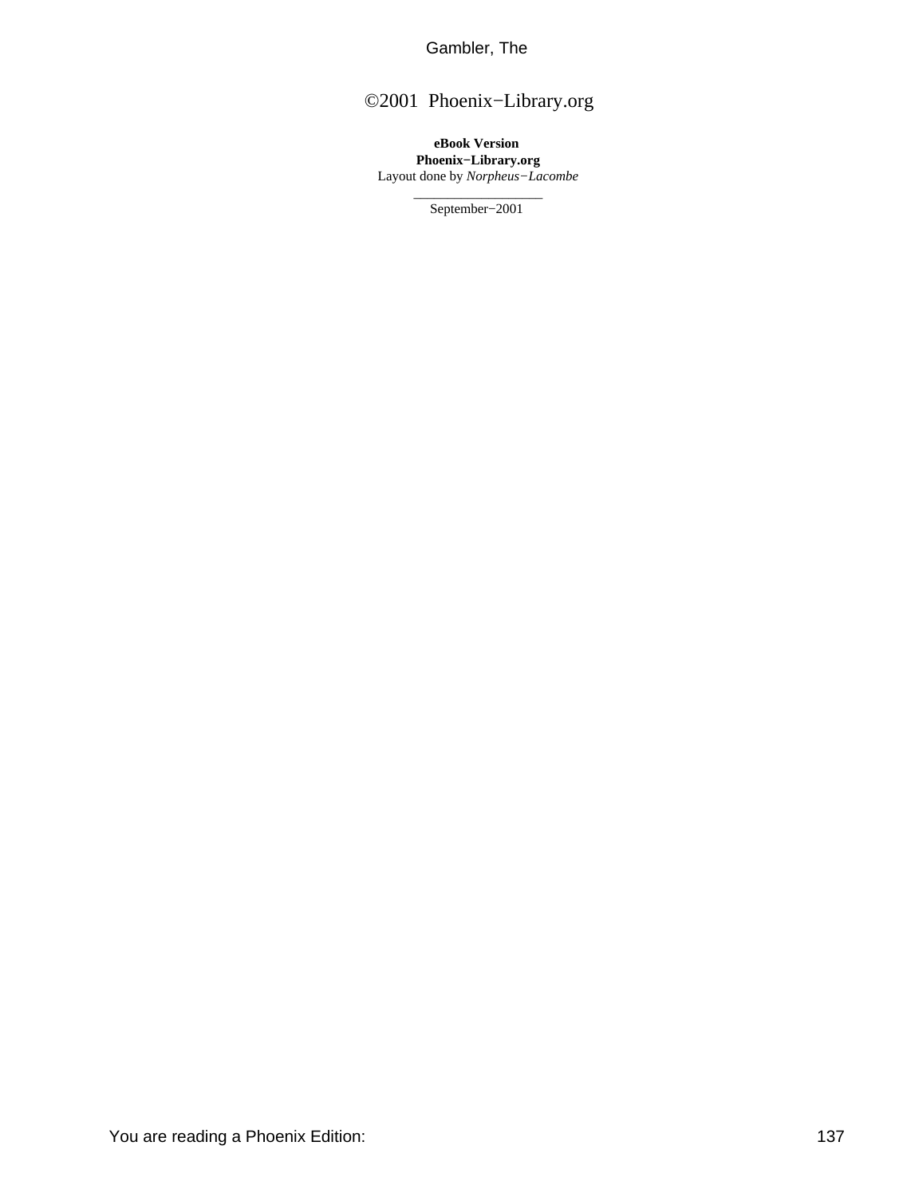©2001 Phoenix−Library.org

**eBook Version**
**Phoenix−Library.org**
Layout done by *Norpheus−Lacombe*

\_\_\_\_\_\_\_\_\_\_\_\_\_\_\_\_\_\_\_\_

September−2001